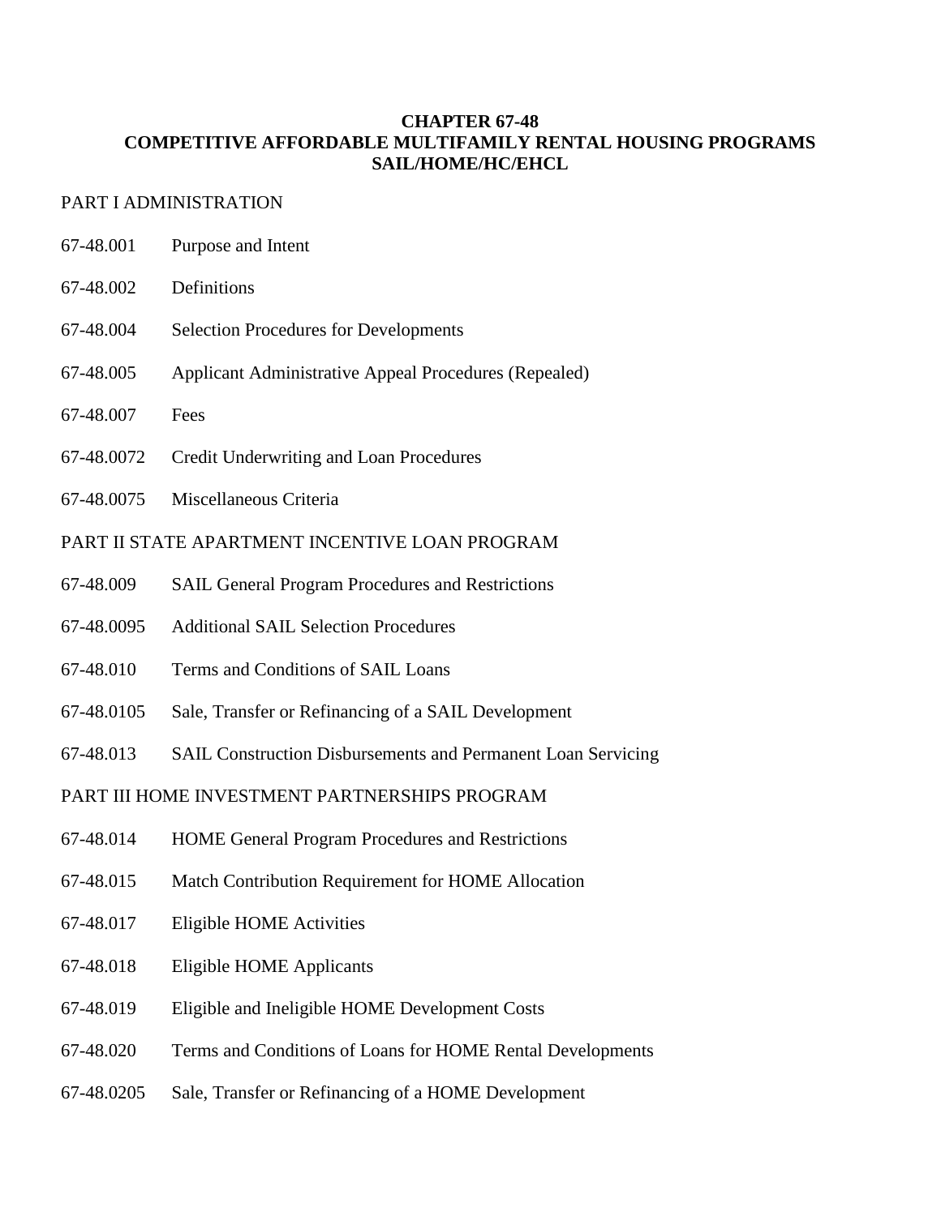# CHAPTER 67-48
# COMPETITIVE AFFORDABLE MULTIFAMILY RENTAL HOUSING PROGRAMS
# SAIL/HOME/HC/EHCL

PART I ADMINISTRATION

67-48.001 Purpose and Intent

67-48.002 Definitions

67-48.004 Selection Procedures for Developments

67-48.005 Applicant Administrative Appeal Procedures (Repealed)

67-48.007 Fees

67-48.0072 Credit Underwriting and Loan Procedures

67-48.0075 Miscellaneous Criteria

PART II STATE APARTMENT INCENTIVE LOAN PROGRAM

67-48.009 SAIL General Program Procedures and Restrictions

67-48.0095 Additional SAIL Selection Procedures

67-48.010 Terms and Conditions of SAIL Loans

67-48.0105 Sale, Transfer or Refinancing of a SAIL Development

67-48.013 SAIL Construction Disbursements and Permanent Loan Servicing

PART III HOME INVESTMENT PARTNERSHIPS PROGRAM

67-48.014 HOME General Program Procedures and Restrictions

67-48.015 Match Contribution Requirement for HOME Allocation

67-48.017 Eligible HOME Activities

67-48.018 Eligible HOME Applicants

67-48.019 Eligible and Ineligible HOME Development Costs

67-48.020 Terms and Conditions of Loans for HOME Rental Developments

67-48.0205 Sale, Transfer or Refinancing of a HOME Development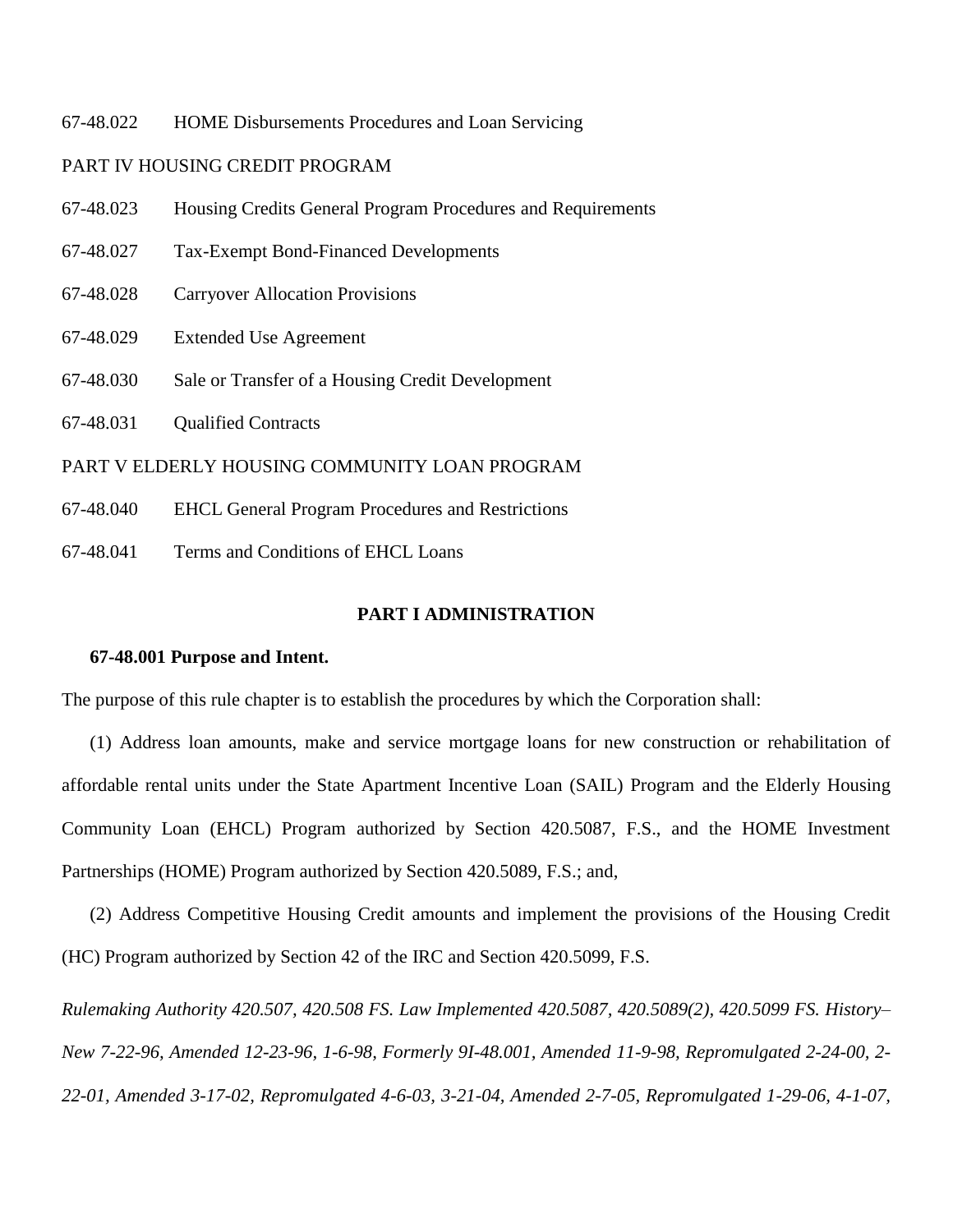67-48.022 HOME Disbursements Procedures and Loan Servicing

PART IV HOUSING CREDIT PROGRAM

67-48.023 Housing Credits General Program Procedures and Requirements

67-48.027 Tax-Exempt Bond-Financed Developments

67-48.028 Carryover Allocation Provisions

67-48.029 Extended Use Agreement

67-48.030 Sale or Transfer of a Housing Credit Development

67-48.031 Qualified Contracts

PART V ELDERLY HOUSING COMMUNITY LOAN PROGRAM

67-48.040 EHCL General Program Procedures and Restrictions

67-48.041 Terms and Conditions of EHCL Loans

## PART I ADMINISTRATION

### 67-48.001 Purpose and Intent.

The purpose of this rule chapter is to establish the procedures by which the Corporation shall:

(1) Address loan amounts, make and service mortgage loans for new construction or rehabilitation of affordable rental units under the State Apartment Incentive Loan (SAIL) Program and the Elderly Housing Community Loan (EHCL) Program authorized by Section 420.5087, F.S., and the HOME Investment Partnerships (HOME) Program authorized by Section 420.5089, F.S.; and,

(2) Address Competitive Housing Credit amounts and implement the provisions of the Housing Credit (HC) Program authorized by Section 42 of the IRC and Section 420.5099, F.S.

*Rulemaking Authority 420.507, 420.508 FS. Law Implemented 420.5087, 420.5089(2), 420.5099 FS. History–New 7-22-96, Amended 12-23-96, 1-6-98, Formerly 9I-48.001, Amended 11-9-98, Repromulgated 2-24-00, 2-22-01, Amended 3-17-02, Repromulgated 4-6-03, 3-21-04, Amended 2-7-05, Repromulgated 1-29-06, 4-1-07,*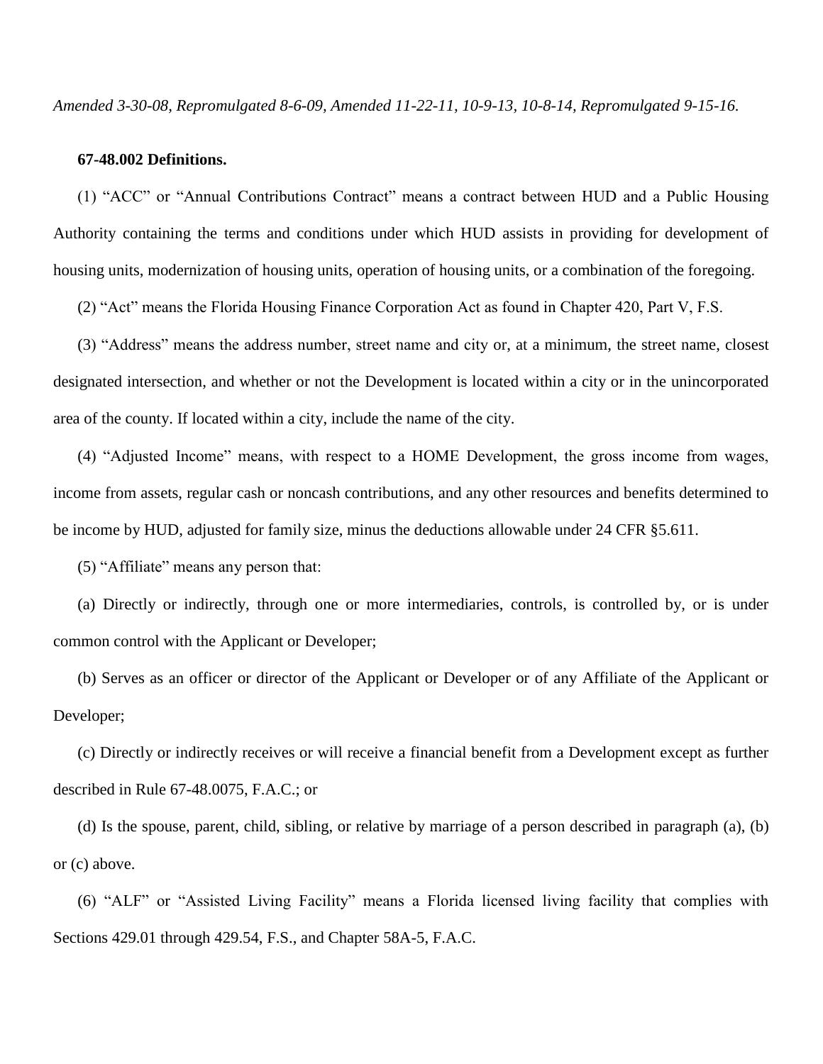*Amended 3-30-08, Repromulgated 8-6-09, Amended 11-22-11, 10-9-13, 10-8-14, Repromulgated 9-15-16.*

**67-48.002 Definitions.**

(1) "ACC" or "Annual Contributions Contract" means a contract between HUD and a Public Housing Authority containing the terms and conditions under which HUD assists in providing for development of housing units, modernization of housing units, operation of housing units, or a combination of the foregoing.

(2) "Act" means the Florida Housing Finance Corporation Act as found in Chapter 420, Part V, F.S.

(3) "Address" means the address number, street name and city or, at a minimum, the street name, closest designated intersection, and whether or not the Development is located within a city or in the unincorporated area of the county. If located within a city, include the name of the city.

(4) "Adjusted Income" means, with respect to a HOME Development, the gross income from wages, income from assets, regular cash or noncash contributions, and any other resources and benefits determined to be income by HUD, adjusted for family size, minus the deductions allowable under 24 CFR §5.611.

(5) "Affiliate" means any person that:

(a) Directly or indirectly, through one or more intermediaries, controls, is controlled by, or is under common control with the Applicant or Developer;

(b) Serves as an officer or director of the Applicant or Developer or of any Affiliate of the Applicant or Developer;

(c) Directly or indirectly receives or will receive a financial benefit from a Development except as further described in Rule 67-48.0075, F.A.C.; or

(d) Is the spouse, parent, child, sibling, or relative by marriage of a person described in paragraph (a), (b) or (c) above.

(6) "ALF" or "Assisted Living Facility" means a Florida licensed living facility that complies with Sections 429.01 through 429.54, F.S., and Chapter 58A-5, F.A.C.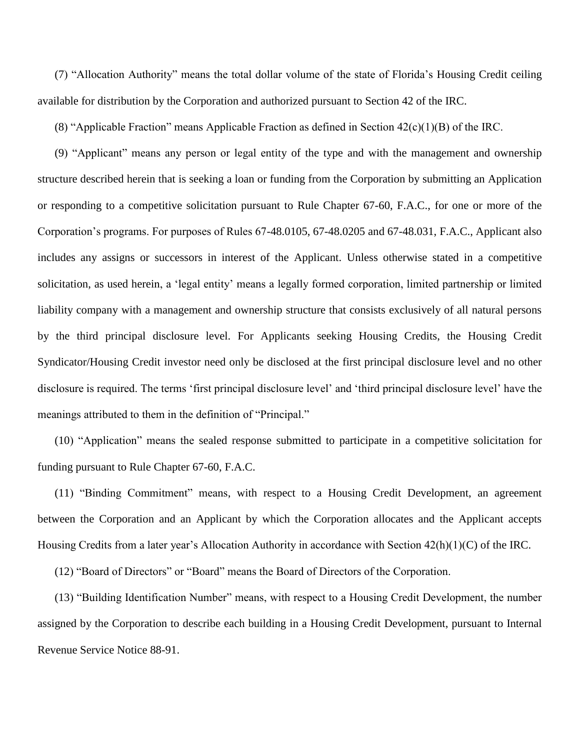(7) “Allocation Authority” means the total dollar volume of the state of Florida’s Housing Credit ceiling available for distribution by the Corporation and authorized pursuant to Section 42 of the IRC.

(8) “Applicable Fraction” means Applicable Fraction as defined in Section 42(c)(1)(B) of the IRC.

(9) “Applicant” means any person or legal entity of the type and with the management and ownership structure described herein that is seeking a loan or funding from the Corporation by submitting an Application or responding to a competitive solicitation pursuant to Rule Chapter 67-60, F.A.C., for one or more of the Corporation’s programs. For purposes of Rules 67-48.0105, 67-48.0205 and 67-48.031, F.A.C., Applicant also includes any assigns or successors in interest of the Applicant. Unless otherwise stated in a competitive solicitation, as used herein, a ‘legal entity’ means a legally formed corporation, limited partnership or limited liability company with a management and ownership structure that consists exclusively of all natural persons by the third principal disclosure level. For Applicants seeking Housing Credits, the Housing Credit Syndicator/Housing Credit investor need only be disclosed at the first principal disclosure level and no other disclosure is required. The terms ‘first principal disclosure level’ and ‘third principal disclosure level’ have the meanings attributed to them in the definition of “Principal.”

(10) “Application” means the sealed response submitted to participate in a competitive solicitation for funding pursuant to Rule Chapter 67-60, F.A.C.

(11) “Binding Commitment” means, with respect to a Housing Credit Development, an agreement between the Corporation and an Applicant by which the Corporation allocates and the Applicant accepts Housing Credits from a later year’s Allocation Authority in accordance with Section 42(h)(1)(C) of the IRC.

(12) “Board of Directors” or “Board” means the Board of Directors of the Corporation.

(13) “Building Identification Number” means, with respect to a Housing Credit Development, the number assigned by the Corporation to describe each building in a Housing Credit Development, pursuant to Internal Revenue Service Notice 88-91.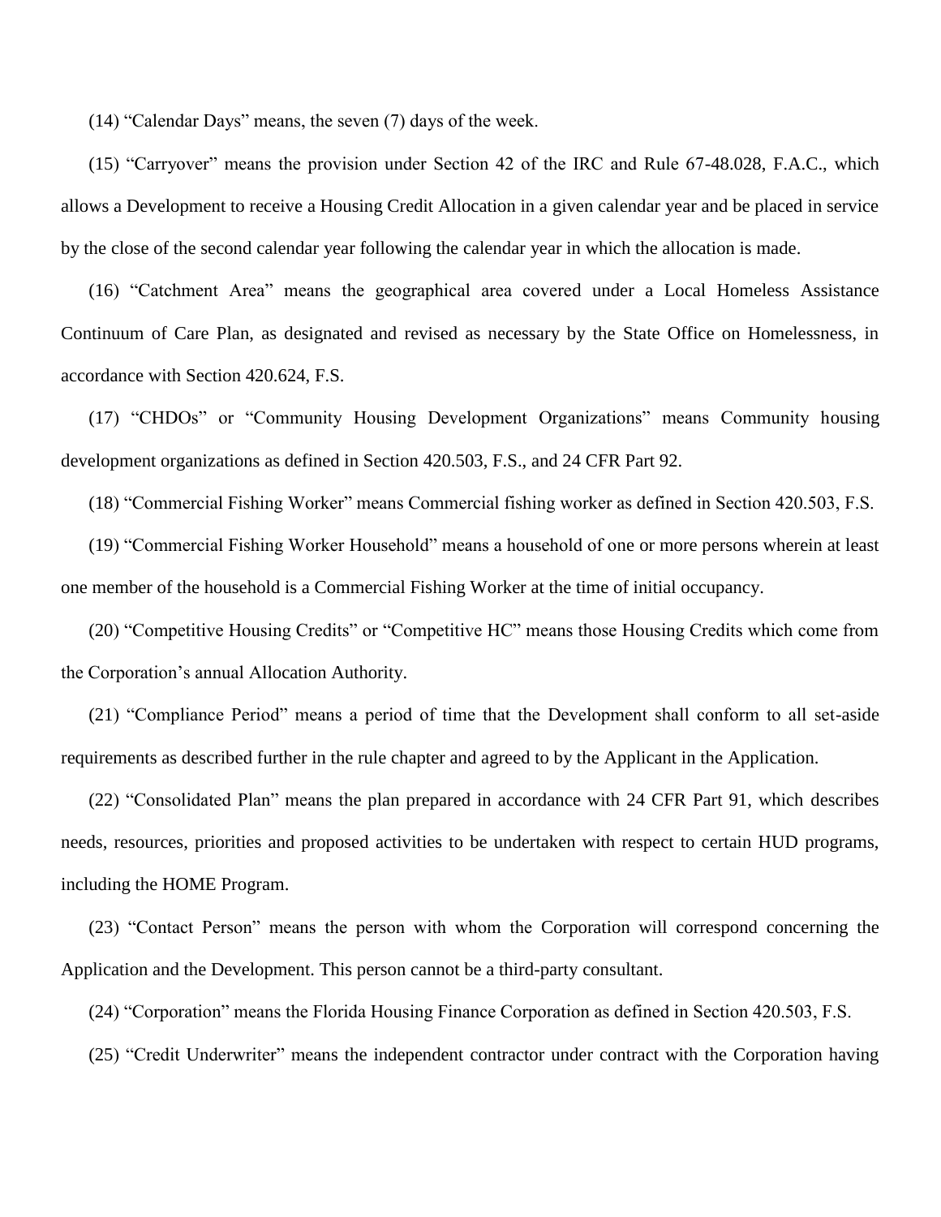(14) “Calendar Days” means, the seven (7) days of the week.

(15) “Carryover” means the provision under Section 42 of the IRC and Rule 67-48.028, F.A.C., which allows a Development to receive a Housing Credit Allocation in a given calendar year and be placed in service by the close of the second calendar year following the calendar year in which the allocation is made.

(16) “Catchment Area” means the geographical area covered under a Local Homeless Assistance Continuum of Care Plan, as designated and revised as necessary by the State Office on Homelessness, in accordance with Section 420.624, F.S.

(17) “CHDOs” or “Community Housing Development Organizations” means Community housing development organizations as defined in Section 420.503, F.S., and 24 CFR Part 92.

(18) “Commercial Fishing Worker” means Commercial fishing worker as defined in Section 420.503, F.S.

(19) “Commercial Fishing Worker Household” means a household of one or more persons wherein at least one member of the household is a Commercial Fishing Worker at the time of initial occupancy.

(20) “Competitive Housing Credits” or “Competitive HC” means those Housing Credits which come from the Corporation’s annual Allocation Authority.

(21) “Compliance Period” means a period of time that the Development shall conform to all set-aside requirements as described further in the rule chapter and agreed to by the Applicant in the Application.

(22) “Consolidated Plan” means the plan prepared in accordance with 24 CFR Part 91, which describes needs, resources, priorities and proposed activities to be undertaken with respect to certain HUD programs, including the HOME Program.

(23) “Contact Person” means the person with whom the Corporation will correspond concerning the Application and the Development. This person cannot be a third-party consultant.

(24) “Corporation” means the Florida Housing Finance Corporation as defined in Section 420.503, F.S.

(25) “Credit Underwriter” means the independent contractor under contract with the Corporation having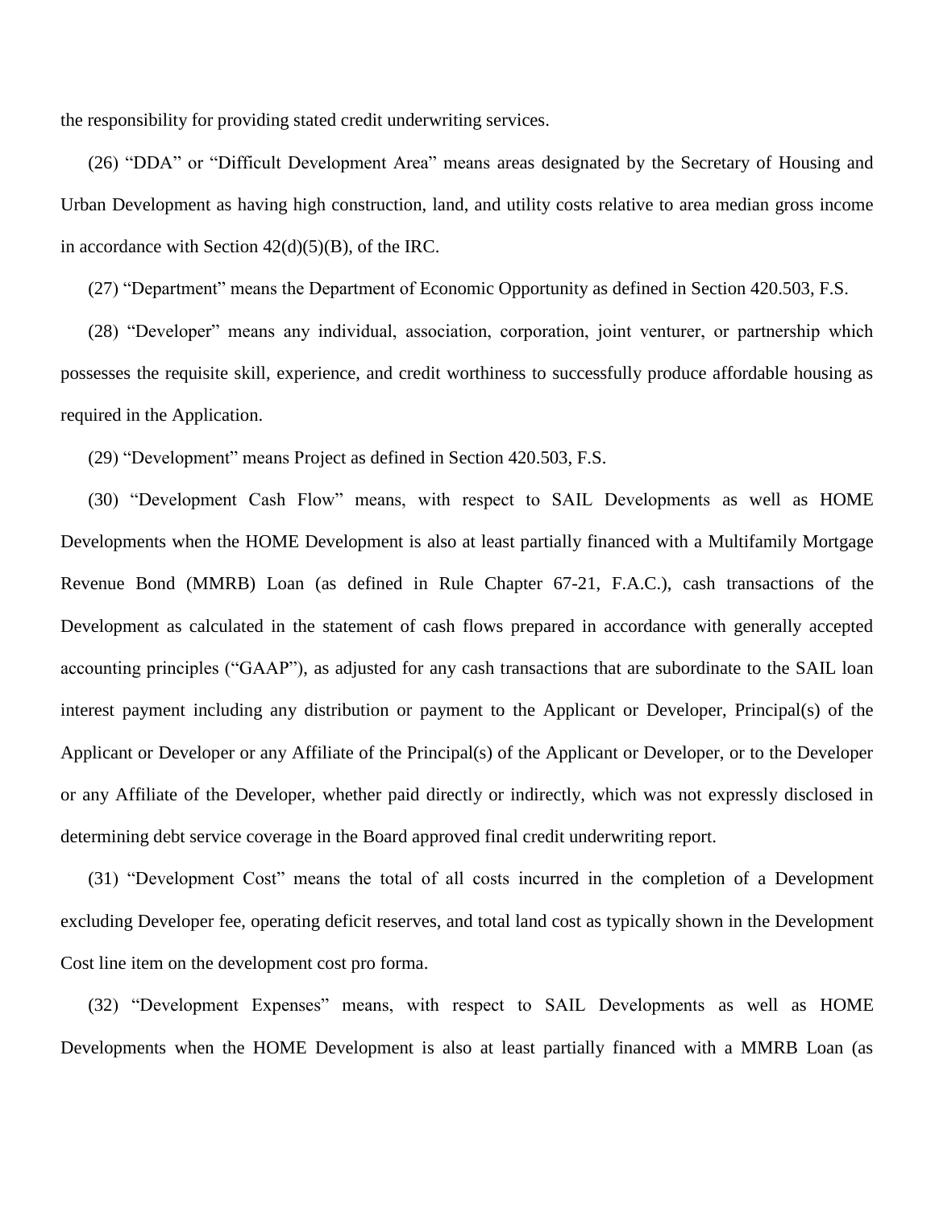the responsibility for providing stated credit underwriting services.

(26) "DDA" or "Difficult Development Area" means areas designated by the Secretary of Housing and Urban Development as having high construction, land, and utility costs relative to area median gross income in accordance with Section 42(d)(5)(B), of the IRC.

(27) "Department" means the Department of Economic Opportunity as defined in Section 420.503, F.S.

(28) "Developer" means any individual, association, corporation, joint venturer, or partnership which possesses the requisite skill, experience, and credit worthiness to successfully produce affordable housing as required in the Application.

(29) "Development" means Project as defined in Section 420.503, F.S.

(30) "Development Cash Flow" means, with respect to SAIL Developments as well as HOME Developments when the HOME Development is also at least partially financed with a Multifamily Mortgage Revenue Bond (MMRB) Loan (as defined in Rule Chapter 67-21, F.A.C.), cash transactions of the Development as calculated in the statement of cash flows prepared in accordance with generally accepted accounting principles ("GAAP"), as adjusted for any cash transactions that are subordinate to the SAIL loan interest payment including any distribution or payment to the Applicant or Developer, Principal(s) of the Applicant or Developer or any Affiliate of the Principal(s) of the Applicant or Developer, or to the Developer or any Affiliate of the Developer, whether paid directly or indirectly, which was not expressly disclosed in determining debt service coverage in the Board approved final credit underwriting report.

(31) "Development Cost" means the total of all costs incurred in the completion of a Development excluding Developer fee, operating deficit reserves, and total land cost as typically shown in the Development Cost line item on the development cost pro forma.

(32) "Development Expenses" means, with respect to SAIL Developments as well as HOME Developments when the HOME Development is also at least partially financed with a MMRB Loan (as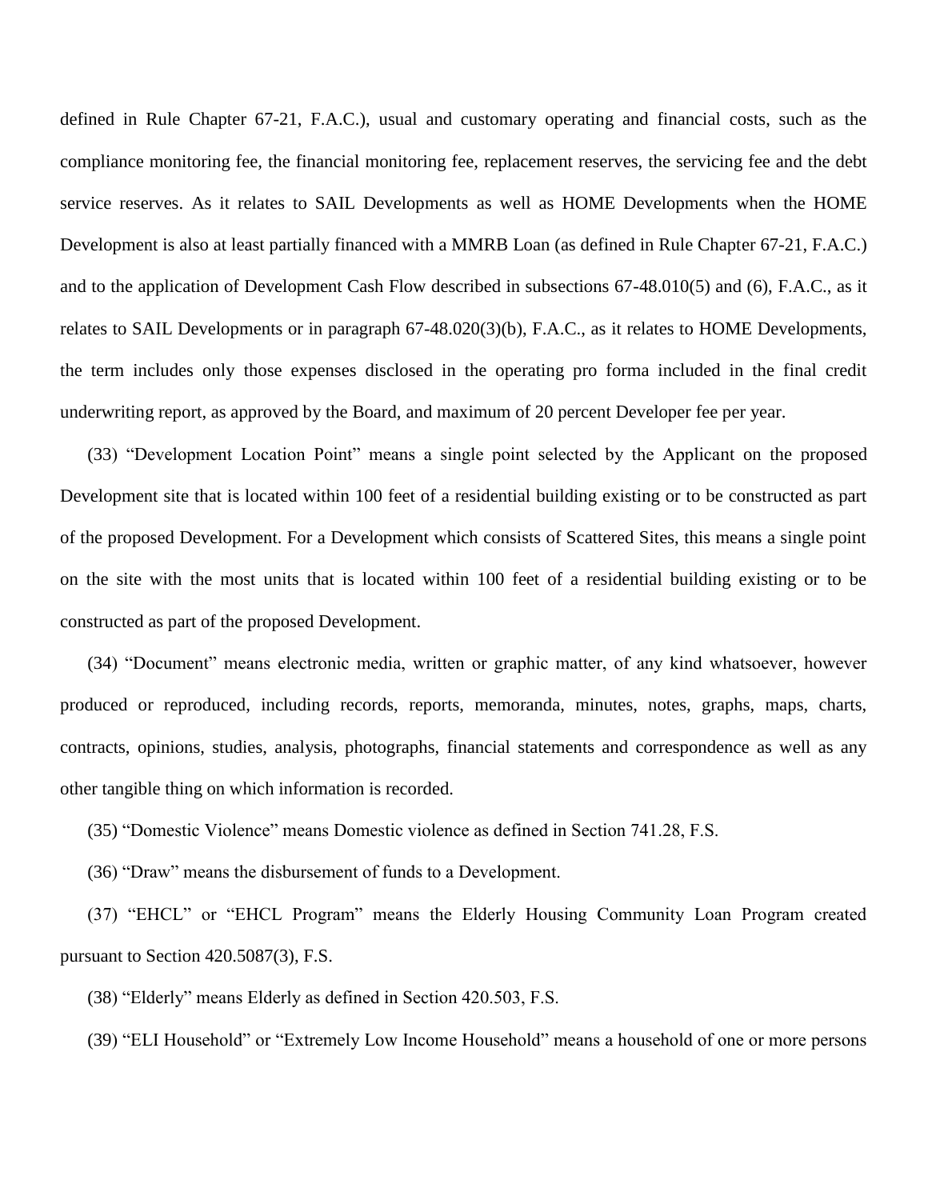defined in Rule Chapter 67-21, F.A.C.), usual and customary operating and financial costs, such as the compliance monitoring fee, the financial monitoring fee, replacement reserves, the servicing fee and the debt service reserves. As it relates to SAIL Developments as well as HOME Developments when the HOME Development is also at least partially financed with a MMRB Loan (as defined in Rule Chapter 67-21, F.A.C.) and to the application of Development Cash Flow described in subsections 67-48.010(5) and (6), F.A.C., as it relates to SAIL Developments or in paragraph 67-48.020(3)(b), F.A.C., as it relates to HOME Developments, the term includes only those expenses disclosed in the operating pro forma included in the final credit underwriting report, as approved by the Board, and maximum of 20 percent Developer fee per year.

(33) "Development Location Point" means a single point selected by the Applicant on the proposed Development site that is located within 100 feet of a residential building existing or to be constructed as part of the proposed Development. For a Development which consists of Scattered Sites, this means a single point on the site with the most units that is located within 100 feet of a residential building existing or to be constructed as part of the proposed Development.

(34) "Document" means electronic media, written or graphic matter, of any kind whatsoever, however produced or reproduced, including records, reports, memoranda, minutes, notes, graphs, maps, charts, contracts, opinions, studies, analysis, photographs, financial statements and correspondence as well as any other tangible thing on which information is recorded.

(35) "Domestic Violence" means Domestic violence as defined in Section 741.28, F.S.

(36) "Draw" means the disbursement of funds to a Development.

(37) "EHCL" or "EHCL Program" means the Elderly Housing Community Loan Program created pursuant to Section 420.5087(3), F.S.

(38) "Elderly" means Elderly as defined in Section 420.503, F.S.

(39) "ELI Household" or "Extremely Low Income Household" means a household of one or more persons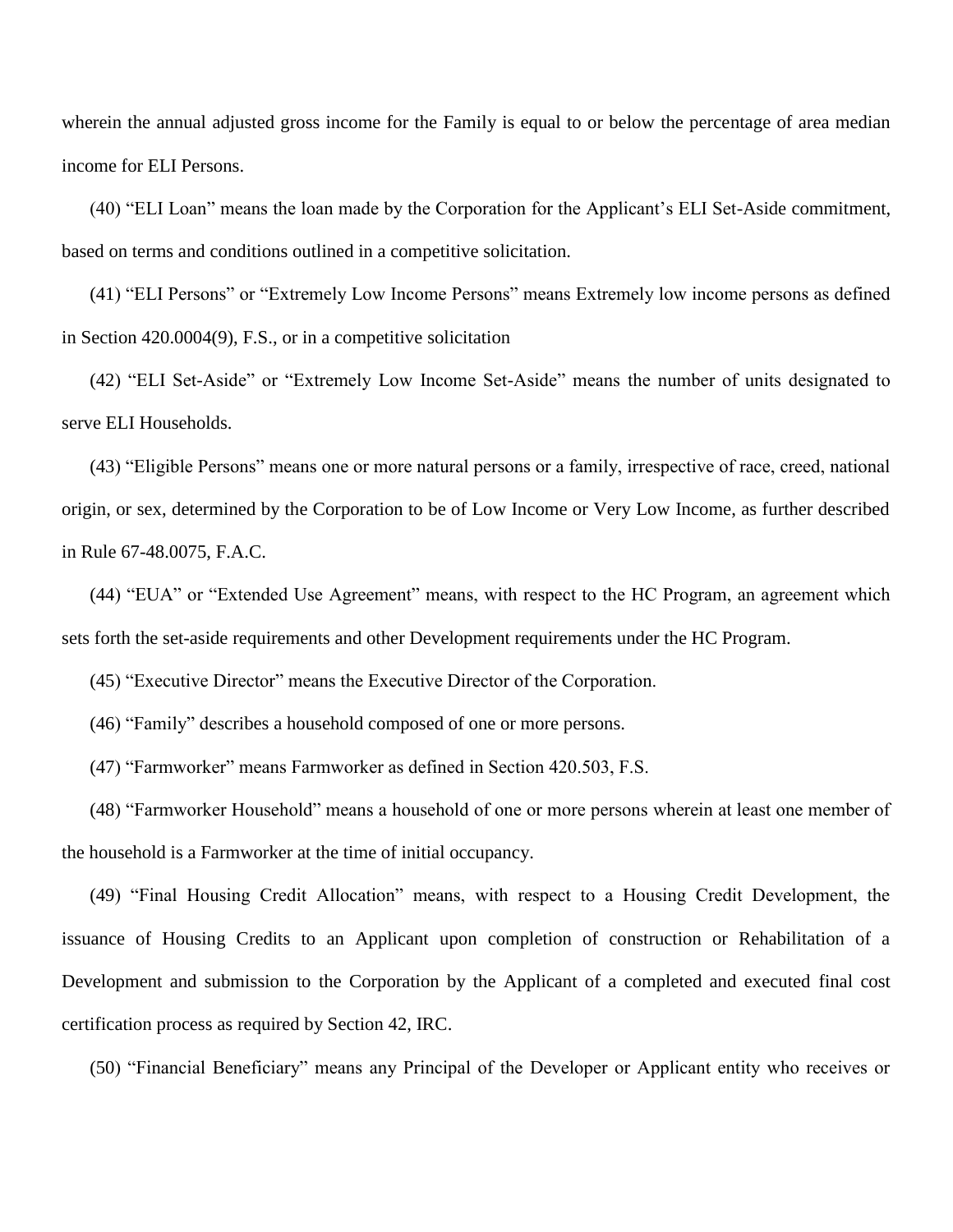wherein the annual adjusted gross income for the Family is equal to or below the percentage of area median income for ELI Persons.

(40) "ELI Loan" means the loan made by the Corporation for the Applicant's ELI Set-Aside commitment, based on terms and conditions outlined in a competitive solicitation.

(41) "ELI Persons" or "Extremely Low Income Persons" means Extremely low income persons as defined in Section 420.0004(9), F.S., or in a competitive solicitation

(42) "ELI Set-Aside" or "Extremely Low Income Set-Aside" means the number of units designated to serve ELI Households.

(43) "Eligible Persons" means one or more natural persons or a family, irrespective of race, creed, national origin, or sex, determined by the Corporation to be of Low Income or Very Low Income, as further described in Rule 67-48.0075, F.A.C.

(44) "EUA" or "Extended Use Agreement" means, with respect to the HC Program, an agreement which sets forth the set-aside requirements and other Development requirements under the HC Program.

(45) "Executive Director" means the Executive Director of the Corporation.

(46) "Family" describes a household composed of one or more persons.

(47) "Farmworker" means Farmworker as defined in Section 420.503, F.S.

(48) "Farmworker Household" means a household of one or more persons wherein at least one member of the household is a Farmworker at the time of initial occupancy.

(49) "Final Housing Credit Allocation" means, with respect to a Housing Credit Development, the issuance of Housing Credits to an Applicant upon completion of construction or Rehabilitation of a Development and submission to the Corporation by the Applicant of a completed and executed final cost certification process as required by Section 42, IRC.

(50) "Financial Beneficiary" means any Principal of the Developer or Applicant entity who receives or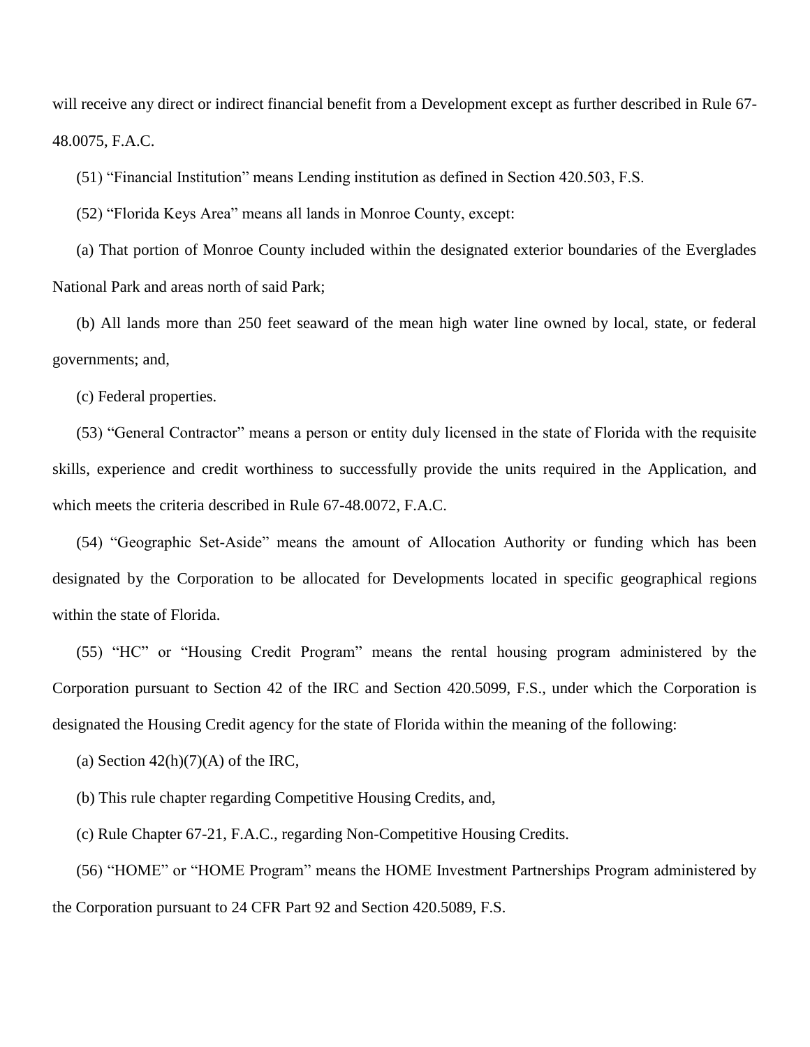will receive any direct or indirect financial benefit from a Development except as further described in Rule 67-48.0075, F.A.C.

(51) "Financial Institution" means Lending institution as defined in Section 420.503, F.S.

(52) "Florida Keys Area" means all lands in Monroe County, except:

(a) That portion of Monroe County included within the designated exterior boundaries of the Everglades National Park and areas north of said Park;

(b) All lands more than 250 feet seaward of the mean high water line owned by local, state, or federal governments; and,

(c) Federal properties.

(53) "General Contractor" means a person or entity duly licensed in the state of Florida with the requisite skills, experience and credit worthiness to successfully provide the units required in the Application, and which meets the criteria described in Rule 67-48.0072, F.A.C.

(54) "Geographic Set-Aside" means the amount of Allocation Authority or funding which has been designated by the Corporation to be allocated for Developments located in specific geographical regions within the state of Florida.

(55) "HC" or "Housing Credit Program" means the rental housing program administered by the Corporation pursuant to Section 42 of the IRC and Section 420.5099, F.S., under which the Corporation is designated the Housing Credit agency for the state of Florida within the meaning of the following:

(a) Section 42(h)(7)(A) of the IRC,

(b) This rule chapter regarding Competitive Housing Credits, and,

(c) Rule Chapter 67-21, F.A.C., regarding Non-Competitive Housing Credits.

(56) "HOME" or "HOME Program" means the HOME Investment Partnerships Program administered by the Corporation pursuant to 24 CFR Part 92 and Section 420.5089, F.S.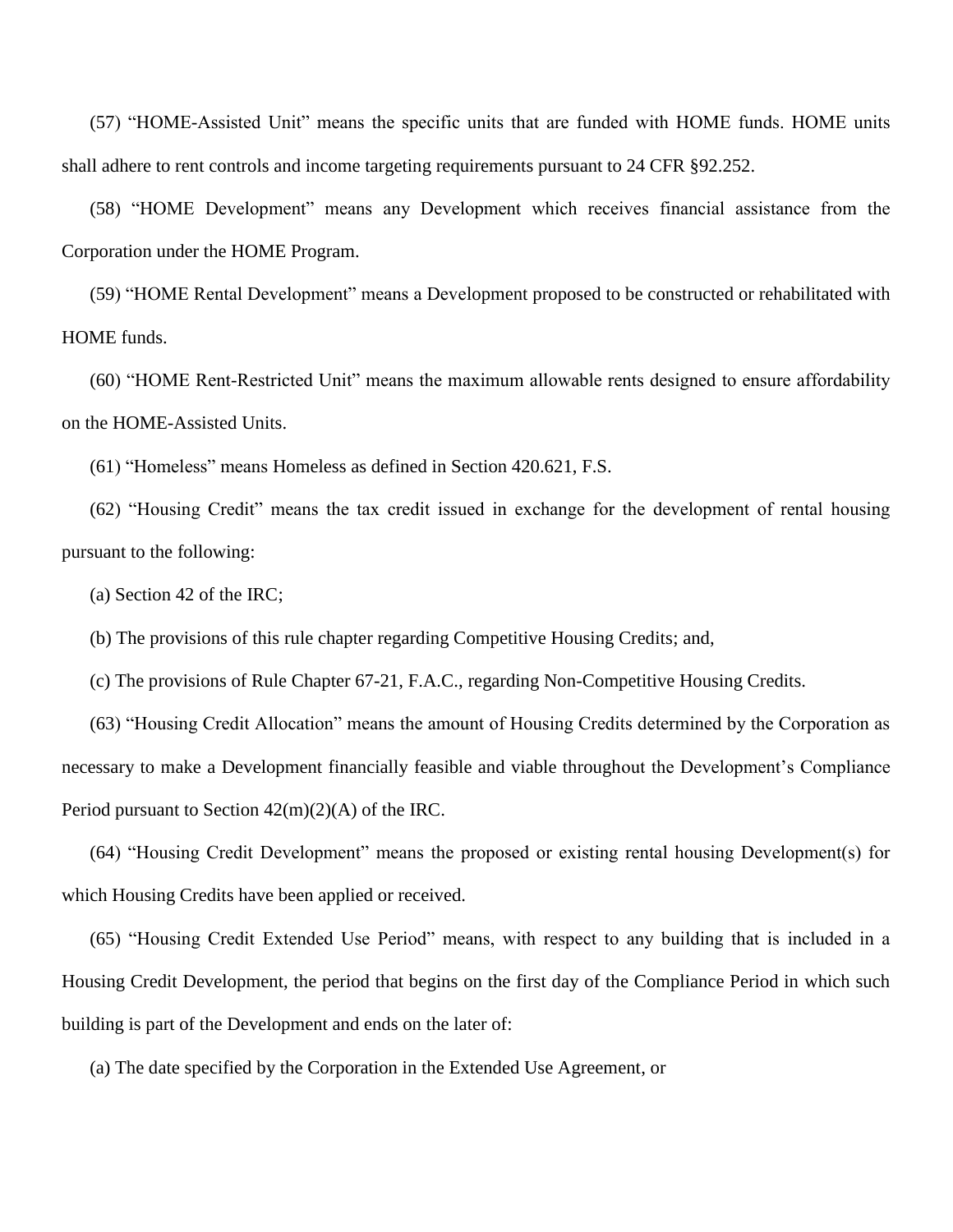(57) “HOME-Assisted Unit” means the specific units that are funded with HOME funds. HOME units shall adhere to rent controls and income targeting requirements pursuant to 24 CFR §92.252.

(58) “HOME Development” means any Development which receives financial assistance from the Corporation under the HOME Program.

(59) “HOME Rental Development” means a Development proposed to be constructed or rehabilitated with HOME funds.

(60) “HOME Rent-Restricted Unit” means the maximum allowable rents designed to ensure affordability on the HOME-Assisted Units.

(61) “Homeless” means Homeless as defined in Section 420.621, F.S.

(62) “Housing Credit” means the tax credit issued in exchange for the development of rental housing pursuant to the following:

(a) Section 42 of the IRC;

(b) The provisions of this rule chapter regarding Competitive Housing Credits; and,

(c) The provisions of Rule Chapter 67-21, F.A.C., regarding Non-Competitive Housing Credits.

(63) “Housing Credit Allocation” means the amount of Housing Credits determined by the Corporation as necessary to make a Development financially feasible and viable throughout the Development’s Compliance Period pursuant to Section 42(m)(2)(A) of the IRC.

(64) “Housing Credit Development” means the proposed or existing rental housing Development(s) for which Housing Credits have been applied or received.

(65) “Housing Credit Extended Use Period” means, with respect to any building that is included in a Housing Credit Development, the period that begins on the first day of the Compliance Period in which such building is part of the Development and ends on the later of:

(a) The date specified by the Corporation in the Extended Use Agreement, or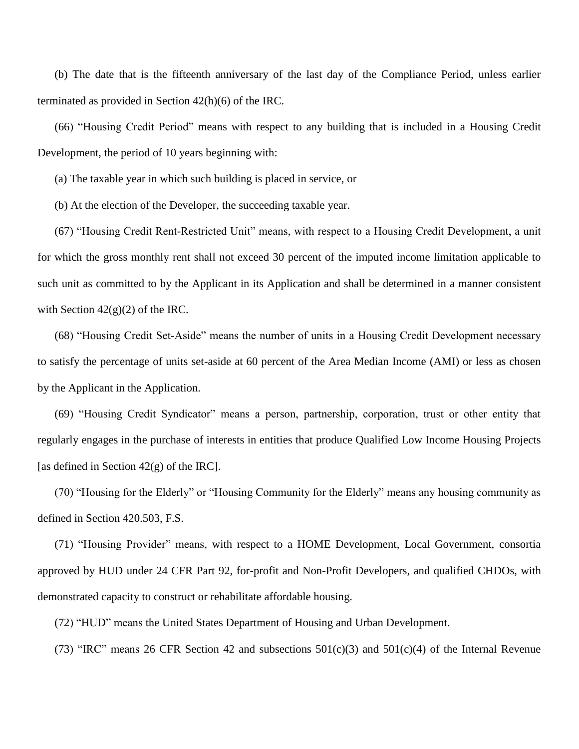(b) The date that is the fifteenth anniversary of the last day of the Compliance Period, unless earlier terminated as provided in Section 42(h)(6) of the IRC.

(66) "Housing Credit Period" means with respect to any building that is included in a Housing Credit Development, the period of 10 years beginning with:

(a) The taxable year in which such building is placed in service, or

(b) At the election of the Developer, the succeeding taxable year.

(67) "Housing Credit Rent-Restricted Unit" means, with respect to a Housing Credit Development, a unit for which the gross monthly rent shall not exceed 30 percent of the imputed income limitation applicable to such unit as committed to by the Applicant in its Application and shall be determined in a manner consistent with Section 42(g)(2) of the IRC.

(68) "Housing Credit Set-Aside" means the number of units in a Housing Credit Development necessary to satisfy the percentage of units set-aside at 60 percent of the Area Median Income (AMI) or less as chosen by the Applicant in the Application.

(69) "Housing Credit Syndicator" means a person, partnership, corporation, trust or other entity that regularly engages in the purchase of interests in entities that produce Qualified Low Income Housing Projects [as defined in Section 42(g) of the IRC].

(70) "Housing for the Elderly" or "Housing Community for the Elderly" means any housing community as defined in Section 420.503, F.S.

(71) "Housing Provider" means, with respect to a HOME Development, Local Government, consortia approved by HUD under 24 CFR Part 92, for-profit and Non-Profit Developers, and qualified CHDOs, with demonstrated capacity to construct or rehabilitate affordable housing.

(72) "HUD" means the United States Department of Housing and Urban Development.

(73) "IRC" means 26 CFR Section 42 and subsections 501(c)(3) and 501(c)(4) of the Internal Revenue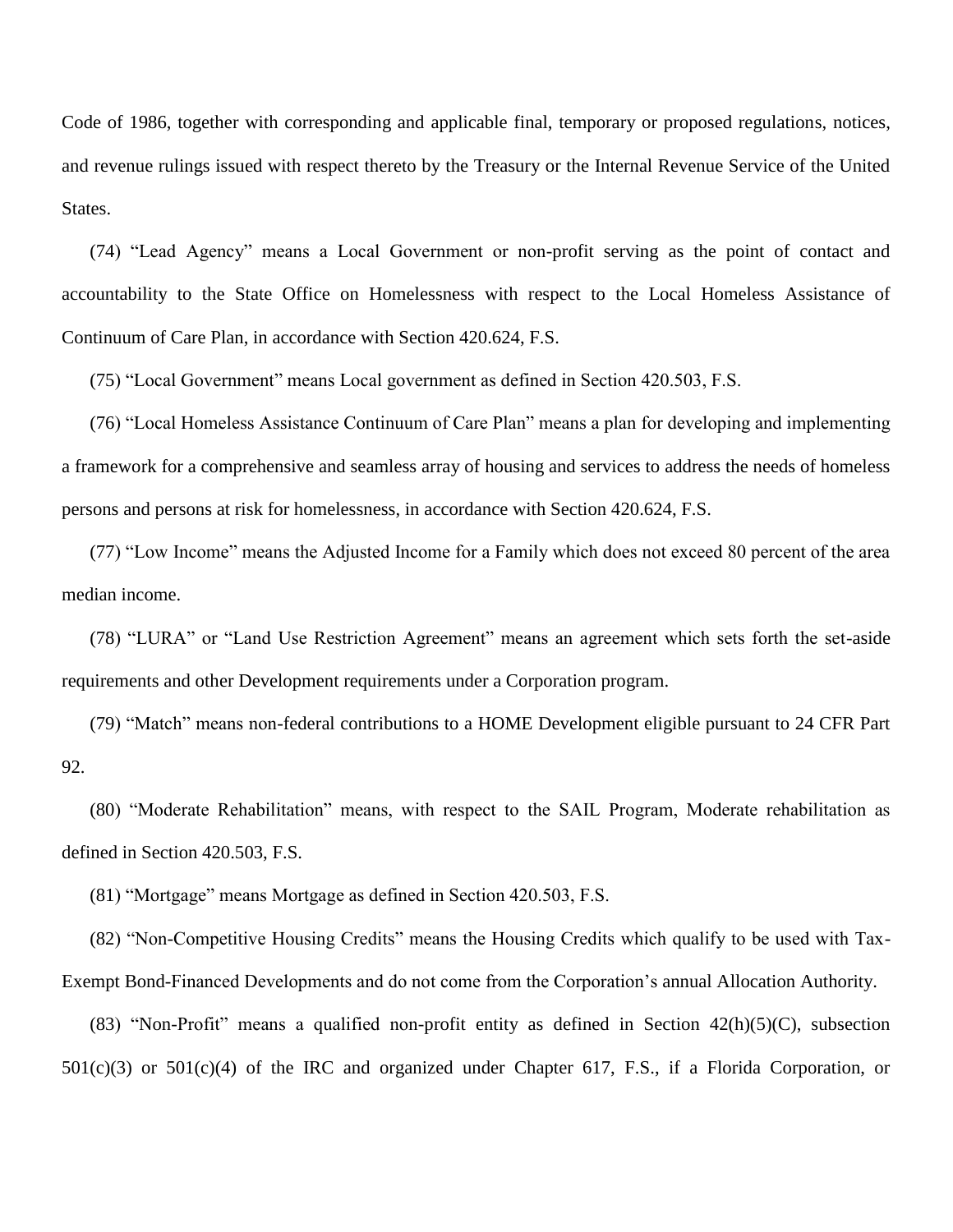Code of 1986, together with corresponding and applicable final, temporary or proposed regulations, notices, and revenue rulings issued with respect thereto by the Treasury or the Internal Revenue Service of the United States.

(74) "Lead Agency" means a Local Government or non-profit serving as the point of contact and accountability to the State Office on Homelessness with respect to the Local Homeless Assistance of Continuum of Care Plan, in accordance with Section 420.624, F.S.

(75) "Local Government" means Local government as defined in Section 420.503, F.S.

(76) "Local Homeless Assistance Continuum of Care Plan" means a plan for developing and implementing a framework for a comprehensive and seamless array of housing and services to address the needs of homeless persons and persons at risk for homelessness, in accordance with Section 420.624, F.S.

(77) "Low Income" means the Adjusted Income for a Family which does not exceed 80 percent of the area median income.

(78) "LURA" or "Land Use Restriction Agreement" means an agreement which sets forth the set-aside requirements and other Development requirements under a Corporation program.

(79) "Match" means non-federal contributions to a HOME Development eligible pursuant to 24 CFR Part 92.

(80) "Moderate Rehabilitation" means, with respect to the SAIL Program, Moderate rehabilitation as defined in Section 420.503, F.S.

(81) "Mortgage" means Mortgage as defined in Section 420.503, F.S.

(82) "Non-Competitive Housing Credits" means the Housing Credits which qualify to be used with Tax-Exempt Bond-Financed Developments and do not come from the Corporation's annual Allocation Authority.

(83) "Non-Profit" means a qualified non-profit entity as defined in Section 42(h)(5)(C), subsection 501(c)(3) or 501(c)(4) of the IRC and organized under Chapter 617, F.S., if a Florida Corporation, or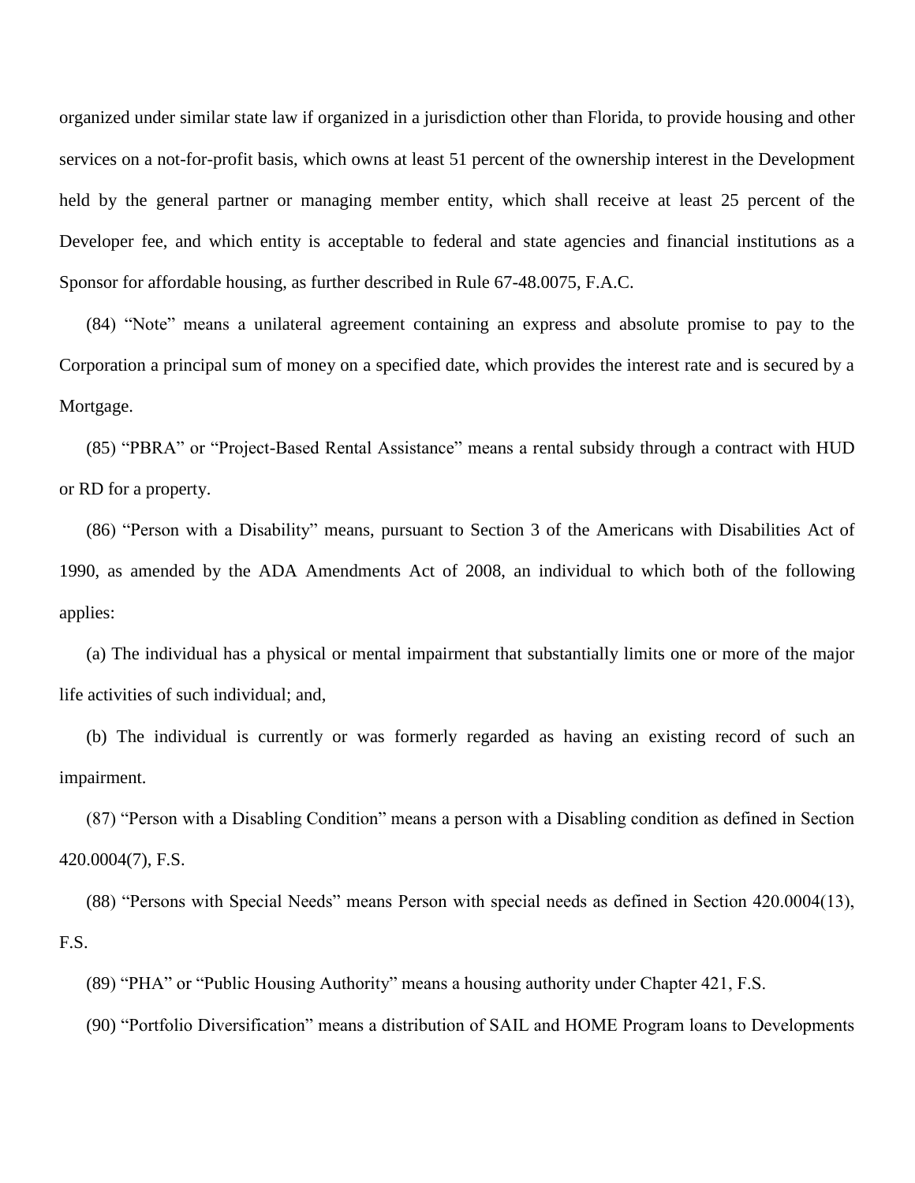organized under similar state law if organized in a jurisdiction other than Florida, to provide housing and other services on a not-for-profit basis, which owns at least 51 percent of the ownership interest in the Development held by the general partner or managing member entity, which shall receive at least 25 percent of the Developer fee, and which entity is acceptable to federal and state agencies and financial institutions as a Sponsor for affordable housing, as further described in Rule 67-48.0075, F.A.C.

(84) "Note" means a unilateral agreement containing an express and absolute promise to pay to the Corporation a principal sum of money on a specified date, which provides the interest rate and is secured by a Mortgage.

(85) "PBRA" or "Project-Based Rental Assistance" means a rental subsidy through a contract with HUD or RD for a property.

(86) "Person with a Disability" means, pursuant to Section 3 of the Americans with Disabilities Act of 1990, as amended by the ADA Amendments Act of 2008, an individual to which both of the following applies:

(a) The individual has a physical or mental impairment that substantially limits one or more of the major life activities of such individual; and,

(b) The individual is currently or was formerly regarded as having an existing record of such an impairment.

(87) "Person with a Disabling Condition" means a person with a Disabling condition as defined in Section 420.0004(7), F.S.

(88) "Persons with Special Needs" means Person with special needs as defined in Section 420.0004(13), F.S.

(89) "PHA" or "Public Housing Authority" means a housing authority under Chapter 421, F.S.

(90) "Portfolio Diversification" means a distribution of SAIL and HOME Program loans to Developments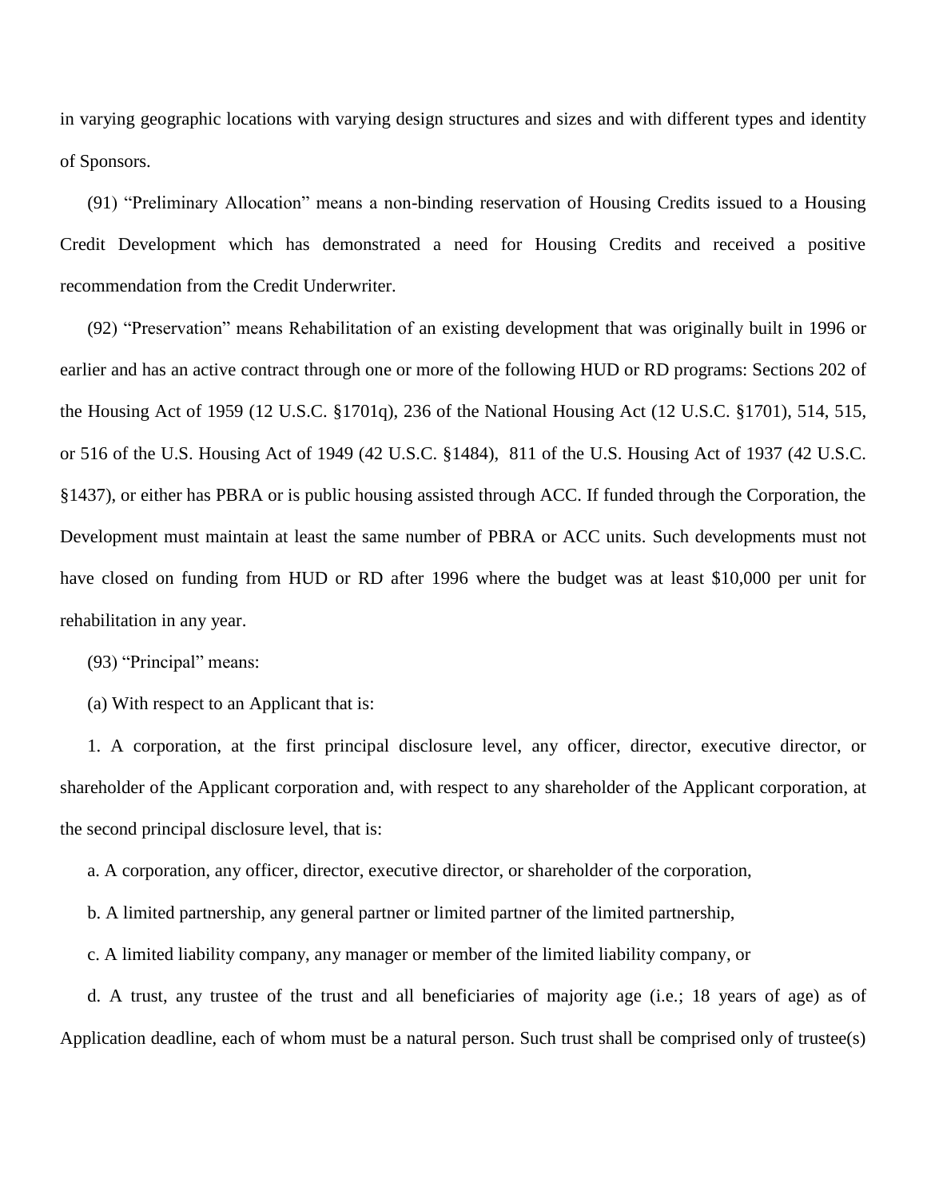in varying geographic locations with varying design structures and sizes and with different types and identity of Sponsors.

(91) "Preliminary Allocation" means a non-binding reservation of Housing Credits issued to a Housing Credit Development which has demonstrated a need for Housing Credits and received a positive recommendation from the Credit Underwriter.

(92) "Preservation" means Rehabilitation of an existing development that was originally built in 1996 or earlier and has an active contract through one or more of the following HUD or RD programs: Sections 202 of the Housing Act of 1959 (12 U.S.C. §1701q), 236 of the National Housing Act (12 U.S.C. §1701), 514, 515, or 516 of the U.S. Housing Act of 1949 (42 U.S.C. §1484), 811 of the U.S. Housing Act of 1937 (42 U.S.C. §1437), or either has PBRA or is public housing assisted through ACC. If funded through the Corporation, the Development must maintain at least the same number of PBRA or ACC units. Such developments must not have closed on funding from HUD or RD after 1996 where the budget was at least $10,000 per unit for rehabilitation in any year.

(93) "Principal" means:

(a) With respect to an Applicant that is:

1. A corporation, at the first principal disclosure level, any officer, director, executive director, or shareholder of the Applicant corporation and, with respect to any shareholder of the Applicant corporation, at the second principal disclosure level, that is:

a. A corporation, any officer, director, executive director, or shareholder of the corporation,

b. A limited partnership, any general partner or limited partner of the limited partnership,

c. A limited liability company, any manager or member of the limited liability company, or

d. A trust, any trustee of the trust and all beneficiaries of majority age (i.e.; 18 years of age) as of Application deadline, each of whom must be a natural person. Such trust shall be comprised only of trustee(s)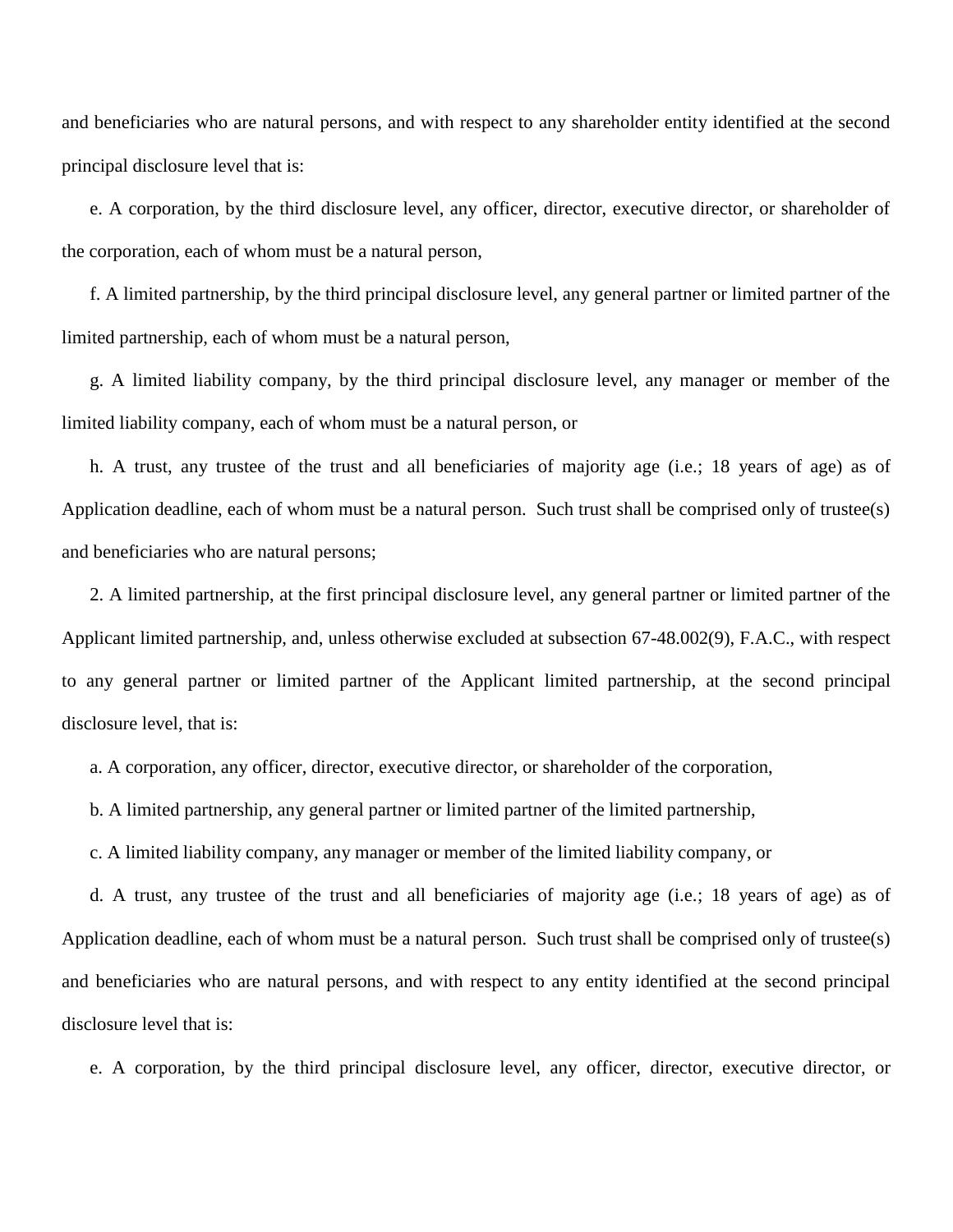and beneficiaries who are natural persons, and with respect to any shareholder entity identified at the second principal disclosure level that is:

e. A corporation, by the third disclosure level, any officer, director, executive director, or shareholder of the corporation, each of whom must be a natural person,

f. A limited partnership, by the third principal disclosure level, any general partner or limited partner of the limited partnership, each of whom must be a natural person,

g. A limited liability company, by the third principal disclosure level, any manager or member of the limited liability company, each of whom must be a natural person, or

h. A trust, any trustee of the trust and all beneficiaries of majority age (i.e.; 18 years of age) as of Application deadline, each of whom must be a natural person. Such trust shall be comprised only of trustee(s) and beneficiaries who are natural persons;

2. A limited partnership, at the first principal disclosure level, any general partner or limited partner of the Applicant limited partnership, and, unless otherwise excluded at subsection 67-48.002(9), F.A.C., with respect to any general partner or limited partner of the Applicant limited partnership, at the second principal disclosure level, that is:

a. A corporation, any officer, director, executive director, or shareholder of the corporation,

b. A limited partnership, any general partner or limited partner of the limited partnership,

c. A limited liability company, any manager or member of the limited liability company, or

d. A trust, any trustee of the trust and all beneficiaries of majority age (i.e.; 18 years of age) as of Application deadline, each of whom must be a natural person. Such trust shall be comprised only of trustee(s) and beneficiaries who are natural persons, and with respect to any entity identified at the second principal disclosure level that is:

e. A corporation, by the third principal disclosure level, any officer, director, executive director, or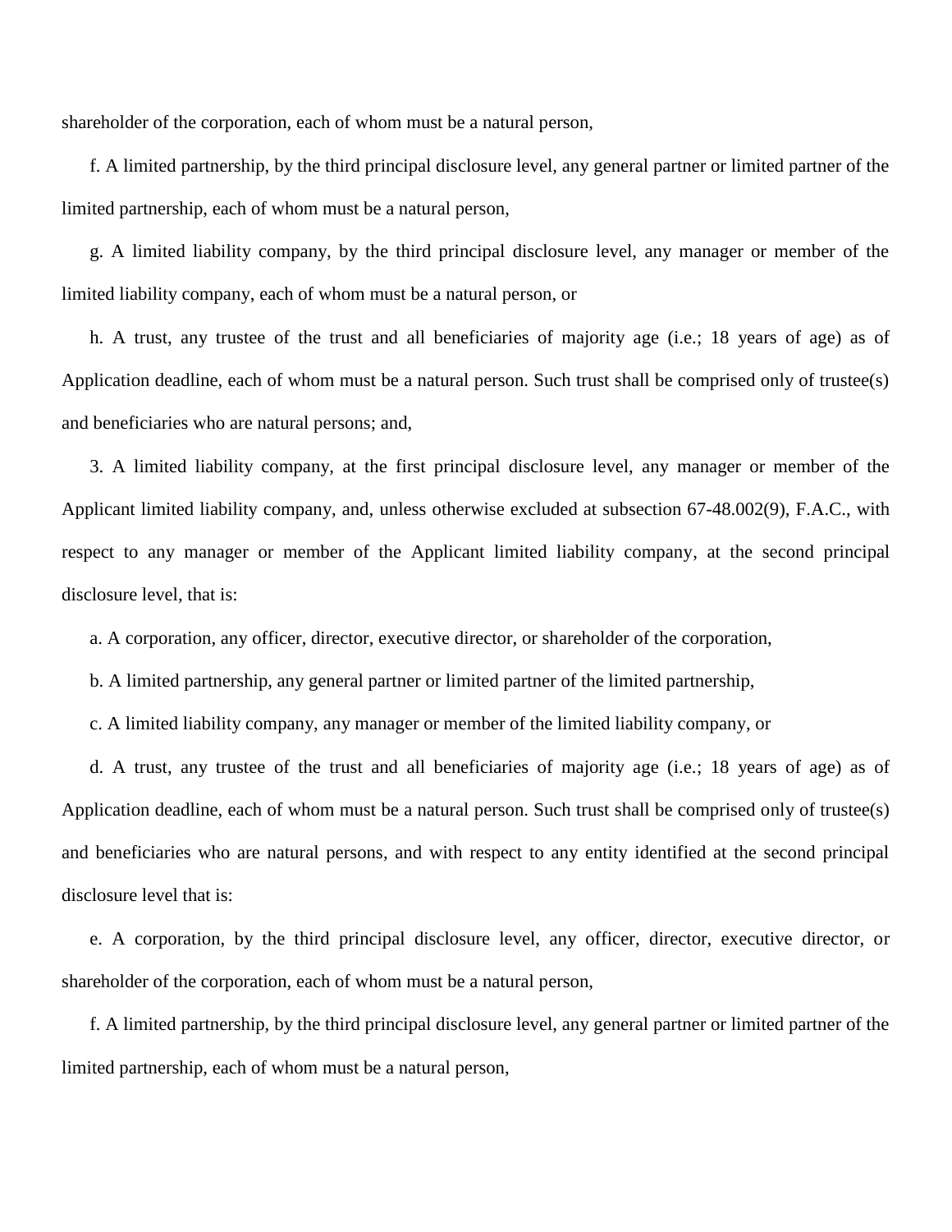shareholder of the corporation, each of whom must be a natural person,

f. A limited partnership, by the third principal disclosure level, any general partner or limited partner of the limited partnership, each of whom must be a natural person,

g. A limited liability company, by the third principal disclosure level, any manager or member of the limited liability company, each of whom must be a natural person, or

h. A trust, any trustee of the trust and all beneficiaries of majority age (i.e.; 18 years of age) as of Application deadline, each of whom must be a natural person. Such trust shall be comprised only of trustee(s) and beneficiaries who are natural persons; and,

3. A limited liability company, at the first principal disclosure level, any manager or member of the Applicant limited liability company, and, unless otherwise excluded at subsection 67-48.002(9), F.A.C., with respect to any manager or member of the Applicant limited liability company, at the second principal disclosure level, that is:

a. A corporation, any officer, director, executive director, or shareholder of the corporation,

b. A limited partnership, any general partner or limited partner of the limited partnership,

c. A limited liability company, any manager or member of the limited liability company, or

d. A trust, any trustee of the trust and all beneficiaries of majority age (i.e.; 18 years of age) as of Application deadline, each of whom must be a natural person. Such trust shall be comprised only of trustee(s) and beneficiaries who are natural persons, and with respect to any entity identified at the second principal disclosure level that is:

e. A corporation, by the third principal disclosure level, any officer, director, executive director, or shareholder of the corporation, each of whom must be a natural person,

f. A limited partnership, by the third principal disclosure level, any general partner or limited partner of the limited partnership, each of whom must be a natural person,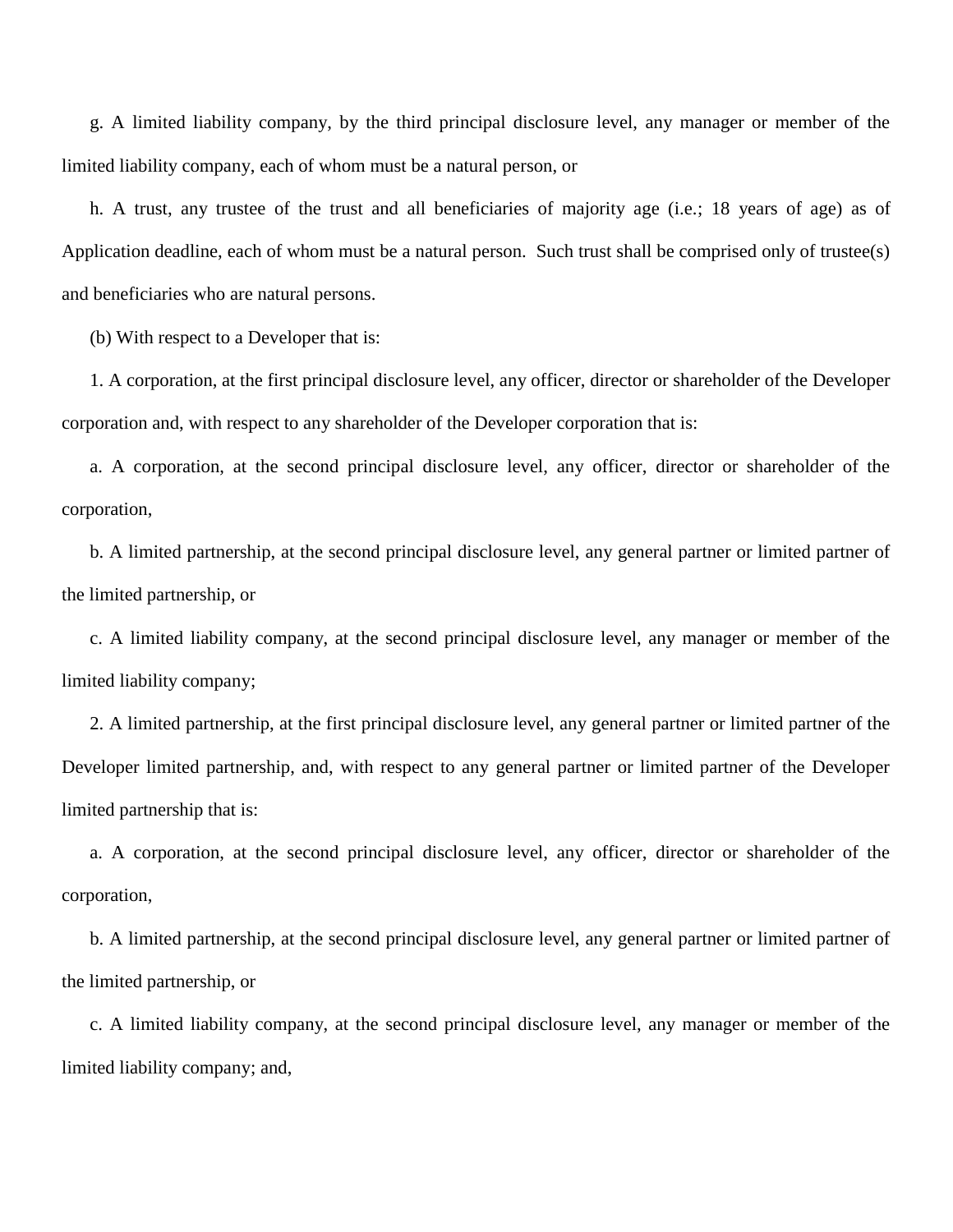g. A limited liability company, by the third principal disclosure level, any manager or member of the limited liability company, each of whom must be a natural person, or

h. A trust, any trustee of the trust and all beneficiaries of majority age (i.e.; 18 years of age) as of Application deadline, each of whom must be a natural person. Such trust shall be comprised only of trustee(s) and beneficiaries who are natural persons.

(b) With respect to a Developer that is:

1. A corporation, at the first principal disclosure level, any officer, director or shareholder of the Developer corporation and, with respect to any shareholder of the Developer corporation that is:

a. A corporation, at the second principal disclosure level, any officer, director or shareholder of the corporation,

b. A limited partnership, at the second principal disclosure level, any general partner or limited partner of the limited partnership, or

c. A limited liability company, at the second principal disclosure level, any manager or member of the limited liability company;

2. A limited partnership, at the first principal disclosure level, any general partner or limited partner of the Developer limited partnership, and, with respect to any general partner or limited partner of the Developer limited partnership that is:

a. A corporation, at the second principal disclosure level, any officer, director or shareholder of the corporation,

b. A limited partnership, at the second principal disclosure level, any general partner or limited partner of the limited partnership, or

c. A limited liability company, at the second principal disclosure level, any manager or member of the limited liability company; and,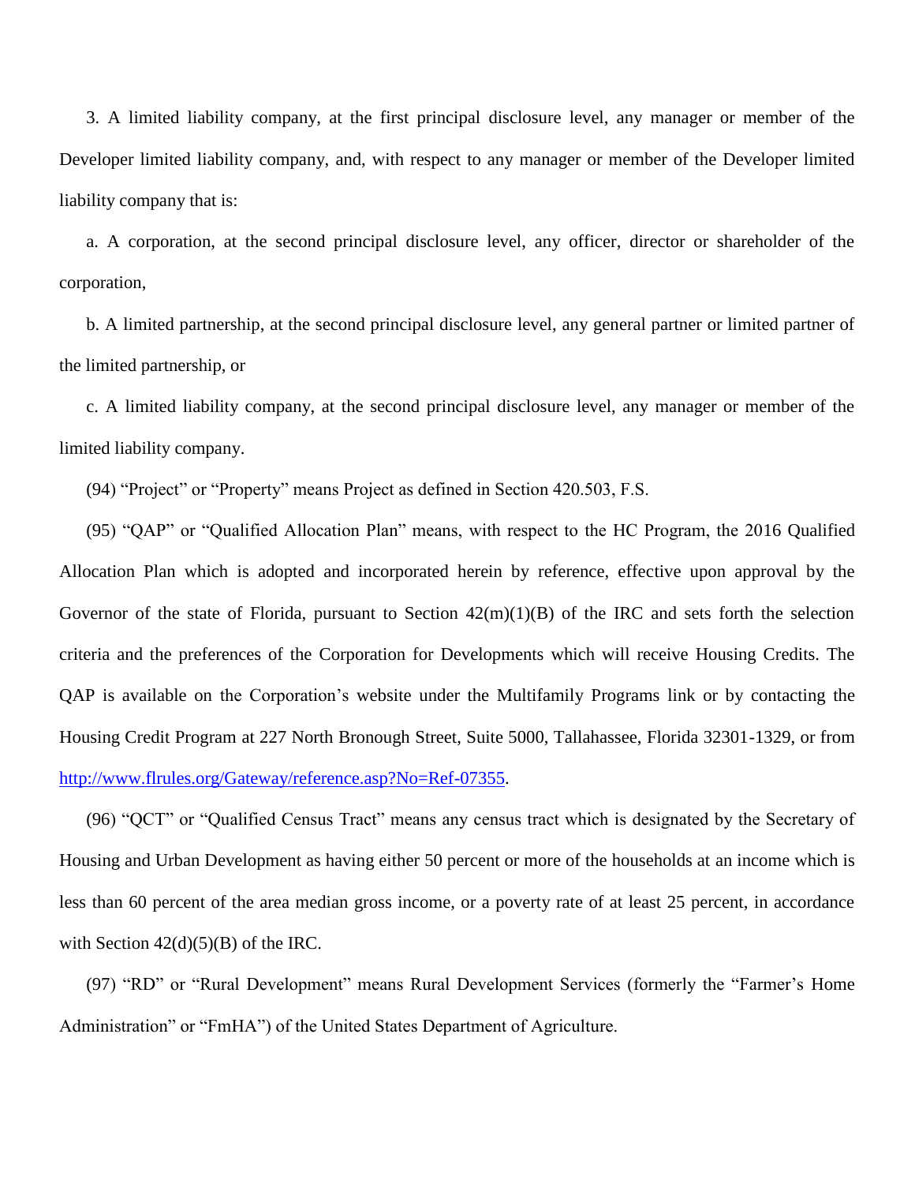3. A limited liability company, at the first principal disclosure level, any manager or member of the Developer limited liability company, and, with respect to any manager or member of the Developer limited liability company that is:

a. A corporation, at the second principal disclosure level, any officer, director or shareholder of the corporation,

b. A limited partnership, at the second principal disclosure level, any general partner or limited partner of the limited partnership, or

c. A limited liability company, at the second principal disclosure level, any manager or member of the limited liability company.

(94) "Project" or "Property" means Project as defined in Section 420.503, F.S.

(95) "QAP" or "Qualified Allocation Plan" means, with respect to the HC Program, the 2016 Qualified Allocation Plan which is adopted and incorporated herein by reference, effective upon approval by the Governor of the state of Florida, pursuant to Section 42(m)(1)(B) of the IRC and sets forth the selection criteria and the preferences of the Corporation for Developments which will receive Housing Credits. The QAP is available on the Corporation's website under the Multifamily Programs link or by contacting the Housing Credit Program at 227 North Bronough Street, Suite 5000, Tallahassee, Florida 32301-1329, or from [http://www.flrules.org/Gateway/reference.asp?No=Ref-07355](http://www.flrules.org/Gateway/reference.asp?No=Ref-07355).

(96) "QCT" or "Qualified Census Tract" means any census tract which is designated by the Secretary of Housing and Urban Development as having either 50 percent or more of the households at an income which is less than 60 percent of the area median gross income, or a poverty rate of at least 25 percent, in accordance with Section 42(d)(5)(B) of the IRC.

(97) "RD" or "Rural Development" means Rural Development Services (formerly the "Farmer's Home Administration" or "FmHA") of the United States Department of Agriculture.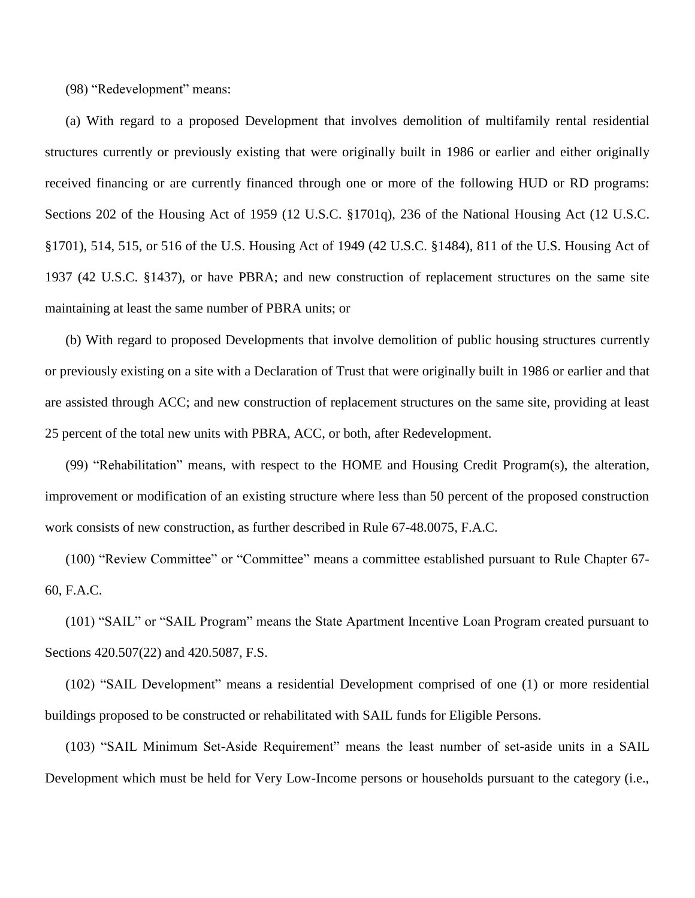(98) “Redevelopment” means:

(a) With regard to a proposed Development that involves demolition of multifamily rental residential structures currently or previously existing that were originally built in 1986 or earlier and either originally received financing or are currently financed through one or more of the following HUD or RD programs: Sections 202 of the Housing Act of 1959 (12 U.S.C. §1701q), 236 of the National Housing Act (12 U.S.C. §1701), 514, 515, or 516 of the U.S. Housing Act of 1949 (42 U.S.C. §1484), 811 of the U.S. Housing Act of 1937 (42 U.S.C. §1437), or have PBRA; and new construction of replacement structures on the same site maintaining at least the same number of PBRA units; or

(b) With regard to proposed Developments that involve demolition of public housing structures currently or previously existing on a site with a Declaration of Trust that were originally built in 1986 or earlier and that are assisted through ACC; and new construction of replacement structures on the same site, providing at least 25 percent of the total new units with PBRA, ACC, or both, after Redevelopment.

(99) “Rehabilitation” means, with respect to the HOME and Housing Credit Program(s), the alteration, improvement or modification of an existing structure where less than 50 percent of the proposed construction work consists of new construction, as further described in Rule 67-48.0075, F.A.C.

(100) “Review Committee” or “Committee” means a committee established pursuant to Rule Chapter 67-60, F.A.C.

(101) “SAIL” or “SAIL Program” means the State Apartment Incentive Loan Program created pursuant to Sections 420.507(22) and 420.5087, F.S.

(102) “SAIL Development” means a residential Development comprised of one (1) or more residential buildings proposed to be constructed or rehabilitated with SAIL funds for Eligible Persons.

(103) “SAIL Minimum Set-Aside Requirement” means the least number of set-aside units in a SAIL Development which must be held for Very Low-Income persons or households pursuant to the category (i.e.,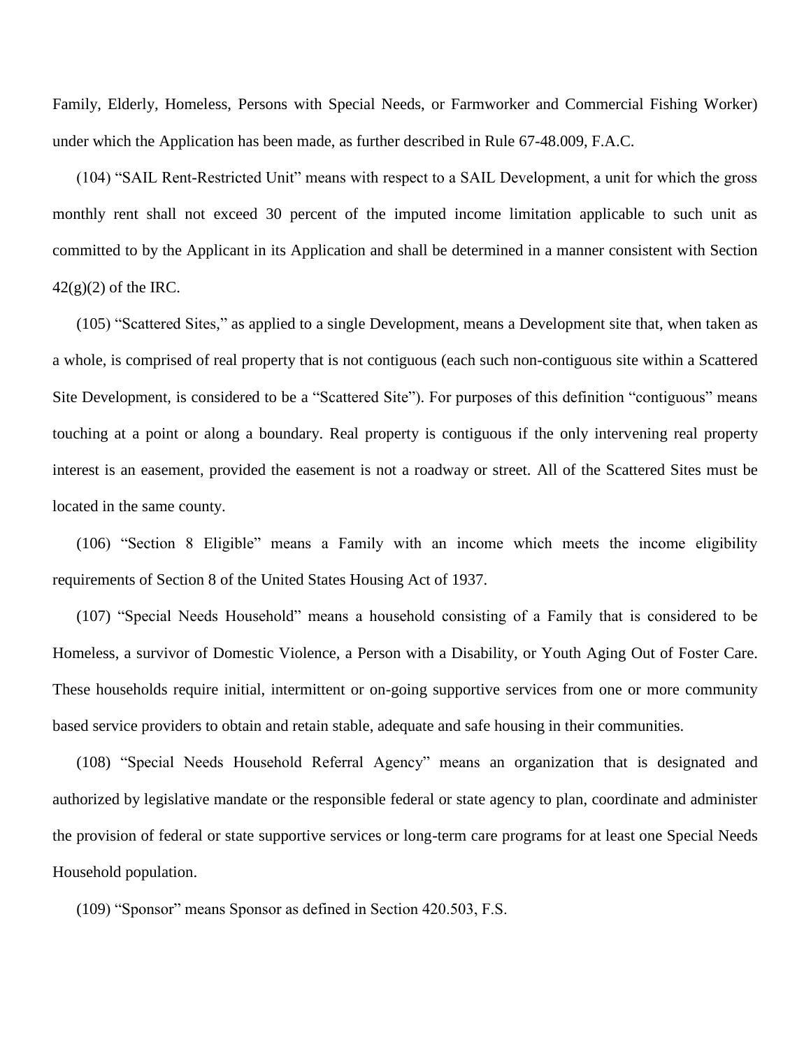Family, Elderly, Homeless, Persons with Special Needs, or Farmworker and Commercial Fishing Worker) under which the Application has been made, as further described in Rule 67-48.009, F.A.C.

(104) "SAIL Rent-Restricted Unit" means with respect to a SAIL Development, a unit for which the gross monthly rent shall not exceed 30 percent of the imputed income limitation applicable to such unit as committed to by the Applicant in its Application and shall be determined in a manner consistent with Section 42(g)(2) of the IRC.

(105) "Scattered Sites," as applied to a single Development, means a Development site that, when taken as a whole, is comprised of real property that is not contiguous (each such non-contiguous site within a Scattered Site Development, is considered to be a "Scattered Site"). For purposes of this definition "contiguous" means touching at a point or along a boundary. Real property is contiguous if the only intervening real property interest is an easement, provided the easement is not a roadway or street. All of the Scattered Sites must be located in the same county.

(106) "Section 8 Eligible" means a Family with an income which meets the income eligibility requirements of Section 8 of the United States Housing Act of 1937.

(107) "Special Needs Household" means a household consisting of a Family that is considered to be Homeless, a survivor of Domestic Violence, a Person with a Disability, or Youth Aging Out of Foster Care. These households require initial, intermittent or on-going supportive services from one or more community based service providers to obtain and retain stable, adequate and safe housing in their communities.

(108) "Special Needs Household Referral Agency" means an organization that is designated and authorized by legislative mandate or the responsible federal or state agency to plan, coordinate and administer the provision of federal or state supportive services or long-term care programs for at least one Special Needs Household population.

(109) "Sponsor" means Sponsor as defined in Section 420.503, F.S.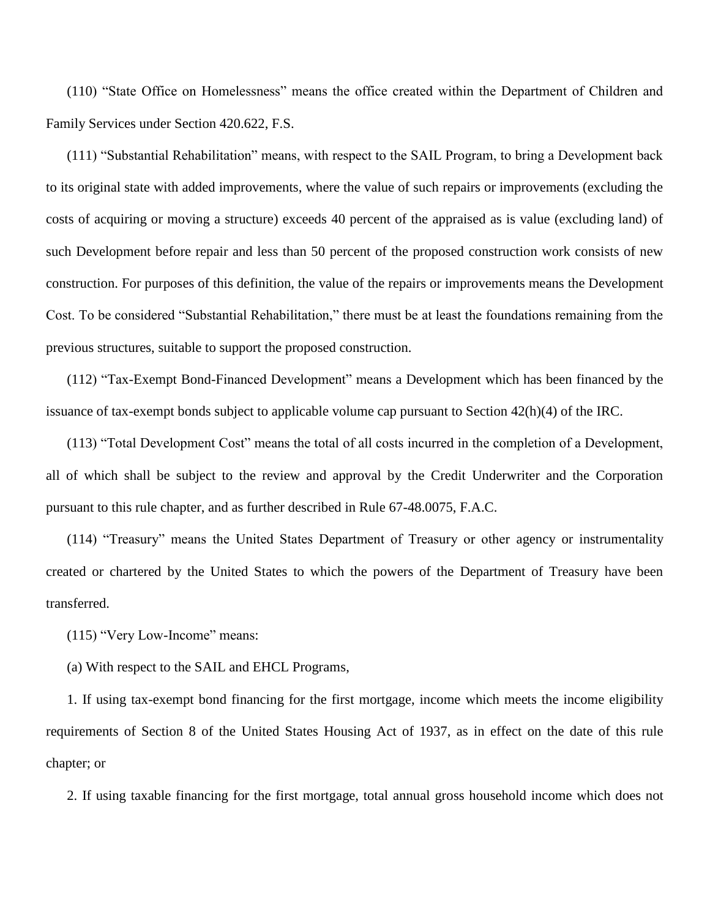(110) “State Office on Homelessness” means the office created within the Department of Children and Family Services under Section 420.622, F.S.

(111) “Substantial Rehabilitation” means, with respect to the SAIL Program, to bring a Development back to its original state with added improvements, where the value of such repairs or improvements (excluding the costs of acquiring or moving a structure) exceeds 40 percent of the appraised as is value (excluding land) of such Development before repair and less than 50 percent of the proposed construction work consists of new construction. For purposes of this definition, the value of the repairs or improvements means the Development Cost. To be considered “Substantial Rehabilitation,” there must be at least the foundations remaining from the previous structures, suitable to support the proposed construction.

(112) “Tax-Exempt Bond-Financed Development” means a Development which has been financed by the issuance of tax-exempt bonds subject to applicable volume cap pursuant to Section 42(h)(4) of the IRC.

(113) “Total Development Cost” means the total of all costs incurred in the completion of a Development, all of which shall be subject to the review and approval by the Credit Underwriter and the Corporation pursuant to this rule chapter, and as further described in Rule 67-48.0075, F.A.C.

(114) “Treasury” means the United States Department of Treasury or other agency or instrumentality created or chartered by the United States to which the powers of the Department of Treasury have been transferred.

(115) “Very Low-Income” means:

(a) With respect to the SAIL and EHCL Programs,

1. If using tax-exempt bond financing for the first mortgage, income which meets the income eligibility requirements of Section 8 of the United States Housing Act of 1937, as in effect on the date of this rule chapter; or

2. If using taxable financing for the first mortgage, total annual gross household income which does not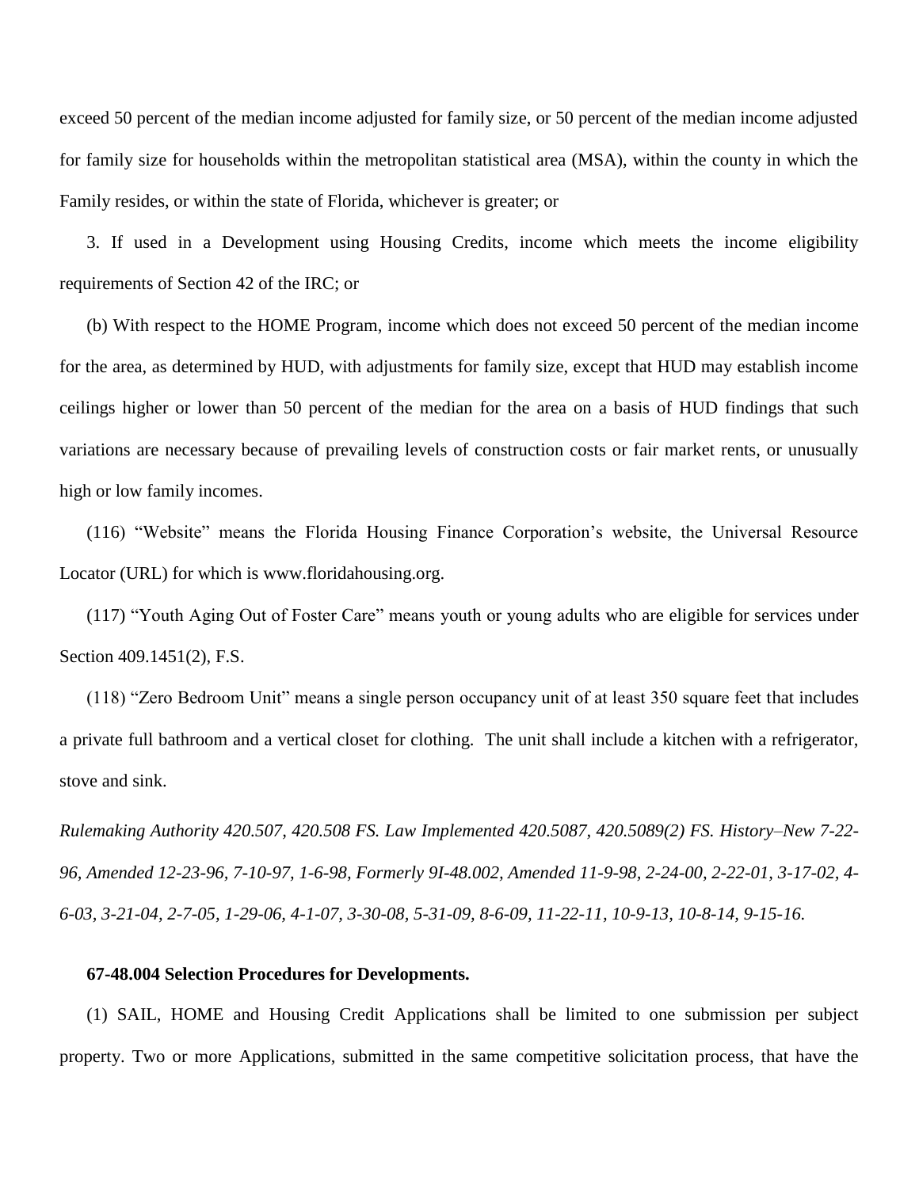exceed 50 percent of the median income adjusted for family size, or 50 percent of the median income adjusted for family size for households within the metropolitan statistical area (MSA), within the county in which the Family resides, or within the state of Florida, whichever is greater; or

3. If used in a Development using Housing Credits, income which meets the income eligibility requirements of Section 42 of the IRC; or

(b) With respect to the HOME Program, income which does not exceed 50 percent of the median income for the area, as determined by HUD, with adjustments for family size, except that HUD may establish income ceilings higher or lower than 50 percent of the median for the area on a basis of HUD findings that such variations are necessary because of prevailing levels of construction costs or fair market rents, or unusually high or low family incomes.

(116) "Website" means the Florida Housing Finance Corporation's website, the Universal Resource Locator (URL) for which is www.floridahousing.org.

(117) "Youth Aging Out of Foster Care" means youth or young adults who are eligible for services under Section 409.1451(2), F.S.

(118) "Zero Bedroom Unit" means a single person occupancy unit of at least 350 square feet that includes a private full bathroom and a vertical closet for clothing. The unit shall include a kitchen with a refrigerator, stove and sink.

*Rulemaking Authority 420.507, 420.508 FS. Law Implemented 420.5087, 420.5089(2) FS. History–New 7-22-96, Amended 12-23-96, 7-10-97, 1-6-98, Formerly 9I-48.002, Amended 11-9-98, 2-24-00, 2-22-01, 3-17-02, 4-6-03, 3-21-04, 2-7-05, 1-29-06, 4-1-07, 3-30-08, 5-31-09, 8-6-09, 11-22-11, 10-9-13, 10-8-14, 9-15-16.*

**67-48.004 Selection Procedures for Developments.**

(1) SAIL, HOME and Housing Credit Applications shall be limited to one submission per subject property. Two or more Applications, submitted in the same competitive solicitation process, that have the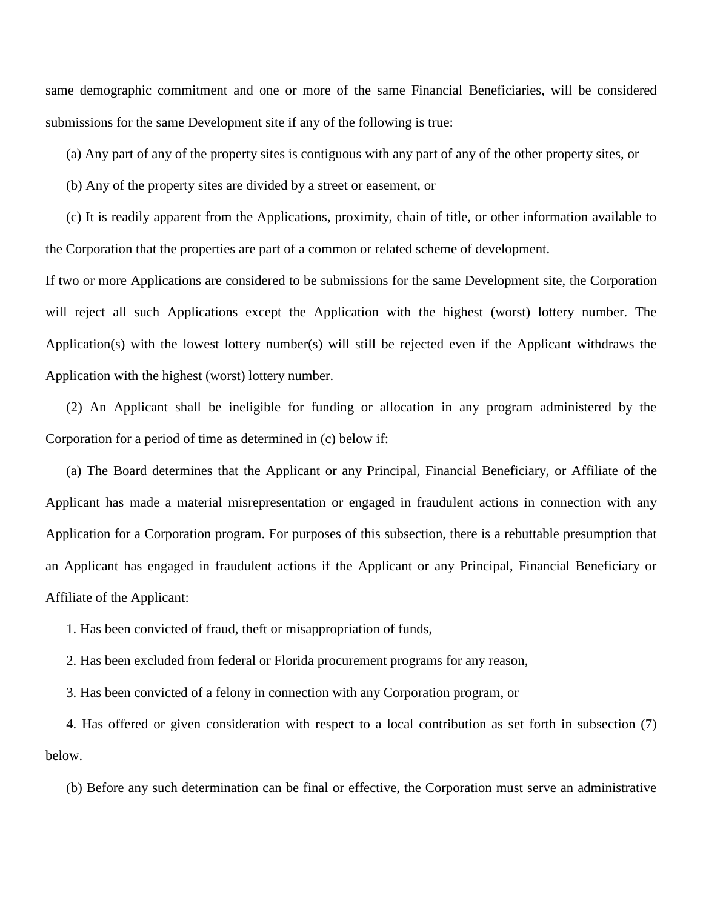same demographic commitment and one or more of the same Financial Beneficiaries, will be considered submissions for the same Development site if any of the following is true:

(a) Any part of any of the property sites is contiguous with any part of any of the other property sites, or

(b) Any of the property sites are divided by a street or easement, or

(c) It is readily apparent from the Applications, proximity, chain of title, or other information available to the Corporation that the properties are part of a common or related scheme of development.

If two or more Applications are considered to be submissions for the same Development site, the Corporation will reject all such Applications except the Application with the highest (worst) lottery number. The Application(s) with the lowest lottery number(s) will still be rejected even if the Applicant withdraws the Application with the highest (worst) lottery number.

(2) An Applicant shall be ineligible for funding or allocation in any program administered by the Corporation for a period of time as determined in (c) below if:

(a) The Board determines that the Applicant or any Principal, Financial Beneficiary, or Affiliate of the Applicant has made a material misrepresentation or engaged in fraudulent actions in connection with any Application for a Corporation program. For purposes of this subsection, there is a rebuttable presumption that an Applicant has engaged in fraudulent actions if the Applicant or any Principal, Financial Beneficiary or Affiliate of the Applicant:

1. Has been convicted of fraud, theft or misappropriation of funds,

2. Has been excluded from federal or Florida procurement programs for any reason,

3. Has been convicted of a felony in connection with any Corporation program, or

4. Has offered or given consideration with respect to a local contribution as set forth in subsection (7) below.

(b) Before any such determination can be final or effective, the Corporation must serve an administrative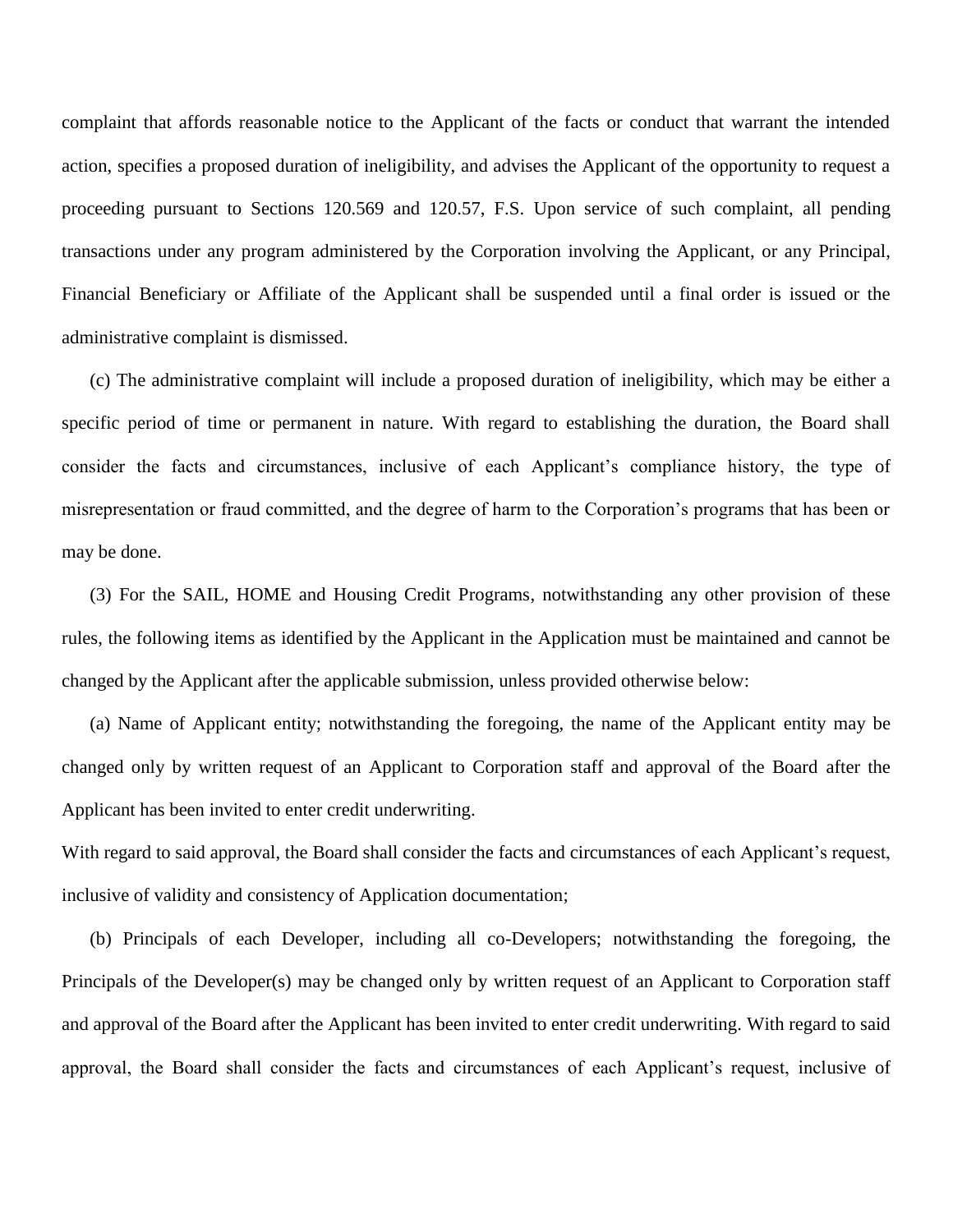complaint that affords reasonable notice to the Applicant of the facts or conduct that warrant the intended action, specifies a proposed duration of ineligibility, and advises the Applicant of the opportunity to request a proceeding pursuant to Sections 120.569 and 120.57, F.S. Upon service of such complaint, all pending transactions under any program administered by the Corporation involving the Applicant, or any Principal, Financial Beneficiary or Affiliate of the Applicant shall be suspended until a final order is issued or the administrative complaint is dismissed.

(c) The administrative complaint will include a proposed duration of ineligibility, which may be either a specific period of time or permanent in nature. With regard to establishing the duration, the Board shall consider the facts and circumstances, inclusive of each Applicant's compliance history, the type of misrepresentation or fraud committed, and the degree of harm to the Corporation's programs that has been or may be done.

(3) For the SAIL, HOME and Housing Credit Programs, notwithstanding any other provision of these rules, the following items as identified by the Applicant in the Application must be maintained and cannot be changed by the Applicant after the applicable submission, unless provided otherwise below:

(a) Name of Applicant entity; notwithstanding the foregoing, the name of the Applicant entity may be changed only by written request of an Applicant to Corporation staff and approval of the Board after the Applicant has been invited to enter credit underwriting.
With regard to said approval, the Board shall consider the facts and circumstances of each Applicant's request, inclusive of validity and consistency of Application documentation;

(b) Principals of each Developer, including all co-Developers; notwithstanding the foregoing, the Principals of the Developer(s) may be changed only by written request of an Applicant to Corporation staff and approval of the Board after the Applicant has been invited to enter credit underwriting. With regard to said approval, the Board shall consider the facts and circumstances of each Applicant's request, inclusive of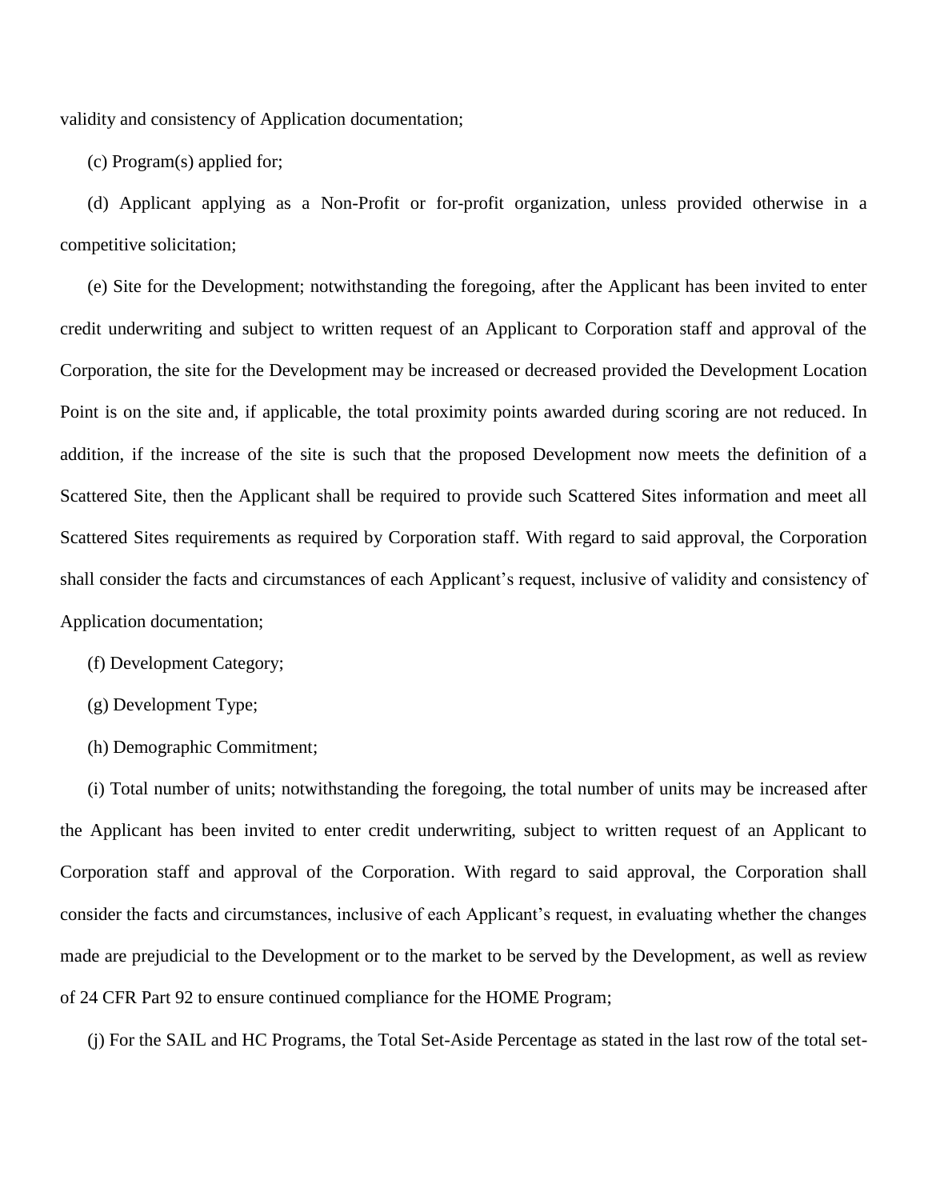validity and consistency of Application documentation;

(c) Program(s) applied for;

(d) Applicant applying as a Non-Profit or for-profit organization, unless provided otherwise in a competitive solicitation;

(e) Site for the Development; notwithstanding the foregoing, after the Applicant has been invited to enter credit underwriting and subject to written request of an Applicant to Corporation staff and approval of the Corporation, the site for the Development may be increased or decreased provided the Development Location Point is on the site and, if applicable, the total proximity points awarded during scoring are not reduced. In addition, if the increase of the site is such that the proposed Development now meets the definition of a Scattered Site, then the Applicant shall be required to provide such Scattered Sites information and meet all Scattered Sites requirements as required by Corporation staff. With regard to said approval, the Corporation shall consider the facts and circumstances of each Applicant's request, inclusive of validity and consistency of Application documentation;

(f) Development Category;

(g) Development Type;

(h) Demographic Commitment;

(i) Total number of units; notwithstanding the foregoing, the total number of units may be increased after the Applicant has been invited to enter credit underwriting, subject to written request of an Applicant to Corporation staff and approval of the Corporation. With regard to said approval, the Corporation shall consider the facts and circumstances, inclusive of each Applicant's request, in evaluating whether the changes made are prejudicial to the Development or to the market to be served by the Development, as well as review of 24 CFR Part 92 to ensure continued compliance for the HOME Program;

(j) For the SAIL and HC Programs, the Total Set-Aside Percentage as stated in the last row of the total set-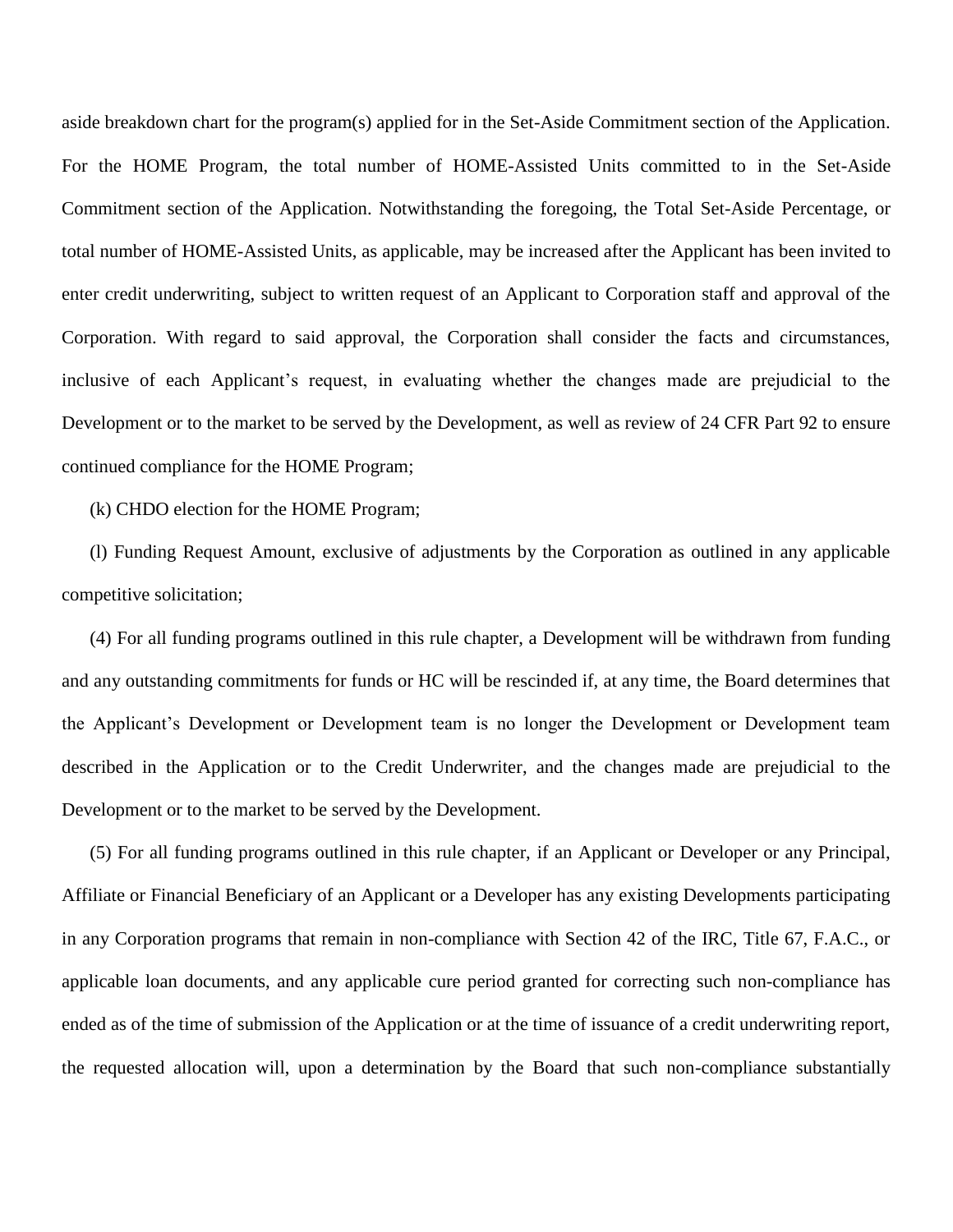aside breakdown chart for the program(s) applied for in the Set-Aside Commitment section of the Application. For the HOME Program, the total number of HOME-Assisted Units committed to in the Set-Aside Commitment section of the Application. Notwithstanding the foregoing, the Total Set-Aside Percentage, or total number of HOME-Assisted Units, as applicable, may be increased after the Applicant has been invited to enter credit underwriting, subject to written request of an Applicant to Corporation staff and approval of the Corporation. With regard to said approval, the Corporation shall consider the facts and circumstances, inclusive of each Applicant's request, in evaluating whether the changes made are prejudicial to the Development or to the market to be served by the Development, as well as review of 24 CFR Part 92 to ensure continued compliance for the HOME Program;

(k) CHDO election for the HOME Program;

(l) Funding Request Amount, exclusive of adjustments by the Corporation as outlined in any applicable competitive solicitation;

(4) For all funding programs outlined in this rule chapter, a Development will be withdrawn from funding and any outstanding commitments for funds or HC will be rescinded if, at any time, the Board determines that the Applicant's Development or Development team is no longer the Development or Development team described in the Application or to the Credit Underwriter, and the changes made are prejudicial to the Development or to the market to be served by the Development.

(5) For all funding programs outlined in this rule chapter, if an Applicant or Developer or any Principal, Affiliate or Financial Beneficiary of an Applicant or a Developer has any existing Developments participating in any Corporation programs that remain in non-compliance with Section 42 of the IRC, Title 67, F.A.C., or applicable loan documents, and any applicable cure period granted for correcting such non-compliance has ended as of the time of submission of the Application or at the time of issuance of a credit underwriting report, the requested allocation will, upon a determination by the Board that such non-compliance substantially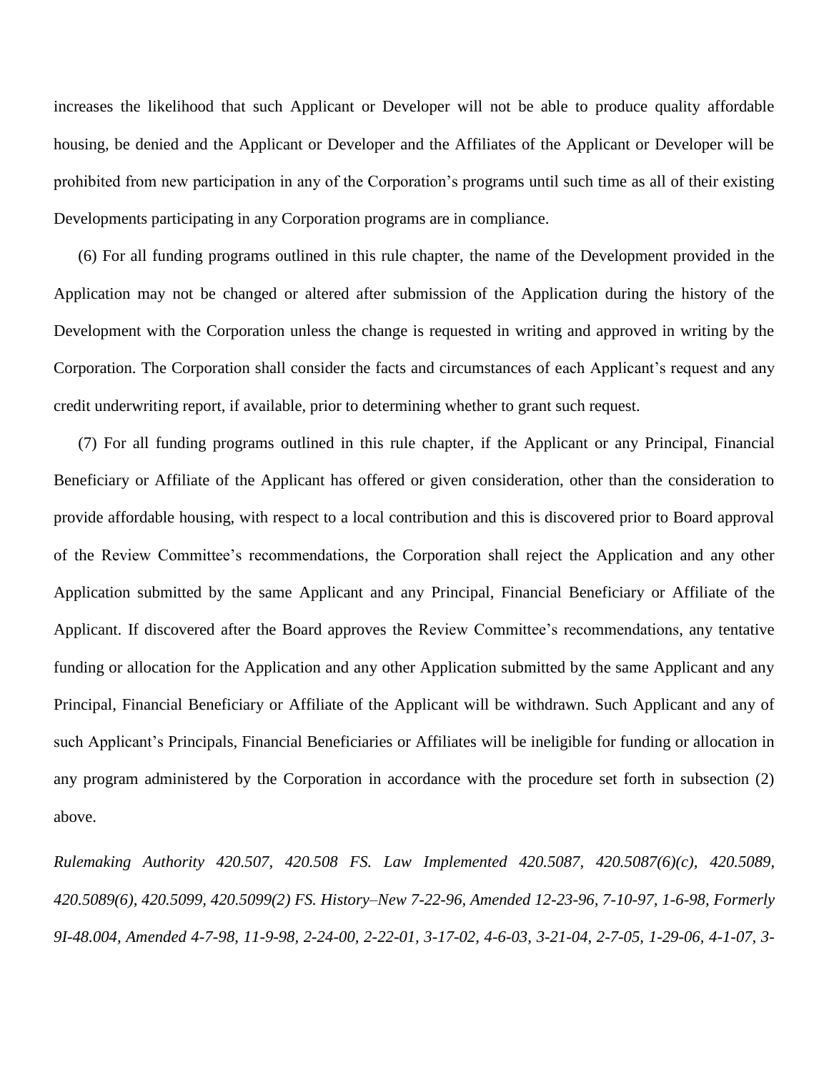increases the likelihood that such Applicant or Developer will not be able to produce quality affordable housing, be denied and the Applicant or Developer and the Affiliates of the Applicant or Developer will be prohibited from new participation in any of the Corporation's programs until such time as all of their existing Developments participating in any Corporation programs are in compliance.

(6) For all funding programs outlined in this rule chapter, the name of the Development provided in the Application may not be changed or altered after submission of the Application during the history of the Development with the Corporation unless the change is requested in writing and approved in writing by the Corporation. The Corporation shall consider the facts and circumstances of each Applicant's request and any credit underwriting report, if available, prior to determining whether to grant such request.

(7) For all funding programs outlined in this rule chapter, if the Applicant or any Principal, Financial Beneficiary or Affiliate of the Applicant has offered or given consideration, other than the consideration to provide affordable housing, with respect to a local contribution and this is discovered prior to Board approval of the Review Committee's recommendations, the Corporation shall reject the Application and any other Application submitted by the same Applicant and any Principal, Financial Beneficiary or Affiliate of the Applicant. If discovered after the Board approves the Review Committee's recommendations, any tentative funding or allocation for the Application and any other Application submitted by the same Applicant and any Principal, Financial Beneficiary or Affiliate of the Applicant will be withdrawn. Such Applicant and any of such Applicant's Principals, Financial Beneficiaries or Affiliates will be ineligible for funding or allocation in any program administered by the Corporation in accordance with the procedure set forth in subsection (2) above.

*Rulemaking Authority 420.507, 420.508 FS. Law Implemented 420.5087, 420.5087(6)(c), 420.5089, 420.5089(6), 420.5099, 420.5099(2) FS. History–New 7-22-96, Amended 12-23-96, 7-10-97, 1-6-98, Formerly 9I-48.004, Amended 4-7-98, 11-9-98, 2-24-00, 2-22-01, 3-17-02, 4-6-03, 3-21-04, 2-7-05, 1-29-06, 4-1-07, 3-*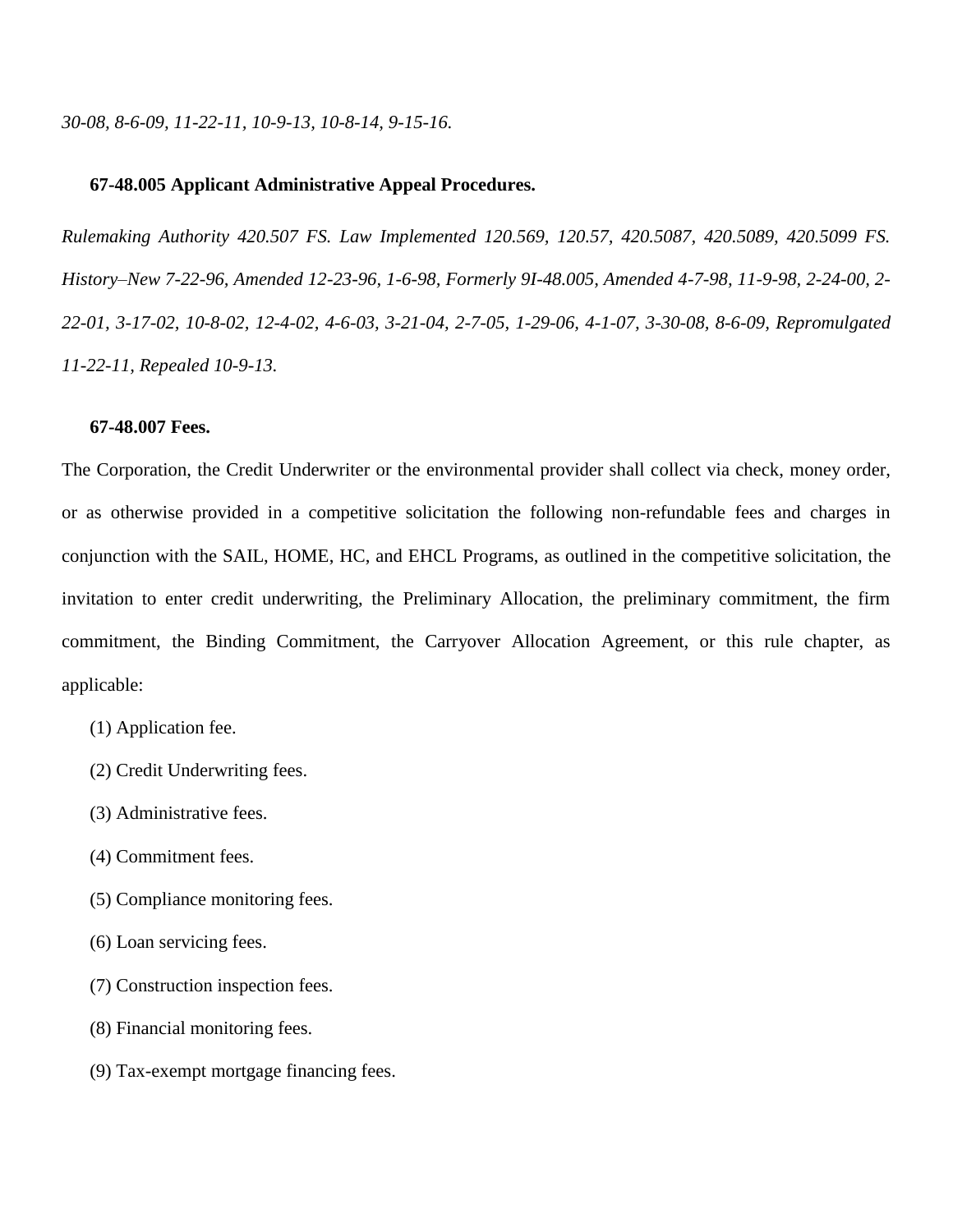*30-08, 8-6-09, 11-22-11, 10-9-13, 10-8-14, 9-15-16.*

**67-48.005 Applicant Administrative Appeal Procedures.**

*Rulemaking Authority 420.507 FS. Law Implemented 120.569, 120.57, 420.5087, 420.5089, 420.5099 FS. History–New 7-22-96, Amended 12-23-96, 1-6-98, Formerly 9I-48.005, Amended 4-7-98, 11-9-98, 2-24-00, 2-22-01, 3-17-02, 10-8-02, 12-4-02, 4-6-03, 3-21-04, 2-7-05, 1-29-06, 4-1-07, 3-30-08, 8-6-09, Repromulgated 11-22-11, Repealed 10-9-13.*

**67-48.007 Fees.**

The Corporation, the Credit Underwriter or the environmental provider shall collect via check, money order, or as otherwise provided in a competitive solicitation the following non-refundable fees and charges in conjunction with the SAIL, HOME, HC, and EHCL Programs, as outlined in the competitive solicitation, the invitation to enter credit underwriting, the Preliminary Allocation, the preliminary commitment, the firm commitment, the Binding Commitment, the Carryover Allocation Agreement, or this rule chapter, as applicable:

(1) Application fee.

(2) Credit Underwriting fees.

(3) Administrative fees.

(4) Commitment fees.

(5) Compliance monitoring fees.

(6) Loan servicing fees.

(7) Construction inspection fees.

(8) Financial monitoring fees.

(9) Tax-exempt mortgage financing fees.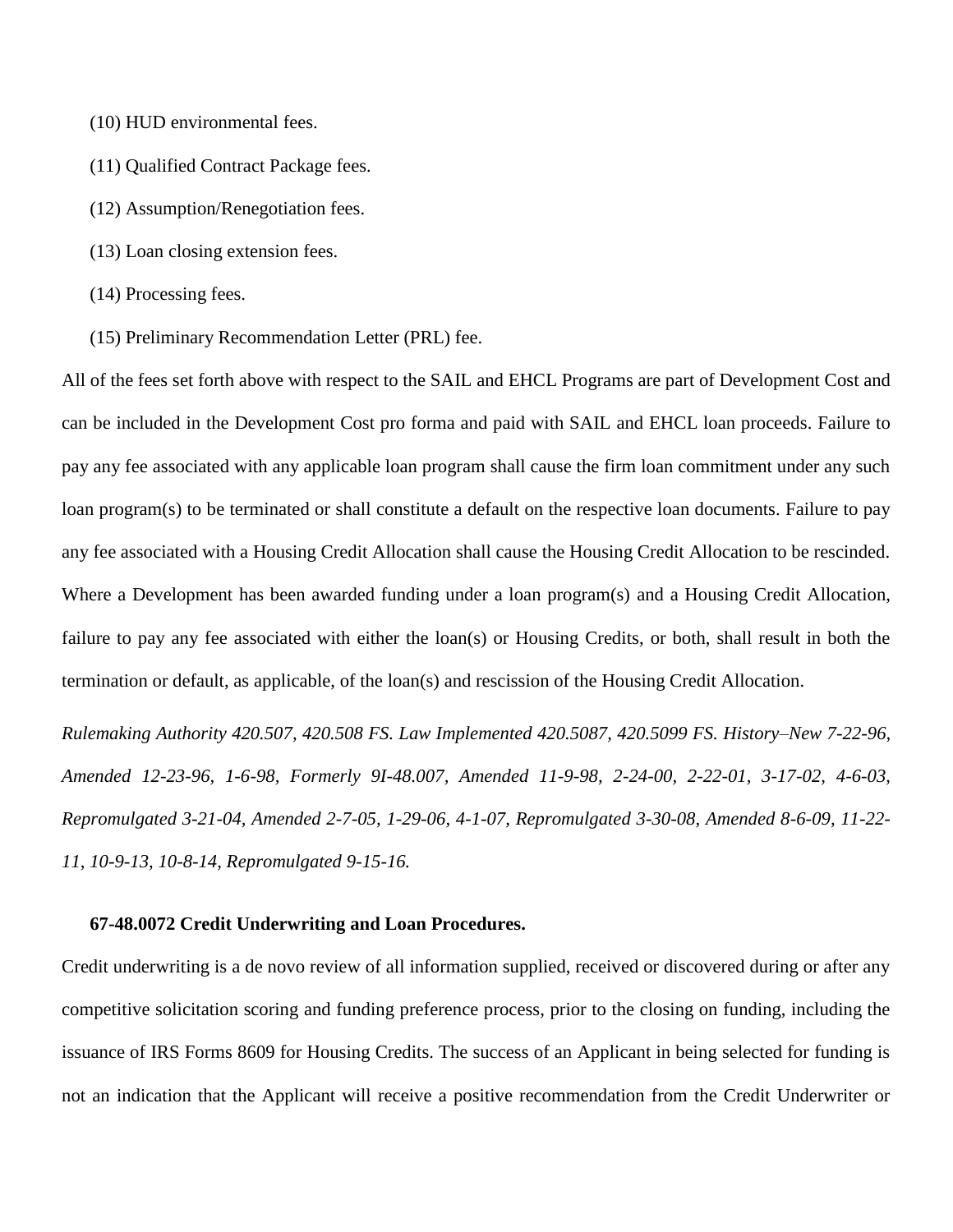(10) HUD environmental fees.

(11) Qualified Contract Package fees.

(12) Assumption/Renegotiation fees.

(13) Loan closing extension fees.

(14) Processing fees.

(15) Preliminary Recommendation Letter (PRL) fee.

All of the fees set forth above with respect to the SAIL and EHCL Programs are part of Development Cost and can be included in the Development Cost pro forma and paid with SAIL and EHCL loan proceeds. Failure to pay any fee associated with any applicable loan program shall cause the firm loan commitment under any such loan program(s) to be terminated or shall constitute a default on the respective loan documents. Failure to pay any fee associated with a Housing Credit Allocation shall cause the Housing Credit Allocation to be rescinded. Where a Development has been awarded funding under a loan program(s) and a Housing Credit Allocation, failure to pay any fee associated with either the loan(s) or Housing Credits, or both, shall result in both the termination or default, as applicable, of the loan(s) and rescission of the Housing Credit Allocation.

*Rulemaking Authority 420.507, 420.508 FS. Law Implemented 420.5087, 420.5099 FS. History–New 7-22-96, Amended 12-23-96, 1-6-98, Formerly 9I-48.007, Amended 11-9-98, 2-24-00, 2-22-01, 3-17-02, 4-6-03, Repromulgated 3-21-04, Amended 2-7-05, 1-29-06, 4-1-07, Repromulgated 3-30-08, Amended 8-6-09, 11-22-11, 10-9-13, 10-8-14, Repromulgated 9-15-16.*

**67-48.0072 Credit Underwriting and Loan Procedures.**

Credit underwriting is a de novo review of all information supplied, received or discovered during or after any competitive solicitation scoring and funding preference process, prior to the closing on funding, including the issuance of IRS Forms 8609 for Housing Credits. The success of an Applicant in being selected for funding is not an indication that the Applicant will receive a positive recommendation from the Credit Underwriter or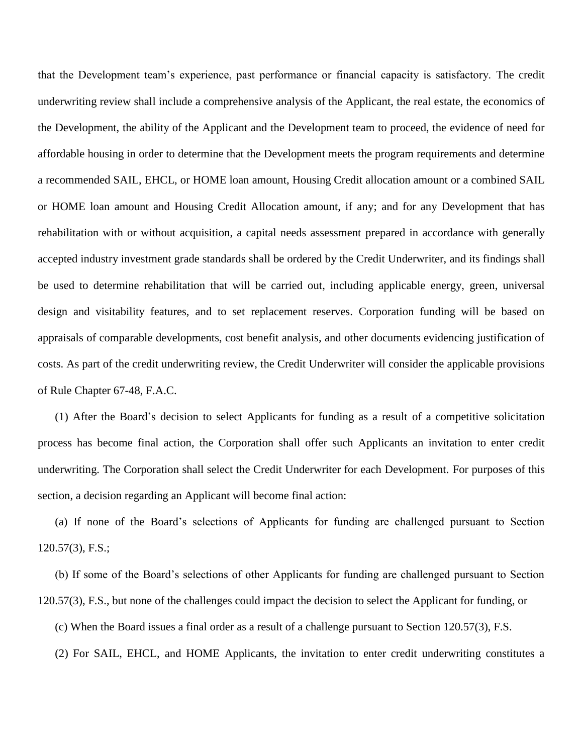that the Development team's experience, past performance or financial capacity is satisfactory. The credit underwriting review shall include a comprehensive analysis of the Applicant, the real estate, the economics of the Development, the ability of the Applicant and the Development team to proceed, the evidence of need for affordable housing in order to determine that the Development meets the program requirements and determine a recommended SAIL, EHCL, or HOME loan amount, Housing Credit allocation amount or a combined SAIL or HOME loan amount and Housing Credit Allocation amount, if any; and for any Development that has rehabilitation with or without acquisition, a capital needs assessment prepared in accordance with generally accepted industry investment grade standards shall be ordered by the Credit Underwriter, and its findings shall be used to determine rehabilitation that will be carried out, including applicable energy, green, universal design and visitability features, and to set replacement reserves. Corporation funding will be based on appraisals of comparable developments, cost benefit analysis, and other documents evidencing justification of costs. As part of the credit underwriting review, the Credit Underwriter will consider the applicable provisions of Rule Chapter 67-48, F.A.C.

(1) After the Board's decision to select Applicants for funding as a result of a competitive solicitation process has become final action, the Corporation shall offer such Applicants an invitation to enter credit underwriting. The Corporation shall select the Credit Underwriter for each Development. For purposes of this section, a decision regarding an Applicant will become final action:

(a) If none of the Board's selections of Applicants for funding are challenged pursuant to Section 120.57(3), F.S.;

(b) If some of the Board's selections of other Applicants for funding are challenged pursuant to Section 120.57(3), F.S., but none of the challenges could impact the decision to select the Applicant for funding, or

(c) When the Board issues a final order as a result of a challenge pursuant to Section 120.57(3), F.S.

(2) For SAIL, EHCL, and HOME Applicants, the invitation to enter credit underwriting constitutes a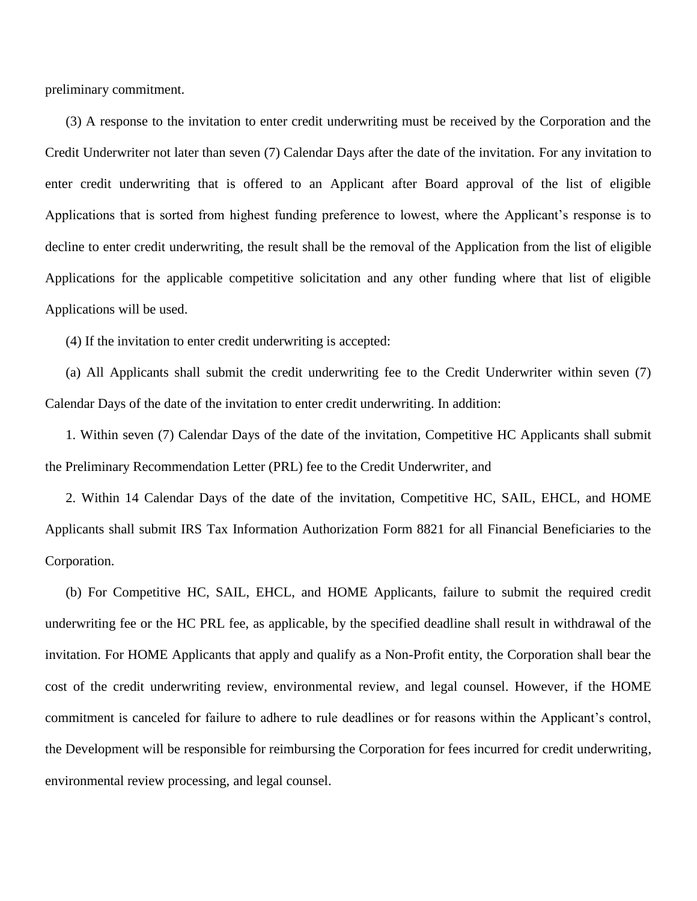preliminary commitment.

(3) A response to the invitation to enter credit underwriting must be received by the Corporation and the Credit Underwriter not later than seven (7) Calendar Days after the date of the invitation. For any invitation to enter credit underwriting that is offered to an Applicant after Board approval of the list of eligible Applications that is sorted from highest funding preference to lowest, where the Applicant's response is to decline to enter credit underwriting, the result shall be the removal of the Application from the list of eligible Applications for the applicable competitive solicitation and any other funding where that list of eligible Applications will be used.

(4) If the invitation to enter credit underwriting is accepted:

(a) All Applicants shall submit the credit underwriting fee to the Credit Underwriter within seven (7) Calendar Days of the date of the invitation to enter credit underwriting. In addition:

1. Within seven (7) Calendar Days of the date of the invitation, Competitive HC Applicants shall submit the Preliminary Recommendation Letter (PRL) fee to the Credit Underwriter, and

2. Within 14 Calendar Days of the date of the invitation, Competitive HC, SAIL, EHCL, and HOME Applicants shall submit IRS Tax Information Authorization Form 8821 for all Financial Beneficiaries to the Corporation.

(b) For Competitive HC, SAIL, EHCL, and HOME Applicants, failure to submit the required credit underwriting fee or the HC PRL fee, as applicable, by the specified deadline shall result in withdrawal of the invitation. For HOME Applicants that apply and qualify as a Non-Profit entity, the Corporation shall bear the cost of the credit underwriting review, environmental review, and legal counsel. However, if the HOME commitment is canceled for failure to adhere to rule deadlines or for reasons within the Applicant's control, the Development will be responsible for reimbursing the Corporation for fees incurred for credit underwriting, environmental review processing, and legal counsel.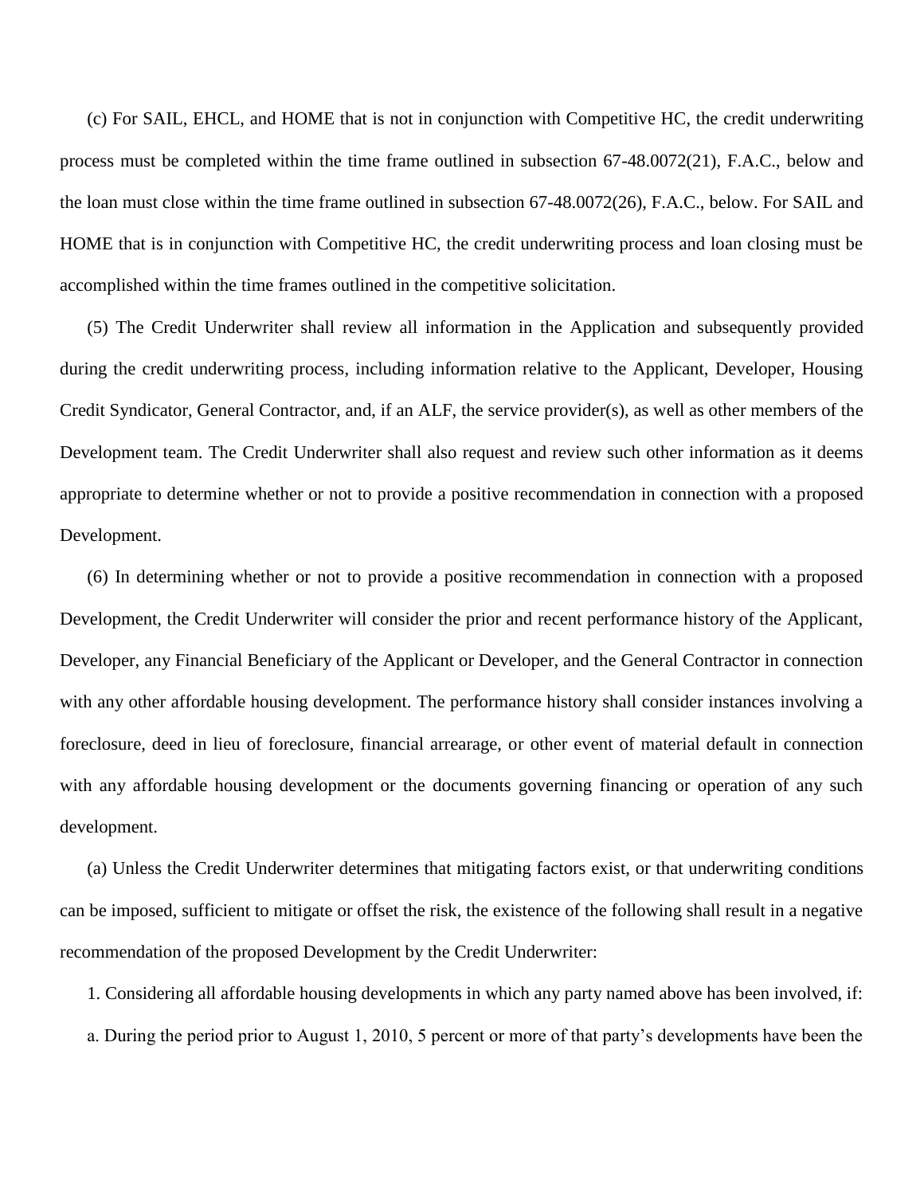(c) For SAIL, EHCL, and HOME that is not in conjunction with Competitive HC, the credit underwriting process must be completed within the time frame outlined in subsection 67-48.0072(21), F.A.C., below and the loan must close within the time frame outlined in subsection 67-48.0072(26), F.A.C., below. For SAIL and HOME that is in conjunction with Competitive HC, the credit underwriting process and loan closing must be accomplished within the time frames outlined in the competitive solicitation.

(5) The Credit Underwriter shall review all information in the Application and subsequently provided during the credit underwriting process, including information relative to the Applicant, Developer, Housing Credit Syndicator, General Contractor, and, if an ALF, the service provider(s), as well as other members of the Development team. The Credit Underwriter shall also request and review such other information as it deems appropriate to determine whether or not to provide a positive recommendation in connection with a proposed Development.

(6) In determining whether or not to provide a positive recommendation in connection with a proposed Development, the Credit Underwriter will consider the prior and recent performance history of the Applicant, Developer, any Financial Beneficiary of the Applicant or Developer, and the General Contractor in connection with any other affordable housing development. The performance history shall consider instances involving a foreclosure, deed in lieu of foreclosure, financial arrearage, or other event of material default in connection with any affordable housing development or the documents governing financing or operation of any such development.

(a) Unless the Credit Underwriter determines that mitigating factors exist, or that underwriting conditions can be imposed, sufficient to mitigate or offset the risk, the existence of the following shall result in a negative recommendation of the proposed Development by the Credit Underwriter:

1. Considering all affordable housing developments in which any party named above has been involved, if:

a. During the period prior to August 1, 2010, 5 percent or more of that party's developments have been the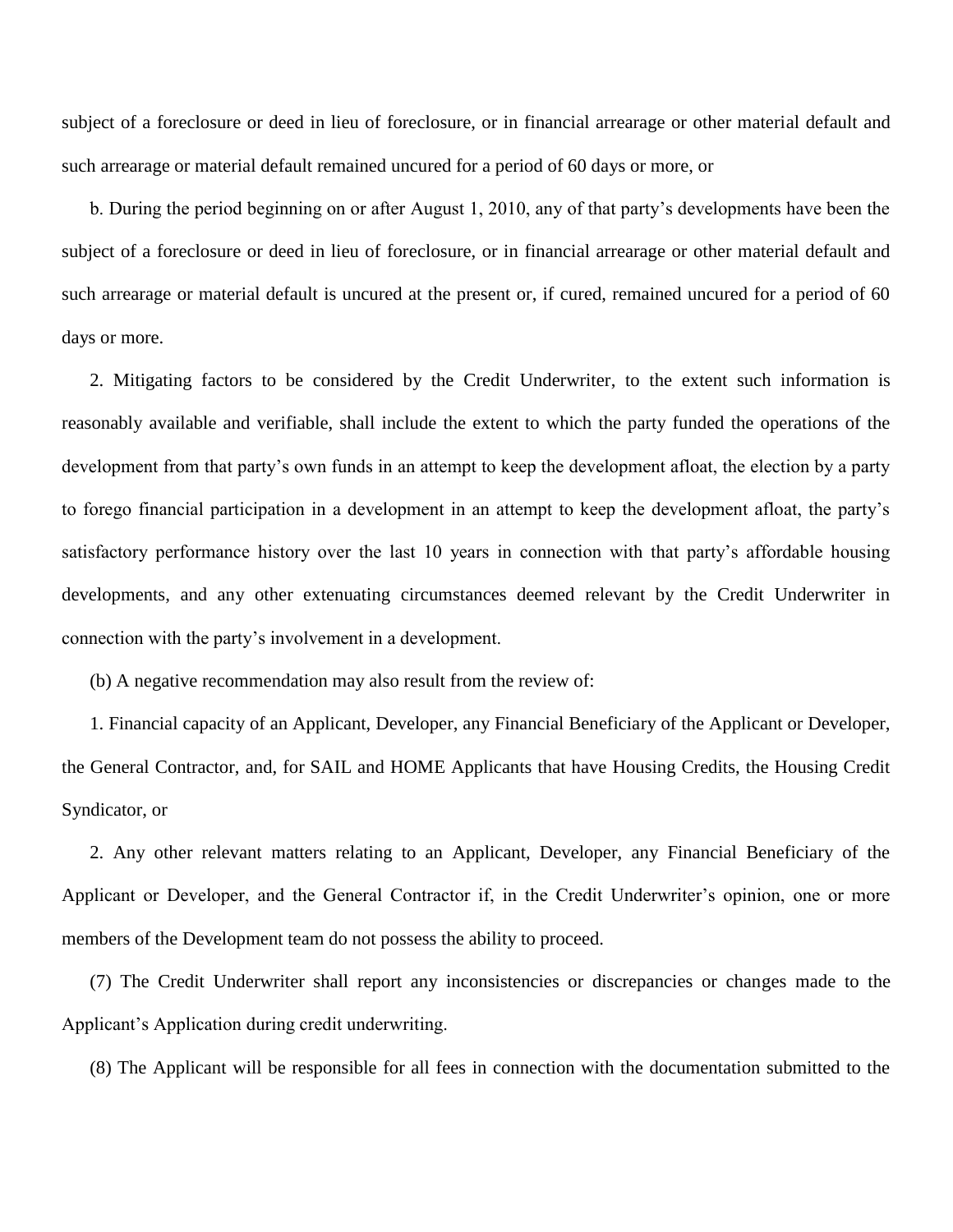subject of a foreclosure or deed in lieu of foreclosure, or in financial arrearage or other material default and such arrearage or material default remained uncured for a period of 60 days or more, or

b. During the period beginning on or after August 1, 2010, any of that party's developments have been the subject of a foreclosure or deed in lieu of foreclosure, or in financial arrearage or other material default and such arrearage or material default is uncured at the present or, if cured, remained uncured for a period of 60 days or more.

2. Mitigating factors to be considered by the Credit Underwriter, to the extent such information is reasonably available and verifiable, shall include the extent to which the party funded the operations of the development from that party's own funds in an attempt to keep the development afloat, the election by a party to forego financial participation in a development in an attempt to keep the development afloat, the party's satisfactory performance history over the last 10 years in connection with that party's affordable housing developments, and any other extenuating circumstances deemed relevant by the Credit Underwriter in connection with the party's involvement in a development.

(b) A negative recommendation may also result from the review of:

1. Financial capacity of an Applicant, Developer, any Financial Beneficiary of the Applicant or Developer, the General Contractor, and, for SAIL and HOME Applicants that have Housing Credits, the Housing Credit Syndicator, or

2. Any other relevant matters relating to an Applicant, Developer, any Financial Beneficiary of the Applicant or Developer, and the General Contractor if, in the Credit Underwriter's opinion, one or more members of the Development team do not possess the ability to proceed.

(7) The Credit Underwriter shall report any inconsistencies or discrepancies or changes made to the Applicant's Application during credit underwriting.

(8) The Applicant will be responsible for all fees in connection with the documentation submitted to the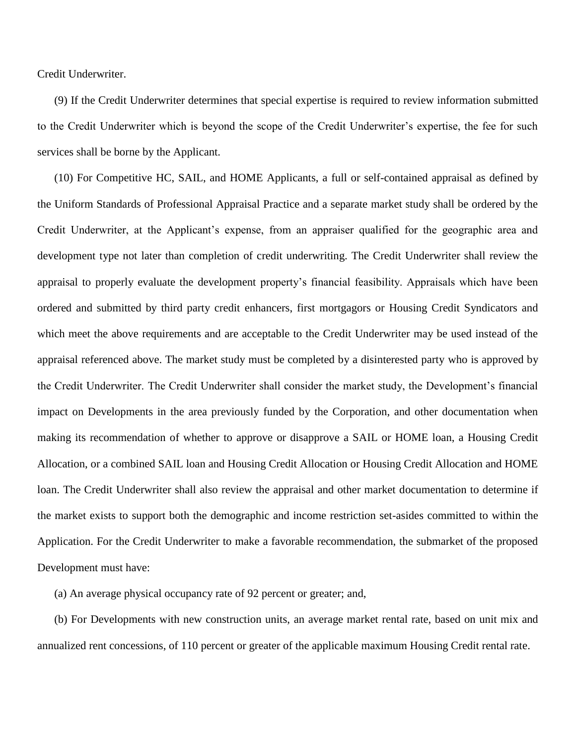Credit Underwriter.

(9) If the Credit Underwriter determines that special expertise is required to review information submitted to the Credit Underwriter which is beyond the scope of the Credit Underwriter's expertise, the fee for such services shall be borne by the Applicant.

(10) For Competitive HC, SAIL, and HOME Applicants, a full or self-contained appraisal as defined by the Uniform Standards of Professional Appraisal Practice and a separate market study shall be ordered by the Credit Underwriter, at the Applicant's expense, from an appraiser qualified for the geographic area and development type not later than completion of credit underwriting. The Credit Underwriter shall review the appraisal to properly evaluate the development property's financial feasibility. Appraisals which have been ordered and submitted by third party credit enhancers, first mortgagors or Housing Credit Syndicators and which meet the above requirements and are acceptable to the Credit Underwriter may be used instead of the appraisal referenced above. The market study must be completed by a disinterested party who is approved by the Credit Underwriter. The Credit Underwriter shall consider the market study, the Development's financial impact on Developments in the area previously funded by the Corporation, and other documentation when making its recommendation of whether to approve or disapprove a SAIL or HOME loan, a Housing Credit Allocation, or a combined SAIL loan and Housing Credit Allocation or Housing Credit Allocation and HOME loan. The Credit Underwriter shall also review the appraisal and other market documentation to determine if the market exists to support both the demographic and income restriction set-asides committed to within the Application. For the Credit Underwriter to make a favorable recommendation, the submarket of the proposed Development must have:

(a) An average physical occupancy rate of 92 percent or greater; and,

(b) For Developments with new construction units, an average market rental rate, based on unit mix and annualized rent concessions, of 110 percent or greater of the applicable maximum Housing Credit rental rate.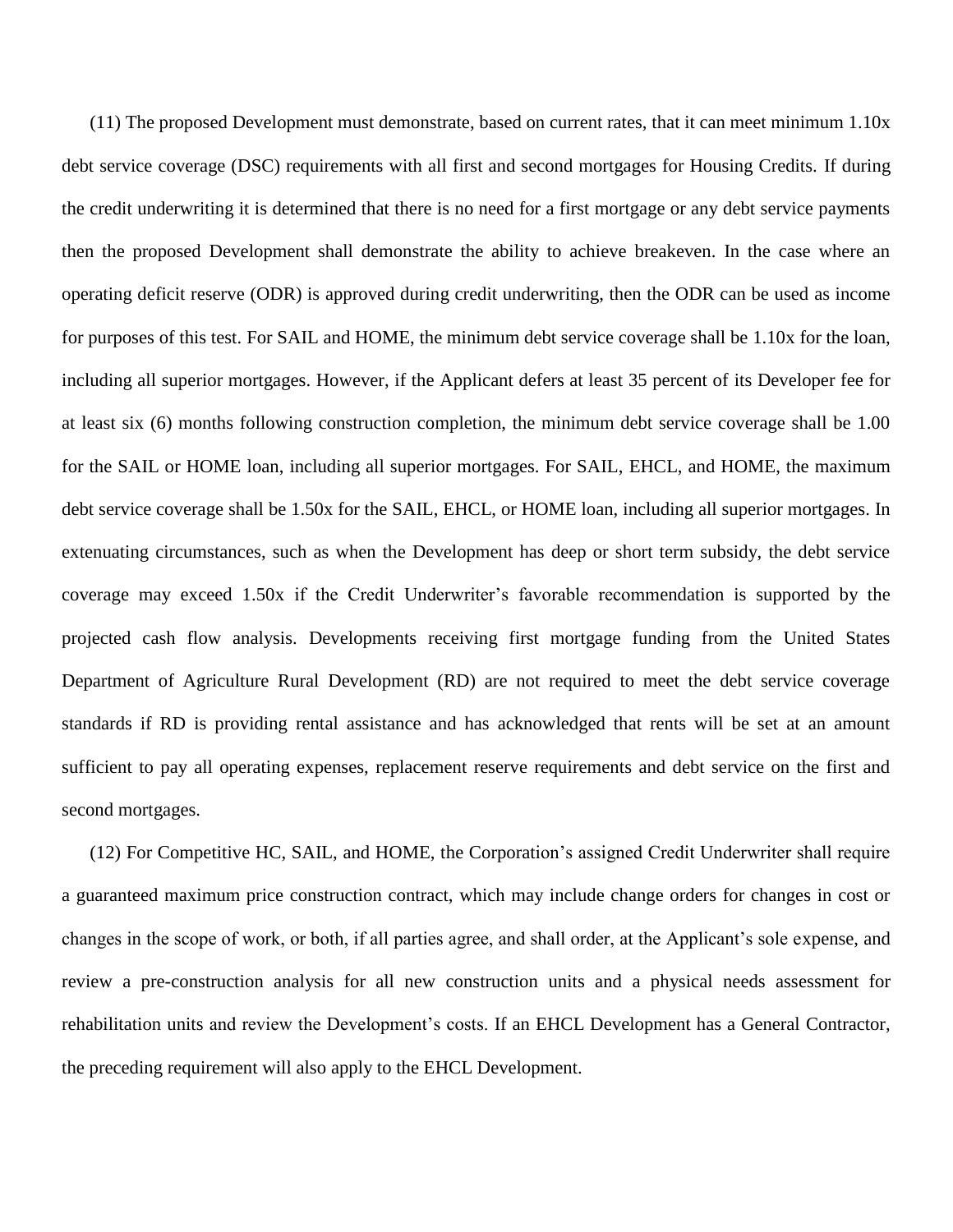(11) The proposed Development must demonstrate, based on current rates, that it can meet minimum 1.10x debt service coverage (DSC) requirements with all first and second mortgages for Housing Credits. If during the credit underwriting it is determined that there is no need for a first mortgage or any debt service payments then the proposed Development shall demonstrate the ability to achieve breakeven. In the case where an operating deficit reserve (ODR) is approved during credit underwriting, then the ODR can be used as income for purposes of this test. For SAIL and HOME, the minimum debt service coverage shall be 1.10x for the loan, including all superior mortgages. However, if the Applicant defers at least 35 percent of its Developer fee for at least six (6) months following construction completion, the minimum debt service coverage shall be 1.00 for the SAIL or HOME loan, including all superior mortgages. For SAIL, EHCL, and HOME, the maximum debt service coverage shall be 1.50x for the SAIL, EHCL, or HOME loan, including all superior mortgages. In extenuating circumstances, such as when the Development has deep or short term subsidy, the debt service coverage may exceed 1.50x if the Credit Underwriter's favorable recommendation is supported by the projected cash flow analysis. Developments receiving first mortgage funding from the United States Department of Agriculture Rural Development (RD) are not required to meet the debt service coverage standards if RD is providing rental assistance and has acknowledged that rents will be set at an amount sufficient to pay all operating expenses, replacement reserve requirements and debt service on the first and second mortgages.

(12) For Competitive HC, SAIL, and HOME, the Corporation's assigned Credit Underwriter shall require a guaranteed maximum price construction contract, which may include change orders for changes in cost or changes in the scope of work, or both, if all parties agree, and shall order, at the Applicant's sole expense, and review a pre-construction analysis for all new construction units and a physical needs assessment for rehabilitation units and review the Development's costs. If an EHCL Development has a General Contractor, the preceding requirement will also apply to the EHCL Development.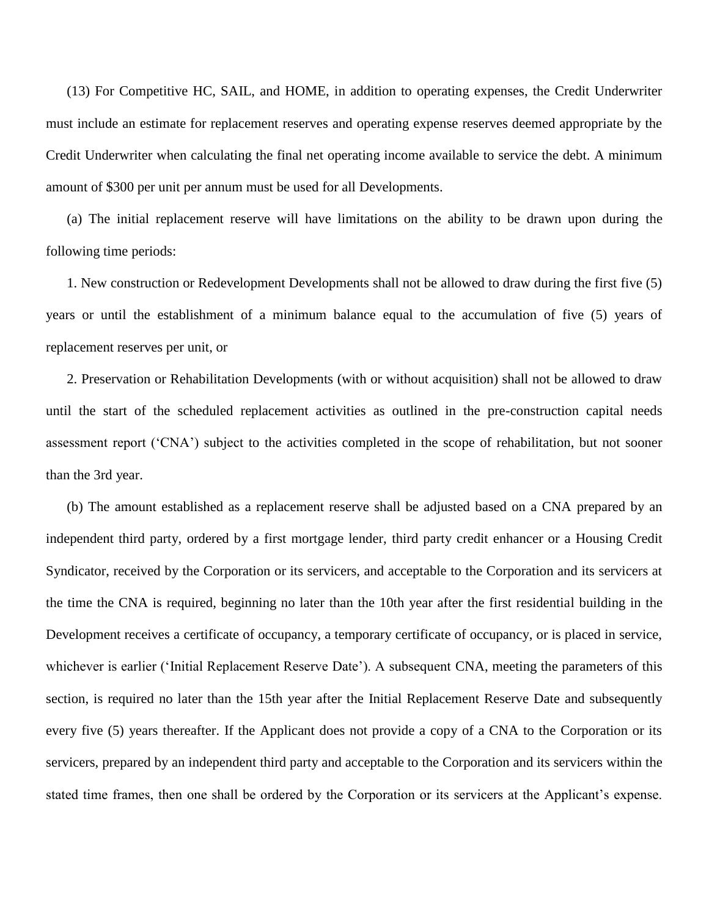(13) For Competitive HC, SAIL, and HOME, in addition to operating expenses, the Credit Underwriter must include an estimate for replacement reserves and operating expense reserves deemed appropriate by the Credit Underwriter when calculating the final net operating income available to service the debt. A minimum amount of $300 per unit per annum must be used for all Developments.

(a) The initial replacement reserve will have limitations on the ability to be drawn upon during the following time periods:

1. New construction or Redevelopment Developments shall not be allowed to draw during the first five (5) years or until the establishment of a minimum balance equal to the accumulation of five (5) years of replacement reserves per unit, or

2. Preservation or Rehabilitation Developments (with or without acquisition) shall not be allowed to draw until the start of the scheduled replacement activities as outlined in the pre-construction capital needs assessment report ('CNA') subject to the activities completed in the scope of rehabilitation, but not sooner than the 3rd year.

(b) The amount established as a replacement reserve shall be adjusted based on a CNA prepared by an independent third party, ordered by a first mortgage lender, third party credit enhancer or a Housing Credit Syndicator, received by the Corporation or its servicers, and acceptable to the Corporation and its servicers at the time the CNA is required, beginning no later than the 10th year after the first residential building in the Development receives a certificate of occupancy, a temporary certificate of occupancy, or is placed in service, whichever is earlier ('Initial Replacement Reserve Date'). A subsequent CNA, meeting the parameters of this section, is required no later than the 15th year after the Initial Replacement Reserve Date and subsequently every five (5) years thereafter. If the Applicant does not provide a copy of a CNA to the Corporation or its servicers, prepared by an independent third party and acceptable to the Corporation and its servicers within the stated time frames, then one shall be ordered by the Corporation or its servicers at the Applicant's expense.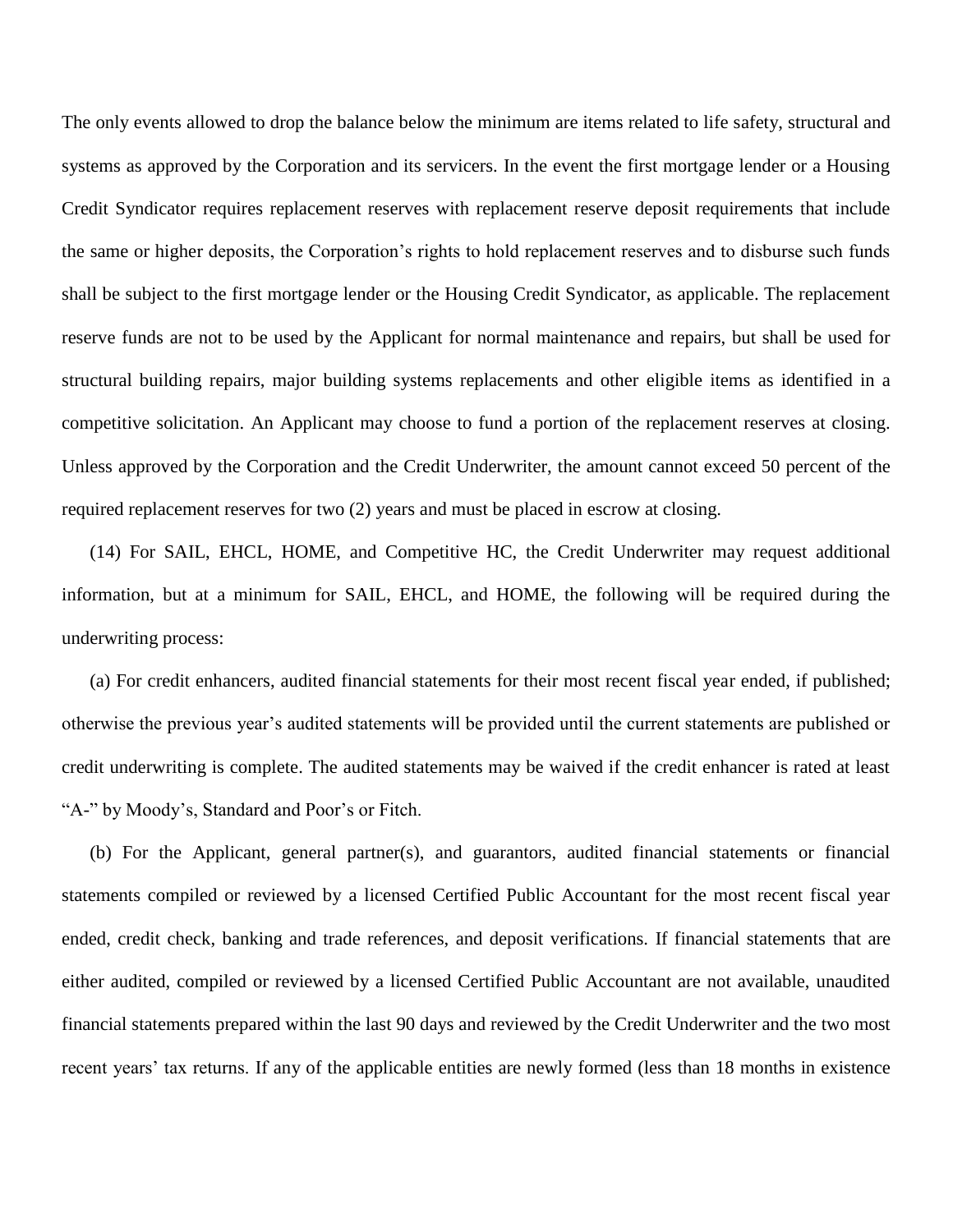The only events allowed to drop the balance below the minimum are items related to life safety, structural and systems as approved by the Corporation and its servicers. In the event the first mortgage lender or a Housing Credit Syndicator requires replacement reserves with replacement reserve deposit requirements that include the same or higher deposits, the Corporation's rights to hold replacement reserves and to disburse such funds shall be subject to the first mortgage lender or the Housing Credit Syndicator, as applicable. The replacement reserve funds are not to be used by the Applicant for normal maintenance and repairs, but shall be used for structural building repairs, major building systems replacements and other eligible items as identified in a competitive solicitation. An Applicant may choose to fund a portion of the replacement reserves at closing. Unless approved by the Corporation and the Credit Underwriter, the amount cannot exceed 50 percent of the required replacement reserves for two (2) years and must be placed in escrow at closing.

(14) For SAIL, EHCL, HOME, and Competitive HC, the Credit Underwriter may request additional information, but at a minimum for SAIL, EHCL, and HOME, the following will be required during the underwriting process:

(a) For credit enhancers, audited financial statements for their most recent fiscal year ended, if published; otherwise the previous year's audited statements will be provided until the current statements are published or credit underwriting is complete. The audited statements may be waived if the credit enhancer is rated at least "A-" by Moody's, Standard and Poor's or Fitch.

(b) For the Applicant, general partner(s), and guarantors, audited financial statements or financial statements compiled or reviewed by a licensed Certified Public Accountant for the most recent fiscal year ended, credit check, banking and trade references, and deposit verifications. If financial statements that are either audited, compiled or reviewed by a licensed Certified Public Accountant are not available, unaudited financial statements prepared within the last 90 days and reviewed by the Credit Underwriter and the two most recent years' tax returns. If any of the applicable entities are newly formed (less than 18 months in existence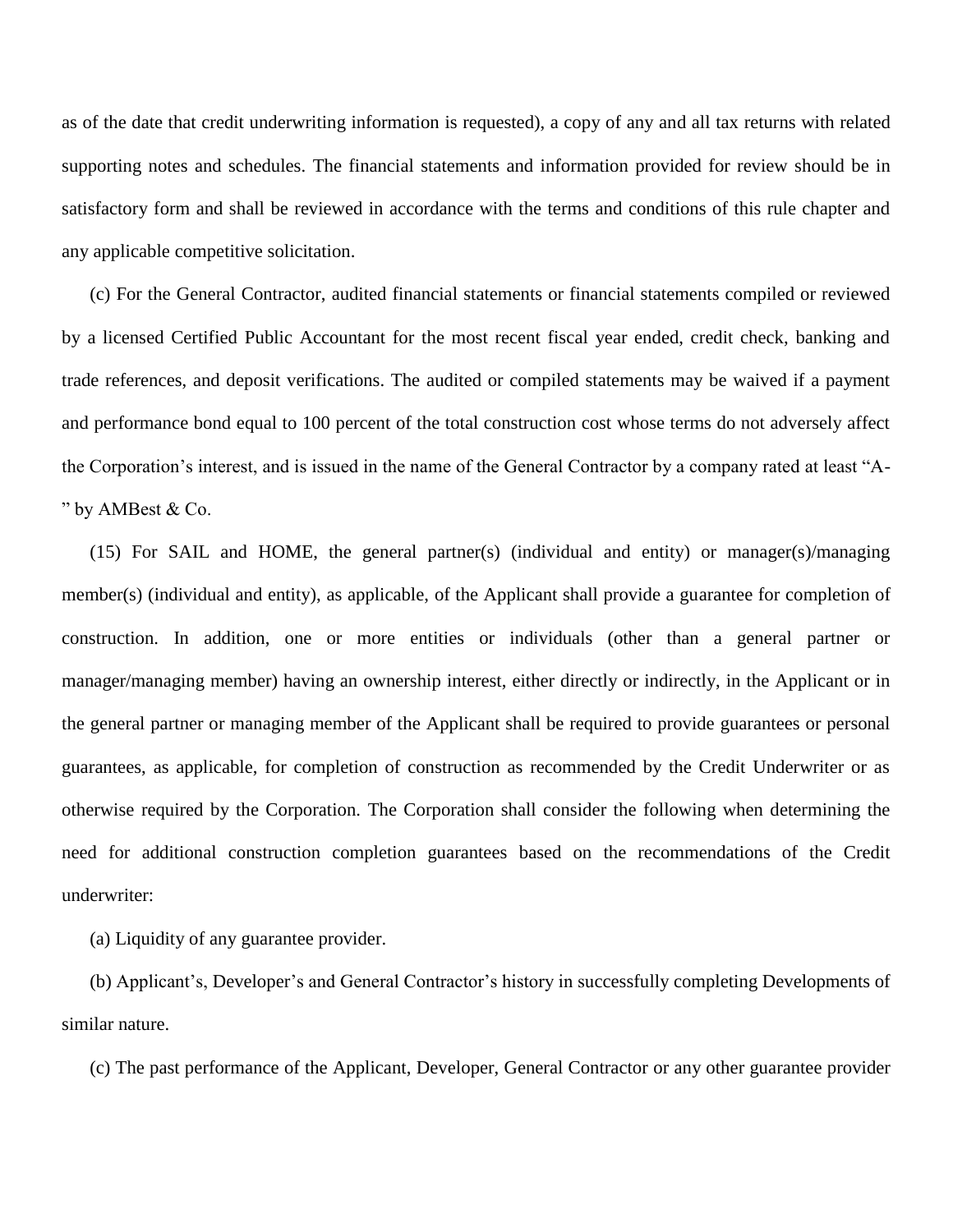as of the date that credit underwriting information is requested), a copy of any and all tax returns with related supporting notes and schedules. The financial statements and information provided for review should be in satisfactory form and shall be reviewed in accordance with the terms and conditions of this rule chapter and any applicable competitive solicitation.

(c) For the General Contractor, audited financial statements or financial statements compiled or reviewed by a licensed Certified Public Accountant for the most recent fiscal year ended, credit check, banking and trade references, and deposit verifications. The audited or compiled statements may be waived if a payment and performance bond equal to 100 percent of the total construction cost whose terms do not adversely affect the Corporation's interest, and is issued in the name of the General Contractor by a company rated at least "A-" by AMBest & Co.

(15) For SAIL and HOME, the general partner(s) (individual and entity) or manager(s)/managing member(s) (individual and entity), as applicable, of the Applicant shall provide a guarantee for completion of construction. In addition, one or more entities or individuals (other than a general partner or manager/managing member) having an ownership interest, either directly or indirectly, in the Applicant or in the general partner or managing member of the Applicant shall be required to provide guarantees or personal guarantees, as applicable, for completion of construction as recommended by the Credit Underwriter or as otherwise required by the Corporation. The Corporation shall consider the following when determining the need for additional construction completion guarantees based on the recommendations of the Credit underwriter:

(a) Liquidity of any guarantee provider.

(b) Applicant's, Developer's and General Contractor's history in successfully completing Developments of similar nature.

(c) The past performance of the Applicant, Developer, General Contractor or any other guarantee provider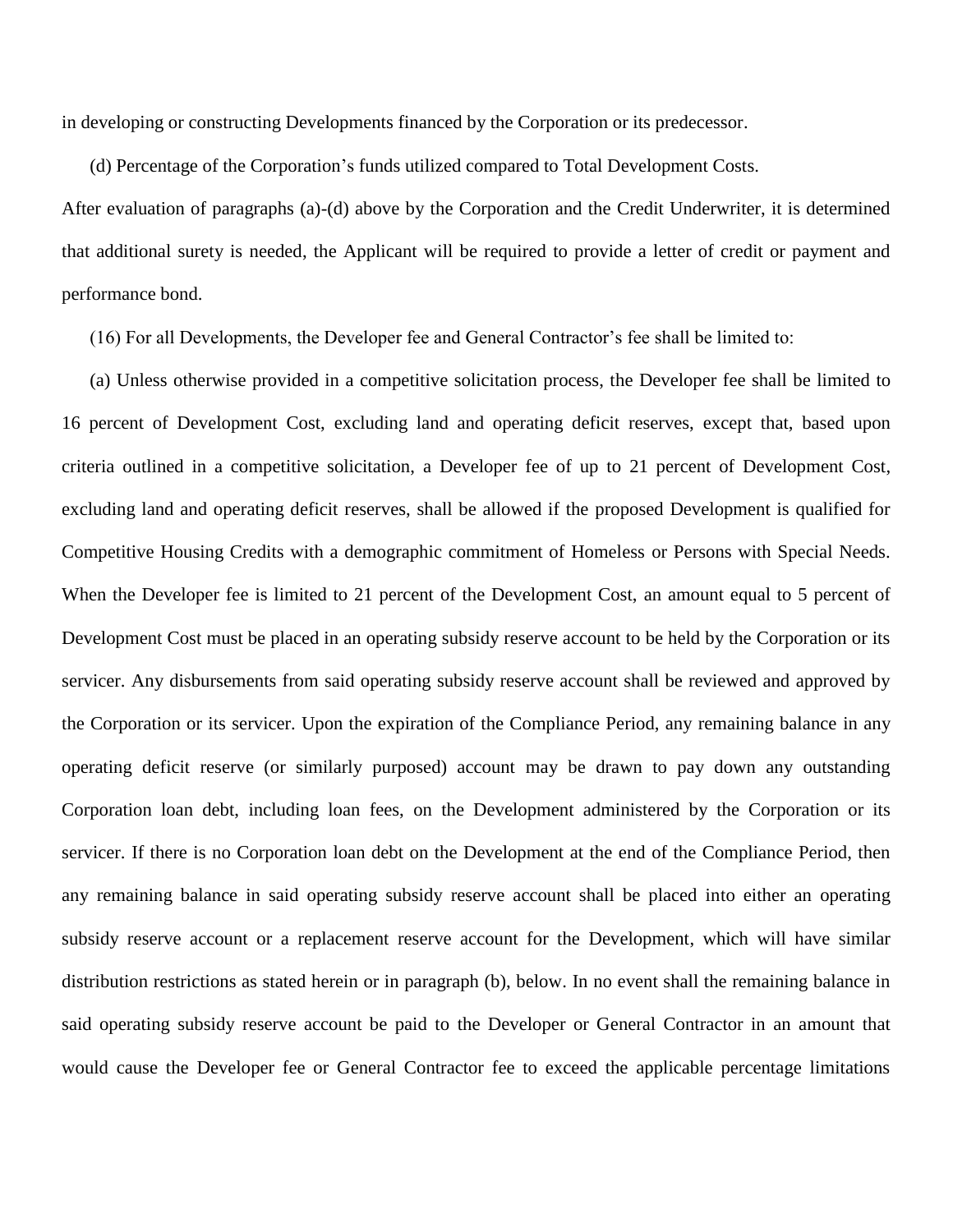in developing or constructing Developments financed by the Corporation or its predecessor.

(d) Percentage of the Corporation's funds utilized compared to Total Development Costs.

After evaluation of paragraphs (a)-(d) above by the Corporation and the Credit Underwriter, it is determined that additional surety is needed, the Applicant will be required to provide a letter of credit or payment and performance bond.

(16) For all Developments, the Developer fee and General Contractor's fee shall be limited to:

(a) Unless otherwise provided in a competitive solicitation process, the Developer fee shall be limited to 16 percent of Development Cost, excluding land and operating deficit reserves, except that, based upon criteria outlined in a competitive solicitation, a Developer fee of up to 21 percent of Development Cost, excluding land and operating deficit reserves, shall be allowed if the proposed Development is qualified for Competitive Housing Credits with a demographic commitment of Homeless or Persons with Special Needs. When the Developer fee is limited to 21 percent of the Development Cost, an amount equal to 5 percent of Development Cost must be placed in an operating subsidy reserve account to be held by the Corporation or its servicer. Any disbursements from said operating subsidy reserve account shall be reviewed and approved by the Corporation or its servicer. Upon the expiration of the Compliance Period, any remaining balance in any operating deficit reserve (or similarly purposed) account may be drawn to pay down any outstanding Corporation loan debt, including loan fees, on the Development administered by the Corporation or its servicer. If there is no Corporation loan debt on the Development at the end of the Compliance Period, then any remaining balance in said operating subsidy reserve account shall be placed into either an operating subsidy reserve account or a replacement reserve account for the Development, which will have similar distribution restrictions as stated herein or in paragraph (b), below. In no event shall the remaining balance in said operating subsidy reserve account be paid to the Developer or General Contractor in an amount that would cause the Developer fee or General Contractor fee to exceed the applicable percentage limitations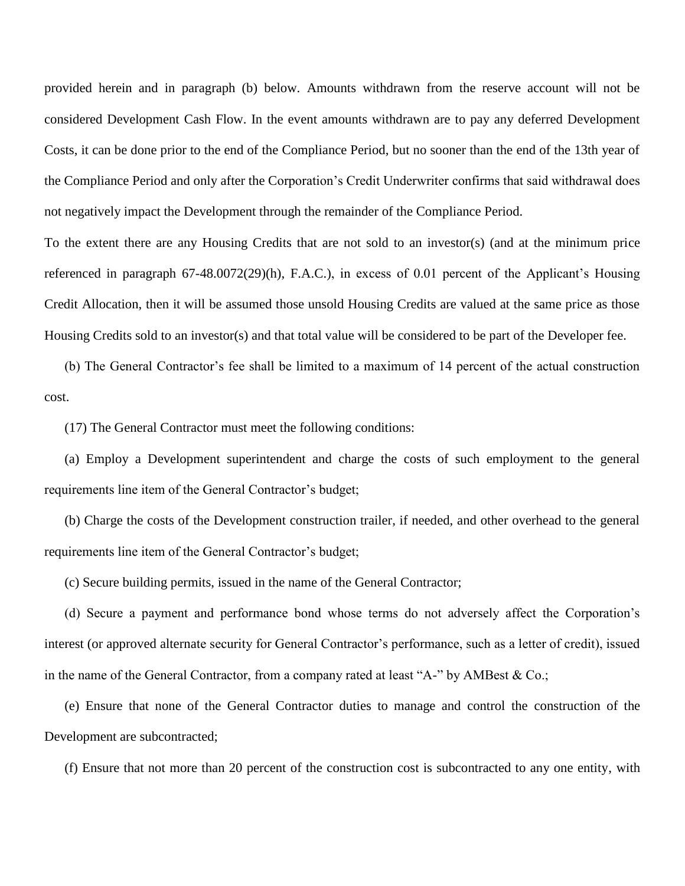provided herein and in paragraph (b) below. Amounts withdrawn from the reserve account will not be considered Development Cash Flow. In the event amounts withdrawn are to pay any deferred Development Costs, it can be done prior to the end of the Compliance Period, but no sooner than the end of the 13th year of the Compliance Period and only after the Corporation's Credit Underwriter confirms that said withdrawal does not negatively impact the Development through the remainder of the Compliance Period.

To the extent there are any Housing Credits that are not sold to an investor(s) (and at the minimum price referenced in paragraph 67-48.0072(29)(h), F.A.C.), in excess of 0.01 percent of the Applicant's Housing Credit Allocation, then it will be assumed those unsold Housing Credits are valued at the same price as those Housing Credits sold to an investor(s) and that total value will be considered to be part of the Developer fee.

(b) The General Contractor's fee shall be limited to a maximum of 14 percent of the actual construction cost.

(17) The General Contractor must meet the following conditions:

(a) Employ a Development superintendent and charge the costs of such employment to the general requirements line item of the General Contractor's budget;

(b) Charge the costs of the Development construction trailer, if needed, and other overhead to the general requirements line item of the General Contractor's budget;

(c) Secure building permits, issued in the name of the General Contractor;

(d) Secure a payment and performance bond whose terms do not adversely affect the Corporation's interest (or approved alternate security for General Contractor's performance, such as a letter of credit), issued in the name of the General Contractor, from a company rated at least "A-" by AMBest & Co.;

(e) Ensure that none of the General Contractor duties to manage and control the construction of the Development are subcontracted;

(f) Ensure that not more than 20 percent of the construction cost is subcontracted to any one entity, with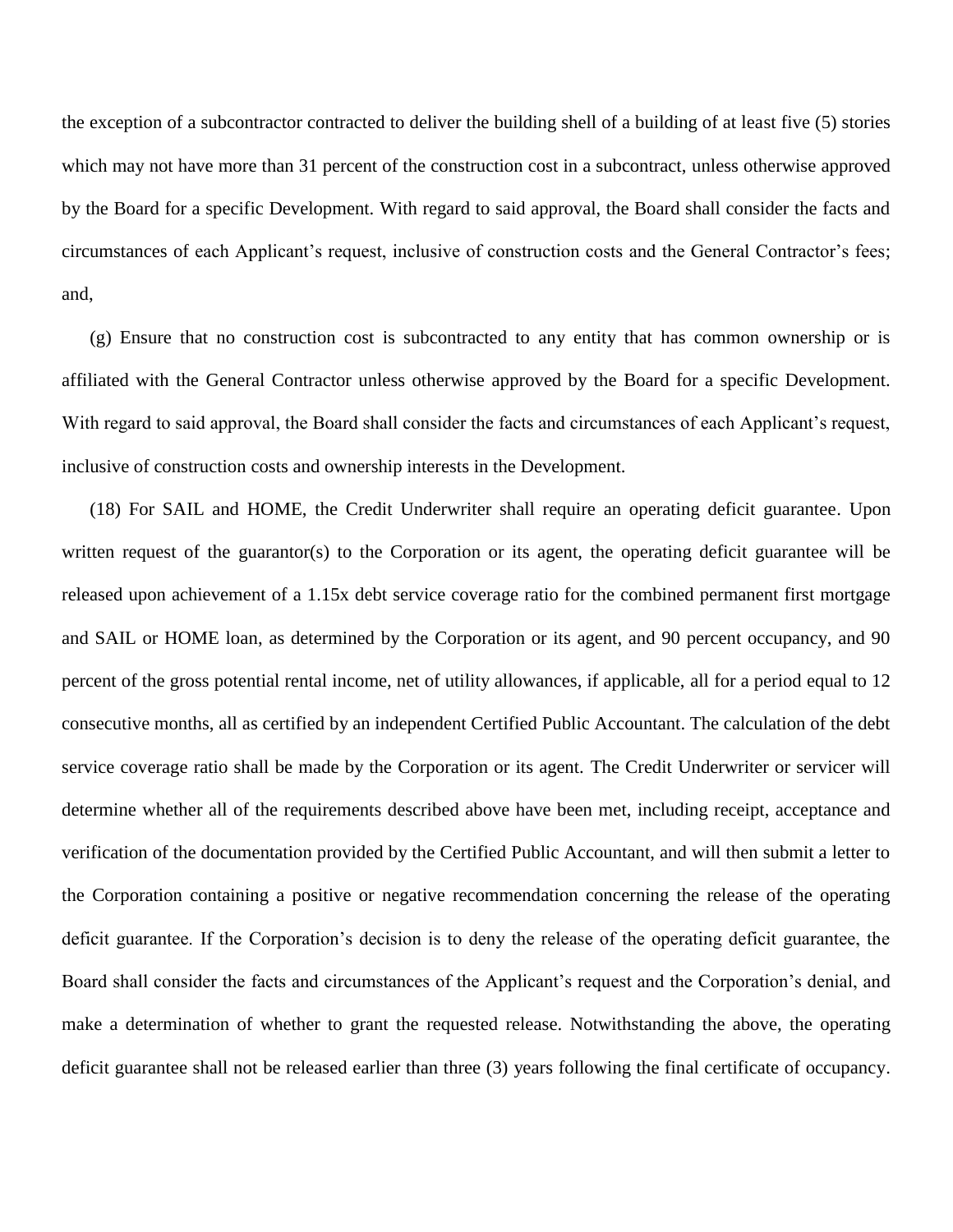the exception of a subcontractor contracted to deliver the building shell of a building of at least five (5) stories which may not have more than 31 percent of the construction cost in a subcontract, unless otherwise approved by the Board for a specific Development. With regard to said approval, the Board shall consider the facts and circumstances of each Applicant's request, inclusive of construction costs and the General Contractor's fees; and,

(g) Ensure that no construction cost is subcontracted to any entity that has common ownership or is affiliated with the General Contractor unless otherwise approved by the Board for a specific Development. With regard to said approval, the Board shall consider the facts and circumstances of each Applicant's request, inclusive of construction costs and ownership interests in the Development.

(18) For SAIL and HOME, the Credit Underwriter shall require an operating deficit guarantee. Upon written request of the guarantor(s) to the Corporation or its agent, the operating deficit guarantee will be released upon achievement of a 1.15x debt service coverage ratio for the combined permanent first mortgage and SAIL or HOME loan, as determined by the Corporation or its agent, and 90 percent occupancy, and 90 percent of the gross potential rental income, net of utility allowances, if applicable, all for a period equal to 12 consecutive months, all as certified by an independent Certified Public Accountant. The calculation of the debt service coverage ratio shall be made by the Corporation or its agent. The Credit Underwriter or servicer will determine whether all of the requirements described above have been met, including receipt, acceptance and verification of the documentation provided by the Certified Public Accountant, and will then submit a letter to the Corporation containing a positive or negative recommendation concerning the release of the operating deficit guarantee. If the Corporation's decision is to deny the release of the operating deficit guarantee, the Board shall consider the facts and circumstances of the Applicant's request and the Corporation's denial, and make a determination of whether to grant the requested release. Notwithstanding the above, the operating deficit guarantee shall not be released earlier than three (3) years following the final certificate of occupancy.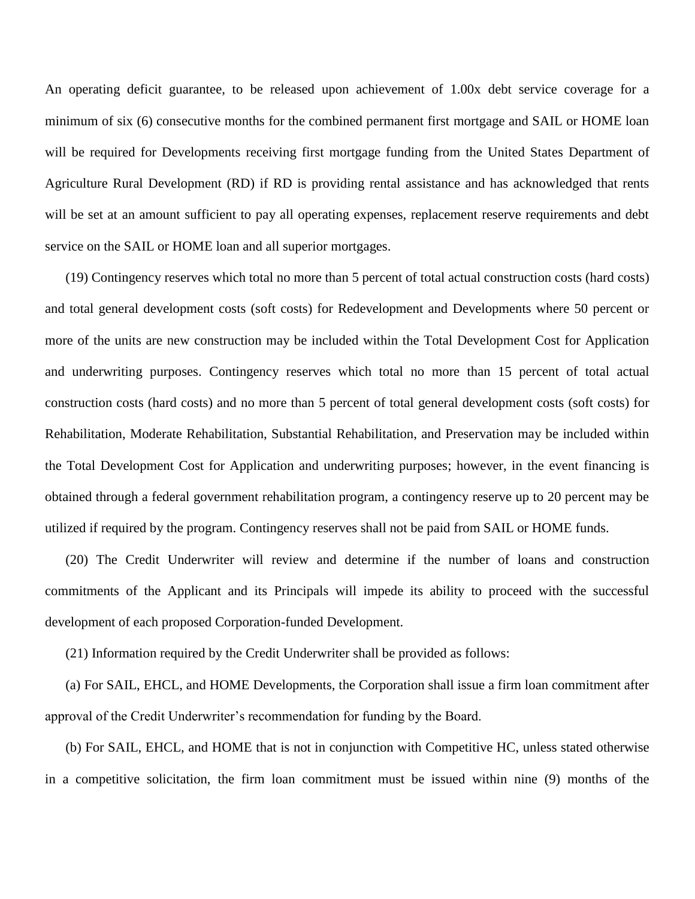An operating deficit guarantee, to be released upon achievement of 1.00x debt service coverage for a minimum of six (6) consecutive months for the combined permanent first mortgage and SAIL or HOME loan will be required for Developments receiving first mortgage funding from the United States Department of Agriculture Rural Development (RD) if RD is providing rental assistance and has acknowledged that rents will be set at an amount sufficient to pay all operating expenses, replacement reserve requirements and debt service on the SAIL or HOME loan and all superior mortgages.

(19) Contingency reserves which total no more than 5 percent of total actual construction costs (hard costs) and total general development costs (soft costs) for Redevelopment and Developments where 50 percent or more of the units are new construction may be included within the Total Development Cost for Application and underwriting purposes. Contingency reserves which total no more than 15 percent of total actual construction costs (hard costs) and no more than 5 percent of total general development costs (soft costs) for Rehabilitation, Moderate Rehabilitation, Substantial Rehabilitation, and Preservation may be included within the Total Development Cost for Application and underwriting purposes; however, in the event financing is obtained through a federal government rehabilitation program, a contingency reserve up to 20 percent may be utilized if required by the program. Contingency reserves shall not be paid from SAIL or HOME funds.

(20) The Credit Underwriter will review and determine if the number of loans and construction commitments of the Applicant and its Principals will impede its ability to proceed with the successful development of each proposed Corporation-funded Development.

(21) Information required by the Credit Underwriter shall be provided as follows:

(a) For SAIL, EHCL, and HOME Developments, the Corporation shall issue a firm loan commitment after approval of the Credit Underwriter's recommendation for funding by the Board.

(b) For SAIL, EHCL, and HOME that is not in conjunction with Competitive HC, unless stated otherwise in a competitive solicitation, the firm loan commitment must be issued within nine (9) months of the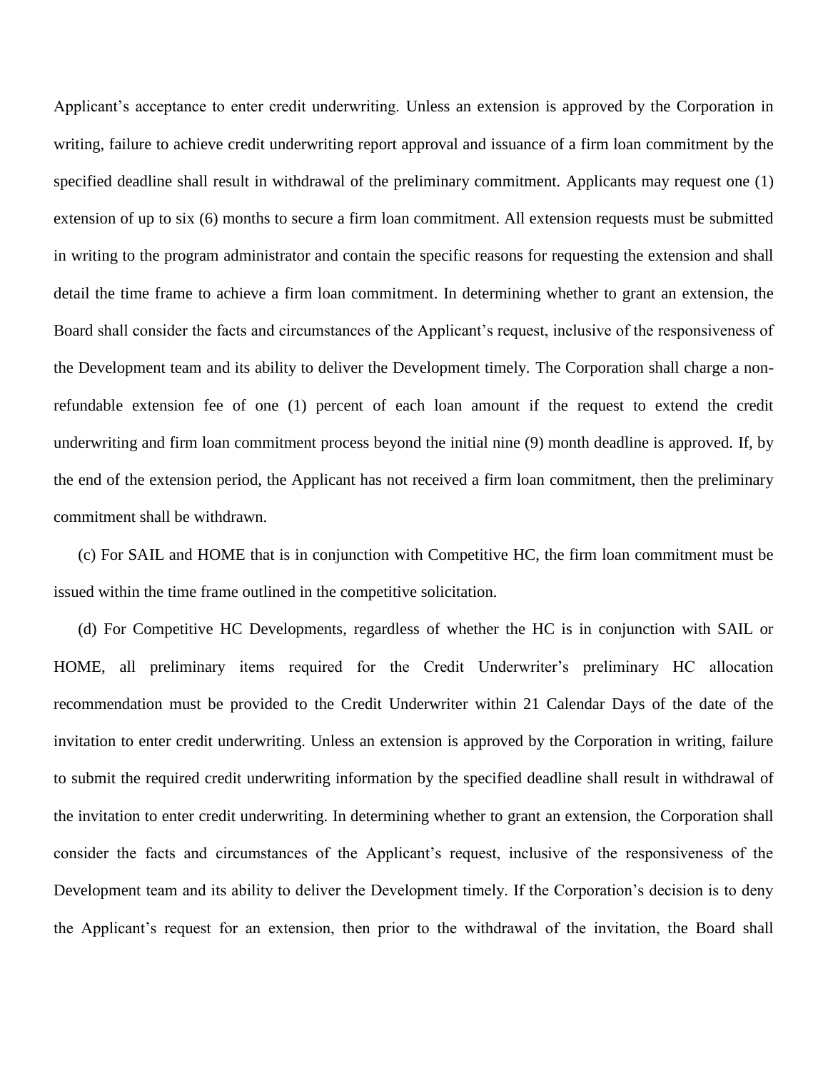Applicant's acceptance to enter credit underwriting. Unless an extension is approved by the Corporation in writing, failure to achieve credit underwriting report approval and issuance of a firm loan commitment by the specified deadline shall result in withdrawal of the preliminary commitment. Applicants may request one (1) extension of up to six (6) months to secure a firm loan commitment. All extension requests must be submitted in writing to the program administrator and contain the specific reasons for requesting the extension and shall detail the time frame to achieve a firm loan commitment. In determining whether to grant an extension, the Board shall consider the facts and circumstances of the Applicant's request, inclusive of the responsiveness of the Development team and its ability to deliver the Development timely. The Corporation shall charge a non-refundable extension fee of one (1) percent of each loan amount if the request to extend the credit underwriting and firm loan commitment process beyond the initial nine (9) month deadline is approved. If, by the end of the extension period, the Applicant has not received a firm loan commitment, then the preliminary commitment shall be withdrawn.

(c) For SAIL and HOME that is in conjunction with Competitive HC, the firm loan commitment must be issued within the time frame outlined in the competitive solicitation.

(d) For Competitive HC Developments, regardless of whether the HC is in conjunction with SAIL or HOME, all preliminary items required for the Credit Underwriter's preliminary HC allocation recommendation must be provided to the Credit Underwriter within 21 Calendar Days of the date of the invitation to enter credit underwriting. Unless an extension is approved by the Corporation in writing, failure to submit the required credit underwriting information by the specified deadline shall result in withdrawal of the invitation to enter credit underwriting. In determining whether to grant an extension, the Corporation shall consider the facts and circumstances of the Applicant's request, inclusive of the responsiveness of the Development team and its ability to deliver the Development timely. If the Corporation's decision is to deny the Applicant's request for an extension, then prior to the withdrawal of the invitation, the Board shall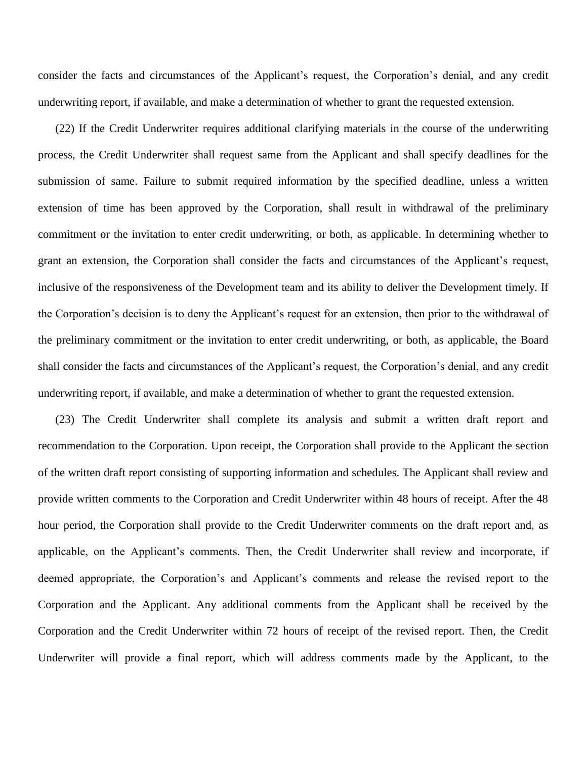consider the facts and circumstances of the Applicant's request, the Corporation's denial, and any credit underwriting report, if available, and make a determination of whether to grant the requested extension.

(22) If the Credit Underwriter requires additional clarifying materials in the course of the underwriting process, the Credit Underwriter shall request same from the Applicant and shall specify deadlines for the submission of same. Failure to submit required information by the specified deadline, unless a written extension of time has been approved by the Corporation, shall result in withdrawal of the preliminary commitment or the invitation to enter credit underwriting, or both, as applicable. In determining whether to grant an extension, the Corporation shall consider the facts and circumstances of the Applicant's request, inclusive of the responsiveness of the Development team and its ability to deliver the Development timely. If the Corporation's decision is to deny the Applicant's request for an extension, then prior to the withdrawal of the preliminary commitment or the invitation to enter credit underwriting, or both, as applicable, the Board shall consider the facts and circumstances of the Applicant's request, the Corporation's denial, and any credit underwriting report, if available, and make a determination of whether to grant the requested extension.

(23) The Credit Underwriter shall complete its analysis and submit a written draft report and recommendation to the Corporation. Upon receipt, the Corporation shall provide to the Applicant the section of the written draft report consisting of supporting information and schedules. The Applicant shall review and provide written comments to the Corporation and Credit Underwriter within 48 hours of receipt. After the 48 hour period, the Corporation shall provide to the Credit Underwriter comments on the draft report and, as applicable, on the Applicant's comments. Then, the Credit Underwriter shall review and incorporate, if deemed appropriate, the Corporation's and Applicant's comments and release the revised report to the Corporation and the Applicant. Any additional comments from the Applicant shall be received by the Corporation and the Credit Underwriter within 72 hours of receipt of the revised report. Then, the Credit Underwriter will provide a final report, which will address comments made by the Applicant, to the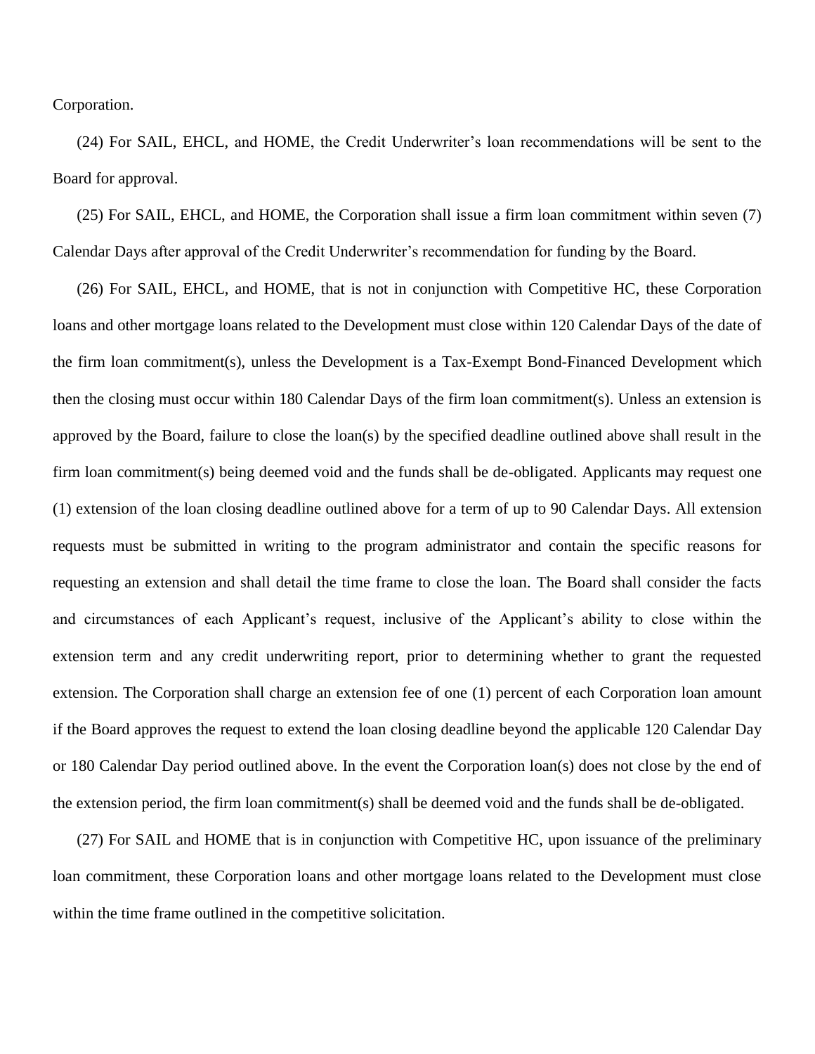Corporation.

(24) For SAIL, EHCL, and HOME, the Credit Underwriter's loan recommendations will be sent to the Board for approval.

(25) For SAIL, EHCL, and HOME, the Corporation shall issue a firm loan commitment within seven (7) Calendar Days after approval of the Credit Underwriter's recommendation for funding by the Board.

(26) For SAIL, EHCL, and HOME, that is not in conjunction with Competitive HC, these Corporation loans and other mortgage loans related to the Development must close within 120 Calendar Days of the date of the firm loan commitment(s), unless the Development is a Tax-Exempt Bond-Financed Development which then the closing must occur within 180 Calendar Days of the firm loan commitment(s). Unless an extension is approved by the Board, failure to close the loan(s) by the specified deadline outlined above shall result in the firm loan commitment(s) being deemed void and the funds shall be de-obligated. Applicants may request one (1) extension of the loan closing deadline outlined above for a term of up to 90 Calendar Days. All extension requests must be submitted in writing to the program administrator and contain the specific reasons for requesting an extension and shall detail the time frame to close the loan. The Board shall consider the facts and circumstances of each Applicant's request, inclusive of the Applicant's ability to close within the extension term and any credit underwriting report, prior to determining whether to grant the requested extension. The Corporation shall charge an extension fee of one (1) percent of each Corporation loan amount if the Board approves the request to extend the loan closing deadline beyond the applicable 120 Calendar Day or 180 Calendar Day period outlined above. In the event the Corporation loan(s) does not close by the end of the extension period, the firm loan commitment(s) shall be deemed void and the funds shall be de-obligated.

(27) For SAIL and HOME that is in conjunction with Competitive HC, upon issuance of the preliminary loan commitment, these Corporation loans and other mortgage loans related to the Development must close within the time frame outlined in the competitive solicitation.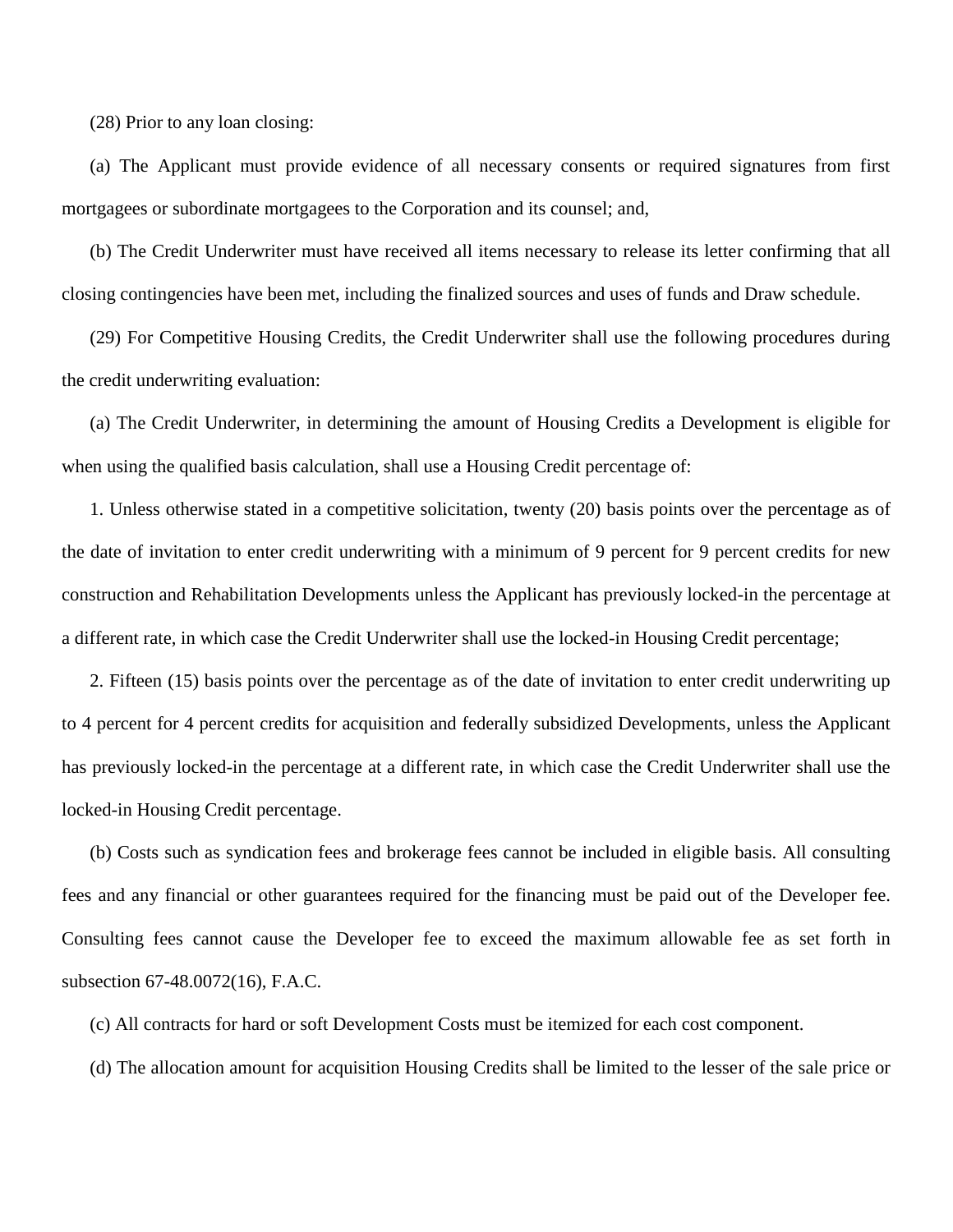(28) Prior to any loan closing:

(a) The Applicant must provide evidence of all necessary consents or required signatures from first mortgagees or subordinate mortgagees to the Corporation and its counsel; and,

(b) The Credit Underwriter must have received all items necessary to release its letter confirming that all closing contingencies have been met, including the finalized sources and uses of funds and Draw schedule.

(29) For Competitive Housing Credits, the Credit Underwriter shall use the following procedures during the credit underwriting evaluation:

(a) The Credit Underwriter, in determining the amount of Housing Credits a Development is eligible for when using the qualified basis calculation, shall use a Housing Credit percentage of:

1. Unless otherwise stated in a competitive solicitation, twenty (20) basis points over the percentage as of the date of invitation to enter credit underwriting with a minimum of 9 percent for 9 percent credits for new construction and Rehabilitation Developments unless the Applicant has previously locked-in the percentage at a different rate, in which case the Credit Underwriter shall use the locked-in Housing Credit percentage;

2. Fifteen (15) basis points over the percentage as of the date of invitation to enter credit underwriting up to 4 percent for 4 percent credits for acquisition and federally subsidized Developments, unless the Applicant has previously locked-in the percentage at a different rate, in which case the Credit Underwriter shall use the locked-in Housing Credit percentage.

(b) Costs such as syndication fees and brokerage fees cannot be included in eligible basis. All consulting fees and any financial or other guarantees required for the financing must be paid out of the Developer fee. Consulting fees cannot cause the Developer fee to exceed the maximum allowable fee as set forth in subsection 67-48.0072(16), F.A.C.

(c) All contracts for hard or soft Development Costs must be itemized for each cost component.

(d) The allocation amount for acquisition Housing Credits shall be limited to the lesser of the sale price or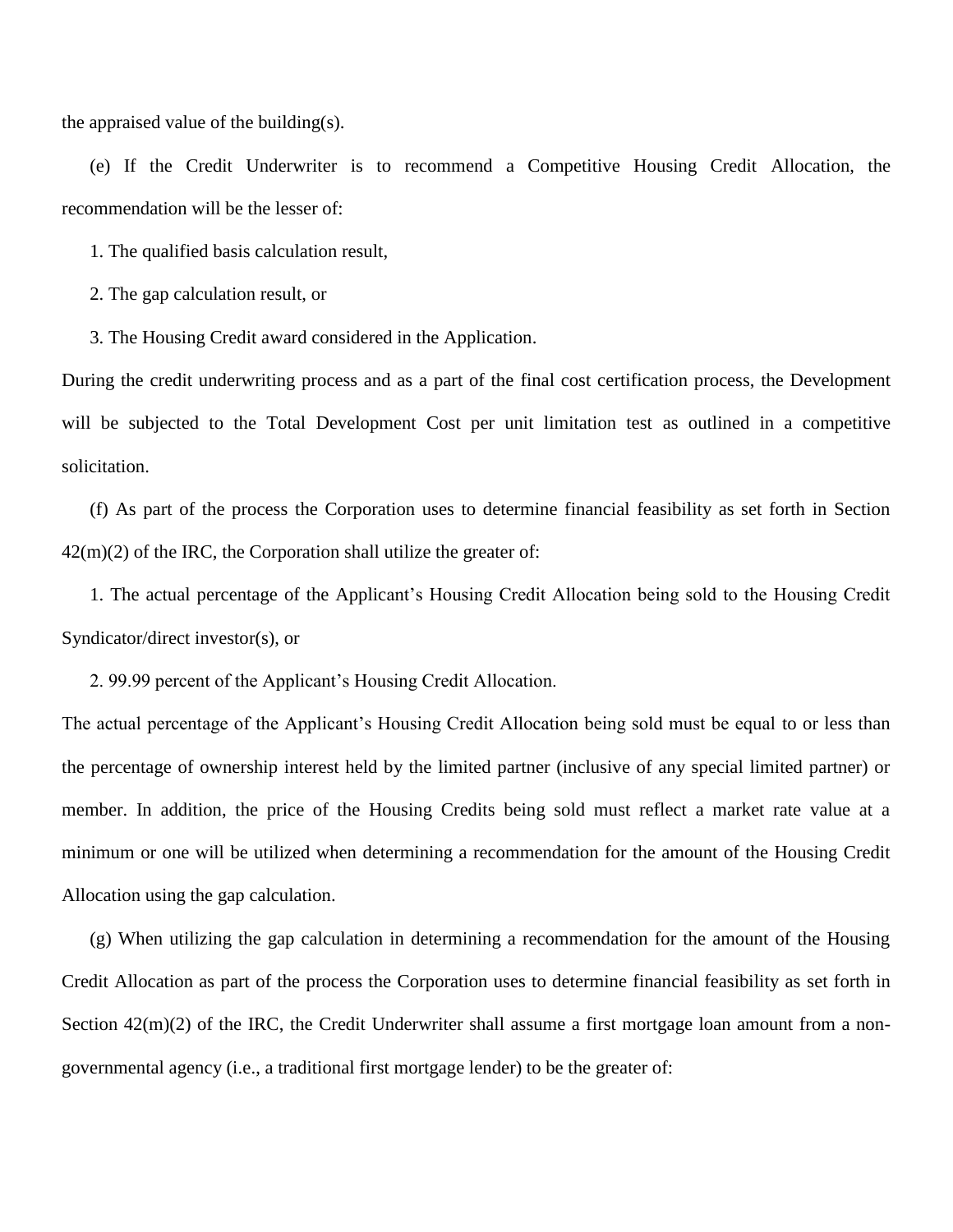the appraised value of the building(s).

(e) If the Credit Underwriter is to recommend a Competitive Housing Credit Allocation, the recommendation will be the lesser of:

1. The qualified basis calculation result,

2. The gap calculation result, or

3. The Housing Credit award considered in the Application.

During the credit underwriting process and as a part of the final cost certification process, the Development will be subjected to the Total Development Cost per unit limitation test as outlined in a competitive solicitation.

(f) As part of the process the Corporation uses to determine financial feasibility as set forth in Section 42(m)(2) of the IRC, the Corporation shall utilize the greater of:

1. The actual percentage of the Applicant's Housing Credit Allocation being sold to the Housing Credit Syndicator/direct investor(s), or

2. 99.99 percent of the Applicant's Housing Credit Allocation.

The actual percentage of the Applicant's Housing Credit Allocation being sold must be equal to or less than the percentage of ownership interest held by the limited partner (inclusive of any special limited partner) or member. In addition, the price of the Housing Credits being sold must reflect a market rate value at a minimum or one will be utilized when determining a recommendation for the amount of the Housing Credit Allocation using the gap calculation.

(g) When utilizing the gap calculation in determining a recommendation for the amount of the Housing Credit Allocation as part of the process the Corporation uses to determine financial feasibility as set forth in Section 42(m)(2) of the IRC, the Credit Underwriter shall assume a first mortgage loan amount from a non-governmental agency (i.e., a traditional first mortgage lender) to be the greater of: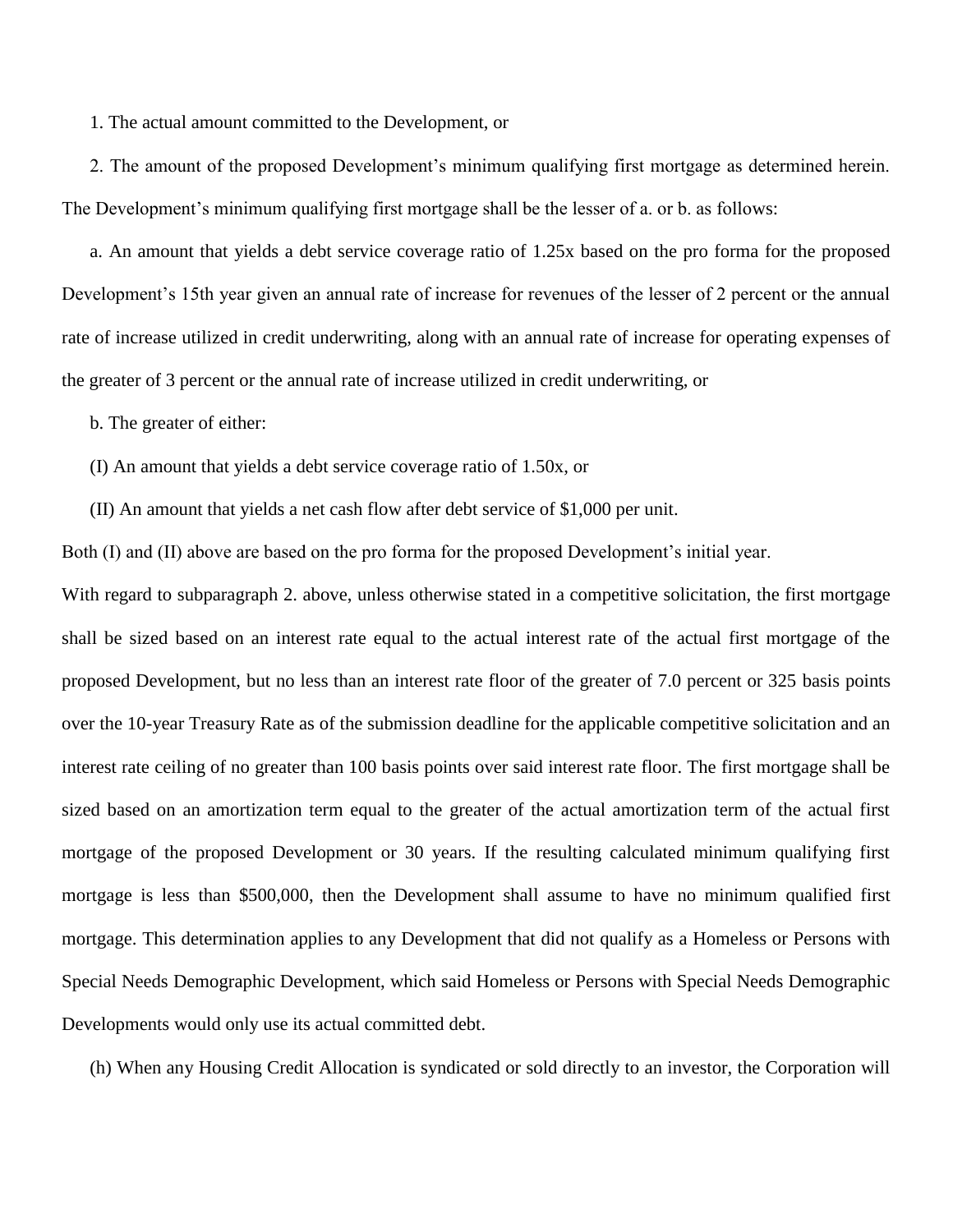1. The actual amount committed to the Development, or

2. The amount of the proposed Development's minimum qualifying first mortgage as determined herein. The Development's minimum qualifying first mortgage shall be the lesser of a. or b. as follows:

a. An amount that yields a debt service coverage ratio of 1.25x based on the pro forma for the proposed Development's 15th year given an annual rate of increase for revenues of the lesser of 2 percent or the annual rate of increase utilized in credit underwriting, along with an annual rate of increase for operating expenses of the greater of 3 percent or the annual rate of increase utilized in credit underwriting, or

b. The greater of either:

(I) An amount that yields a debt service coverage ratio of 1.50x, or

(II) An amount that yields a net cash flow after debt service of $1,000 per unit.

Both (I) and (II) above are based on the pro forma for the proposed Development's initial year.

With regard to subparagraph 2. above, unless otherwise stated in a competitive solicitation, the first mortgage shall be sized based on an interest rate equal to the actual interest rate of the actual first mortgage of the proposed Development, but no less than an interest rate floor of the greater of 7.0 percent or 325 basis points over the 10-year Treasury Rate as of the submission deadline for the applicable competitive solicitation and an interest rate ceiling of no greater than 100 basis points over said interest rate floor. The first mortgage shall be sized based on an amortization term equal to the greater of the actual amortization term of the actual first mortgage of the proposed Development or 30 years. If the resulting calculated minimum qualifying first mortgage is less than $500,000, then the Development shall assume to have no minimum qualified first mortgage. This determination applies to any Development that did not qualify as a Homeless or Persons with Special Needs Demographic Development, which said Homeless or Persons with Special Needs Demographic Developments would only use its actual committed debt.

(h) When any Housing Credit Allocation is syndicated or sold directly to an investor, the Corporation will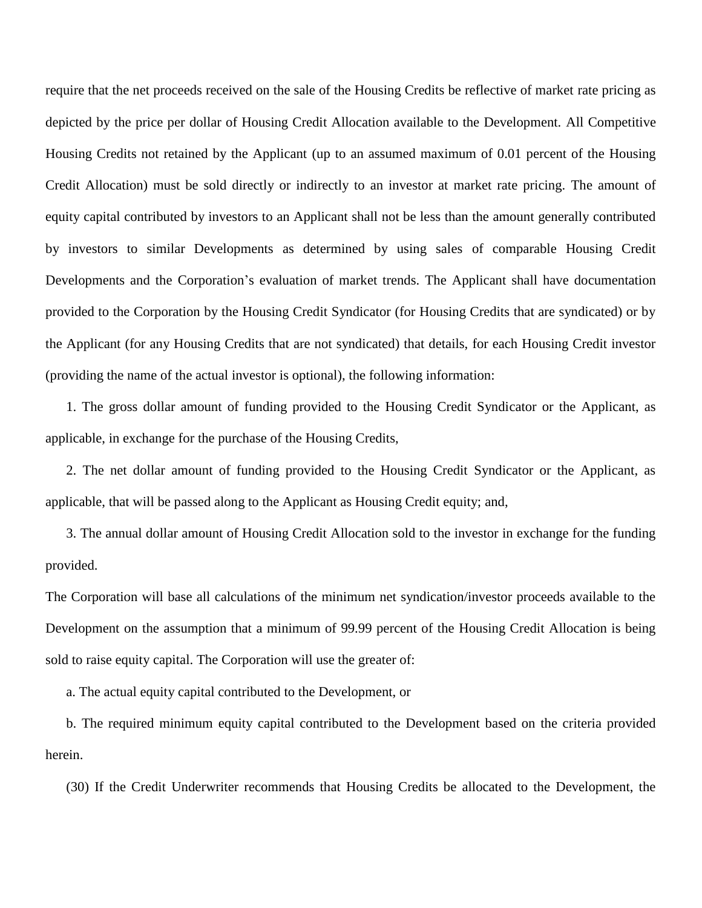require that the net proceeds received on the sale of the Housing Credits be reflective of market rate pricing as depicted by the price per dollar of Housing Credit Allocation available to the Development. All Competitive Housing Credits not retained by the Applicant (up to an assumed maximum of 0.01 percent of the Housing Credit Allocation) must be sold directly or indirectly to an investor at market rate pricing. The amount of equity capital contributed by investors to an Applicant shall not be less than the amount generally contributed by investors to similar Developments as determined by using sales of comparable Housing Credit Developments and the Corporation's evaluation of market trends. The Applicant shall have documentation provided to the Corporation by the Housing Credit Syndicator (for Housing Credits that are syndicated) or by the Applicant (for any Housing Credits that are not syndicated) that details, for each Housing Credit investor (providing the name of the actual investor is optional), the following information:

1. The gross dollar amount of funding provided to the Housing Credit Syndicator or the Applicant, as applicable, in exchange for the purchase of the Housing Credits,

2. The net dollar amount of funding provided to the Housing Credit Syndicator or the Applicant, as applicable, that will be passed along to the Applicant as Housing Credit equity; and,

3. The annual dollar amount of Housing Credit Allocation sold to the investor in exchange for the funding provided.

The Corporation will base all calculations of the minimum net syndication/investor proceeds available to the Development on the assumption that a minimum of 99.99 percent of the Housing Credit Allocation is being sold to raise equity capital. The Corporation will use the greater of:

a. The actual equity capital contributed to the Development, or

b. The required minimum equity capital contributed to the Development based on the criteria provided herein.

(30) If the Credit Underwriter recommends that Housing Credits be allocated to the Development, the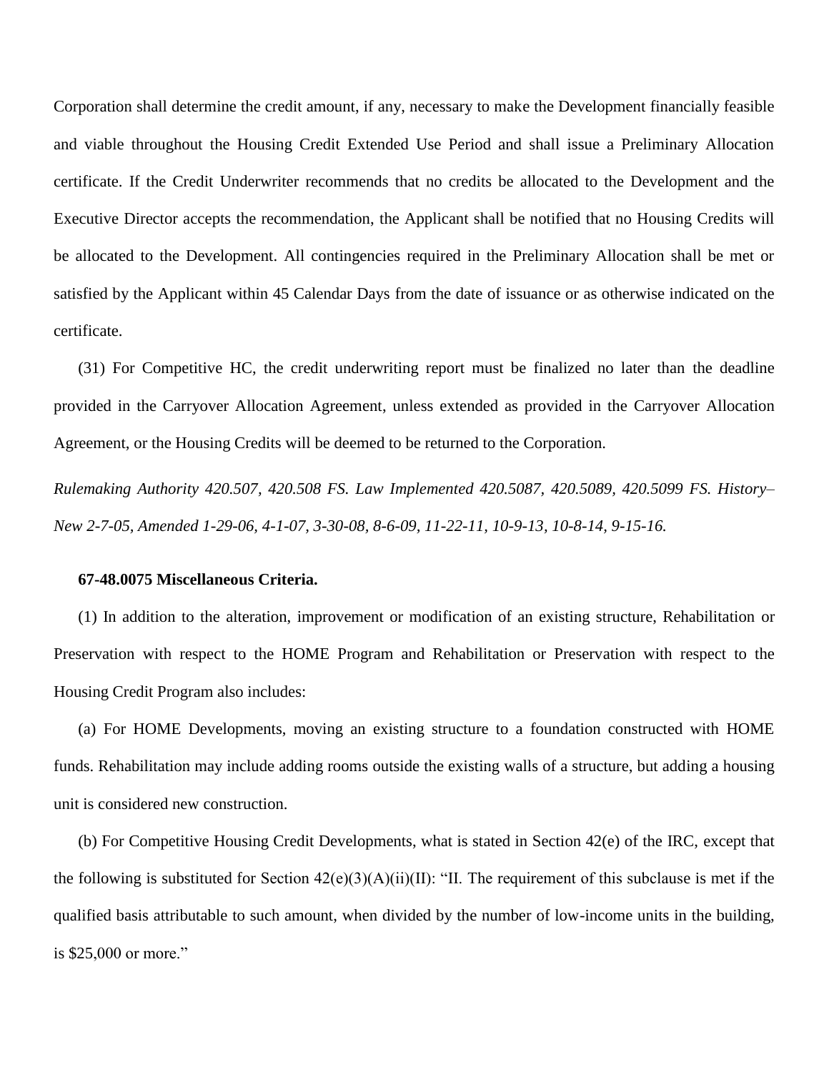Corporation shall determine the credit amount, if any, necessary to make the Development financially feasible and viable throughout the Housing Credit Extended Use Period and shall issue a Preliminary Allocation certificate. If the Credit Underwriter recommends that no credits be allocated to the Development and the Executive Director accepts the recommendation, the Applicant shall be notified that no Housing Credits will be allocated to the Development. All contingencies required in the Preliminary Allocation shall be met or satisfied by the Applicant within 45 Calendar Days from the date of issuance or as otherwise indicated on the certificate.

(31) For Competitive HC, the credit underwriting report must be finalized no later than the deadline provided in the Carryover Allocation Agreement, unless extended as provided in the Carryover Allocation Agreement, or the Housing Credits will be deemed to be returned to the Corporation.

*Rulemaking Authority 420.507, 420.508 FS. Law Implemented 420.5087, 420.5089, 420.5099 FS. History–New 2-7-05, Amended 1-29-06, 4-1-07, 3-30-08, 8-6-09, 11-22-11, 10-9-13, 10-8-14, 9-15-16.*

**67-48.0075 Miscellaneous Criteria.**

(1) In addition to the alteration, improvement or modification of an existing structure, Rehabilitation or Preservation with respect to the HOME Program and Rehabilitation or Preservation with respect to the Housing Credit Program also includes:

(a) For HOME Developments, moving an existing structure to a foundation constructed with HOME funds. Rehabilitation may include adding rooms outside the existing walls of a structure, but adding a housing unit is considered new construction.

(b) For Competitive Housing Credit Developments, what is stated in Section 42(e) of the IRC, except that the following is substituted for Section 42(e)(3)(A)(ii)(II): "II. The requirement of this subclause is met if the qualified basis attributable to such amount, when divided by the number of low-income units in the building, is $25,000 or more."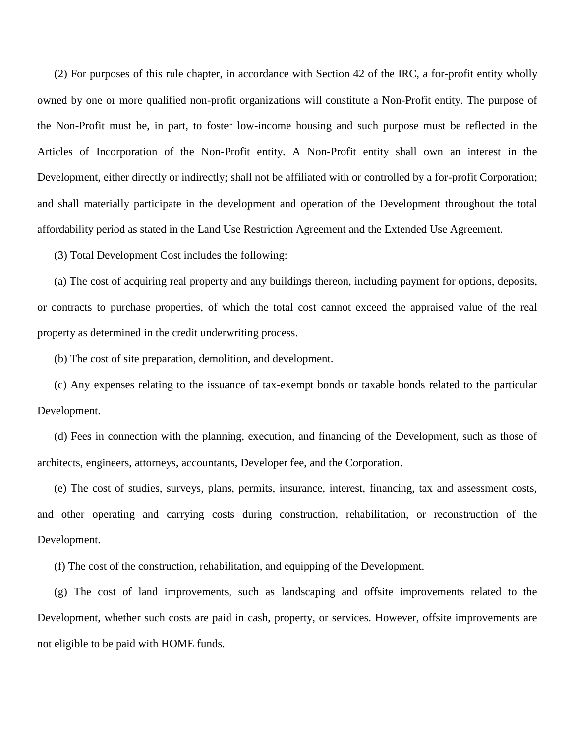(2) For purposes of this rule chapter, in accordance with Section 42 of the IRC, a for-profit entity wholly owned by one or more qualified non-profit organizations will constitute a Non-Profit entity. The purpose of the Non-Profit must be, in part, to foster low-income housing and such purpose must be reflected in the Articles of Incorporation of the Non-Profit entity. A Non-Profit entity shall own an interest in the Development, either directly or indirectly; shall not be affiliated with or controlled by a for-profit Corporation; and shall materially participate in the development and operation of the Development throughout the total affordability period as stated in the Land Use Restriction Agreement and the Extended Use Agreement.

(3) Total Development Cost includes the following:

(a) The cost of acquiring real property and any buildings thereon, including payment for options, deposits, or contracts to purchase properties, of which the total cost cannot exceed the appraised value of the real property as determined in the credit underwriting process.

(b) The cost of site preparation, demolition, and development.

(c) Any expenses relating to the issuance of tax-exempt bonds or taxable bonds related to the particular Development.

(d) Fees in connection with the planning, execution, and financing of the Development, such as those of architects, engineers, attorneys, accountants, Developer fee, and the Corporation.

(e) The cost of studies, surveys, plans, permits, insurance, interest, financing, tax and assessment costs, and other operating and carrying costs during construction, rehabilitation, or reconstruction of the Development.

(f) The cost of the construction, rehabilitation, and equipping of the Development.

(g) The cost of land improvements, such as landscaping and offsite improvements related to the Development, whether such costs are paid in cash, property, or services. However, offsite improvements are not eligible to be paid with HOME funds.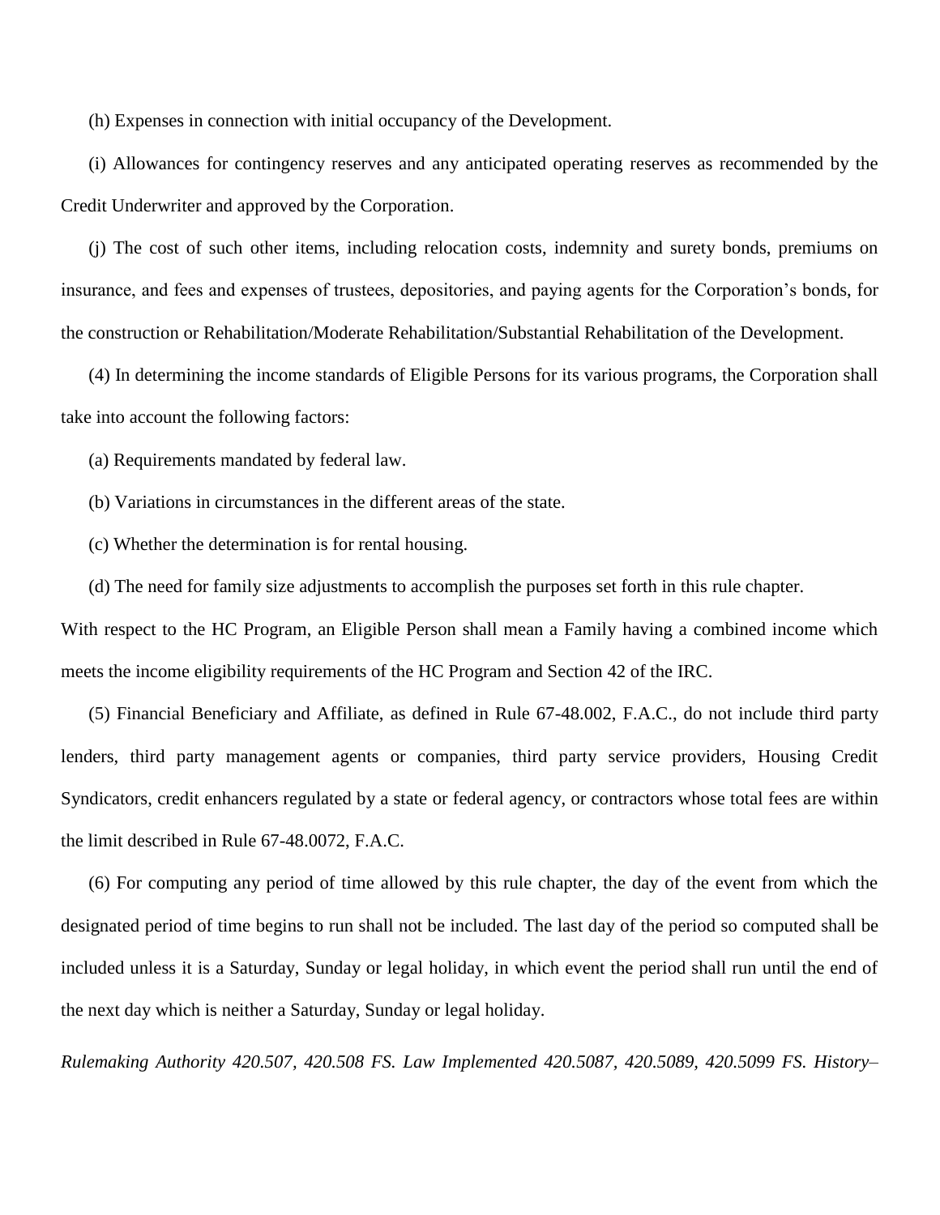(h) Expenses in connection with initial occupancy of the Development.

(i) Allowances for contingency reserves and any anticipated operating reserves as recommended by the Credit Underwriter and approved by the Corporation.

(j) The cost of such other items, including relocation costs, indemnity and surety bonds, premiums on insurance, and fees and expenses of trustees, depositories, and paying agents for the Corporation's bonds, for the construction or Rehabilitation/Moderate Rehabilitation/Substantial Rehabilitation of the Development.

(4) In determining the income standards of Eligible Persons for its various programs, the Corporation shall take into account the following factors:

(a) Requirements mandated by federal law.

(b) Variations in circumstances in the different areas of the state.

(c) Whether the determination is for rental housing.

(d) The need for family size adjustments to accomplish the purposes set forth in this rule chapter.

With respect to the HC Program, an Eligible Person shall mean a Family having a combined income which meets the income eligibility requirements of the HC Program and Section 42 of the IRC.

(5) Financial Beneficiary and Affiliate, as defined in Rule 67-48.002, F.A.C., do not include third party lenders, third party management agents or companies, third party service providers, Housing Credit Syndicators, credit enhancers regulated by a state or federal agency, or contractors whose total fees are within the limit described in Rule 67-48.0072, F.A.C.

(6) For computing any period of time allowed by this rule chapter, the day of the event from which the designated period of time begins to run shall not be included. The last day of the period so computed shall be included unless it is a Saturday, Sunday or legal holiday, in which event the period shall run until the end of the next day which is neither a Saturday, Sunday or legal holiday.

*Rulemaking Authority 420.507, 420.508 FS. Law Implemented 420.5087, 420.5089, 420.5099 FS. History–*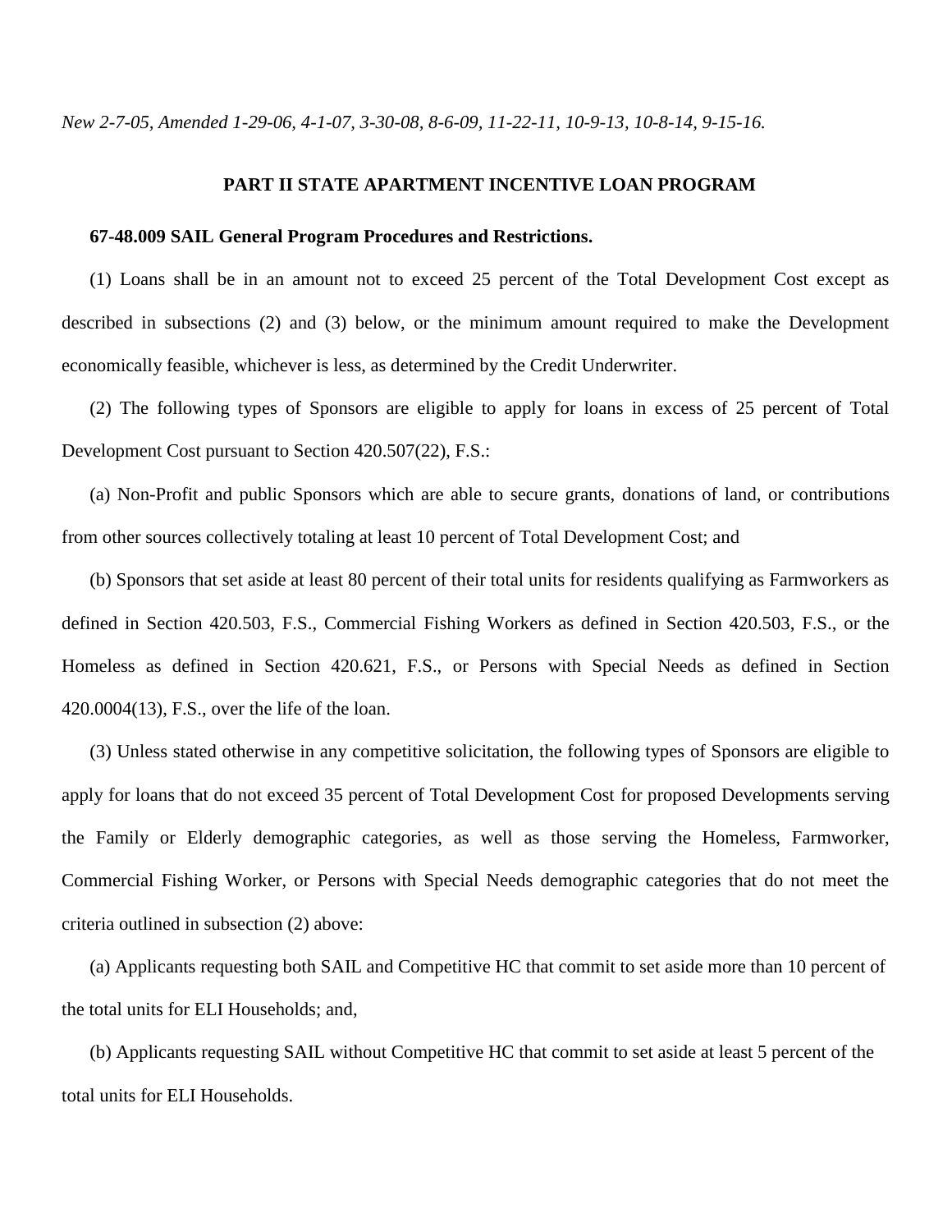*New 2-7-05, Amended 1-29-06, 4-1-07, 3-30-08, 8-6-09, 11-22-11, 10-9-13, 10-8-14, 9-15-16.*

## PART II STATE APARTMENT INCENTIVE LOAN PROGRAM

### 67-48.009 SAIL General Program Procedures and Restrictions.

(1) Loans shall be in an amount not to exceed 25 percent of the Total Development Cost except as described in subsections (2) and (3) below, or the minimum amount required to make the Development economically feasible, whichever is less, as determined by the Credit Underwriter.

(2) The following types of Sponsors are eligible to apply for loans in excess of 25 percent of Total Development Cost pursuant to Section 420.507(22), F.S.:

(a) Non-Profit and public Sponsors which are able to secure grants, donations of land, or contributions from other sources collectively totaling at least 10 percent of Total Development Cost; and

(b) Sponsors that set aside at least 80 percent of their total units for residents qualifying as Farmworkers as defined in Section 420.503, F.S., Commercial Fishing Workers as defined in Section 420.503, F.S., or the Homeless as defined in Section 420.621, F.S., or Persons with Special Needs as defined in Section 420.0004(13), F.S., over the life of the loan.

(3) Unless stated otherwise in any competitive solicitation, the following types of Sponsors are eligible to apply for loans that do not exceed 35 percent of Total Development Cost for proposed Developments serving the Family or Elderly demographic categories, as well as those serving the Homeless, Farmworker, Commercial Fishing Worker, or Persons with Special Needs demographic categories that do not meet the criteria outlined in subsection (2) above:

(a) Applicants requesting both SAIL and Competitive HC that commit to set aside more than 10 percent of the total units for ELI Households; and,

(b) Applicants requesting SAIL without Competitive HC that commit to set aside at least 5 percent of the total units for ELI Households.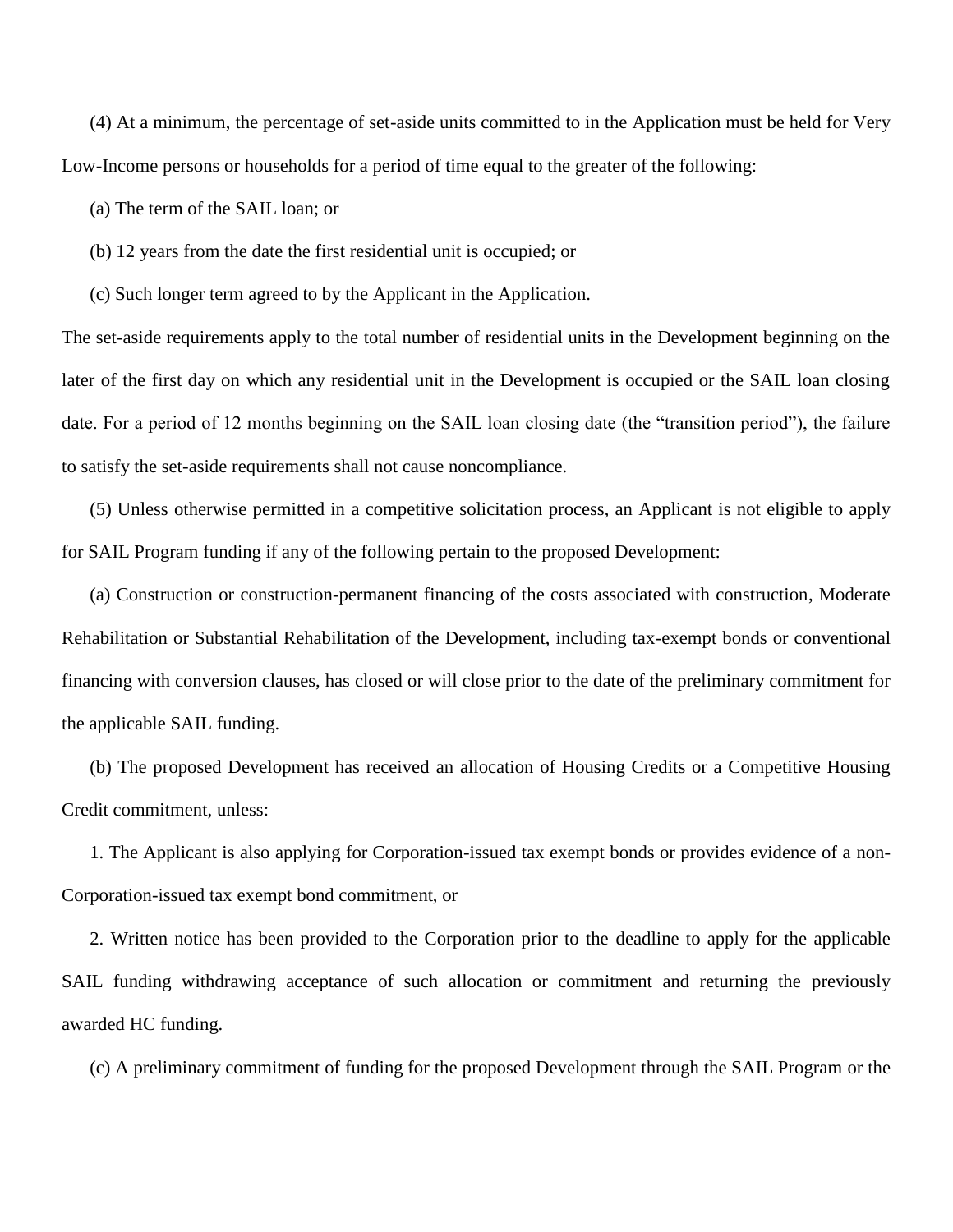(4) At a minimum, the percentage of set-aside units committed to in the Application must be held for Very Low-Income persons or households for a period of time equal to the greater of the following:

(a) The term of the SAIL loan; or

(b) 12 years from the date the first residential unit is occupied; or

(c) Such longer term agreed to by the Applicant in the Application.

The set-aside requirements apply to the total number of residential units in the Development beginning on the later of the first day on which any residential unit in the Development is occupied or the SAIL loan closing date. For a period of 12 months beginning on the SAIL loan closing date (the "transition period"), the failure to satisfy the set-aside requirements shall not cause noncompliance.

(5) Unless otherwise permitted in a competitive solicitation process, an Applicant is not eligible to apply for SAIL Program funding if any of the following pertain to the proposed Development:

(a) Construction or construction-permanent financing of the costs associated with construction, Moderate Rehabilitation or Substantial Rehabilitation of the Development, including tax-exempt bonds or conventional financing with conversion clauses, has closed or will close prior to the date of the preliminary commitment for the applicable SAIL funding.

(b) The proposed Development has received an allocation of Housing Credits or a Competitive Housing Credit commitment, unless:

1. The Applicant is also applying for Corporation-issued tax exempt bonds or provides evidence of a non-Corporation-issued tax exempt bond commitment, or

2. Written notice has been provided to the Corporation prior to the deadline to apply for the applicable SAIL funding withdrawing acceptance of such allocation or commitment and returning the previously awarded HC funding.

(c) A preliminary commitment of funding for the proposed Development through the SAIL Program or the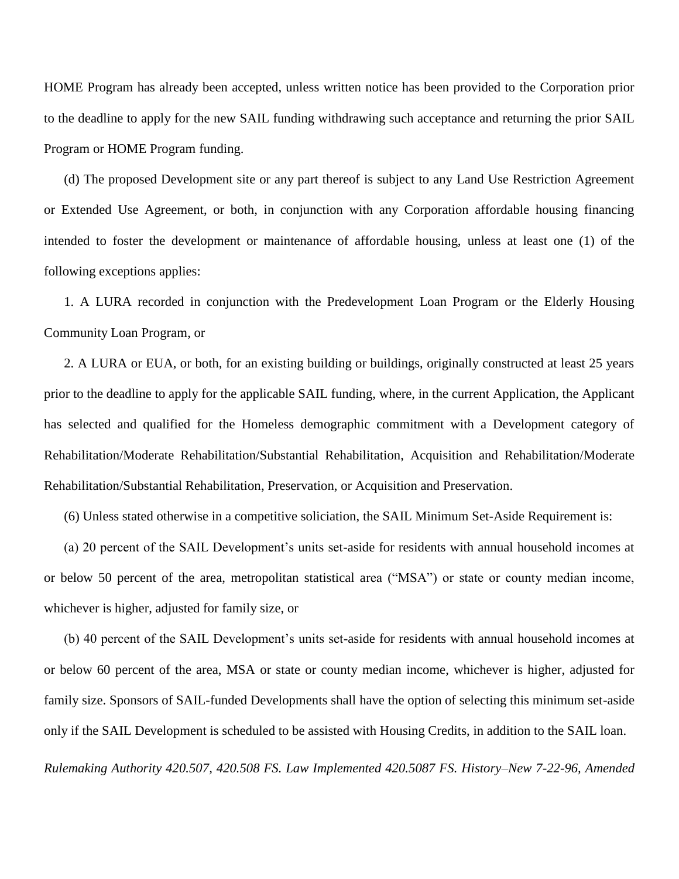HOME Program has already been accepted, unless written notice has been provided to the Corporation prior to the deadline to apply for the new SAIL funding withdrawing such acceptance and returning the prior SAIL Program or HOME Program funding.

(d) The proposed Development site or any part thereof is subject to any Land Use Restriction Agreement or Extended Use Agreement, or both, in conjunction with any Corporation affordable housing financing intended to foster the development or maintenance of affordable housing, unless at least one (1) of the following exceptions applies:

1. A LURA recorded in conjunction with the Predevelopment Loan Program or the Elderly Housing Community Loan Program, or

2. A LURA or EUA, or both, for an existing building or buildings, originally constructed at least 25 years prior to the deadline to apply for the applicable SAIL funding, where, in the current Application, the Applicant has selected and qualified for the Homeless demographic commitment with a Development category of Rehabilitation/Moderate Rehabilitation/Substantial Rehabilitation, Acquisition and Rehabilitation/Moderate Rehabilitation/Substantial Rehabilitation, Preservation, or Acquisition and Preservation.

(6) Unless stated otherwise in a competitive soliciation, the SAIL Minimum Set-Aside Requirement is:

(a) 20 percent of the SAIL Development's units set-aside for residents with annual household incomes at or below 50 percent of the area, metropolitan statistical area ("MSA") or state or county median income, whichever is higher, adjusted for family size, or

(b) 40 percent of the SAIL Development's units set-aside for residents with annual household incomes at or below 60 percent of the area, MSA or state or county median income, whichever is higher, adjusted for family size. Sponsors of SAIL-funded Developments shall have the option of selecting this minimum set-aside only if the SAIL Development is scheduled to be assisted with Housing Credits, in addition to the SAIL loan.

*Rulemaking Authority 420.507, 420.508 FS. Law Implemented 420.5087 FS. History–New 7-22-96, Amended*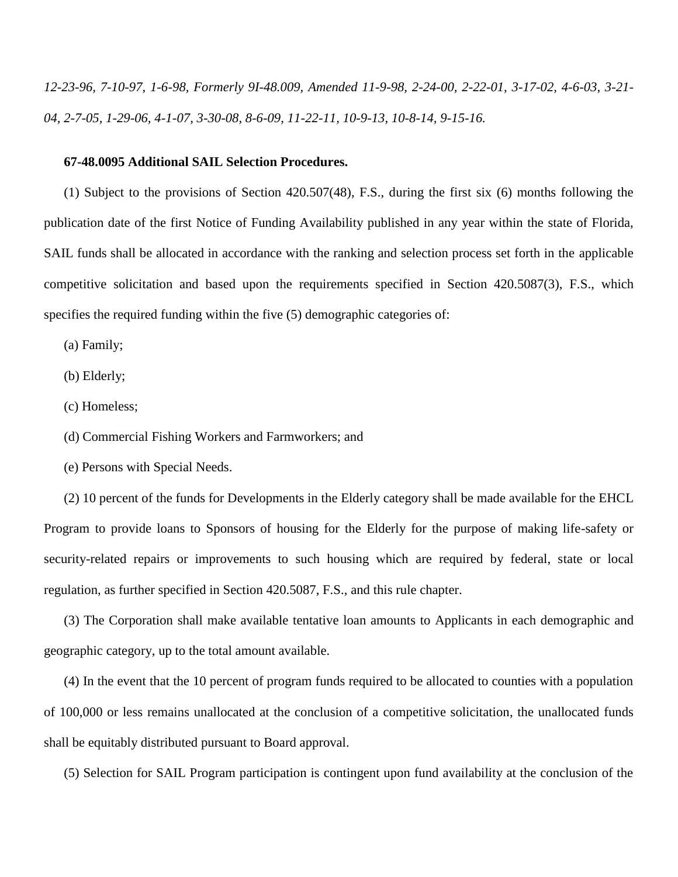*12-23-96, 7-10-97, 1-6-98, Formerly 9I-48.009, Amended 11-9-98, 2-24-00, 2-22-01, 3-17-02, 4-6-03, 3-21-04, 2-7-05, 1-29-06, 4-1-07, 3-30-08, 8-6-09, 11-22-11, 10-9-13, 10-8-14, 9-15-16.*

**67-48.0095 Additional SAIL Selection Procedures.**

(1) Subject to the provisions of Section 420.507(48), F.S., during the first six (6) months following the publication date of the first Notice of Funding Availability published in any year within the state of Florida, SAIL funds shall be allocated in accordance with the ranking and selection process set forth in the applicable competitive solicitation and based upon the requirements specified in Section 420.5087(3), F.S., which specifies the required funding within the five (5) demographic categories of:

(a) Family;

(b) Elderly;

(c) Homeless;

(d) Commercial Fishing Workers and Farmworkers; and

(e) Persons with Special Needs.

(2) 10 percent of the funds for Developments in the Elderly category shall be made available for the EHCL Program to provide loans to Sponsors of housing for the Elderly for the purpose of making life-safety or security-related repairs or improvements to such housing which are required by federal, state or local regulation, as further specified in Section 420.5087, F.S., and this rule chapter.

(3) The Corporation shall make available tentative loan amounts to Applicants in each demographic and geographic category, up to the total amount available.

(4) In the event that the 10 percent of program funds required to be allocated to counties with a population of 100,000 or less remains unallocated at the conclusion of a competitive solicitation, the unallocated funds shall be equitably distributed pursuant to Board approval.

(5) Selection for SAIL Program participation is contingent upon fund availability at the conclusion of the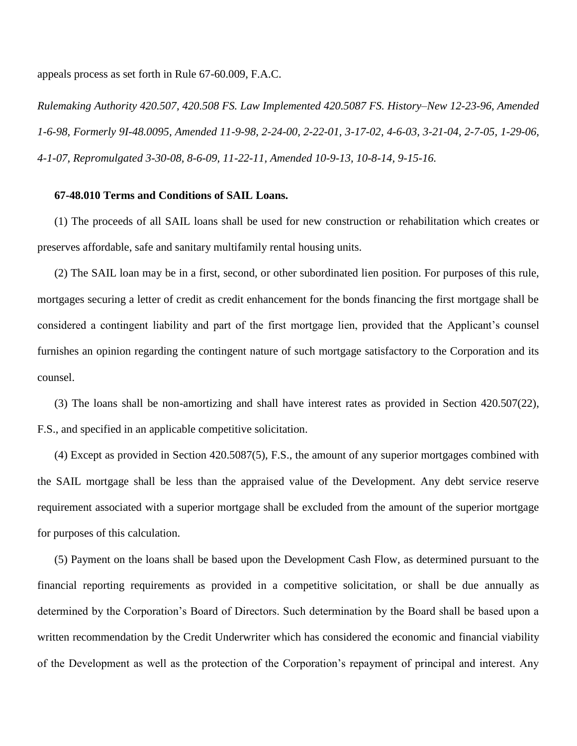appeals process as set forth in Rule 67-60.009, F.A.C.

*Rulemaking Authority 420.507, 420.508 FS. Law Implemented 420.5087 FS. History–New 12-23-96, Amended 1-6-98, Formerly 9I-48.0095, Amended 11-9-98, 2-24-00, 2-22-01, 3-17-02, 4-6-03, 3-21-04, 2-7-05, 1-29-06, 4-1-07, Repromulgated 3-30-08, 8-6-09, 11-22-11, Amended 10-9-13, 10-8-14, 9-15-16.*

**67-48.010 Terms and Conditions of SAIL Loans.**

(1) The proceeds of all SAIL loans shall be used for new construction or rehabilitation which creates or preserves affordable, safe and sanitary multifamily rental housing units.

(2) The SAIL loan may be in a first, second, or other subordinated lien position. For purposes of this rule, mortgages securing a letter of credit as credit enhancement for the bonds financing the first mortgage shall be considered a contingent liability and part of the first mortgage lien, provided that the Applicant's counsel furnishes an opinion regarding the contingent nature of such mortgage satisfactory to the Corporation and its counsel.

(3) The loans shall be non-amortizing and shall have interest rates as provided in Section 420.507(22), F.S., and specified in an applicable competitive solicitation.

(4) Except as provided in Section 420.5087(5), F.S., the amount of any superior mortgages combined with the SAIL mortgage shall be less than the appraised value of the Development. Any debt service reserve requirement associated with a superior mortgage shall be excluded from the amount of the superior mortgage for purposes of this calculation.

(5) Payment on the loans shall be based upon the Development Cash Flow, as determined pursuant to the financial reporting requirements as provided in a competitive solicitation, or shall be due annually as determined by the Corporation's Board of Directors. Such determination by the Board shall be based upon a written recommendation by the Credit Underwriter which has considered the economic and financial viability of the Development as well as the protection of the Corporation's repayment of principal and interest. Any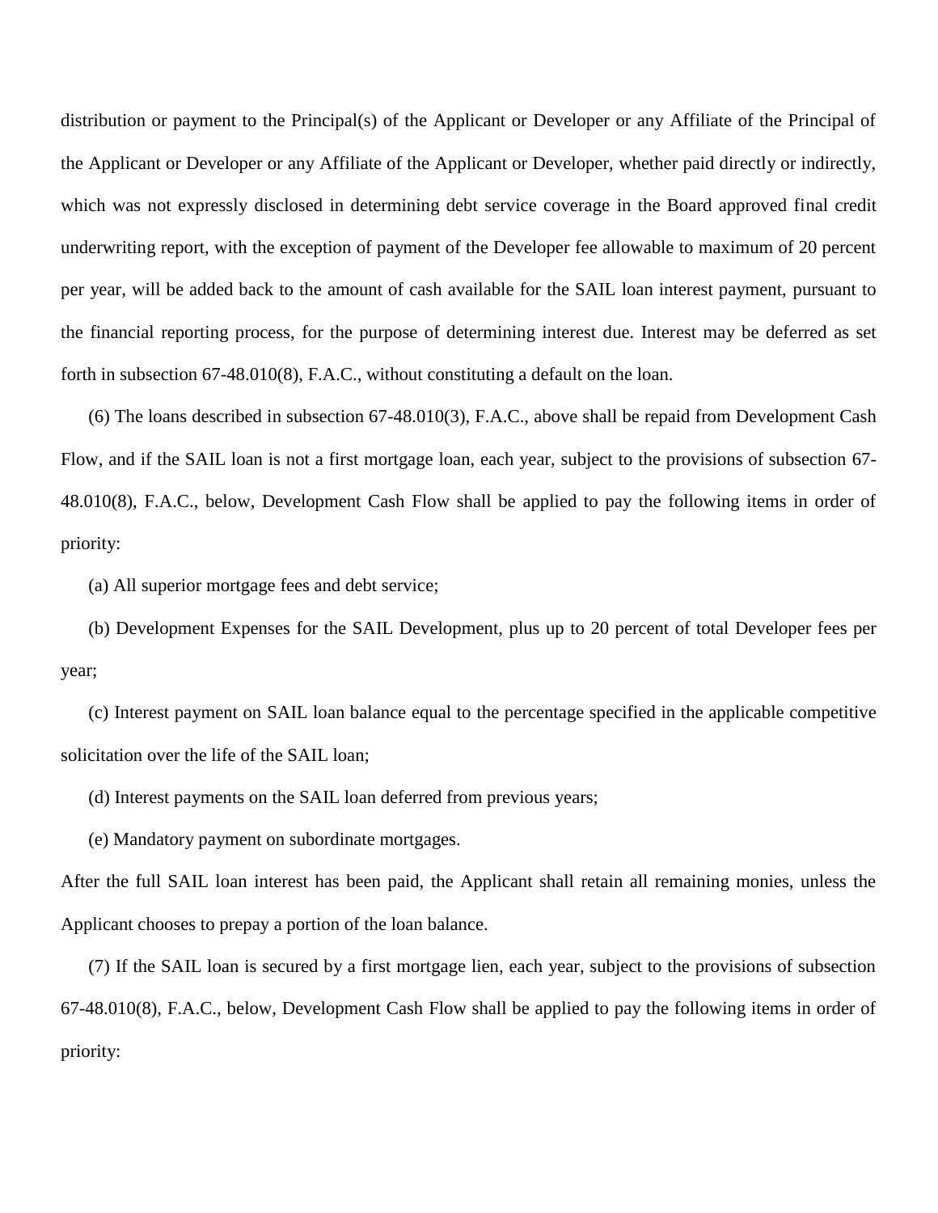distribution or payment to the Principal(s) of the Applicant or Developer or any Affiliate of the Principal of the Applicant or Developer or any Affiliate of the Applicant or Developer, whether paid directly or indirectly, which was not expressly disclosed in determining debt service coverage in the Board approved final credit underwriting report, with the exception of payment of the Developer fee allowable to maximum of 20 percent per year, will be added back to the amount of cash available for the SAIL loan interest payment, pursuant to the financial reporting process, for the purpose of determining interest due. Interest may be deferred as set forth in subsection 67-48.010(8), F.A.C., without constituting a default on the loan.

(6) The loans described in subsection 67-48.010(3), F.A.C., above shall be repaid from Development Cash Flow, and if the SAIL loan is not a first mortgage loan, each year, subject to the provisions of subsection 67-48.010(8), F.A.C., below, Development Cash Flow shall be applied to pay the following items in order of priority:

(a) All superior mortgage fees and debt service;

(b) Development Expenses for the SAIL Development, plus up to 20 percent of total Developer fees per year;

(c) Interest payment on SAIL loan balance equal to the percentage specified in the applicable competitive solicitation over the life of the SAIL loan;

(d) Interest payments on the SAIL loan deferred from previous years;

(e) Mandatory payment on subordinate mortgages.

After the full SAIL loan interest has been paid, the Applicant shall retain all remaining monies, unless the Applicant chooses to prepay a portion of the loan balance.

(7) If the SAIL loan is secured by a first mortgage lien, each year, subject to the provisions of subsection 67-48.010(8), F.A.C., below, Development Cash Flow shall be applied to pay the following items in order of priority: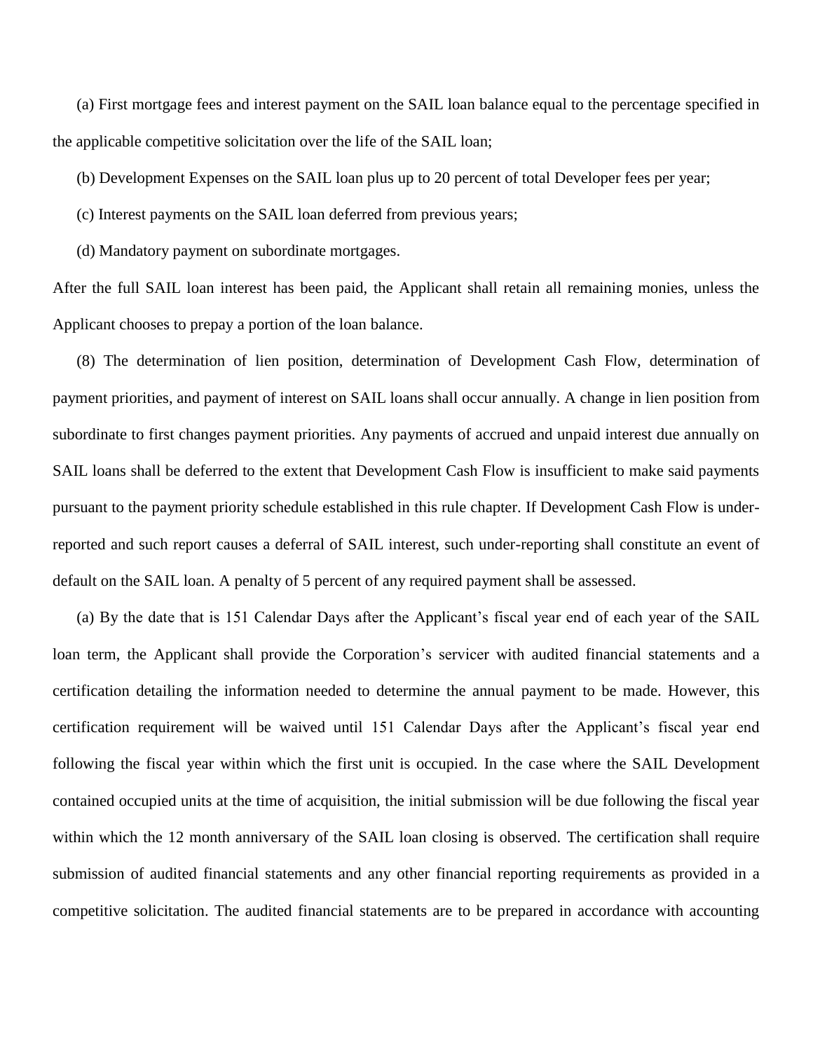(a) First mortgage fees and interest payment on the SAIL loan balance equal to the percentage specified in the applicable competitive solicitation over the life of the SAIL loan;

(b) Development Expenses on the SAIL loan plus up to 20 percent of total Developer fees per year;

(c) Interest payments on the SAIL loan deferred from previous years;

(d) Mandatory payment on subordinate mortgages.

After the full SAIL loan interest has been paid, the Applicant shall retain all remaining monies, unless the Applicant chooses to prepay a portion of the loan balance.

(8) The determination of lien position, determination of Development Cash Flow, determination of payment priorities, and payment of interest on SAIL loans shall occur annually. A change in lien position from subordinate to first changes payment priorities. Any payments of accrued and unpaid interest due annually on SAIL loans shall be deferred to the extent that Development Cash Flow is insufficient to make said payments pursuant to the payment priority schedule established in this rule chapter. If Development Cash Flow is under-reported and such report causes a deferral of SAIL interest, such under-reporting shall constitute an event of default on the SAIL loan. A penalty of 5 percent of any required payment shall be assessed.

(a) By the date that is 151 Calendar Days after the Applicant's fiscal year end of each year of the SAIL loan term, the Applicant shall provide the Corporation's servicer with audited financial statements and a certification detailing the information needed to determine the annual payment to be made. However, this certification requirement will be waived until 151 Calendar Days after the Applicant's fiscal year end following the fiscal year within which the first unit is occupied. In the case where the SAIL Development contained occupied units at the time of acquisition, the initial submission will be due following the fiscal year within which the 12 month anniversary of the SAIL loan closing is observed. The certification shall require submission of audited financial statements and any other financial reporting requirements as provided in a competitive solicitation. The audited financial statements are to be prepared in accordance with accounting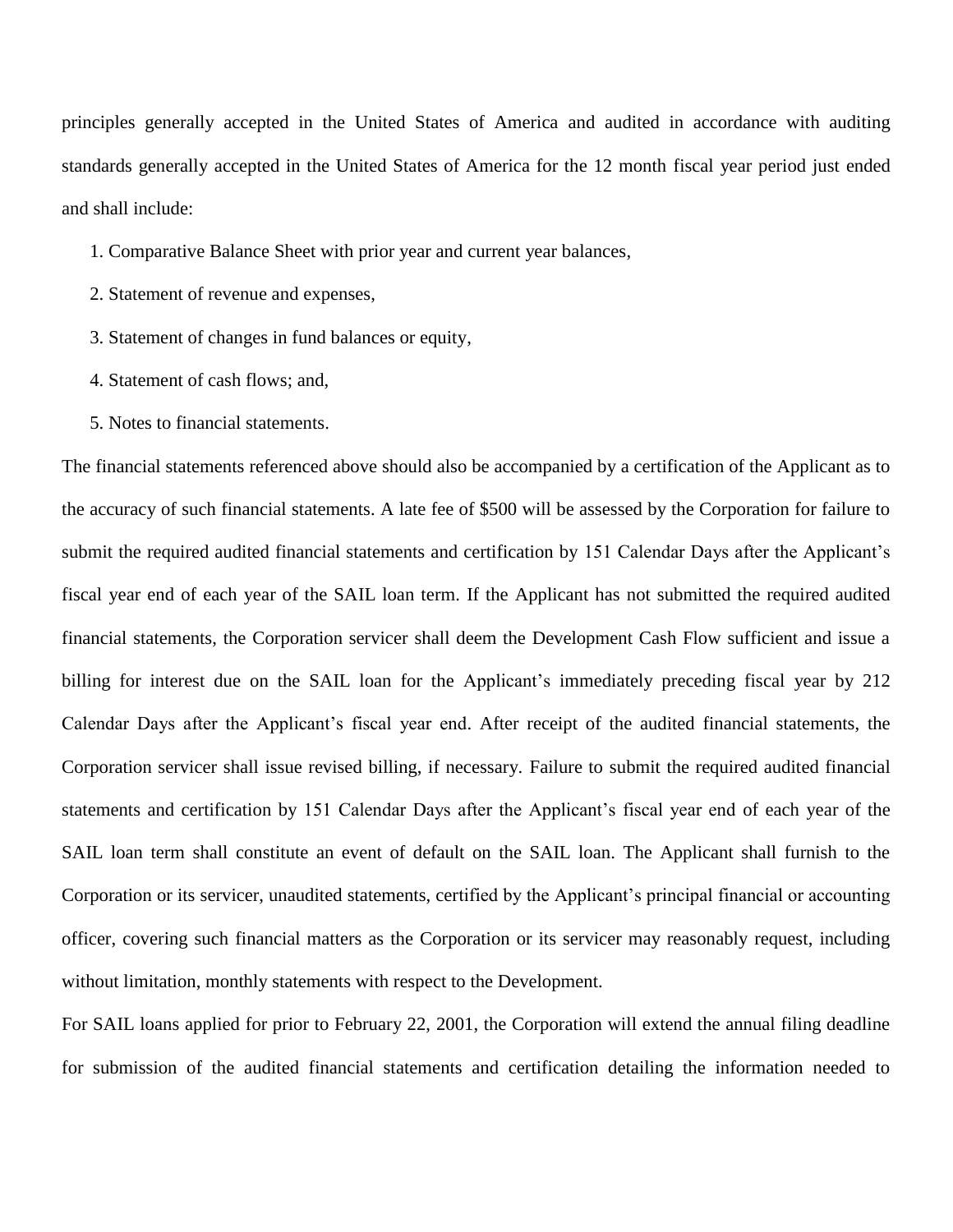principles generally accepted in the United States of America and audited in accordance with auditing standards generally accepted in the United States of America for the 12 month fiscal year period just ended and shall include:

1. Comparative Balance Sheet with prior year and current year balances,
2. Statement of revenue and expenses,
3. Statement of changes in fund balances or equity,
4. Statement of cash flows; and,
5. Notes to financial statements.

The financial statements referenced above should also be accompanied by a certification of the Applicant as to the accuracy of such financial statements. A late fee of $500 will be assessed by the Corporation for failure to submit the required audited financial statements and certification by 151 Calendar Days after the Applicant's fiscal year end of each year of the SAIL loan term. If the Applicant has not submitted the required audited financial statements, the Corporation servicer shall deem the Development Cash Flow sufficient and issue a billing for interest due on the SAIL loan for the Applicant's immediately preceding fiscal year by 212 Calendar Days after the Applicant's fiscal year end. After receipt of the audited financial statements, the Corporation servicer shall issue revised billing, if necessary. Failure to submit the required audited financial statements and certification by 151 Calendar Days after the Applicant's fiscal year end of each year of the SAIL loan term shall constitute an event of default on the SAIL loan. The Applicant shall furnish to the Corporation or its servicer, unaudited statements, certified by the Applicant's principal financial or accounting officer, covering such financial matters as the Corporation or its servicer may reasonably request, including without limitation, monthly statements with respect to the Development.

For SAIL loans applied for prior to February 22, 2001, the Corporation will extend the annual filing deadline for submission of the audited financial statements and certification detailing the information needed to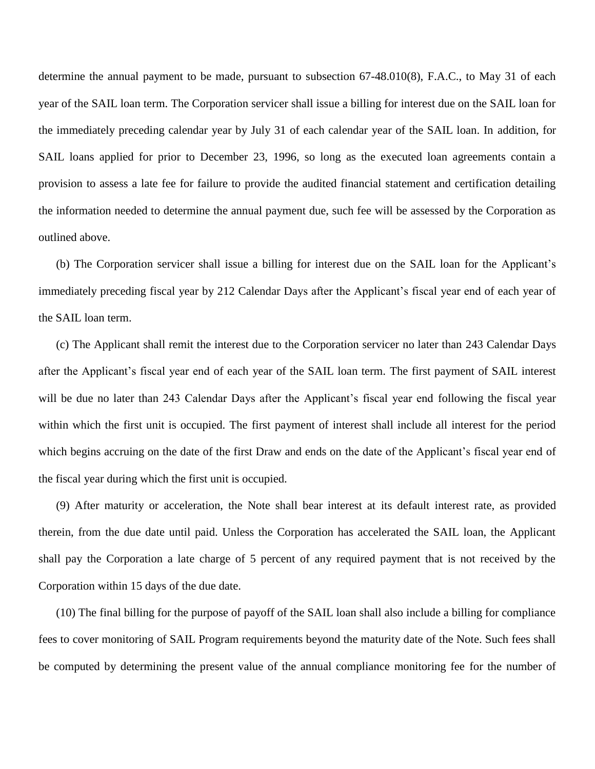determine the annual payment to be made, pursuant to subsection 67-48.010(8), F.A.C., to May 31 of each year of the SAIL loan term. The Corporation servicer shall issue a billing for interest due on the SAIL loan for the immediately preceding calendar year by July 31 of each calendar year of the SAIL loan. In addition, for SAIL loans applied for prior to December 23, 1996, so long as the executed loan agreements contain a provision to assess a late fee for failure to provide the audited financial statement and certification detailing the information needed to determine the annual payment due, such fee will be assessed by the Corporation as outlined above.

(b) The Corporation servicer shall issue a billing for interest due on the SAIL loan for the Applicant's immediately preceding fiscal year by 212 Calendar Days after the Applicant's fiscal year end of each year of the SAIL loan term.

(c) The Applicant shall remit the interest due to the Corporation servicer no later than 243 Calendar Days after the Applicant's fiscal year end of each year of the SAIL loan term. The first payment of SAIL interest will be due no later than 243 Calendar Days after the Applicant's fiscal year end following the fiscal year within which the first unit is occupied. The first payment of interest shall include all interest for the period which begins accruing on the date of the first Draw and ends on the date of the Applicant's fiscal year end of the fiscal year during which the first unit is occupied.

(9) After maturity or acceleration, the Note shall bear interest at its default interest rate, as provided therein, from the due date until paid. Unless the Corporation has accelerated the SAIL loan, the Applicant shall pay the Corporation a late charge of 5 percent of any required payment that is not received by the Corporation within 15 days of the due date.

(10) The final billing for the purpose of payoff of the SAIL loan shall also include a billing for compliance fees to cover monitoring of SAIL Program requirements beyond the maturity date of the Note. Such fees shall be computed by determining the present value of the annual compliance monitoring fee for the number of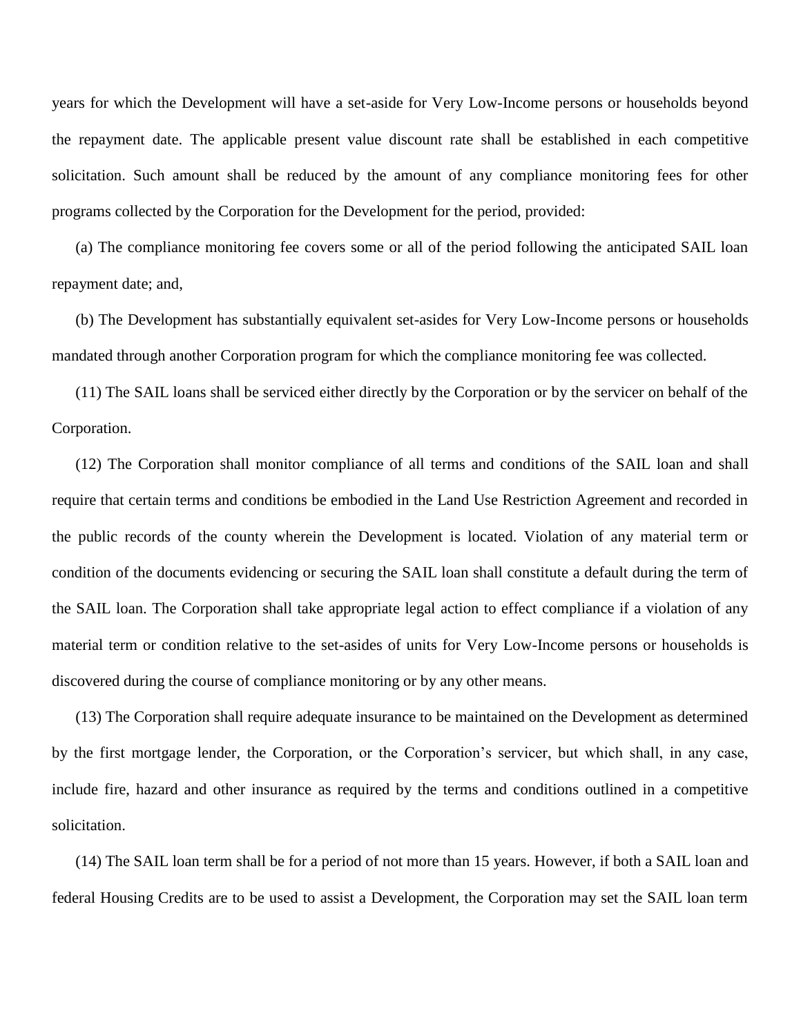years for which the Development will have a set-aside for Very Low-Income persons or households beyond the repayment date. The applicable present value discount rate shall be established in each competitive solicitation. Such amount shall be reduced by the amount of any compliance monitoring fees for other programs collected by the Corporation for the Development for the period, provided:

(a) The compliance monitoring fee covers some or all of the period following the anticipated SAIL loan repayment date; and,

(b) The Development has substantially equivalent set-asides for Very Low-Income persons or households mandated through another Corporation program for which the compliance monitoring fee was collected.

(11) The SAIL loans shall be serviced either directly by the Corporation or by the servicer on behalf of the Corporation.

(12) The Corporation shall monitor compliance of all terms and conditions of the SAIL loan and shall require that certain terms and conditions be embodied in the Land Use Restriction Agreement and recorded in the public records of the county wherein the Development is located. Violation of any material term or condition of the documents evidencing or securing the SAIL loan shall constitute a default during the term of the SAIL loan. The Corporation shall take appropriate legal action to effect compliance if a violation of any material term or condition relative to the set-asides of units for Very Low-Income persons or households is discovered during the course of compliance monitoring or by any other means.

(13) The Corporation shall require adequate insurance to be maintained on the Development as determined by the first mortgage lender, the Corporation, or the Corporation's servicer, but which shall, in any case, include fire, hazard and other insurance as required by the terms and conditions outlined in a competitive solicitation.

(14) The SAIL loan term shall be for a period of not more than 15 years. However, if both a SAIL loan and federal Housing Credits are to be used to assist a Development, the Corporation may set the SAIL loan term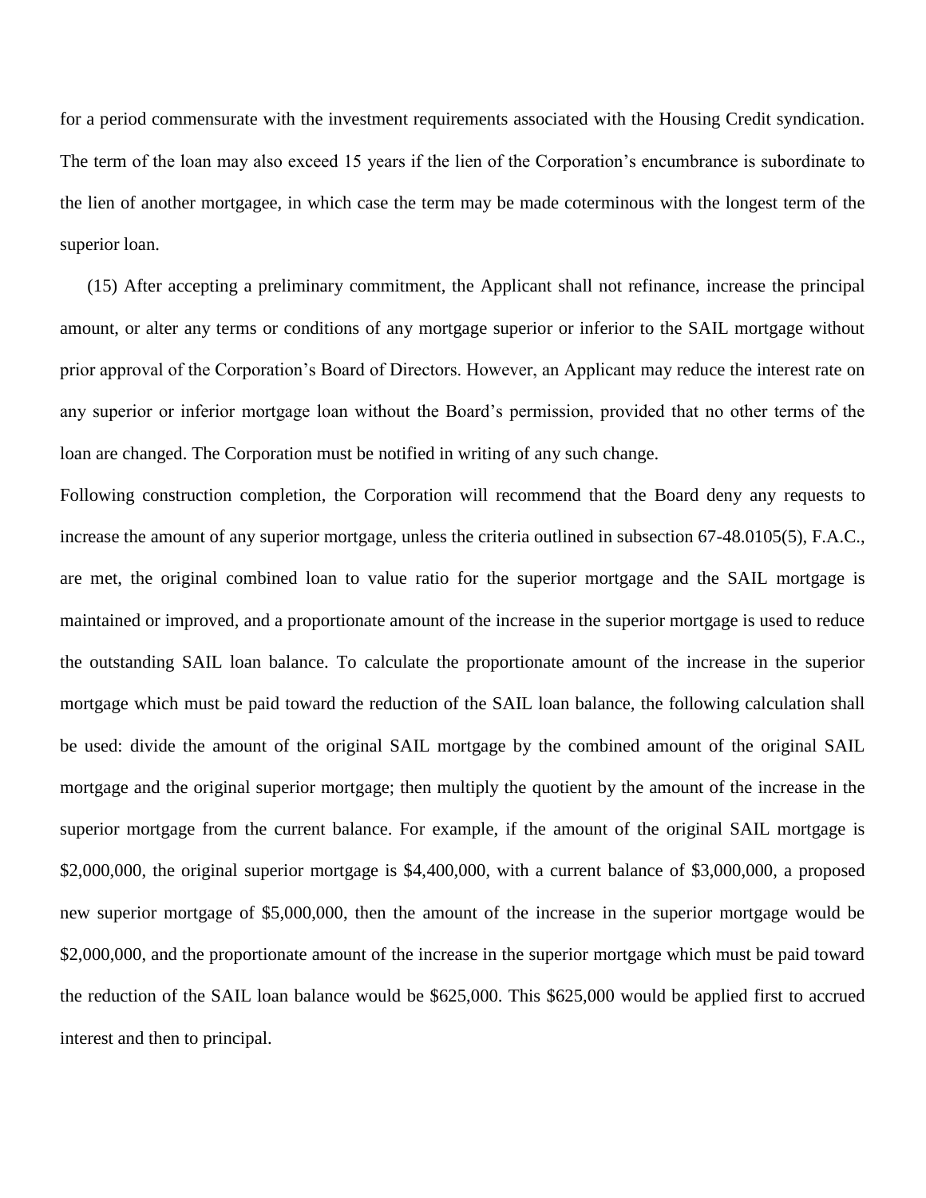for a period commensurate with the investment requirements associated with the Housing Credit syndication. The term of the loan may also exceed 15 years if the lien of the Corporation's encumbrance is subordinate to the lien of another mortgagee, in which case the term may be made coterminous with the longest term of the superior loan.

(15) After accepting a preliminary commitment, the Applicant shall not refinance, increase the principal amount, or alter any terms or conditions of any mortgage superior or inferior to the SAIL mortgage without prior approval of the Corporation's Board of Directors. However, an Applicant may reduce the interest rate on any superior or inferior mortgage loan without the Board's permission, provided that no other terms of the loan are changed. The Corporation must be notified in writing of any such change.

Following construction completion, the Corporation will recommend that the Board deny any requests to increase the amount of any superior mortgage, unless the criteria outlined in subsection 67-48.0105(5), F.A.C., are met, the original combined loan to value ratio for the superior mortgage and the SAIL mortgage is maintained or improved, and a proportionate amount of the increase in the superior mortgage is used to reduce the outstanding SAIL loan balance. To calculate the proportionate amount of the increase in the superior mortgage which must be paid toward the reduction of the SAIL loan balance, the following calculation shall be used: divide the amount of the original SAIL mortgage by the combined amount of the original SAIL mortgage and the original superior mortgage; then multiply the quotient by the amount of the increase in the superior mortgage from the current balance. For example, if the amount of the original SAIL mortgage is $2,000,000, the original superior mortgage is $4,400,000, with a current balance of $3,000,000, a proposed new superior mortgage of $5,000,000, then the amount of the increase in the superior mortgage would be $2,000,000, and the proportionate amount of the increase in the superior mortgage which must be paid toward the reduction of the SAIL loan balance would be $625,000. This $625,000 would be applied first to accrued interest and then to principal.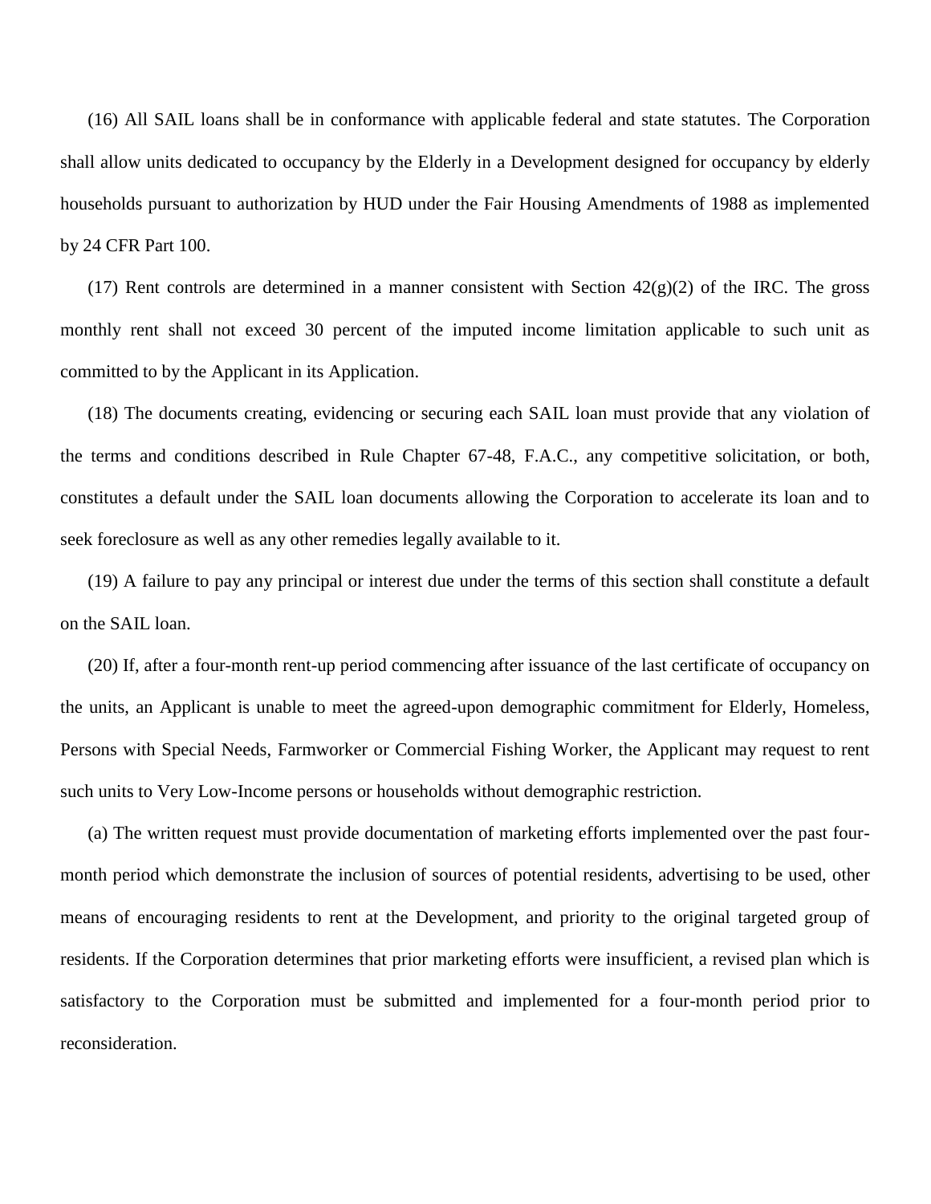(16) All SAIL loans shall be in conformance with applicable federal and state statutes. The Corporation shall allow units dedicated to occupancy by the Elderly in a Development designed for occupancy by elderly households pursuant to authorization by HUD under the Fair Housing Amendments of 1988 as implemented by 24 CFR Part 100.

(17) Rent controls are determined in a manner consistent with Section 42(g)(2) of the IRC. The gross monthly rent shall not exceed 30 percent of the imputed income limitation applicable to such unit as committed to by the Applicant in its Application.

(18) The documents creating, evidencing or securing each SAIL loan must provide that any violation of the terms and conditions described in Rule Chapter 67-48, F.A.C., any competitive solicitation, or both, constitutes a default under the SAIL loan documents allowing the Corporation to accelerate its loan and to seek foreclosure as well as any other remedies legally available to it.

(19) A failure to pay any principal or interest due under the terms of this section shall constitute a default on the SAIL loan.

(20) If, after a four-month rent-up period commencing after issuance of the last certificate of occupancy on the units, an Applicant is unable to meet the agreed-upon demographic commitment for Elderly, Homeless, Persons with Special Needs, Farmworker or Commercial Fishing Worker, the Applicant may request to rent such units to Very Low-Income persons or households without demographic restriction.

(a) The written request must provide documentation of marketing efforts implemented over the past four-month period which demonstrate the inclusion of sources of potential residents, advertising to be used, other means of encouraging residents to rent at the Development, and priority to the original targeted group of residents. If the Corporation determines that prior marketing efforts were insufficient, a revised plan which is satisfactory to the Corporation must be submitted and implemented for a four-month period prior to reconsideration.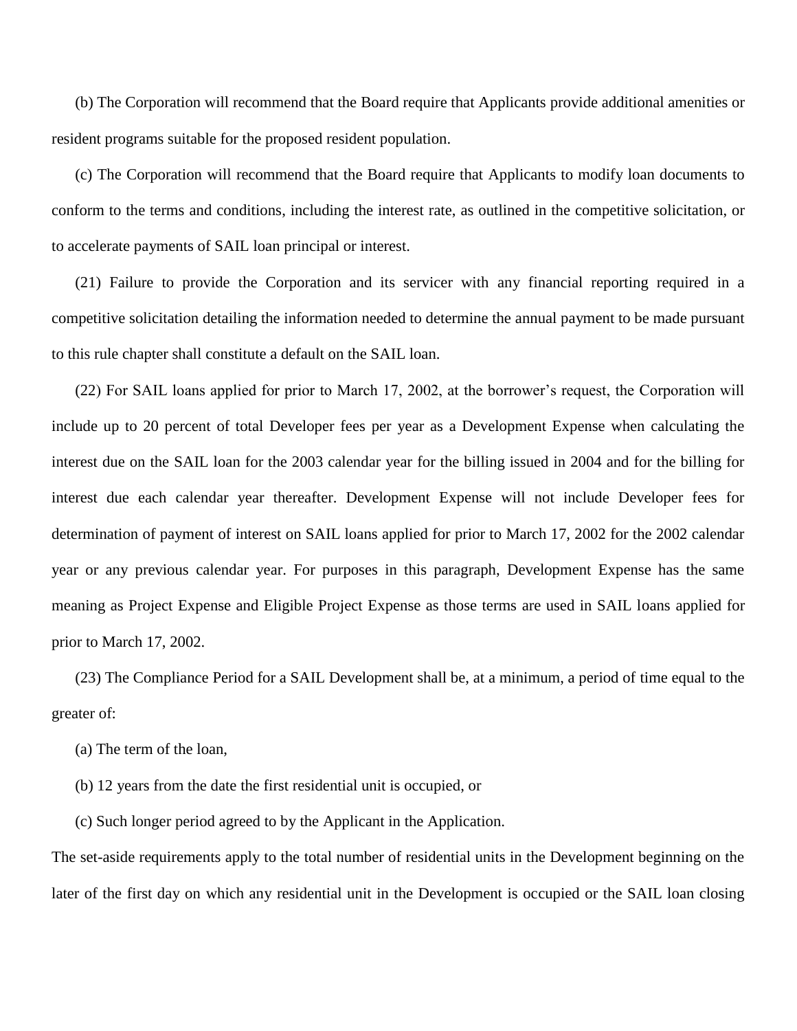(b) The Corporation will recommend that the Board require that Applicants provide additional amenities or resident programs suitable for the proposed resident population.

(c) The Corporation will recommend that the Board require that Applicants to modify loan documents to conform to the terms and conditions, including the interest rate, as outlined in the competitive solicitation, or to accelerate payments of SAIL loan principal or interest.

(21) Failure to provide the Corporation and its servicer with any financial reporting required in a competitive solicitation detailing the information needed to determine the annual payment to be made pursuant to this rule chapter shall constitute a default on the SAIL loan.

(22) For SAIL loans applied for prior to March 17, 2002, at the borrower's request, the Corporation will include up to 20 percent of total Developer fees per year as a Development Expense when calculating the interest due on the SAIL loan for the 2003 calendar year for the billing issued in 2004 and for the billing for interest due each calendar year thereafter. Development Expense will not include Developer fees for determination of payment of interest on SAIL loans applied for prior to March 17, 2002 for the 2002 calendar year or any previous calendar year. For purposes in this paragraph, Development Expense has the same meaning as Project Expense and Eligible Project Expense as those terms are used in SAIL loans applied for prior to March 17, 2002.

(23) The Compliance Period for a SAIL Development shall be, at a minimum, a period of time equal to the greater of:

(a) The term of the loan,

(b) 12 years from the date the first residential unit is occupied, or

(c) Such longer period agreed to by the Applicant in the Application.

The set-aside requirements apply to the total number of residential units in the Development beginning on the later of the first day on which any residential unit in the Development is occupied or the SAIL loan closing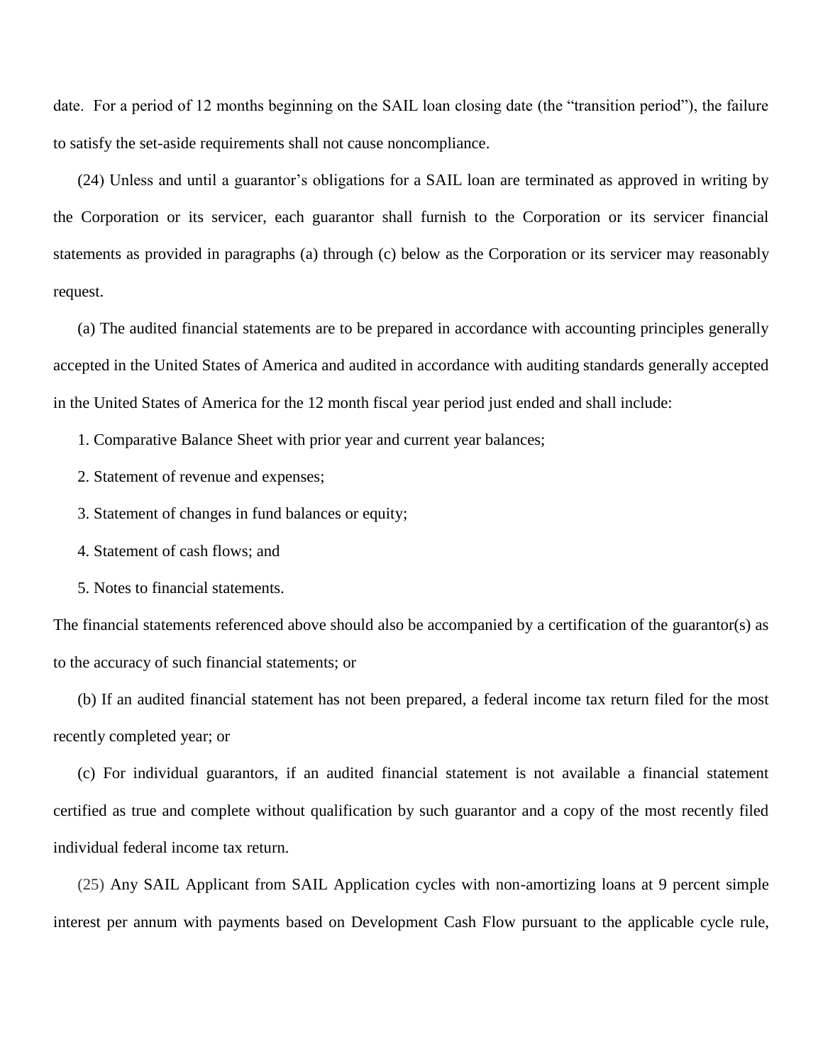date. For a period of 12 months beginning on the SAIL loan closing date (the "transition period"), the failure to satisfy the set-aside requirements shall not cause noncompliance.

(24) Unless and until a guarantor's obligations for a SAIL loan are terminated as approved in writing by the Corporation or its servicer, each guarantor shall furnish to the Corporation or its servicer financial statements as provided in paragraphs (a) through (c) below as the Corporation or its servicer may reasonably request.

(a) The audited financial statements are to be prepared in accordance with accounting principles generally accepted in the United States of America and audited in accordance with auditing standards generally accepted in the United States of America for the 12 month fiscal year period just ended and shall include:

1. Comparative Balance Sheet with prior year and current year balances;

2. Statement of revenue and expenses;

3. Statement of changes in fund balances or equity;

4. Statement of cash flows; and

5. Notes to financial statements.

The financial statements referenced above should also be accompanied by a certification of the guarantor(s) as to the accuracy of such financial statements; or

(b) If an audited financial statement has not been prepared, a federal income tax return filed for the most recently completed year; or

(c) For individual guarantors, if an audited financial statement is not available a financial statement certified as true and complete without qualification by such guarantor and a copy of the most recently filed individual federal income tax return.

(25) Any SAIL Applicant from SAIL Application cycles with non-amortizing loans at 9 percent simple interest per annum with payments based on Development Cash Flow pursuant to the applicable cycle rule,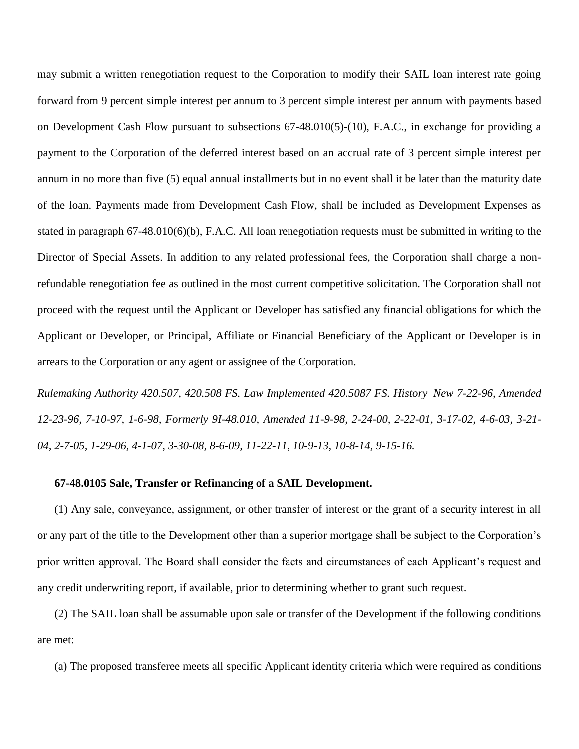may submit a written renegotiation request to the Corporation to modify their SAIL loan interest rate going forward from 9 percent simple interest per annum to 3 percent simple interest per annum with payments based on Development Cash Flow pursuant to subsections 67-48.010(5)-(10), F.A.C., in exchange for providing a payment to the Corporation of the deferred interest based on an accrual rate of 3 percent simple interest per annum in no more than five (5) equal annual installments but in no event shall it be later than the maturity date of the loan. Payments made from Development Cash Flow, shall be included as Development Expenses as stated in paragraph 67-48.010(6)(b), F.A.C. All loan renegotiation requests must be submitted in writing to the Director of Special Assets. In addition to any related professional fees, the Corporation shall charge a non-refundable renegotiation fee as outlined in the most current competitive solicitation. The Corporation shall not proceed with the request until the Applicant or Developer has satisfied any financial obligations for which the Applicant or Developer, or Principal, Affiliate or Financial Beneficiary of the Applicant or Developer is in arrears to the Corporation or any agent or assignee of the Corporation.

*Rulemaking Authority 420.507, 420.508 FS. Law Implemented 420.5087 FS. History–New 7-22-96, Amended 12-23-96, 7-10-97, 1-6-98, Formerly 9I-48.010, Amended 11-9-98, 2-24-00, 2-22-01, 3-17-02, 4-6-03, 3-21-04, 2-7-05, 1-29-06, 4-1-07, 3-30-08, 8-6-09, 11-22-11, 10-9-13, 10-8-14, 9-15-16.*

**67-48.0105 Sale, Transfer or Refinancing of a SAIL Development.**

(1) Any sale, conveyance, assignment, or other transfer of interest or the grant of a security interest in all or any part of the title to the Development other than a superior mortgage shall be subject to the Corporation's prior written approval. The Board shall consider the facts and circumstances of each Applicant's request and any credit underwriting report, if available, prior to determining whether to grant such request.

(2) The SAIL loan shall be assumable upon sale or transfer of the Development if the following conditions are met:

(a) The proposed transferee meets all specific Applicant identity criteria which were required as conditions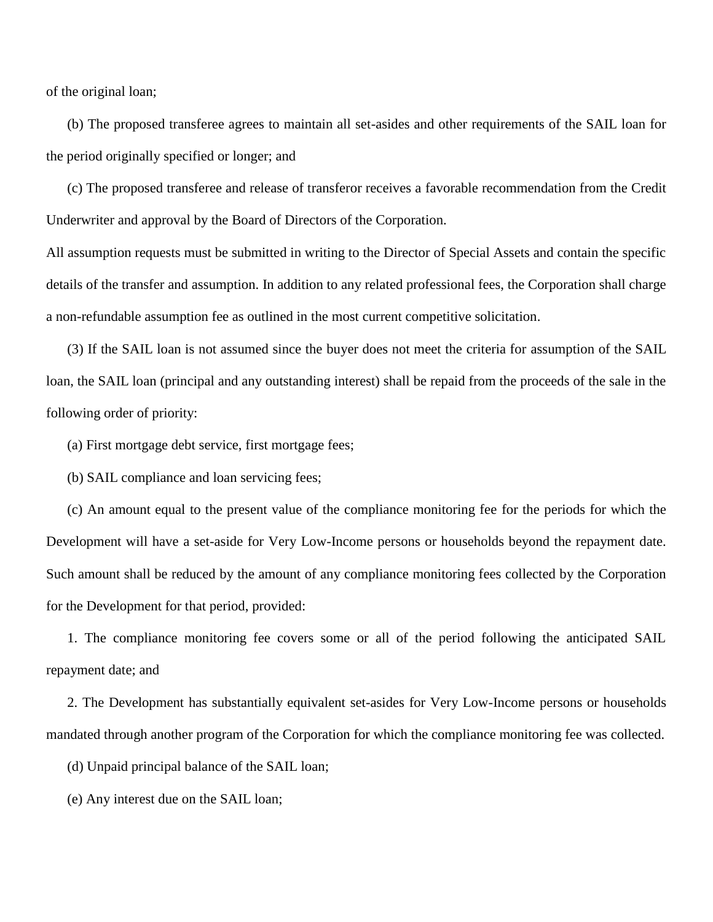of the original loan;

(b) The proposed transferee agrees to maintain all set-asides and other requirements of the SAIL loan for the period originally specified or longer; and

(c) The proposed transferee and release of transferor receives a favorable recommendation from the Credit Underwriter and approval by the Board of Directors of the Corporation.

All assumption requests must be submitted in writing to the Director of Special Assets and contain the specific details of the transfer and assumption. In addition to any related professional fees, the Corporation shall charge a non-refundable assumption fee as outlined in the most current competitive solicitation.

(3) If the SAIL loan is not assumed since the buyer does not meet the criteria for assumption of the SAIL loan, the SAIL loan (principal and any outstanding interest) shall be repaid from the proceeds of the sale in the following order of priority:

(a) First mortgage debt service, first mortgage fees;

(b) SAIL compliance and loan servicing fees;

(c) An amount equal to the present value of the compliance monitoring fee for the periods for which the Development will have a set-aside for Very Low-Income persons or households beyond the repayment date. Such amount shall be reduced by the amount of any compliance monitoring fees collected by the Corporation for the Development for that period, provided:

1. The compliance monitoring fee covers some or all of the period following the anticipated SAIL repayment date; and

2. The Development has substantially equivalent set-asides for Very Low-Income persons or households mandated through another program of the Corporation for which the compliance monitoring fee was collected.

(d) Unpaid principal balance of the SAIL loan;

(e) Any interest due on the SAIL loan;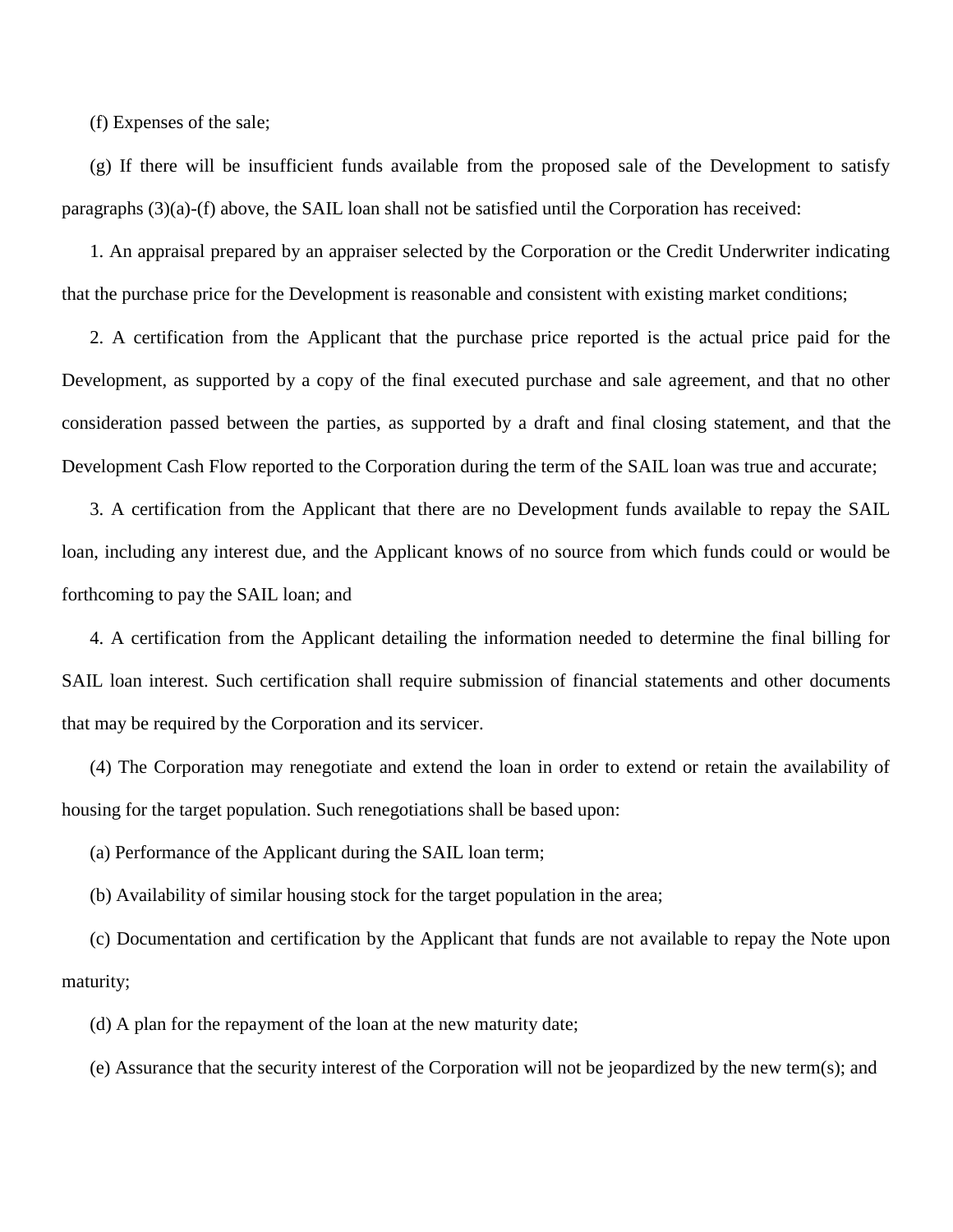(f) Expenses of the sale;

(g) If there will be insufficient funds available from the proposed sale of the Development to satisfy paragraphs (3)(a)-(f) above, the SAIL loan shall not be satisfied until the Corporation has received:

1. An appraisal prepared by an appraiser selected by the Corporation or the Credit Underwriter indicating that the purchase price for the Development is reasonable and consistent with existing market conditions;

2. A certification from the Applicant that the purchase price reported is the actual price paid for the Development, as supported by a copy of the final executed purchase and sale agreement, and that no other consideration passed between the parties, as supported by a draft and final closing statement, and that the Development Cash Flow reported to the Corporation during the term of the SAIL loan was true and accurate;

3. A certification from the Applicant that there are no Development funds available to repay the SAIL loan, including any interest due, and the Applicant knows of no source from which funds could or would be forthcoming to pay the SAIL loan; and

4. A certification from the Applicant detailing the information needed to determine the final billing for SAIL loan interest. Such certification shall require submission of financial statements and other documents that may be required by the Corporation and its servicer.

(4) The Corporation may renegotiate and extend the loan in order to extend or retain the availability of housing for the target population. Such renegotiations shall be based upon:

(a) Performance of the Applicant during the SAIL loan term;

(b) Availability of similar housing stock for the target population in the area;

(c) Documentation and certification by the Applicant that funds are not available to repay the Note upon maturity;

(d) A plan for the repayment of the loan at the new maturity date;

(e) Assurance that the security interest of the Corporation will not be jeopardized by the new term(s); and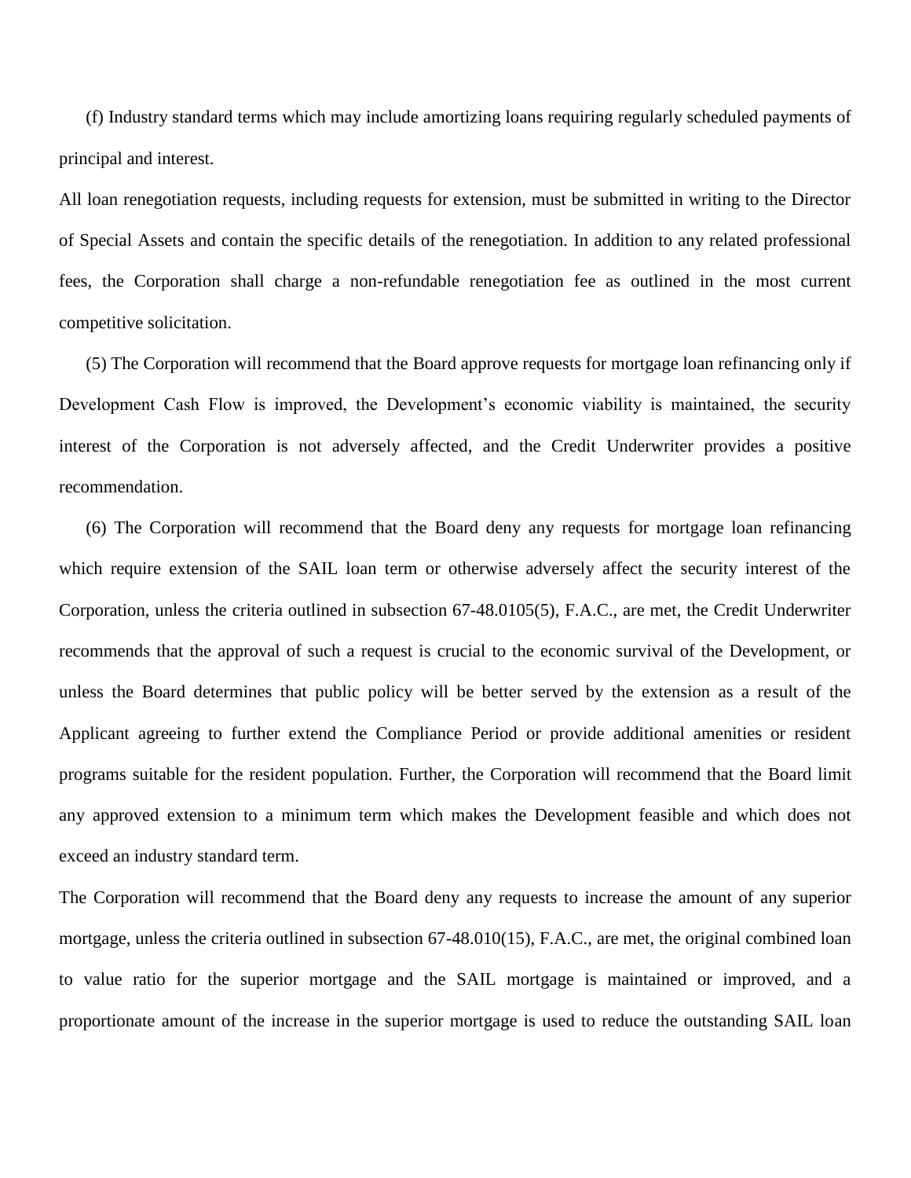(f) Industry standard terms which may include amortizing loans requiring regularly scheduled payments of principal and interest.

All loan renegotiation requests, including requests for extension, must be submitted in writing to the Director of Special Assets and contain the specific details of the renegotiation. In addition to any related professional fees, the Corporation shall charge a non-refundable renegotiation fee as outlined in the most current competitive solicitation.

(5) The Corporation will recommend that the Board approve requests for mortgage loan refinancing only if Development Cash Flow is improved, the Development's economic viability is maintained, the security interest of the Corporation is not adversely affected, and the Credit Underwriter provides a positive recommendation.

(6) The Corporation will recommend that the Board deny any requests for mortgage loan refinancing which require extension of the SAIL loan term or otherwise adversely affect the security interest of the Corporation, unless the criteria outlined in subsection 67-48.0105(5), F.A.C., are met, the Credit Underwriter recommends that the approval of such a request is crucial to the economic survival of the Development, or unless the Board determines that public policy will be better served by the extension as a result of the Applicant agreeing to further extend the Compliance Period or provide additional amenities or resident programs suitable for the resident population. Further, the Corporation will recommend that the Board limit any approved extension to a minimum term which makes the Development feasible and which does not exceed an industry standard term.

The Corporation will recommend that the Board deny any requests to increase the amount of any superior mortgage, unless the criteria outlined in subsection 67-48.010(15), F.A.C., are met, the original combined loan to value ratio for the superior mortgage and the SAIL mortgage is maintained or improved, and a proportionate amount of the increase in the superior mortgage is used to reduce the outstanding SAIL loan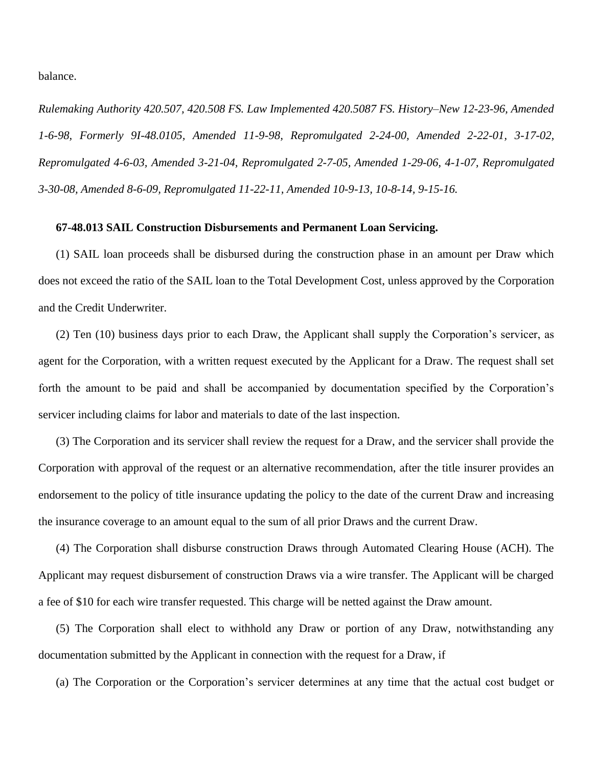balance.

*Rulemaking Authority 420.507, 420.508 FS. Law Implemented 420.5087 FS. History–New 12-23-96, Amended 1-6-98, Formerly 9I-48.0105, Amended 11-9-98, Repromulgated 2-24-00, Amended 2-22-01, 3-17-02, Repromulgated 4-6-03, Amended 3-21-04, Repromulgated 2-7-05, Amended 1-29-06, 4-1-07, Repromulgated 3-30-08, Amended 8-6-09, Repromulgated 11-22-11, Amended 10-9-13, 10-8-14, 9-15-16.*

**67-48.013 SAIL Construction Disbursements and Permanent Loan Servicing.**

(1) SAIL loan proceeds shall be disbursed during the construction phase in an amount per Draw which does not exceed the ratio of the SAIL loan to the Total Development Cost, unless approved by the Corporation and the Credit Underwriter.

(2) Ten (10) business days prior to each Draw, the Applicant shall supply the Corporation's servicer, as agent for the Corporation, with a written request executed by the Applicant for a Draw. The request shall set forth the amount to be paid and shall be accompanied by documentation specified by the Corporation's servicer including claims for labor and materials to date of the last inspection.

(3) The Corporation and its servicer shall review the request for a Draw, and the servicer shall provide the Corporation with approval of the request or an alternative recommendation, after the title insurer provides an endorsement to the policy of title insurance updating the policy to the date of the current Draw and increasing the insurance coverage to an amount equal to the sum of all prior Draws and the current Draw.

(4) The Corporation shall disburse construction Draws through Automated Clearing House (ACH). The Applicant may request disbursement of construction Draws via a wire transfer. The Applicant will be charged a fee of $10 for each wire transfer requested. This charge will be netted against the Draw amount.

(5) The Corporation shall elect to withhold any Draw or portion of any Draw, notwithstanding any documentation submitted by the Applicant in connection with the request for a Draw, if

(a) The Corporation or the Corporation's servicer determines at any time that the actual cost budget or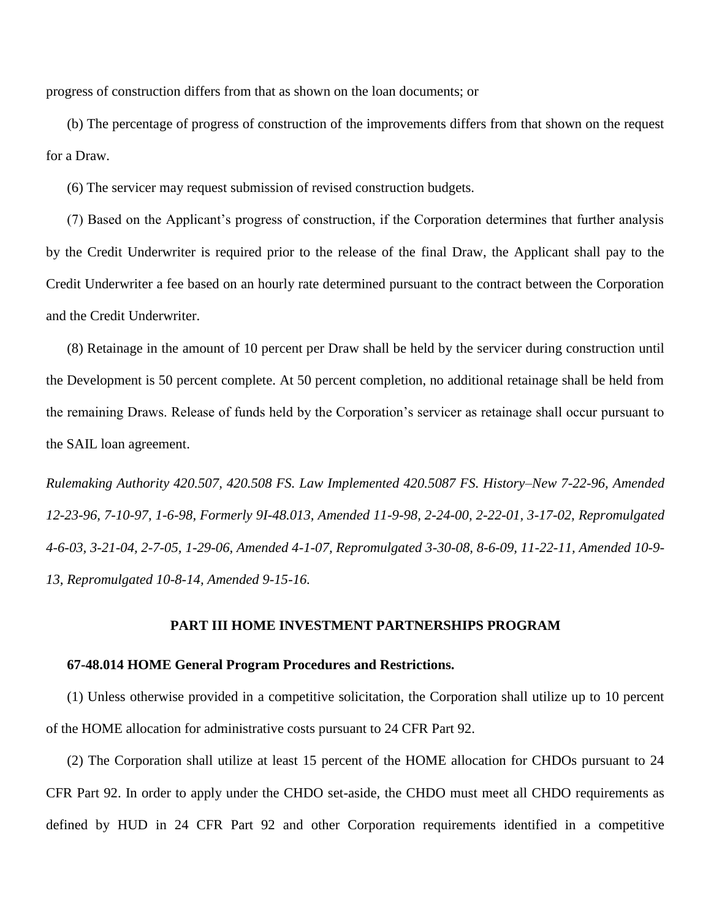progress of construction differs from that as shown on the loan documents; or

(b) The percentage of progress of construction of the improvements differs from that shown on the request for a Draw.

(6) The servicer may request submission of revised construction budgets.

(7) Based on the Applicant's progress of construction, if the Corporation determines that further analysis by the Credit Underwriter is required prior to the release of the final Draw, the Applicant shall pay to the Credit Underwriter a fee based on an hourly rate determined pursuant to the contract between the Corporation and the Credit Underwriter.

(8) Retainage in the amount of 10 percent per Draw shall be held by the servicer during construction until the Development is 50 percent complete. At 50 percent completion, no additional retainage shall be held from the remaining Draws. Release of funds held by the Corporation's servicer as retainage shall occur pursuant to the SAIL loan agreement.

*Rulemaking Authority 420.507, 420.508 FS. Law Implemented 420.5087 FS. History–New 7-22-96, Amended 12-23-96, 7-10-97, 1-6-98, Formerly 9I-48.013, Amended 11-9-98, 2-24-00, 2-22-01, 3-17-02, Repromulgated 4-6-03, 3-21-04, 2-7-05, 1-29-06, Amended 4-1-07, Repromulgated 3-30-08, 8-6-09, 11-22-11, Amended 10-9-13, Repromulgated 10-8-14, Amended 9-15-16.*

## PART III HOME INVESTMENT PARTNERSHIPS PROGRAM

### 67-48.014 HOME General Program Procedures and Restrictions.

(1) Unless otherwise provided in a competitive solicitation, the Corporation shall utilize up to 10 percent of the HOME allocation for administrative costs pursuant to 24 CFR Part 92.

(2) The Corporation shall utilize at least 15 percent of the HOME allocation for CHDOs pursuant to 24 CFR Part 92. In order to apply under the CHDO set-aside, the CHDO must meet all CHDO requirements as defined by HUD in 24 CFR Part 92 and other Corporation requirements identified in a competitive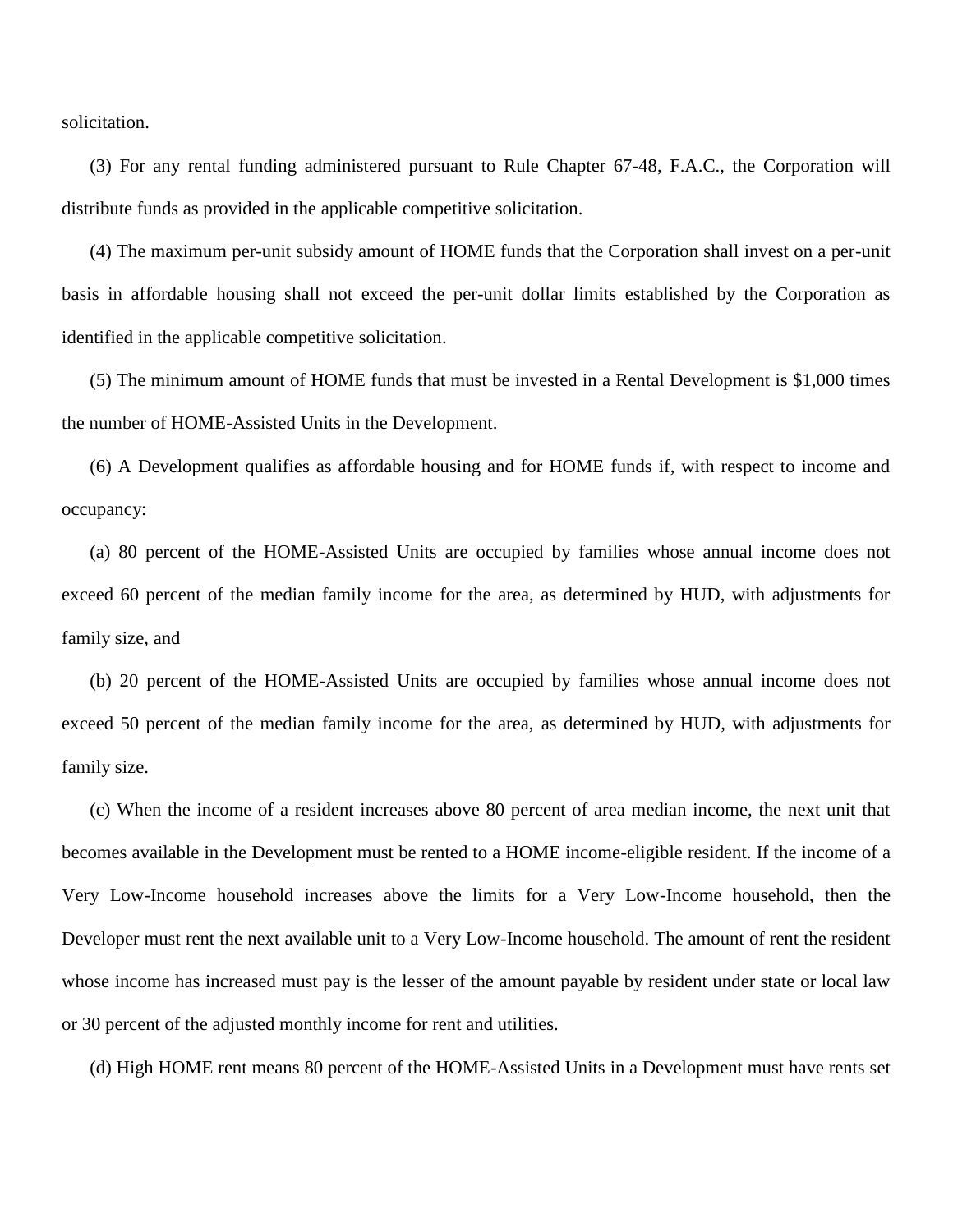solicitation.

(3) For any rental funding administered pursuant to Rule Chapter 67-48, F.A.C., the Corporation will distribute funds as provided in the applicable competitive solicitation.

(4) The maximum per-unit subsidy amount of HOME funds that the Corporation shall invest on a per-unit basis in affordable housing shall not exceed the per-unit dollar limits established by the Corporation as identified in the applicable competitive solicitation.

(5) The minimum amount of HOME funds that must be invested in a Rental Development is $1,000 times the number of HOME-Assisted Units in the Development.

(6) A Development qualifies as affordable housing and for HOME funds if, with respect to income and occupancy:

(a) 80 percent of the HOME-Assisted Units are occupied by families whose annual income does not exceed 60 percent of the median family income for the area, as determined by HUD, with adjustments for family size, and

(b) 20 percent of the HOME-Assisted Units are occupied by families whose annual income does not exceed 50 percent of the median family income for the area, as determined by HUD, with adjustments for family size.

(c) When the income of a resident increases above 80 percent of area median income, the next unit that becomes available in the Development must be rented to a HOME income-eligible resident. If the income of a Very Low-Income household increases above the limits for a Very Low-Income household, then the Developer must rent the next available unit to a Very Low-Income household. The amount of rent the resident whose income has increased must pay is the lesser of the amount payable by resident under state or local law or 30 percent of the adjusted monthly income for rent and utilities.

(d) High HOME rent means 80 percent of the HOME-Assisted Units in a Development must have rents set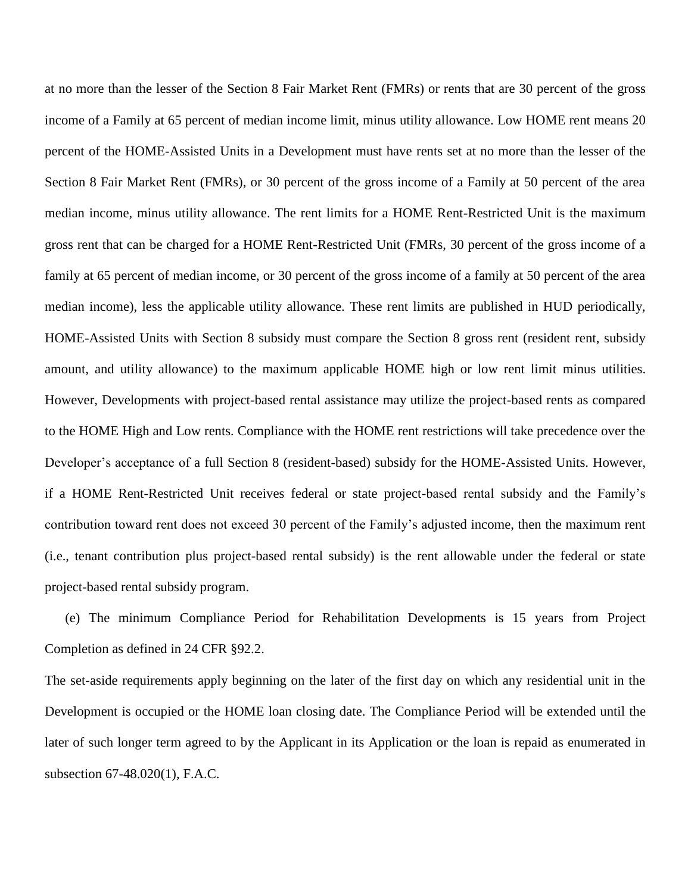at no more than the lesser of the Section 8 Fair Market Rent (FMRs) or rents that are 30 percent of the gross income of a Family at 65 percent of median income limit, minus utility allowance. Low HOME rent means 20 percent of the HOME-Assisted Units in a Development must have rents set at no more than the lesser of the Section 8 Fair Market Rent (FMRs), or 30 percent of the gross income of a Family at 50 percent of the area median income, minus utility allowance. The rent limits for a HOME Rent-Restricted Unit is the maximum gross rent that can be charged for a HOME Rent-Restricted Unit (FMRs, 30 percent of the gross income of a family at 65 percent of median income, or 30 percent of the gross income of a family at 50 percent of the area median income), less the applicable utility allowance. These rent limits are published in HUD periodically, HOME-Assisted Units with Section 8 subsidy must compare the Section 8 gross rent (resident rent, subsidy amount, and utility allowance) to the maximum applicable HOME high or low rent limit minus utilities. However, Developments with project-based rental assistance may utilize the project-based rents as compared to the HOME High and Low rents. Compliance with the HOME rent restrictions will take precedence over the Developer's acceptance of a full Section 8 (resident-based) subsidy for the HOME-Assisted Units. However, if a HOME Rent-Restricted Unit receives federal or state project-based rental subsidy and the Family's contribution toward rent does not exceed 30 percent of the Family's adjusted income, then the maximum rent (i.e., tenant contribution plus project-based rental subsidy) is the rent allowable under the federal or state project-based rental subsidy program.

(e) The minimum Compliance Period for Rehabilitation Developments is 15 years from Project Completion as defined in 24 CFR §92.2.

The set-aside requirements apply beginning on the later of the first day on which any residential unit in the Development is occupied or the HOME loan closing date. The Compliance Period will be extended until the later of such longer term agreed to by the Applicant in its Application or the loan is repaid as enumerated in subsection 67-48.020(1), F.A.C.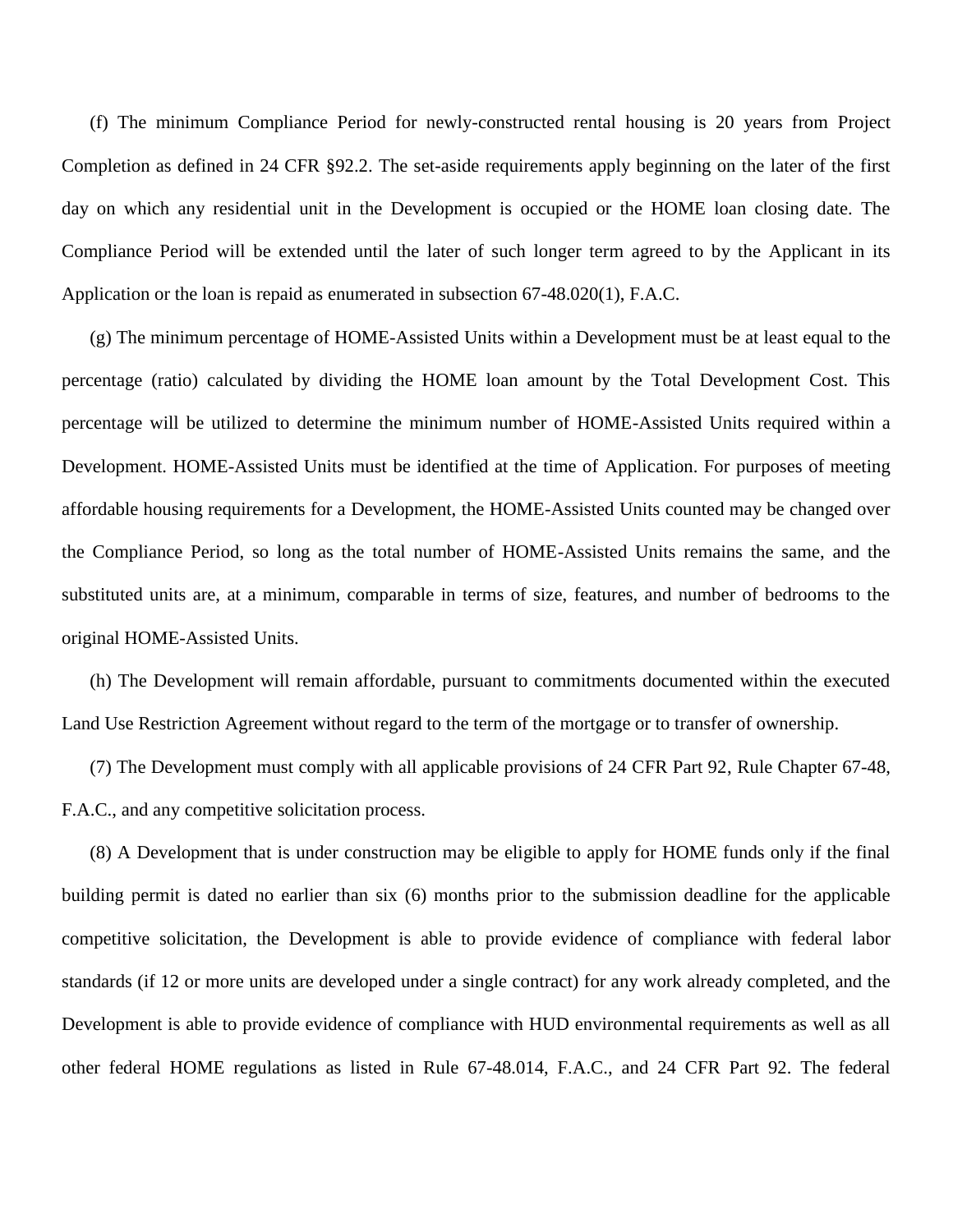(f) The minimum Compliance Period for newly-constructed rental housing is 20 years from Project Completion as defined in 24 CFR §92.2. The set-aside requirements apply beginning on the later of the first day on which any residential unit in the Development is occupied or the HOME loan closing date. The Compliance Period will be extended until the later of such longer term agreed to by the Applicant in its Application or the loan is repaid as enumerated in subsection 67-48.020(1), F.A.C.

(g) The minimum percentage of HOME-Assisted Units within a Development must be at least equal to the percentage (ratio) calculated by dividing the HOME loan amount by the Total Development Cost. This percentage will be utilized to determine the minimum number of HOME-Assisted Units required within a Development. HOME-Assisted Units must be identified at the time of Application. For purposes of meeting affordable housing requirements for a Development, the HOME-Assisted Units counted may be changed over the Compliance Period, so long as the total number of HOME-Assisted Units remains the same, and the substituted units are, at a minimum, comparable in terms of size, features, and number of bedrooms to the original HOME-Assisted Units.

(h) The Development will remain affordable, pursuant to commitments documented within the executed Land Use Restriction Agreement without regard to the term of the mortgage or to transfer of ownership.

(7) The Development must comply with all applicable provisions of 24 CFR Part 92, Rule Chapter 67-48, F.A.C., and any competitive solicitation process.

(8) A Development that is under construction may be eligible to apply for HOME funds only if the final building permit is dated no earlier than six (6) months prior to the submission deadline for the applicable competitive solicitation, the Development is able to provide evidence of compliance with federal labor standards (if 12 or more units are developed under a single contract) for any work already completed, and the Development is able to provide evidence of compliance with HUD environmental requirements as well as all other federal HOME regulations as listed in Rule 67-48.014, F.A.C., and 24 CFR Part 92. The federal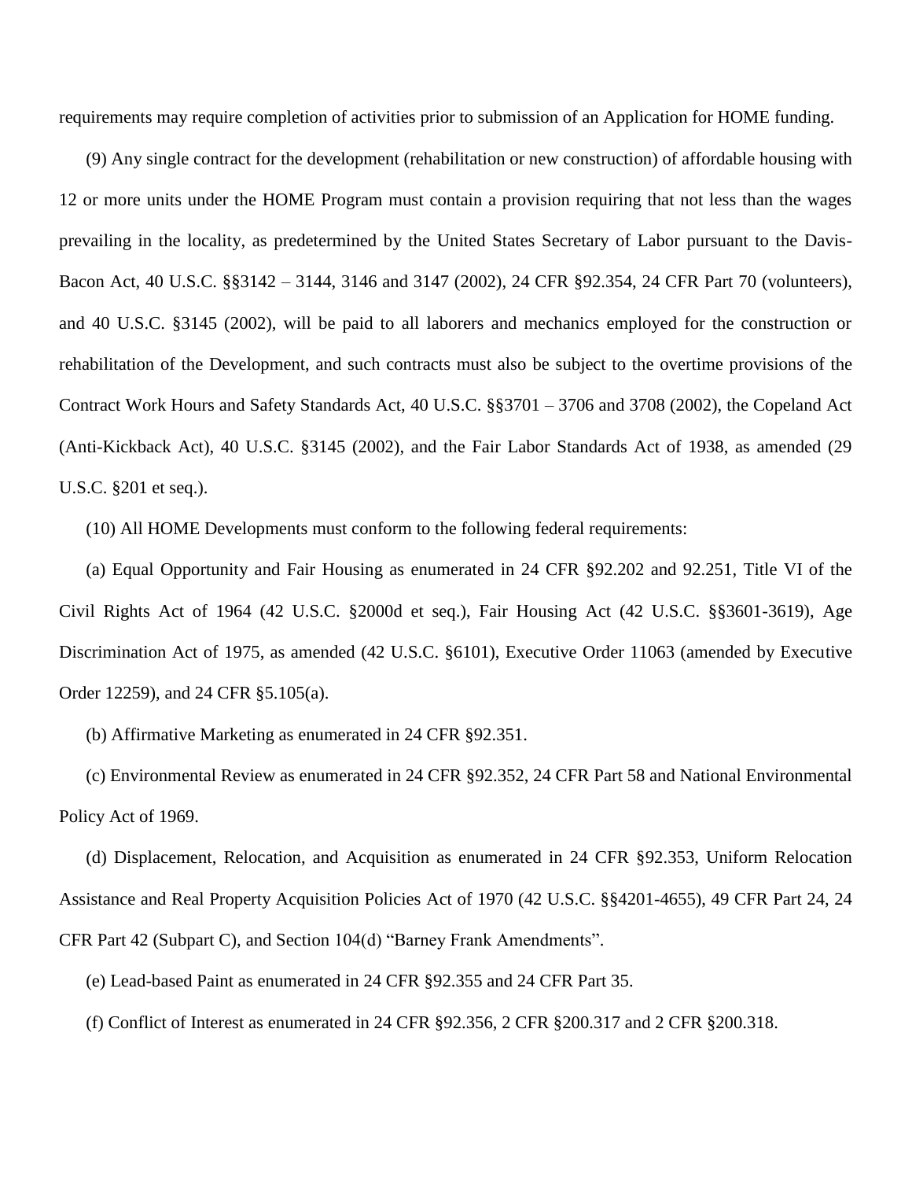requirements may require completion of activities prior to submission of an Application for HOME funding.

(9) Any single contract for the development (rehabilitation or new construction) of affordable housing with 12 or more units under the HOME Program must contain a provision requiring that not less than the wages prevailing in the locality, as predetermined by the United States Secretary of Labor pursuant to the Davis-Bacon Act, 40 U.S.C. §§3142 – 3144, 3146 and 3147 (2002), 24 CFR §92.354, 24 CFR Part 70 (volunteers), and 40 U.S.C. §3145 (2002), will be paid to all laborers and mechanics employed for the construction or rehabilitation of the Development, and such contracts must also be subject to the overtime provisions of the Contract Work Hours and Safety Standards Act, 40 U.S.C. §§3701 – 3706 and 3708 (2002), the Copeland Act (Anti-Kickback Act), 40 U.S.C. §3145 (2002), and the Fair Labor Standards Act of 1938, as amended (29 U.S.C. §201 et seq.).

(10) All HOME Developments must conform to the following federal requirements:

(a) Equal Opportunity and Fair Housing as enumerated in 24 CFR §92.202 and 92.251, Title VI of the Civil Rights Act of 1964 (42 U.S.C. §2000d et seq.), Fair Housing Act (42 U.S.C. §§3601-3619), Age Discrimination Act of 1975, as amended (42 U.S.C. §6101), Executive Order 11063 (amended by Executive Order 12259), and 24 CFR §5.105(a).

(b) Affirmative Marketing as enumerated in 24 CFR §92.351.

(c) Environmental Review as enumerated in 24 CFR §92.352, 24 CFR Part 58 and National Environmental Policy Act of 1969.

(d) Displacement, Relocation, and Acquisition as enumerated in 24 CFR §92.353, Uniform Relocation Assistance and Real Property Acquisition Policies Act of 1970 (42 U.S.C. §§4201-4655), 49 CFR Part 24, 24 CFR Part 42 (Subpart C), and Section 104(d) "Barney Frank Amendments".

(e) Lead-based Paint as enumerated in 24 CFR §92.355 and 24 CFR Part 35.

(f) Conflict of Interest as enumerated in 24 CFR §92.356, 2 CFR §200.317 and 2 CFR §200.318.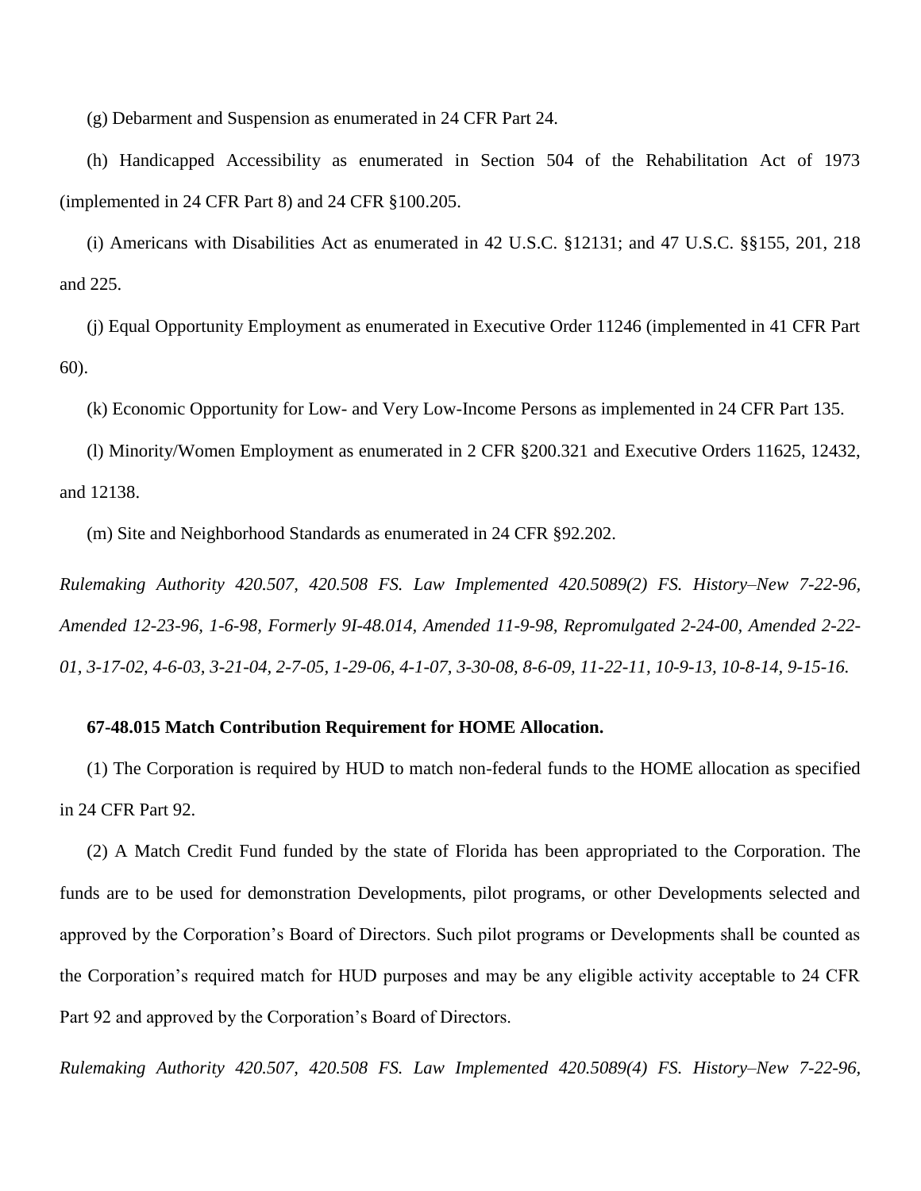(g) Debarment and Suspension as enumerated in 24 CFR Part 24.

(h) Handicapped Accessibility as enumerated in Section 504 of the Rehabilitation Act of 1973 (implemented in 24 CFR Part 8) and 24 CFR §100.205.

(i) Americans with Disabilities Act as enumerated in 42 U.S.C. §12131; and 47 U.S.C. §§155, 201, 218 and 225.

(j) Equal Opportunity Employment as enumerated in Executive Order 11246 (implemented in 41 CFR Part 60).

(k) Economic Opportunity for Low- and Very Low-Income Persons as implemented in 24 CFR Part 135.

(l) Minority/Women Employment as enumerated in 2 CFR §200.321 and Executive Orders 11625, 12432, and 12138.

(m) Site and Neighborhood Standards as enumerated in 24 CFR §92.202.

*Rulemaking Authority 420.507, 420.508 FS. Law Implemented 420.5089(2) FS. History–New 7-22-96, Amended 12-23-96, 1-6-98, Formerly 9I-48.014, Amended 11-9-98, Repromulgated 2-24-00, Amended 2-22-01, 3-17-02, 4-6-03, 3-21-04, 2-7-05, 1-29-06, 4-1-07, 3-30-08, 8-6-09, 11-22-11, 10-9-13, 10-8-14, 9-15-16.*

**67-48.015 Match Contribution Requirement for HOME Allocation.**

(1) The Corporation is required by HUD to match non-federal funds to the HOME allocation as specified in 24 CFR Part 92.

(2) A Match Credit Fund funded by the state of Florida has been appropriated to the Corporation. The funds are to be used for demonstration Developments, pilot programs, or other Developments selected and approved by the Corporation's Board of Directors. Such pilot programs or Developments shall be counted as the Corporation's required match for HUD purposes and may be any eligible activity acceptable to 24 CFR Part 92 and approved by the Corporation's Board of Directors.

*Rulemaking Authority 420.507, 420.508 FS. Law Implemented 420.5089(4) FS. History–New 7-22-96,*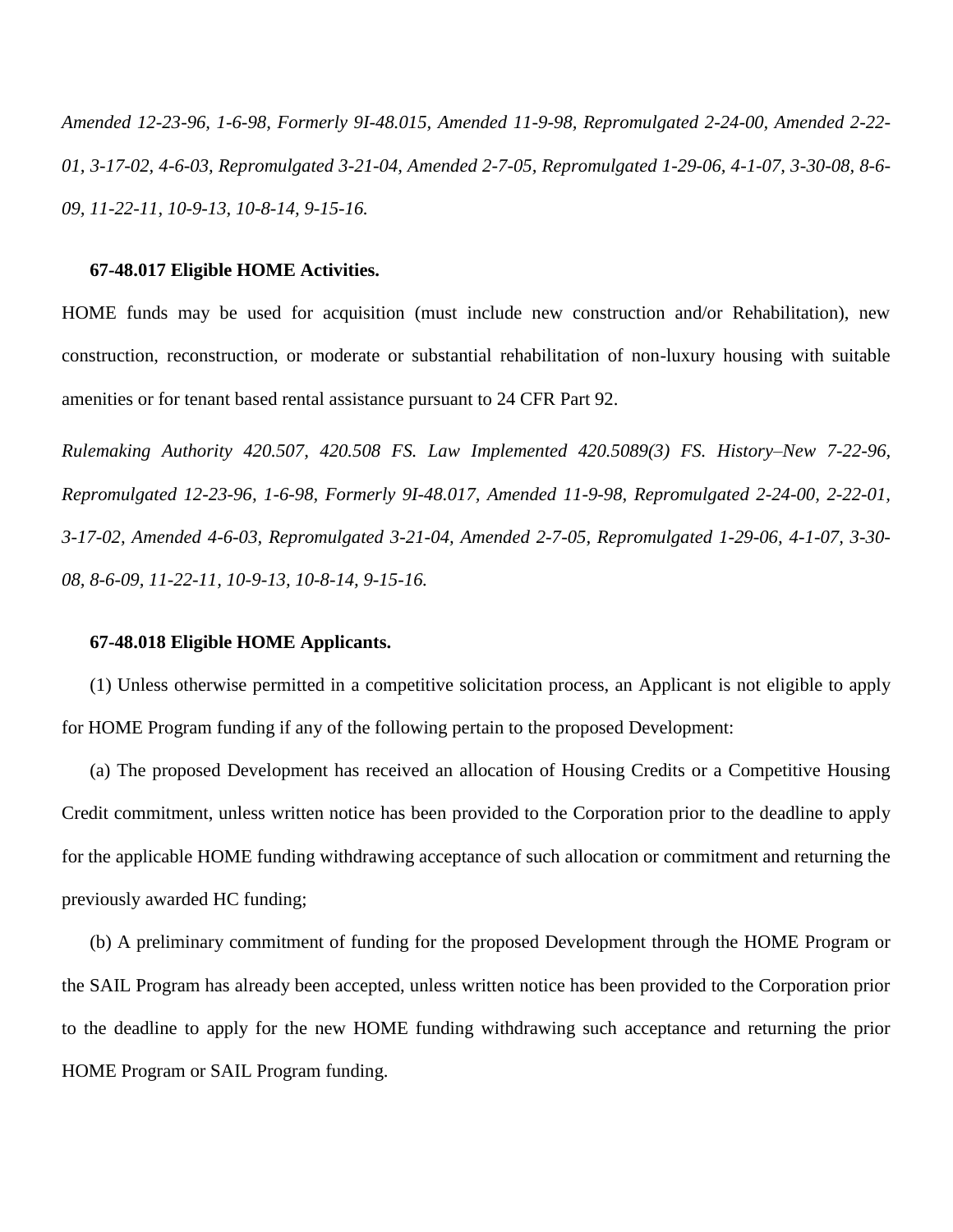*Amended 12-23-96, 1-6-98, Formerly 9I-48.015, Amended 11-9-98, Repromulgated 2-24-00, Amended 2-22-01, 3-17-02, 4-6-03, Repromulgated 3-21-04, Amended 2-7-05, Repromulgated 1-29-06, 4-1-07, 3-30-08, 8-6-09, 11-22-11, 10-9-13, 10-8-14, 9-15-16.*

**67-48.017 Eligible HOME Activities.**

HOME funds may be used for acquisition (must include new construction and/or Rehabilitation), new construction, reconstruction, or moderate or substantial rehabilitation of non-luxury housing with suitable amenities or for tenant based rental assistance pursuant to 24 CFR Part 92.

*Rulemaking Authority 420.507, 420.508 FS. Law Implemented 420.5089(3) FS. History–New 7-22-96, Repromulgated 12-23-96, 1-6-98, Formerly 9I-48.017, Amended 11-9-98, Repromulgated 2-24-00, 2-22-01, 3-17-02, Amended 4-6-03, Repromulgated 3-21-04, Amended 2-7-05, Repromulgated 1-29-06, 4-1-07, 3-30-08, 8-6-09, 11-22-11, 10-9-13, 10-8-14, 9-15-16.*

**67-48.018 Eligible HOME Applicants.**

(1) Unless otherwise permitted in a competitive solicitation process, an Applicant is not eligible to apply for HOME Program funding if any of the following pertain to the proposed Development:

(a) The proposed Development has received an allocation of Housing Credits or a Competitive Housing Credit commitment, unless written notice has been provided to the Corporation prior to the deadline to apply for the applicable HOME funding withdrawing acceptance of such allocation or commitment and returning the previously awarded HC funding;

(b) A preliminary commitment of funding for the proposed Development through the HOME Program or the SAIL Program has already been accepted, unless written notice has been provided to the Corporation prior to the deadline to apply for the new HOME funding withdrawing such acceptance and returning the prior HOME Program or SAIL Program funding.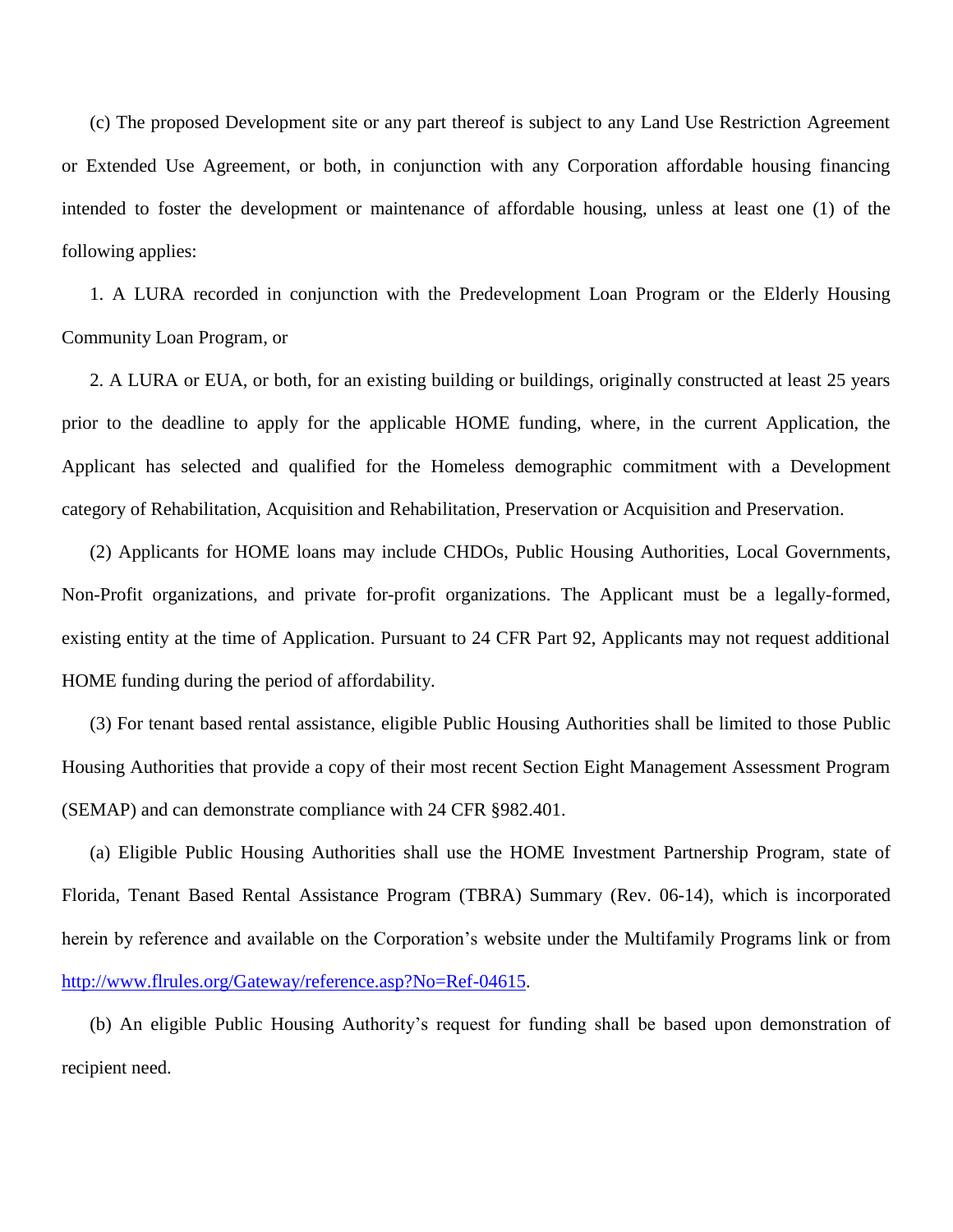(c) The proposed Development site or any part thereof is subject to any Land Use Restriction Agreement or Extended Use Agreement, or both, in conjunction with any Corporation affordable housing financing intended to foster the development or maintenance of affordable housing, unless at least one (1) of the following applies:

1. A LURA recorded in conjunction with the Predevelopment Loan Program or the Elderly Housing Community Loan Program, or

2. A LURA or EUA, or both, for an existing building or buildings, originally constructed at least 25 years prior to the deadline to apply for the applicable HOME funding, where, in the current Application, the Applicant has selected and qualified for the Homeless demographic commitment with a Development category of Rehabilitation, Acquisition and Rehabilitation, Preservation or Acquisition and Preservation.

(2) Applicants for HOME loans may include CHDOs, Public Housing Authorities, Local Governments, Non-Profit organizations, and private for-profit organizations. The Applicant must be a legally-formed, existing entity at the time of Application. Pursuant to 24 CFR Part 92, Applicants may not request additional HOME funding during the period of affordability.

(3) For tenant based rental assistance, eligible Public Housing Authorities shall be limited to those Public Housing Authorities that provide a copy of their most recent Section Eight Management Assessment Program (SEMAP) and can demonstrate compliance with 24 CFR §982.401.

(a) Eligible Public Housing Authorities shall use the HOME Investment Partnership Program, state of Florida, Tenant Based Rental Assistance Program (TBRA) Summary (Rev. 06-14), which is incorporated herein by reference and available on the Corporation's website under the Multifamily Programs link or from http://www.flrules.org/Gateway/reference.asp?No=Ref-04615.

(b) An eligible Public Housing Authority's request for funding shall be based upon demonstration of recipient need.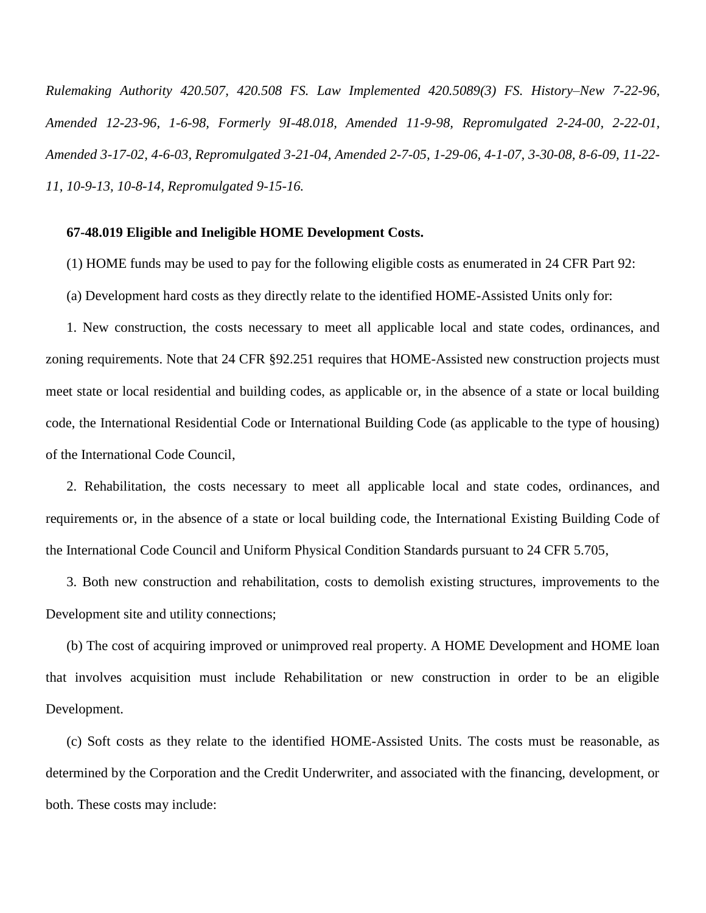*Rulemaking Authority 420.507, 420.508 FS. Law Implemented 420.5089(3) FS. History–New 7-22-96, Amended 12-23-96, 1-6-98, Formerly 9I-48.018, Amended 11-9-98, Repromulgated 2-24-00, 2-22-01, Amended 3-17-02, 4-6-03, Repromulgated 3-21-04, Amended 2-7-05, 1-29-06, 4-1-07, 3-30-08, 8-6-09, 11-22-11, 10-9-13, 10-8-14, Repromulgated 9-15-16.*

**67-48.019 Eligible and Ineligible HOME Development Costs.**

(1) HOME funds may be used to pay for the following eligible costs as enumerated in 24 CFR Part 92:

(a) Development hard costs as they directly relate to the identified HOME-Assisted Units only for:

1. New construction, the costs necessary to meet all applicable local and state codes, ordinances, and zoning requirements. Note that 24 CFR §92.251 requires that HOME-Assisted new construction projects must meet state or local residential and building codes, as applicable or, in the absence of a state or local building code, the International Residential Code or International Building Code (as applicable to the type of housing) of the International Code Council,

2. Rehabilitation, the costs necessary to meet all applicable local and state codes, ordinances, and requirements or, in the absence of a state or local building code, the International Existing Building Code of the International Code Council and Uniform Physical Condition Standards pursuant to 24 CFR 5.705,

3. Both new construction and rehabilitation, costs to demolish existing structures, improvements to the Development site and utility connections;

(b) The cost of acquiring improved or unimproved real property. A HOME Development and HOME loan that involves acquisition must include Rehabilitation or new construction in order to be an eligible Development.

(c) Soft costs as they relate to the identified HOME-Assisted Units. The costs must be reasonable, as determined by the Corporation and the Credit Underwriter, and associated with the financing, development, or both. These costs may include: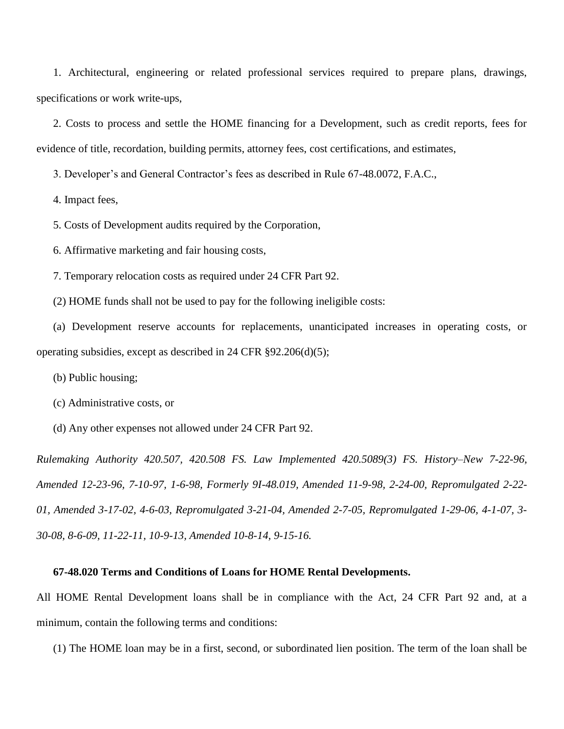1. Architectural, engineering or related professional services required to prepare plans, drawings, specifications or work write-ups,

2. Costs to process and settle the HOME financing for a Development, such as credit reports, fees for evidence of title, recordation, building permits, attorney fees, cost certifications, and estimates,

3. Developer's and General Contractor's fees as described in Rule 67-48.0072, F.A.C.,

4. Impact fees,

5. Costs of Development audits required by the Corporation,

6. Affirmative marketing and fair housing costs,

7. Temporary relocation costs as required under 24 CFR Part 92.

(2) HOME funds shall not be used to pay for the following ineligible costs:

(a) Development reserve accounts for replacements, unanticipated increases in operating costs, or operating subsidies, except as described in 24 CFR §92.206(d)(5);

(b) Public housing;

(c) Administrative costs, or

(d) Any other expenses not allowed under 24 CFR Part 92.

*Rulemaking Authority 420.507, 420.508 FS. Law Implemented 420.5089(3) FS. History–New 7-22-96, Amended 12-23-96, 7-10-97, 1-6-98, Formerly 9I-48.019, Amended 11-9-98, 2-24-00, Repromulgated 2-22-01, Amended 3-17-02, 4-6-03, Repromulgated 3-21-04, Amended 2-7-05, Repromulgated 1-29-06, 4-1-07, 3-30-08, 8-6-09, 11-22-11, 10-9-13, Amended 10-8-14, 9-15-16.*

**67-48.020 Terms and Conditions of Loans for HOME Rental Developments.**

All HOME Rental Development loans shall be in compliance with the Act, 24 CFR Part 92 and, at a minimum, contain the following terms and conditions:

(1) The HOME loan may be in a first, second, or subordinated lien position. The term of the loan shall be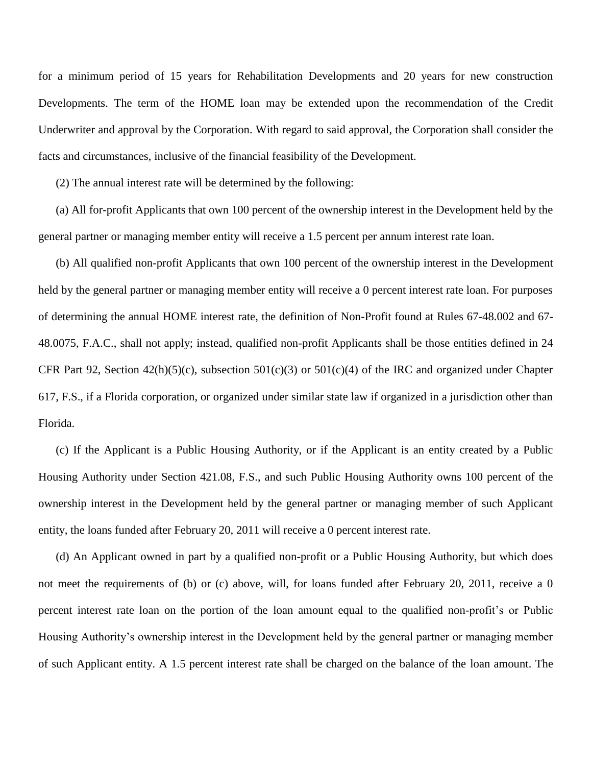for a minimum period of 15 years for Rehabilitation Developments and 20 years for new construction Developments. The term of the HOME loan may be extended upon the recommendation of the Credit Underwriter and approval by the Corporation. With regard to said approval, the Corporation shall consider the facts and circumstances, inclusive of the financial feasibility of the Development.

(2) The annual interest rate will be determined by the following:

(a) All for-profit Applicants that own 100 percent of the ownership interest in the Development held by the general partner or managing member entity will receive a 1.5 percent per annum interest rate loan.

(b) All qualified non-profit Applicants that own 100 percent of the ownership interest in the Development held by the general partner or managing member entity will receive a 0 percent interest rate loan. For purposes of determining the annual HOME interest rate, the definition of Non-Profit found at Rules 67-48.002 and 67-48.0075, F.A.C., shall not apply; instead, qualified non-profit Applicants shall be those entities defined in 24 CFR Part 92, Section 42(h)(5)(c), subsection 501(c)(3) or 501(c)(4) of the IRC and organized under Chapter 617, F.S., if a Florida corporation, or organized under similar state law if organized in a jurisdiction other than Florida.

(c) If the Applicant is a Public Housing Authority, or if the Applicant is an entity created by a Public Housing Authority under Section 421.08, F.S., and such Public Housing Authority owns 100 percent of the ownership interest in the Development held by the general partner or managing member of such Applicant entity, the loans funded after February 20, 2011 will receive a 0 percent interest rate.

(d) An Applicant owned in part by a qualified non-profit or a Public Housing Authority, but which does not meet the requirements of (b) or (c) above, will, for loans funded after February 20, 2011, receive a 0 percent interest rate loan on the portion of the loan amount equal to the qualified non-profit's or Public Housing Authority's ownership interest in the Development held by the general partner or managing member of such Applicant entity. A 1.5 percent interest rate shall be charged on the balance of the loan amount. The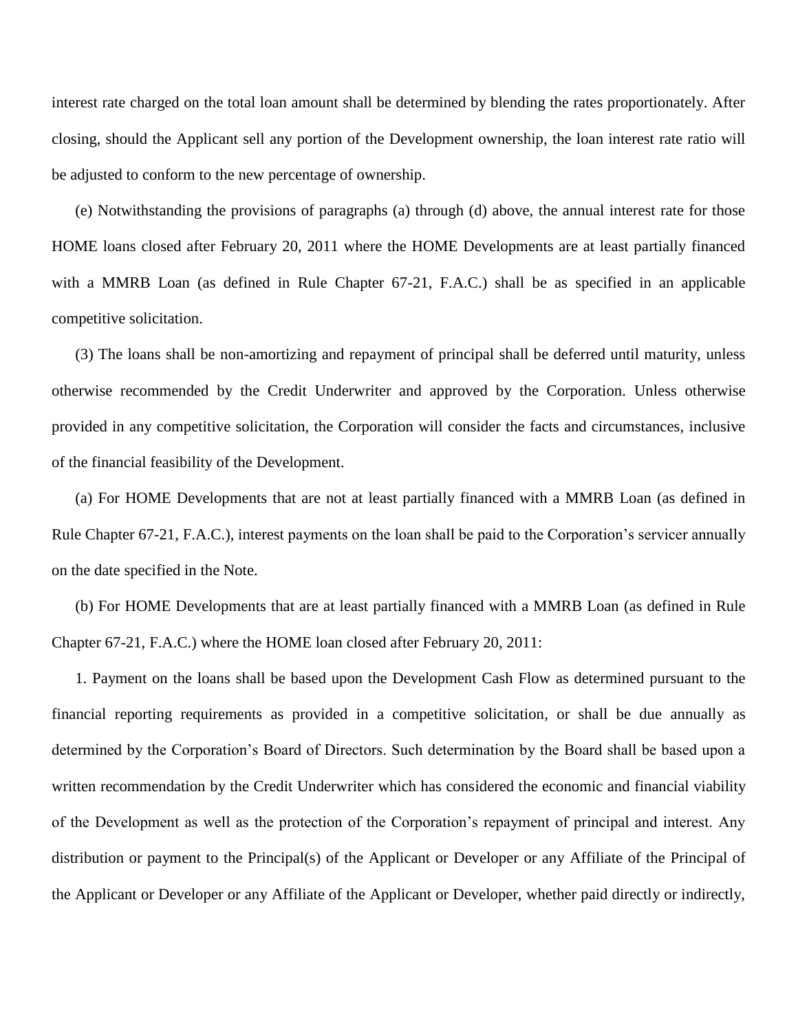interest rate charged on the total loan amount shall be determined by blending the rates proportionately. After closing, should the Applicant sell any portion of the Development ownership, the loan interest rate ratio will be adjusted to conform to the new percentage of ownership.

(e) Notwithstanding the provisions of paragraphs (a) through (d) above, the annual interest rate for those HOME loans closed after February 20, 2011 where the HOME Developments are at least partially financed with a MMRB Loan (as defined in Rule Chapter 67-21, F.A.C.) shall be as specified in an applicable competitive solicitation.

(3) The loans shall be non-amortizing and repayment of principal shall be deferred until maturity, unless otherwise recommended by the Credit Underwriter and approved by the Corporation. Unless otherwise provided in any competitive solicitation, the Corporation will consider the facts and circumstances, inclusive of the financial feasibility of the Development.

(a) For HOME Developments that are not at least partially financed with a MMRB Loan (as defined in Rule Chapter 67-21, F.A.C.), interest payments on the loan shall be paid to the Corporation's servicer annually on the date specified in the Note.

(b) For HOME Developments that are at least partially financed with a MMRB Loan (as defined in Rule Chapter 67-21, F.A.C.) where the HOME loan closed after February 20, 2011:

1. Payment on the loans shall be based upon the Development Cash Flow as determined pursuant to the financial reporting requirements as provided in a competitive solicitation, or shall be due annually as determined by the Corporation's Board of Directors. Such determination by the Board shall be based upon a written recommendation by the Credit Underwriter which has considered the economic and financial viability of the Development as well as the protection of the Corporation's repayment of principal and interest. Any distribution or payment to the Principal(s) of the Applicant or Developer or any Affiliate of the Principal of the Applicant or Developer or any Affiliate of the Applicant or Developer, whether paid directly or indirectly,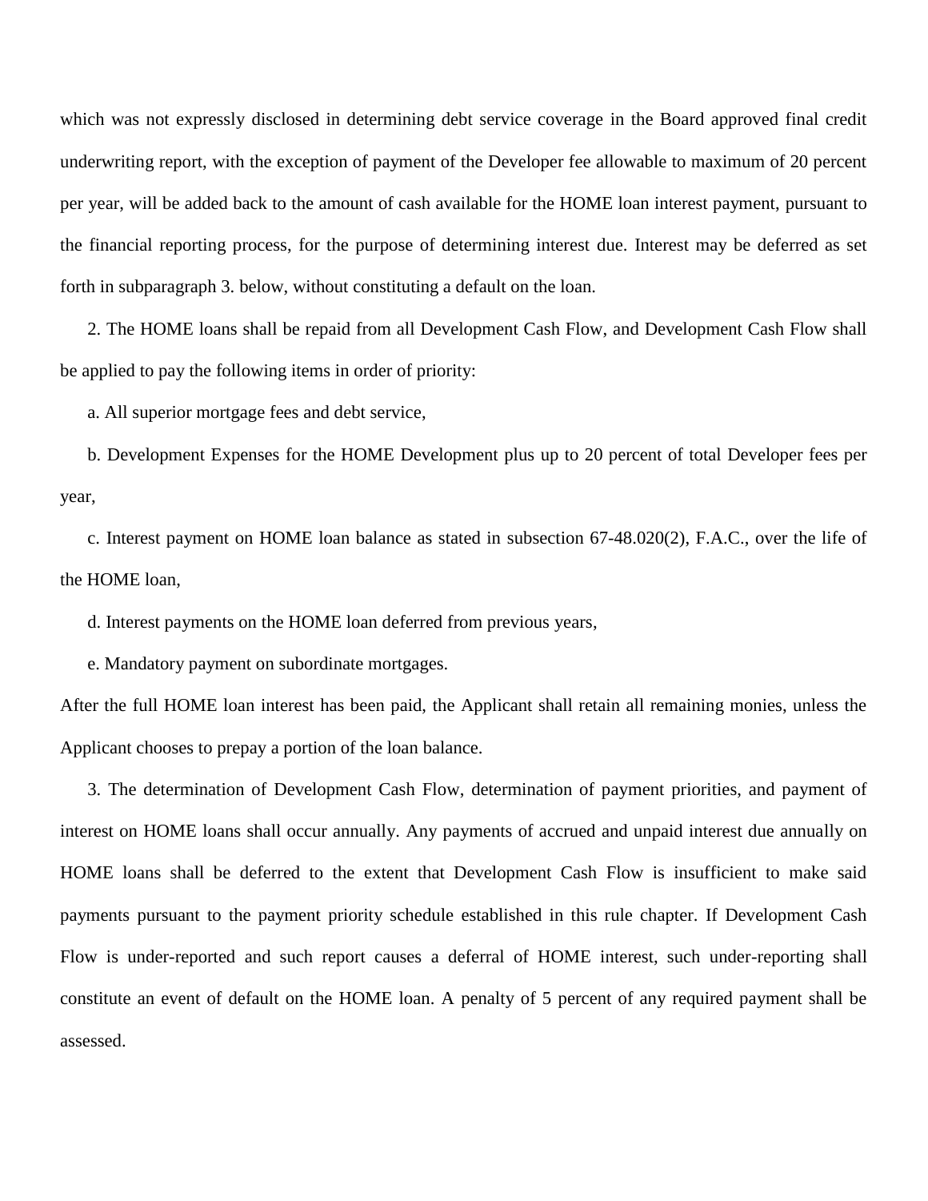which was not expressly disclosed in determining debt service coverage in the Board approved final credit underwriting report, with the exception of payment of the Developer fee allowable to maximum of 20 percent per year, will be added back to the amount of cash available for the HOME loan interest payment, pursuant to the financial reporting process, for the purpose of determining interest due. Interest may be deferred as set forth in subparagraph 3. below, without constituting a default on the loan.

2. The HOME loans shall be repaid from all Development Cash Flow, and Development Cash Flow shall be applied to pay the following items in order of priority:

a. All superior mortgage fees and debt service,

b. Development Expenses for the HOME Development plus up to 20 percent of total Developer fees per year,

c. Interest payment on HOME loan balance as stated in subsection 67-48.020(2), F.A.C., over the life of the HOME loan,

d. Interest payments on the HOME loan deferred from previous years,

e. Mandatory payment on subordinate mortgages.

After the full HOME loan interest has been paid, the Applicant shall retain all remaining monies, unless the Applicant chooses to prepay a portion of the loan balance.

3. The determination of Development Cash Flow, determination of payment priorities, and payment of interest on HOME loans shall occur annually. Any payments of accrued and unpaid interest due annually on HOME loans shall be deferred to the extent that Development Cash Flow is insufficient to make said payments pursuant to the payment priority schedule established in this rule chapter. If Development Cash Flow is under-reported and such report causes a deferral of HOME interest, such under-reporting shall constitute an event of default on the HOME loan. A penalty of 5 percent of any required payment shall be assessed.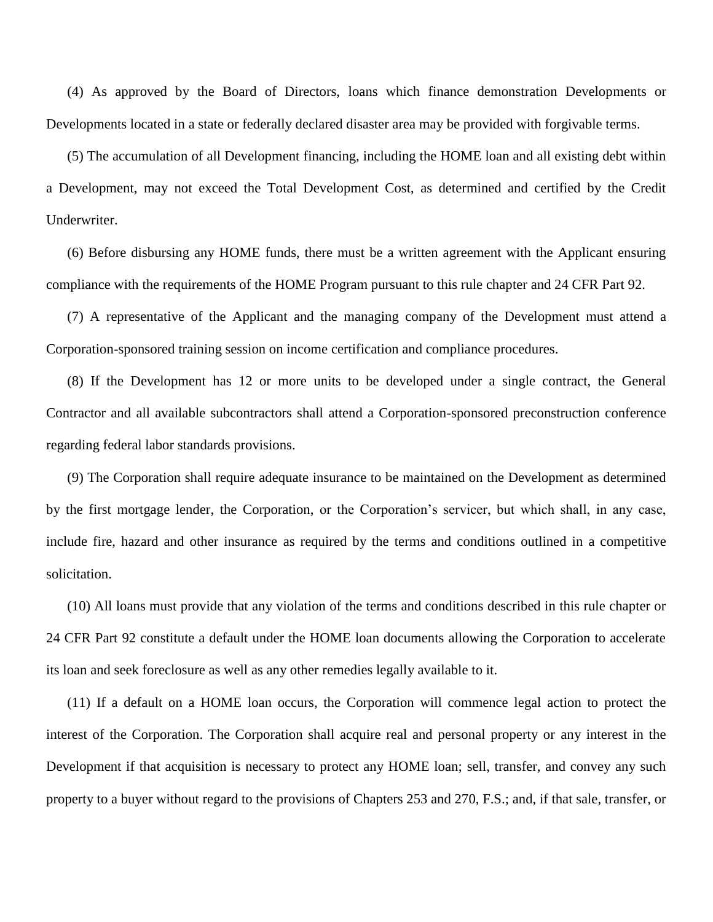(4) As approved by the Board of Directors, loans which finance demonstration Developments or Developments located in a state or federally declared disaster area may be provided with forgivable terms.

(5) The accumulation of all Development financing, including the HOME loan and all existing debt within a Development, may not exceed the Total Development Cost, as determined and certified by the Credit Underwriter.

(6) Before disbursing any HOME funds, there must be a written agreement with the Applicant ensuring compliance with the requirements of the HOME Program pursuant to this rule chapter and 24 CFR Part 92.

(7) A representative of the Applicant and the managing company of the Development must attend a Corporation-sponsored training session on income certification and compliance procedures.

(8) If the Development has 12 or more units to be developed under a single contract, the General Contractor and all available subcontractors shall attend a Corporation-sponsored preconstruction conference regarding federal labor standards provisions.

(9) The Corporation shall require adequate insurance to be maintained on the Development as determined by the first mortgage lender, the Corporation, or the Corporation's servicer, but which shall, in any case, include fire, hazard and other insurance as required by the terms and conditions outlined in a competitive solicitation.

(10) All loans must provide that any violation of the terms and conditions described in this rule chapter or 24 CFR Part 92 constitute a default under the HOME loan documents allowing the Corporation to accelerate its loan and seek foreclosure as well as any other remedies legally available to it.

(11) If a default on a HOME loan occurs, the Corporation will commence legal action to protect the interest of the Corporation. The Corporation shall acquire real and personal property or any interest in the Development if that acquisition is necessary to protect any HOME loan; sell, transfer, and convey any such property to a buyer without regard to the provisions of Chapters 253 and 270, F.S.; and, if that sale, transfer, or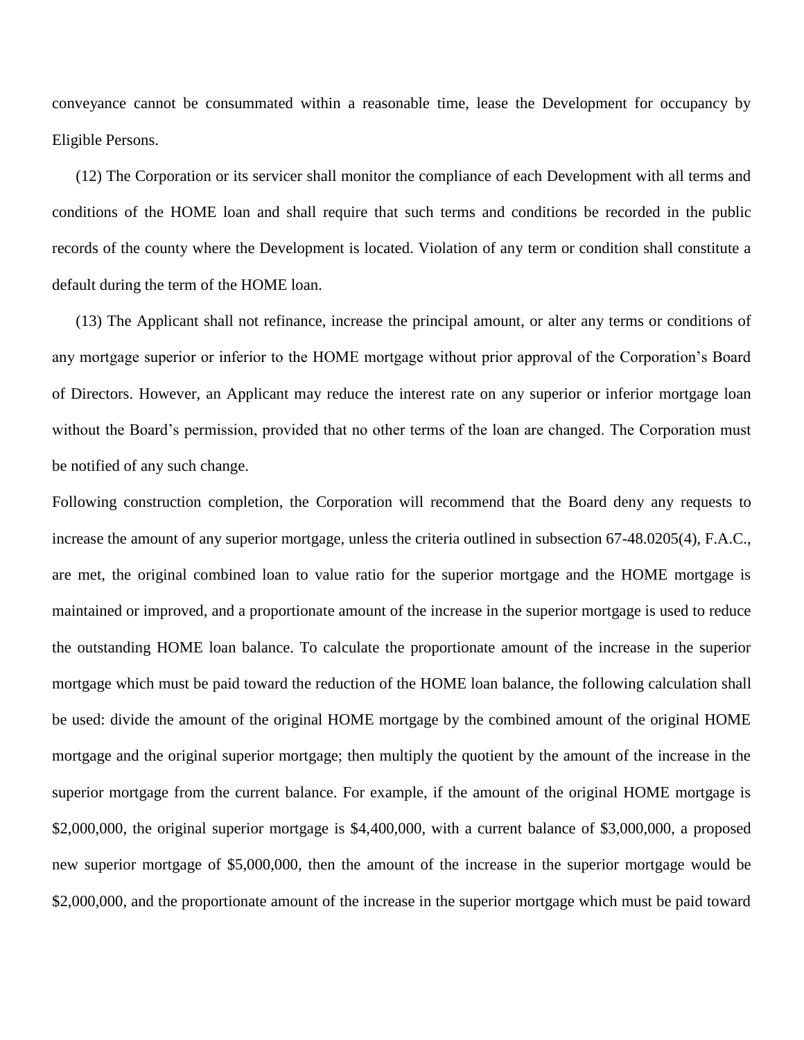conveyance cannot be consummated within a reasonable time, lease the Development for occupancy by Eligible Persons.

(12) The Corporation or its servicer shall monitor the compliance of each Development with all terms and conditions of the HOME loan and shall require that such terms and conditions be recorded in the public records of the county where the Development is located. Violation of any term or condition shall constitute a default during the term of the HOME loan.

(13) The Applicant shall not refinance, increase the principal amount, or alter any terms or conditions of any mortgage superior or inferior to the HOME mortgage without prior approval of the Corporation's Board of Directors. However, an Applicant may reduce the interest rate on any superior or inferior mortgage loan without the Board's permission, provided that no other terms of the loan are changed. The Corporation must be notified of any such change.

Following construction completion, the Corporation will recommend that the Board deny any requests to increase the amount of any superior mortgage, unless the criteria outlined in subsection 67-48.0205(4), F.A.C., are met, the original combined loan to value ratio for the superior mortgage and the HOME mortgage is maintained or improved, and a proportionate amount of the increase in the superior mortgage is used to reduce the outstanding HOME loan balance. To calculate the proportionate amount of the increase in the superior mortgage which must be paid toward the reduction of the HOME loan balance, the following calculation shall be used: divide the amount of the original HOME mortgage by the combined amount of the original HOME mortgage and the original superior mortgage; then multiply the quotient by the amount of the increase in the superior mortgage from the current balance. For example, if the amount of the original HOME mortgage is $2,000,000, the original superior mortgage is $4,400,000, with a current balance of $3,000,000, a proposed new superior mortgage of $5,000,000, then the amount of the increase in the superior mortgage would be $2,000,000, and the proportionate amount of the increase in the superior mortgage which must be paid toward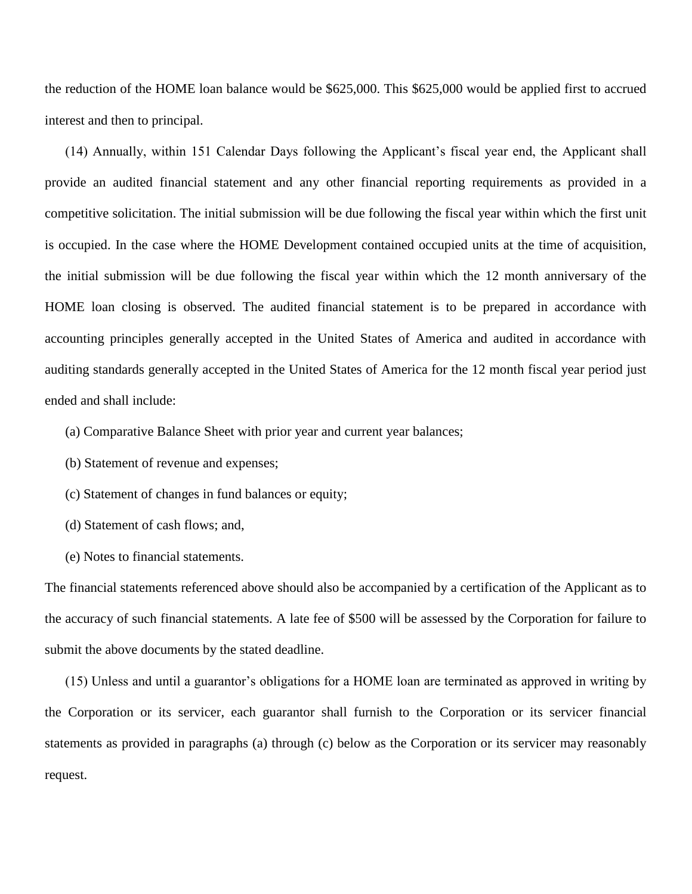the reduction of the HOME loan balance would be $625,000. This $625,000 would be applied first to accrued interest and then to principal.

(14) Annually, within 151 Calendar Days following the Applicant's fiscal year end, the Applicant shall provide an audited financial statement and any other financial reporting requirements as provided in a competitive solicitation. The initial submission will be due following the fiscal year within which the first unit is occupied. In the case where the HOME Development contained occupied units at the time of acquisition, the initial submission will be due following the fiscal year within which the 12 month anniversary of the HOME loan closing is observed. The audited financial statement is to be prepared in accordance with accounting principles generally accepted in the United States of America and audited in accordance with auditing standards generally accepted in the United States of America for the 12 month fiscal year period just ended and shall include:

(a) Comparative Balance Sheet with prior year and current year balances;

(b) Statement of revenue and expenses;

(c) Statement of changes in fund balances or equity;

(d) Statement of cash flows; and,

(e) Notes to financial statements.

The financial statements referenced above should also be accompanied by a certification of the Applicant as to the accuracy of such financial statements. A late fee of $500 will be assessed by the Corporation for failure to submit the above documents by the stated deadline.

(15) Unless and until a guarantor's obligations for a HOME loan are terminated as approved in writing by the Corporation or its servicer, each guarantor shall furnish to the Corporation or its servicer financial statements as provided in paragraphs (a) through (c) below as the Corporation or its servicer may reasonably request.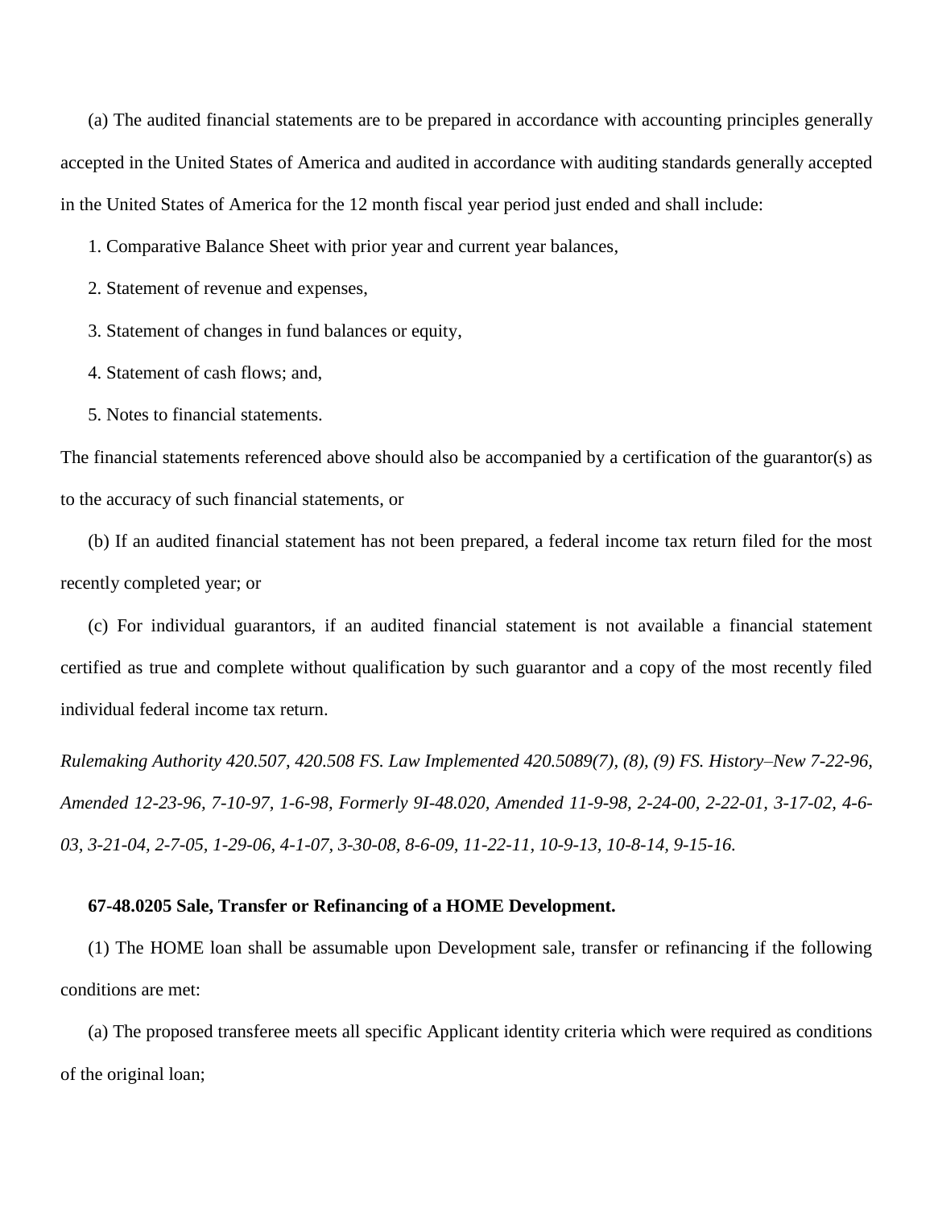(a) The audited financial statements are to be prepared in accordance with accounting principles generally accepted in the United States of America and audited in accordance with auditing standards generally accepted in the United States of America for the 12 month fiscal year period just ended and shall include:

1. Comparative Balance Sheet with prior year and current year balances,

2. Statement of revenue and expenses,

3. Statement of changes in fund balances or equity,

4. Statement of cash flows; and,

5. Notes to financial statements.

The financial statements referenced above should also be accompanied by a certification of the guarantor(s) as to the accuracy of such financial statements, or

(b) If an audited financial statement has not been prepared, a federal income tax return filed for the most recently completed year; or

(c) For individual guarantors, if an audited financial statement is not available a financial statement certified as true and complete without qualification by such guarantor and a copy of the most recently filed individual federal income tax return.

*Rulemaking Authority 420.507, 420.508 FS. Law Implemented 420.5089(7), (8), (9) FS. History–New 7-22-96, Amended 12-23-96, 7-10-97, 1-6-98, Formerly 9I-48.020, Amended 11-9-98, 2-24-00, 2-22-01, 3-17-02, 4-6-03, 3-21-04, 2-7-05, 1-29-06, 4-1-07, 3-30-08, 8-6-09, 11-22-11, 10-9-13, 10-8-14, 9-15-16.*

**67-48.0205 Sale, Transfer or Refinancing of a HOME Development.**

(1) The HOME loan shall be assumable upon Development sale, transfer or refinancing if the following conditions are met:

(a) The proposed transferee meets all specific Applicant identity criteria which were required as conditions of the original loan;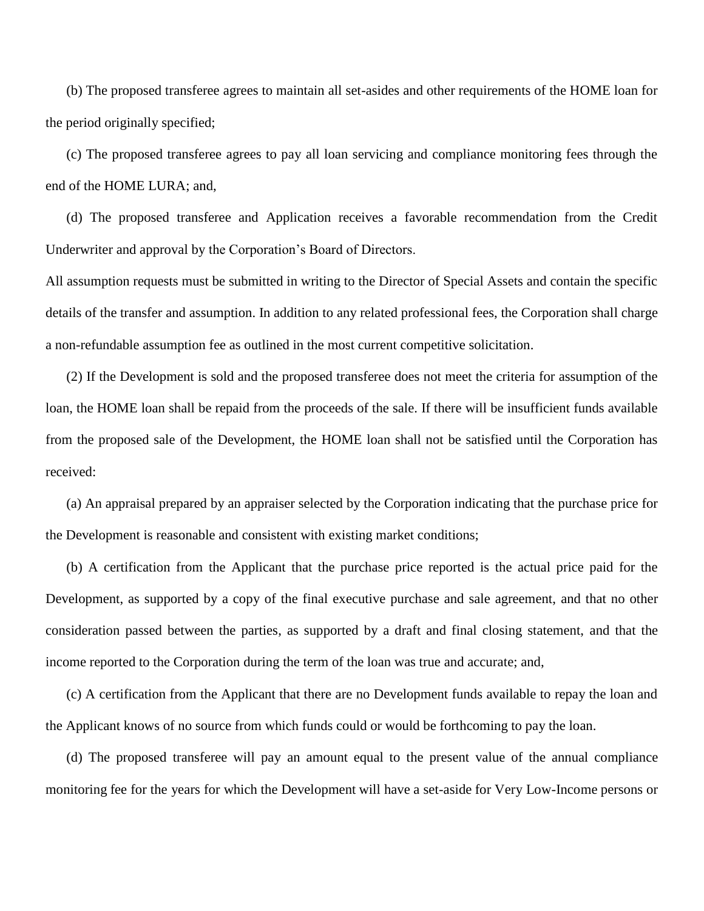(b) The proposed transferee agrees to maintain all set-asides and other requirements of the HOME loan for the period originally specified;

(c) The proposed transferee agrees to pay all loan servicing and compliance monitoring fees through the end of the HOME LURA; and,

(d) The proposed transferee and Application receives a favorable recommendation from the Credit Underwriter and approval by the Corporation's Board of Directors.

All assumption requests must be submitted in writing to the Director of Special Assets and contain the specific details of the transfer and assumption. In addition to any related professional fees, the Corporation shall charge a non-refundable assumption fee as outlined in the most current competitive solicitation.

(2) If the Development is sold and the proposed transferee does not meet the criteria for assumption of the loan, the HOME loan shall be repaid from the proceeds of the sale. If there will be insufficient funds available from the proposed sale of the Development, the HOME loan shall not be satisfied until the Corporation has received:

(a) An appraisal prepared by an appraiser selected by the Corporation indicating that the purchase price for the Development is reasonable and consistent with existing market conditions;

(b) A certification from the Applicant that the purchase price reported is the actual price paid for the Development, as supported by a copy of the final executive purchase and sale agreement, and that no other consideration passed between the parties, as supported by a draft and final closing statement, and that the income reported to the Corporation during the term of the loan was true and accurate; and,

(c) A certification from the Applicant that there are no Development funds available to repay the loan and the Applicant knows of no source from which funds could or would be forthcoming to pay the loan.

(d) The proposed transferee will pay an amount equal to the present value of the annual compliance monitoring fee for the years for which the Development will have a set-aside for Very Low-Income persons or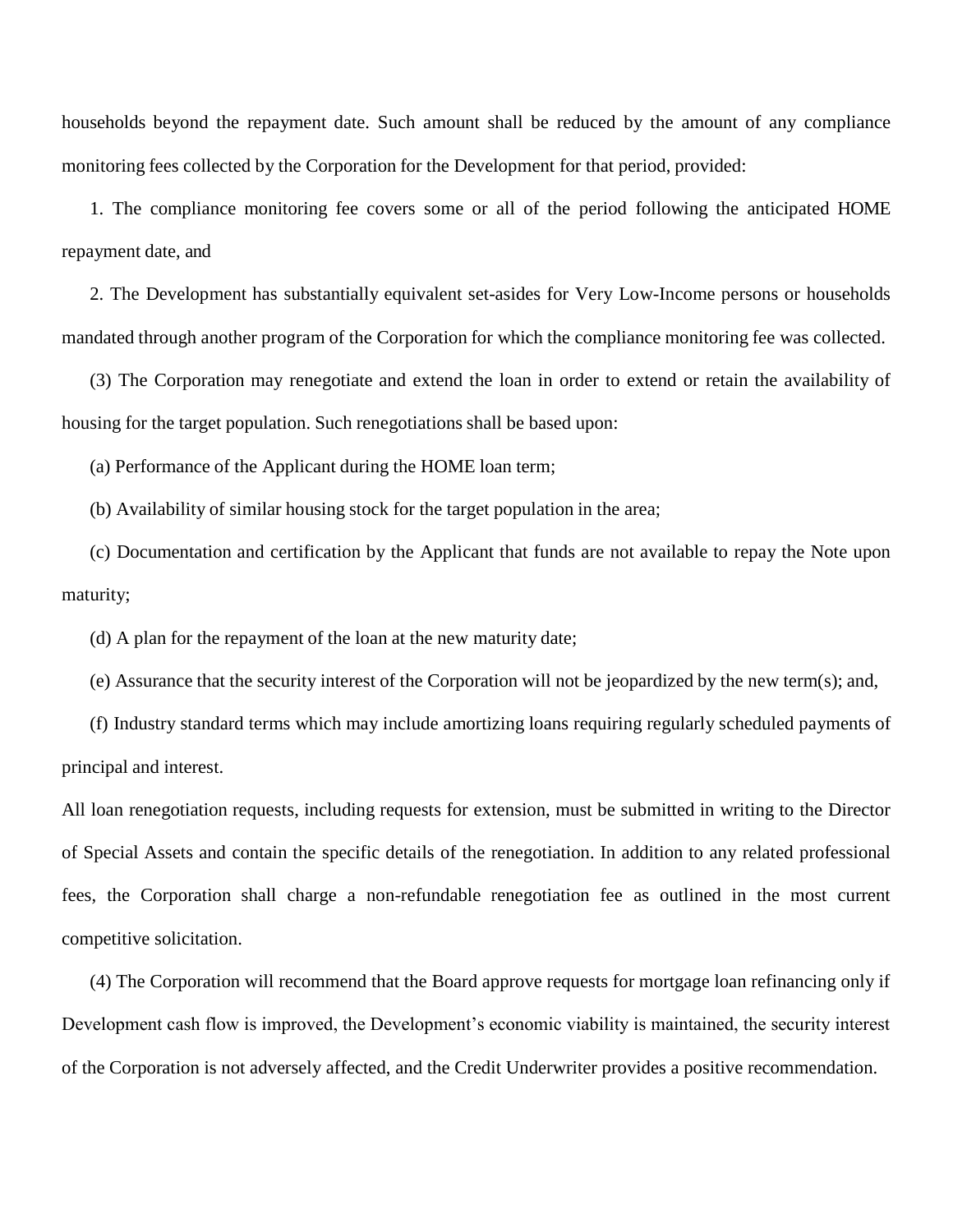households beyond the repayment date. Such amount shall be reduced by the amount of any compliance monitoring fees collected by the Corporation for the Development for that period, provided:

1. The compliance monitoring fee covers some or all of the period following the anticipated HOME repayment date, and

2. The Development has substantially equivalent set-asides for Very Low-Income persons or households mandated through another program of the Corporation for which the compliance monitoring fee was collected.

(3) The Corporation may renegotiate and extend the loan in order to extend or retain the availability of housing for the target population. Such renegotiations shall be based upon:

(a) Performance of the Applicant during the HOME loan term;

(b) Availability of similar housing stock for the target population in the area;

(c) Documentation and certification by the Applicant that funds are not available to repay the Note upon maturity;

(d) A plan for the repayment of the loan at the new maturity date;

(e) Assurance that the security interest of the Corporation will not be jeopardized by the new term(s); and,

(f) Industry standard terms which may include amortizing loans requiring regularly scheduled payments of principal and interest.

All loan renegotiation requests, including requests for extension, must be submitted in writing to the Director of Special Assets and contain the specific details of the renegotiation. In addition to any related professional fees, the Corporation shall charge a non-refundable renegotiation fee as outlined in the most current competitive solicitation.

(4) The Corporation will recommend that the Board approve requests for mortgage loan refinancing only if Development cash flow is improved, the Development's economic viability is maintained, the security interest of the Corporation is not adversely affected, and the Credit Underwriter provides a positive recommendation.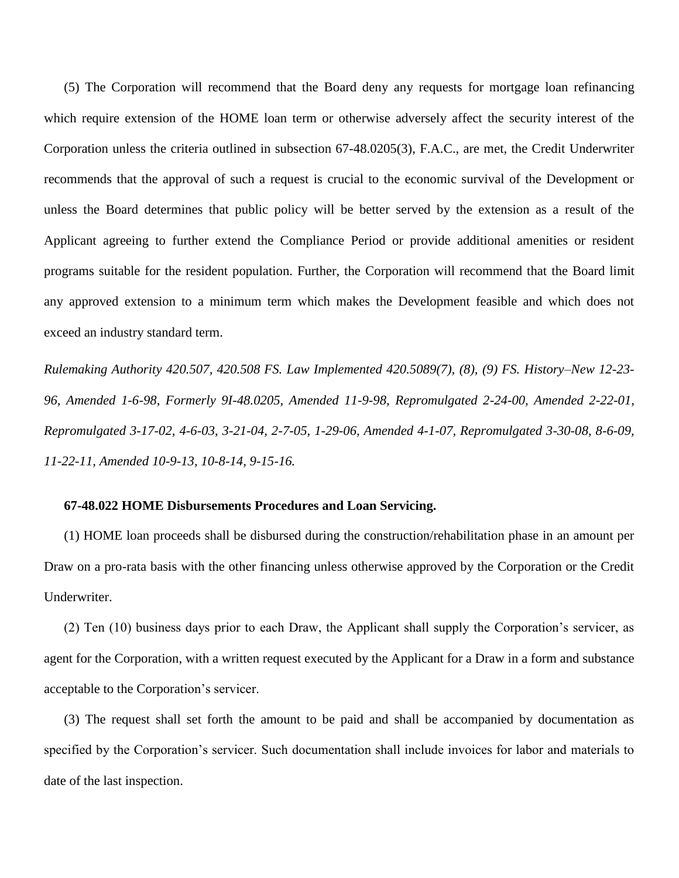(5) The Corporation will recommend that the Board deny any requests for mortgage loan refinancing which require extension of the HOME loan term or otherwise adversely affect the security interest of the Corporation unless the criteria outlined in subsection 67-48.0205(3), F.A.C., are met, the Credit Underwriter recommends that the approval of such a request is crucial to the economic survival of the Development or unless the Board determines that public policy will be better served by the extension as a result of the Applicant agreeing to further extend the Compliance Period or provide additional amenities or resident programs suitable for the resident population. Further, the Corporation will recommend that the Board limit any approved extension to a minimum term which makes the Development feasible and which does not exceed an industry standard term.

*Rulemaking Authority 420.507, 420.508 FS. Law Implemented 420.5089(7), (8), (9) FS. History–New 12-23-96, Amended 1-6-98, Formerly 9I-48.0205, Amended 11-9-98, Repromulgated 2-24-00, Amended 2-22-01, Repromulgated 3-17-02, 4-6-03, 3-21-04, 2-7-05, 1-29-06, Amended 4-1-07, Repromulgated 3-30-08, 8-6-09, 11-22-11, Amended 10-9-13, 10-8-14, 9-15-16.*

**67-48.022 HOME Disbursements Procedures and Loan Servicing.**

(1) HOME loan proceeds shall be disbursed during the construction/rehabilitation phase in an amount per Draw on a pro-rata basis with the other financing unless otherwise approved by the Corporation or the Credit Underwriter.

(2) Ten (10) business days prior to each Draw, the Applicant shall supply the Corporation's servicer, as agent for the Corporation, with a written request executed by the Applicant for a Draw in a form and substance acceptable to the Corporation's servicer.

(3) The request shall set forth the amount to be paid and shall be accompanied by documentation as specified by the Corporation's servicer. Such documentation shall include invoices for labor and materials to date of the last inspection.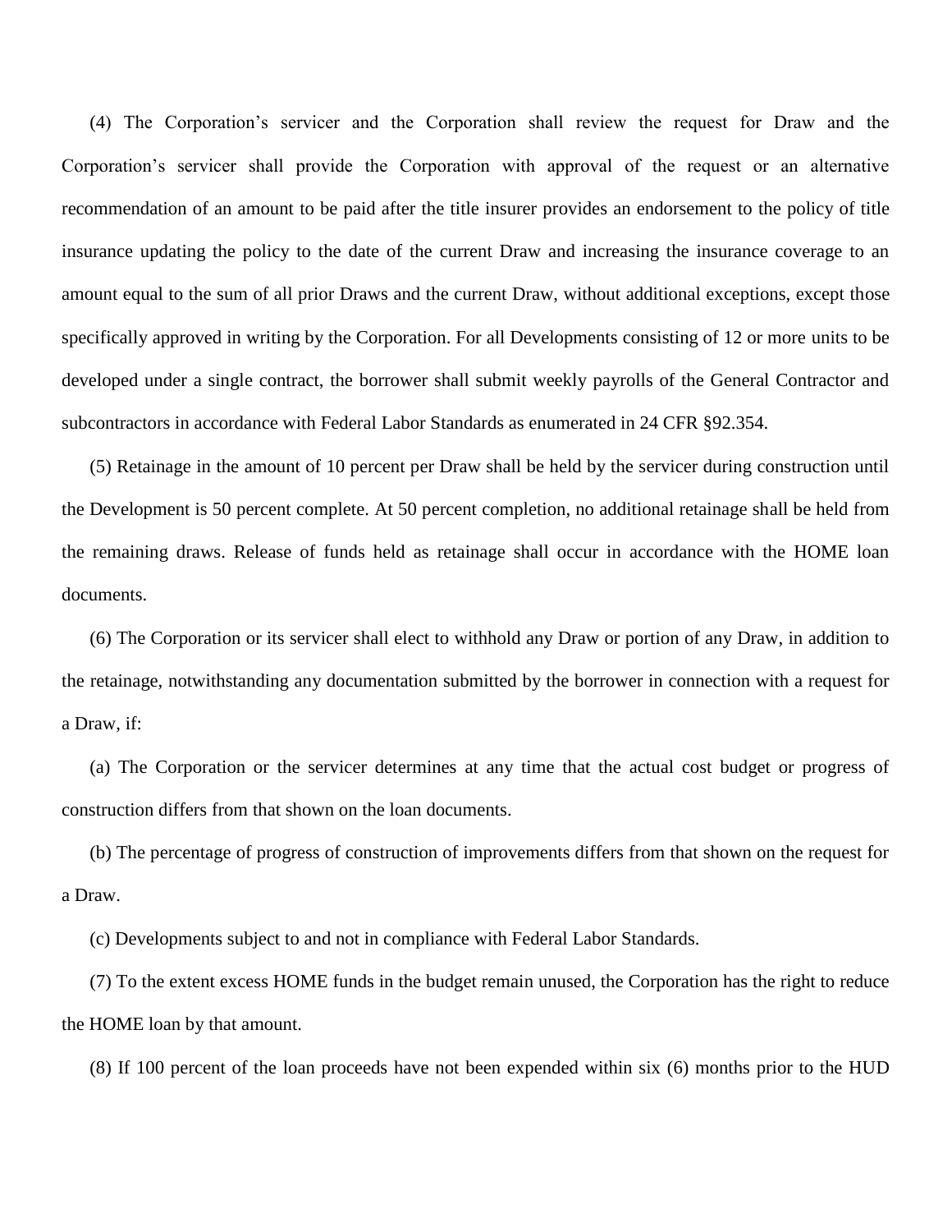(4) The Corporation's servicer and the Corporation shall review the request for Draw and the Corporation's servicer shall provide the Corporation with approval of the request or an alternative recommendation of an amount to be paid after the title insurer provides an endorsement to the policy of title insurance updating the policy to the date of the current Draw and increasing the insurance coverage to an amount equal to the sum of all prior Draws and the current Draw, without additional exceptions, except those specifically approved in writing by the Corporation. For all Developments consisting of 12 or more units to be developed under a single contract, the borrower shall submit weekly payrolls of the General Contractor and subcontractors in accordance with Federal Labor Standards as enumerated in 24 CFR §92.354.

(5) Retainage in the amount of 10 percent per Draw shall be held by the servicer during construction until the Development is 50 percent complete. At 50 percent completion, no additional retainage shall be held from the remaining draws. Release of funds held as retainage shall occur in accordance with the HOME loan documents.

(6) The Corporation or its servicer shall elect to withhold any Draw or portion of any Draw, in addition to the retainage, notwithstanding any documentation submitted by the borrower in connection with a request for a Draw, if:

(a) The Corporation or the servicer determines at any time that the actual cost budget or progress of construction differs from that shown on the loan documents.

(b) The percentage of progress of construction of improvements differs from that shown on the request for a Draw.

(c) Developments subject to and not in compliance with Federal Labor Standards.

(7) To the extent excess HOME funds in the budget remain unused, the Corporation has the right to reduce the HOME loan by that amount.

(8) If 100 percent of the loan proceeds have not been expended within six (6) months prior to the HUD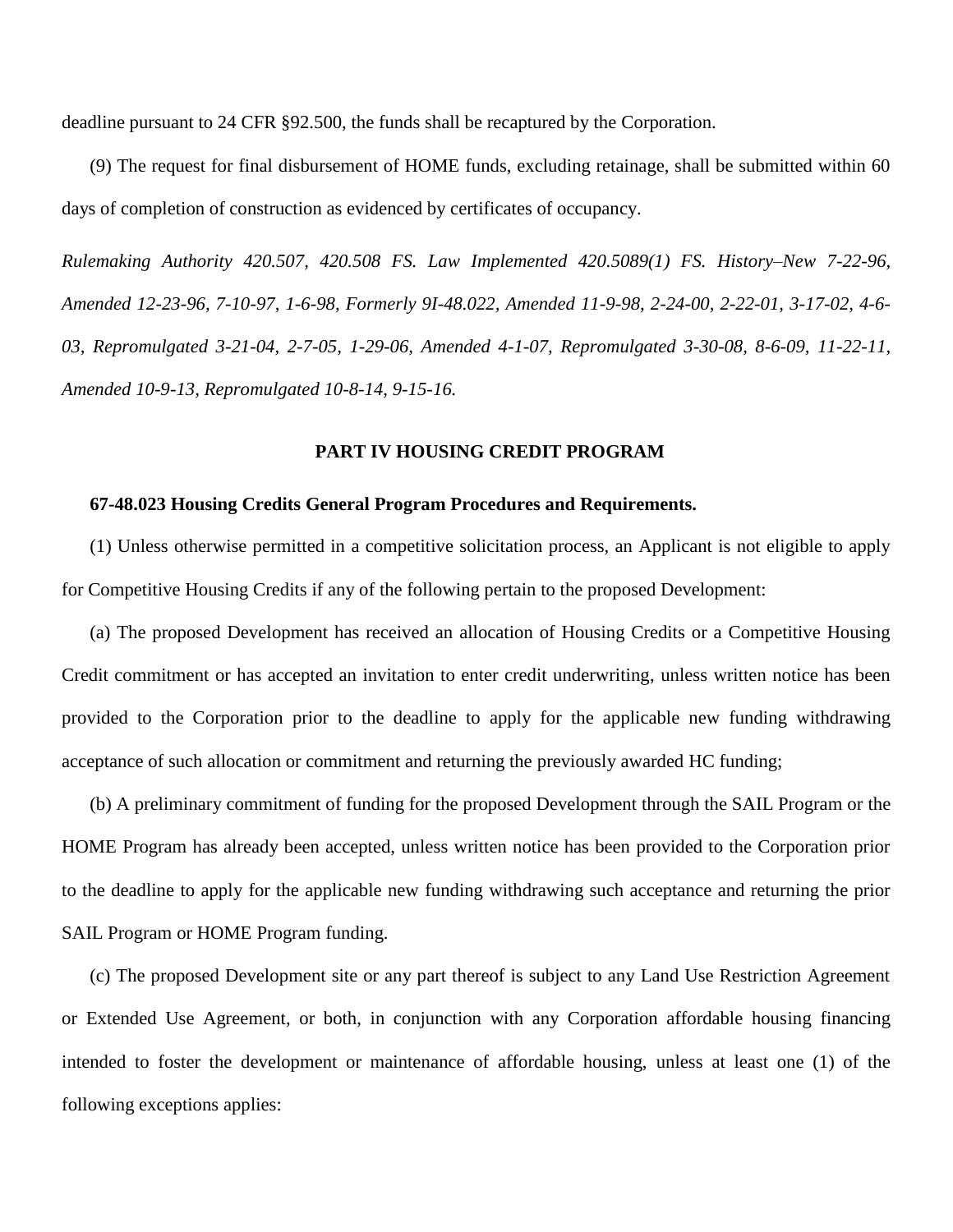deadline pursuant to 24 CFR §92.500, the funds shall be recaptured by the Corporation.

(9) The request for final disbursement of HOME funds, excluding retainage, shall be submitted within 60 days of completion of construction as evidenced by certificates of occupancy.

*Rulemaking Authority 420.507, 420.508 FS. Law Implemented 420.5089(1) FS. History–New 7-22-96, Amended 12-23-96, 7-10-97, 1-6-98, Formerly 9I-48.022, Amended 11-9-98, 2-24-00, 2-22-01, 3-17-02, 4-6-03, Repromulgated 3-21-04, 2-7-05, 1-29-06, Amended 4-1-07, Repromulgated 3-30-08, 8-6-09, 11-22-11, Amended 10-9-13, Repromulgated 10-8-14, 9-15-16.*

## PART IV HOUSING CREDIT PROGRAM

**67-48.023 Housing Credits General Program Procedures and Requirements.**

(1) Unless otherwise permitted in a competitive solicitation process, an Applicant is not eligible to apply for Competitive Housing Credits if any of the following pertain to the proposed Development:

(a) The proposed Development has received an allocation of Housing Credits or a Competitive Housing Credit commitment or has accepted an invitation to enter credit underwriting, unless written notice has been provided to the Corporation prior to the deadline to apply for the applicable new funding withdrawing acceptance of such allocation or commitment and returning the previously awarded HC funding;

(b) A preliminary commitment of funding for the proposed Development through the SAIL Program or the HOME Program has already been accepted, unless written notice has been provided to the Corporation prior to the deadline to apply for the applicable new funding withdrawing such acceptance and returning the prior SAIL Program or HOME Program funding.

(c) The proposed Development site or any part thereof is subject to any Land Use Restriction Agreement or Extended Use Agreement, or both, in conjunction with any Corporation affordable housing financing intended to foster the development or maintenance of affordable housing, unless at least one (1) of the following exceptions applies: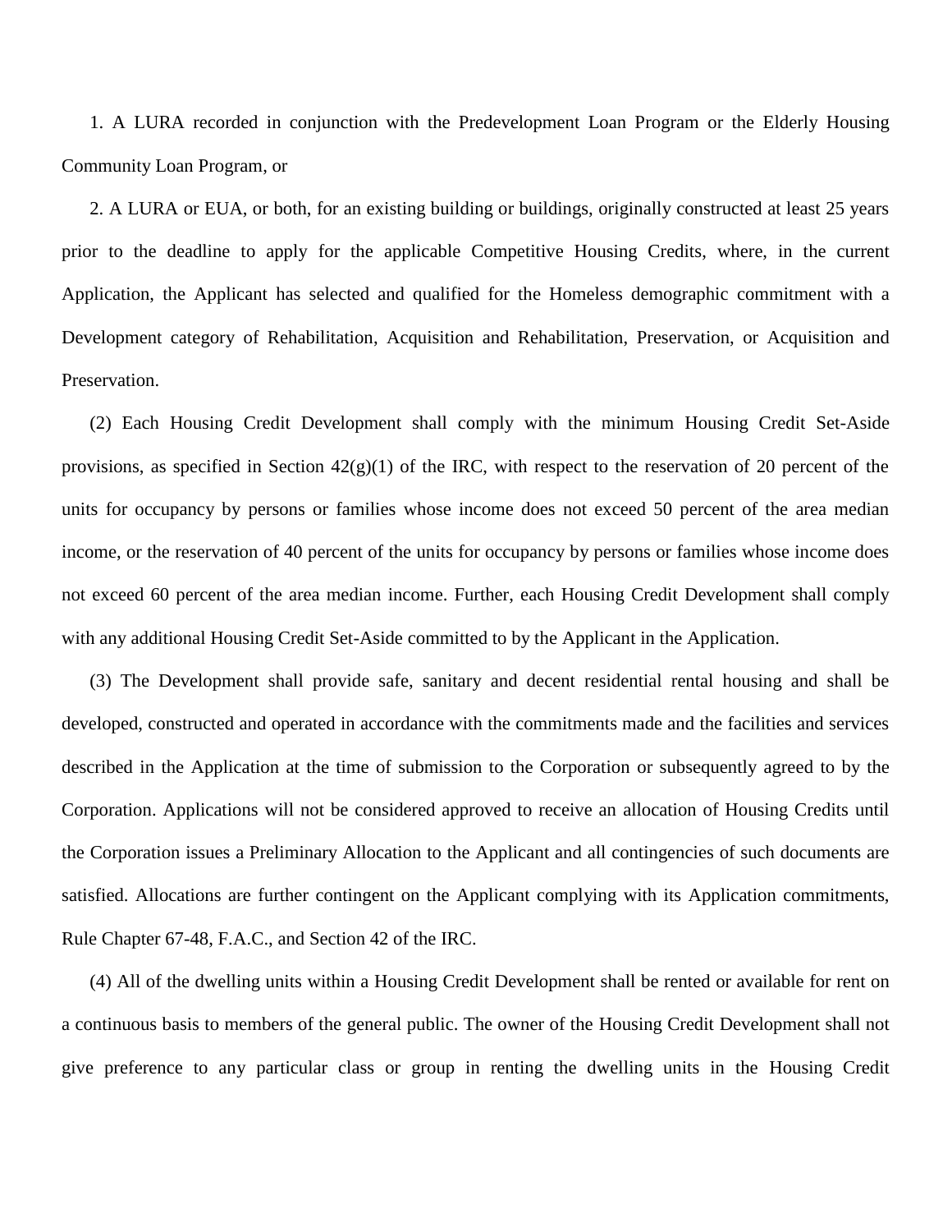1. A LURA recorded in conjunction with the Predevelopment Loan Program or the Elderly Housing Community Loan Program, or

2. A LURA or EUA, or both, for an existing building or buildings, originally constructed at least 25 years prior to the deadline to apply for the applicable Competitive Housing Credits, where, in the current Application, the Applicant has selected and qualified for the Homeless demographic commitment with a Development category of Rehabilitation, Acquisition and Rehabilitation, Preservation, or Acquisition and Preservation.

(2) Each Housing Credit Development shall comply with the minimum Housing Credit Set-Aside provisions, as specified in Section 42(g)(1) of the IRC, with respect to the reservation of 20 percent of the units for occupancy by persons or families whose income does not exceed 50 percent of the area median income, or the reservation of 40 percent of the units for occupancy by persons or families whose income does not exceed 60 percent of the area median income. Further, each Housing Credit Development shall comply with any additional Housing Credit Set-Aside committed to by the Applicant in the Application.

(3) The Development shall provide safe, sanitary and decent residential rental housing and shall be developed, constructed and operated in accordance with the commitments made and the facilities and services described in the Application at the time of submission to the Corporation or subsequently agreed to by the Corporation. Applications will not be considered approved to receive an allocation of Housing Credits until the Corporation issues a Preliminary Allocation to the Applicant and all contingencies of such documents are satisfied. Allocations are further contingent on the Applicant complying with its Application commitments, Rule Chapter 67-48, F.A.C., and Section 42 of the IRC.

(4) All of the dwelling units within a Housing Credit Development shall be rented or available for rent on a continuous basis to members of the general public. The owner of the Housing Credit Development shall not give preference to any particular class or group in renting the dwelling units in the Housing Credit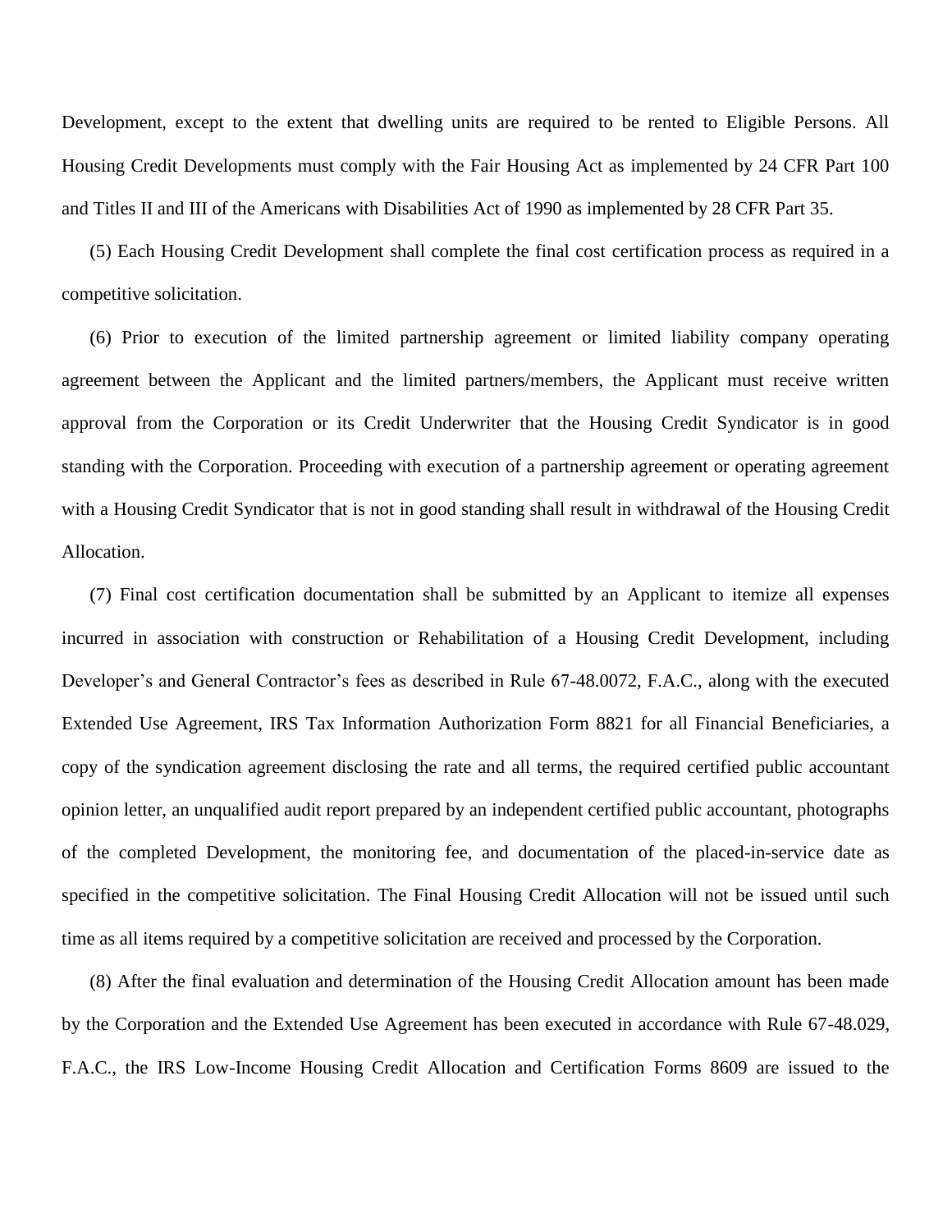Development, except to the extent that dwelling units are required to be rented to Eligible Persons. All Housing Credit Developments must comply with the Fair Housing Act as implemented by 24 CFR Part 100 and Titles II and III of the Americans with Disabilities Act of 1990 as implemented by 28 CFR Part 35.

(5) Each Housing Credit Development shall complete the final cost certification process as required in a competitive solicitation.

(6) Prior to execution of the limited partnership agreement or limited liability company operating agreement between the Applicant and the limited partners/members, the Applicant must receive written approval from the Corporation or its Credit Underwriter that the Housing Credit Syndicator is in good standing with the Corporation. Proceeding with execution of a partnership agreement or operating agreement with a Housing Credit Syndicator that is not in good standing shall result in withdrawal of the Housing Credit Allocation.

(7) Final cost certification documentation shall be submitted by an Applicant to itemize all expenses incurred in association with construction or Rehabilitation of a Housing Credit Development, including Developer's and General Contractor's fees as described in Rule 67-48.0072, F.A.C., along with the executed Extended Use Agreement, IRS Tax Information Authorization Form 8821 for all Financial Beneficiaries, a copy of the syndication agreement disclosing the rate and all terms, the required certified public accountant opinion letter, an unqualified audit report prepared by an independent certified public accountant, photographs of the completed Development, the monitoring fee, and documentation of the placed-in-service date as specified in the competitive solicitation. The Final Housing Credit Allocation will not be issued until such time as all items required by a competitive solicitation are received and processed by the Corporation.

(8) After the final evaluation and determination of the Housing Credit Allocation amount has been made by the Corporation and the Extended Use Agreement has been executed in accordance with Rule 67-48.029, F.A.C., the IRS Low-Income Housing Credit Allocation and Certification Forms 8609 are issued to the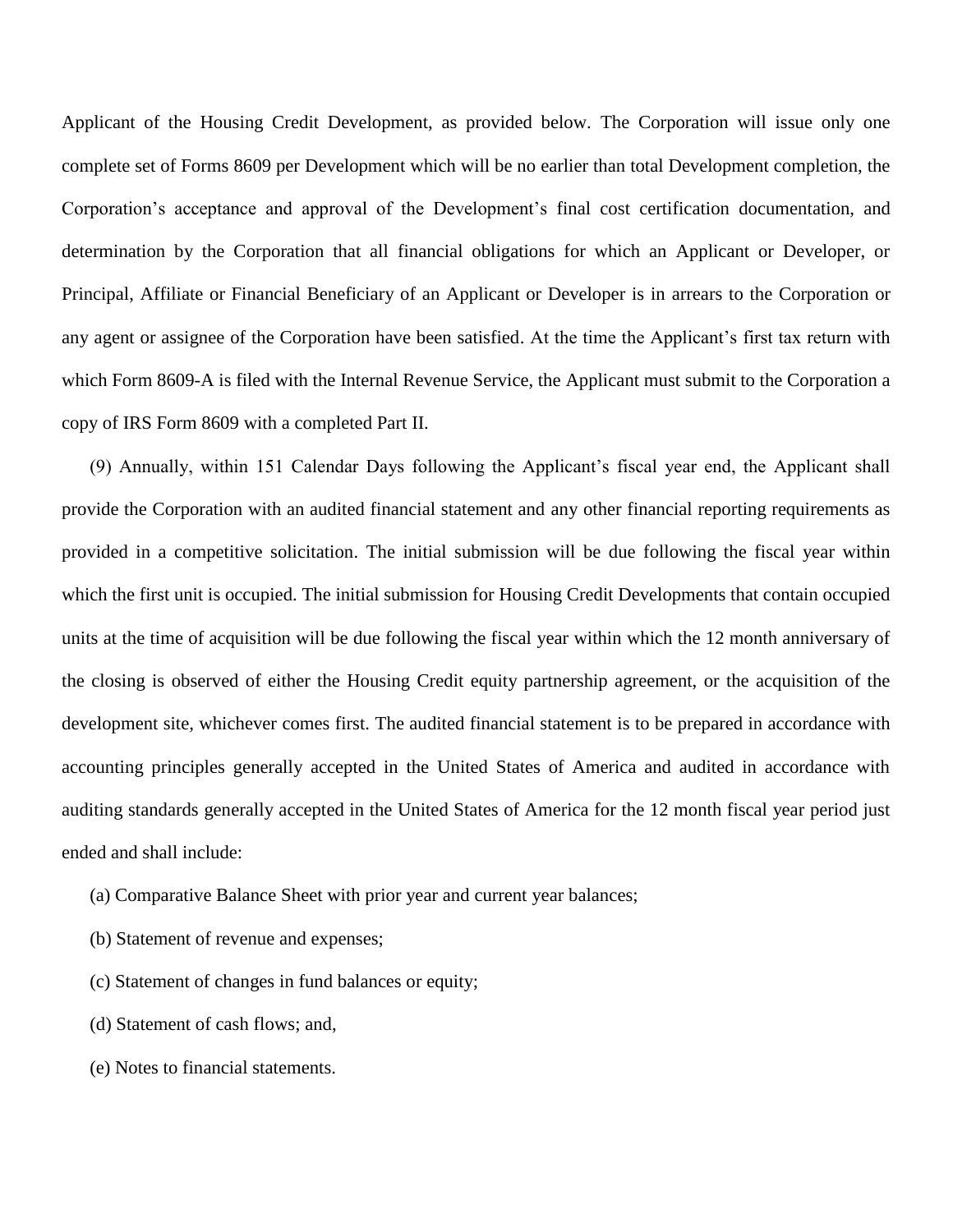Applicant of the Housing Credit Development, as provided below. The Corporation will issue only one complete set of Forms 8609 per Development which will be no earlier than total Development completion, the Corporation's acceptance and approval of the Development's final cost certification documentation, and determination by the Corporation that all financial obligations for which an Applicant or Developer, or Principal, Affiliate or Financial Beneficiary of an Applicant or Developer is in arrears to the Corporation or any agent or assignee of the Corporation have been satisfied. At the time the Applicant's first tax return with which Form 8609-A is filed with the Internal Revenue Service, the Applicant must submit to the Corporation a copy of IRS Form 8609 with a completed Part II.

(9) Annually, within 151 Calendar Days following the Applicant's fiscal year end, the Applicant shall provide the Corporation with an audited financial statement and any other financial reporting requirements as provided in a competitive solicitation. The initial submission will be due following the fiscal year within which the first unit is occupied. The initial submission for Housing Credit Developments that contain occupied units at the time of acquisition will be due following the fiscal year within which the 12 month anniversary of the closing is observed of either the Housing Credit equity partnership agreement, or the acquisition of the development site, whichever comes first. The audited financial statement is to be prepared in accordance with accounting principles generally accepted in the United States of America and audited in accordance with auditing standards generally accepted in the United States of America for the 12 month fiscal year period just ended and shall include:

(a) Comparative Balance Sheet with prior year and current year balances;

(b) Statement of revenue and expenses;

(c) Statement of changes in fund balances or equity;

(d) Statement of cash flows; and,

(e) Notes to financial statements.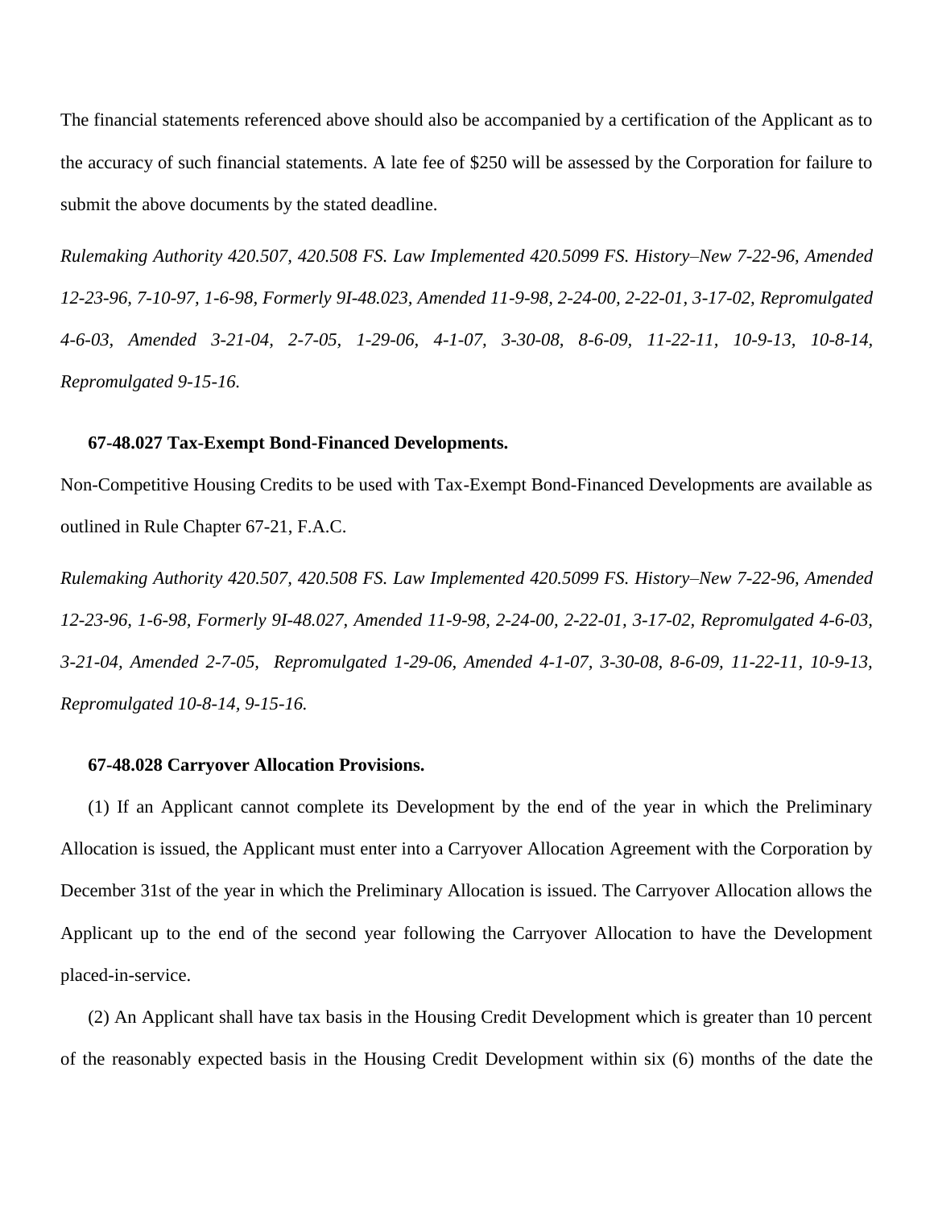The financial statements referenced above should also be accompanied by a certification of the Applicant as to the accuracy of such financial statements. A late fee of $250 will be assessed by the Corporation for failure to submit the above documents by the stated deadline.

*Rulemaking Authority 420.507, 420.508 FS. Law Implemented 420.5099 FS. History–New 7-22-96, Amended 12-23-96, 7-10-97, 1-6-98, Formerly 9I-48.023, Amended 11-9-98, 2-24-00, 2-22-01, 3-17-02, Repromulgated 4-6-03, Amended 3-21-04, 2-7-05, 1-29-06, 4-1-07, 3-30-08, 8-6-09, 11-22-11, 10-9-13, 10-8-14, Repromulgated 9-15-16.*

**67-48.027 Tax-Exempt Bond-Financed Developments.**

Non-Competitive Housing Credits to be used with Tax-Exempt Bond-Financed Developments are available as outlined in Rule Chapter 67-21, F.A.C.

*Rulemaking Authority 420.507, 420.508 FS. Law Implemented 420.5099 FS. History–New 7-22-96, Amended 12-23-96, 1-6-98, Formerly 9I-48.027, Amended 11-9-98, 2-24-00, 2-22-01, 3-17-02, Repromulgated 4-6-03, 3-21-04, Amended 2-7-05, Repromulgated 1-29-06, Amended 4-1-07, 3-30-08, 8-6-09, 11-22-11, 10-9-13, Repromulgated 10-8-14, 9-15-16.*

**67-48.028 Carryover Allocation Provisions.**

(1) If an Applicant cannot complete its Development by the end of the year in which the Preliminary Allocation is issued, the Applicant must enter into a Carryover Allocation Agreement with the Corporation by December 31st of the year in which the Preliminary Allocation is issued. The Carryover Allocation allows the Applicant up to the end of the second year following the Carryover Allocation to have the Development placed-in-service.

(2) An Applicant shall have tax basis in the Housing Credit Development which is greater than 10 percent of the reasonably expected basis in the Housing Credit Development within six (6) months of the date the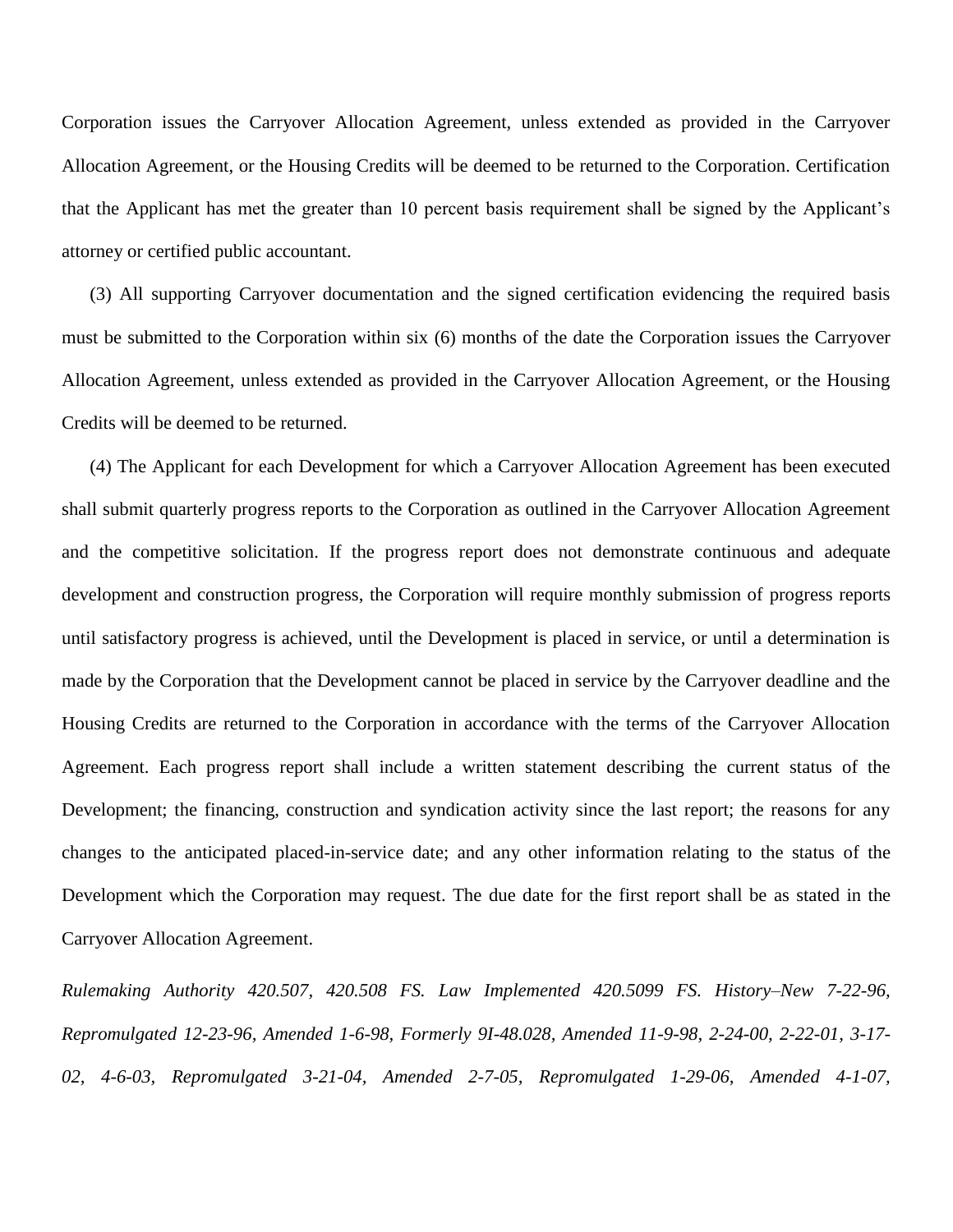Corporation issues the Carryover Allocation Agreement, unless extended as provided in the Carryover Allocation Agreement, or the Housing Credits will be deemed to be returned to the Corporation. Certification that the Applicant has met the greater than 10 percent basis requirement shall be signed by the Applicant's attorney or certified public accountant.

(3) All supporting Carryover documentation and the signed certification evidencing the required basis must be submitted to the Corporation within six (6) months of the date the Corporation issues the Carryover Allocation Agreement, unless extended as provided in the Carryover Allocation Agreement, or the Housing Credits will be deemed to be returned.

(4) The Applicant for each Development for which a Carryover Allocation Agreement has been executed shall submit quarterly progress reports to the Corporation as outlined in the Carryover Allocation Agreement and the competitive solicitation. If the progress report does not demonstrate continuous and adequate development and construction progress, the Corporation will require monthly submission of progress reports until satisfactory progress is achieved, until the Development is placed in service, or until a determination is made by the Corporation that the Development cannot be placed in service by the Carryover deadline and the Housing Credits are returned to the Corporation in accordance with the terms of the Carryover Allocation Agreement. Each progress report shall include a written statement describing the current status of the Development; the financing, construction and syndication activity since the last report; the reasons for any changes to the anticipated placed-in-service date; and any other information relating to the status of the Development which the Corporation may request. The due date for the first report shall be as stated in the Carryover Allocation Agreement.

*Rulemaking Authority 420.507, 420.508 FS. Law Implemented 420.5099 FS. History–New 7-22-96, Repromulgated 12-23-96, Amended 1-6-98, Formerly 9I-48.028, Amended 11-9-98, 2-24-00, 2-22-01, 3-17-02, 4-6-03, Repromulgated 3-21-04, Amended 2-7-05, Repromulgated 1-29-06, Amended 4-1-07,*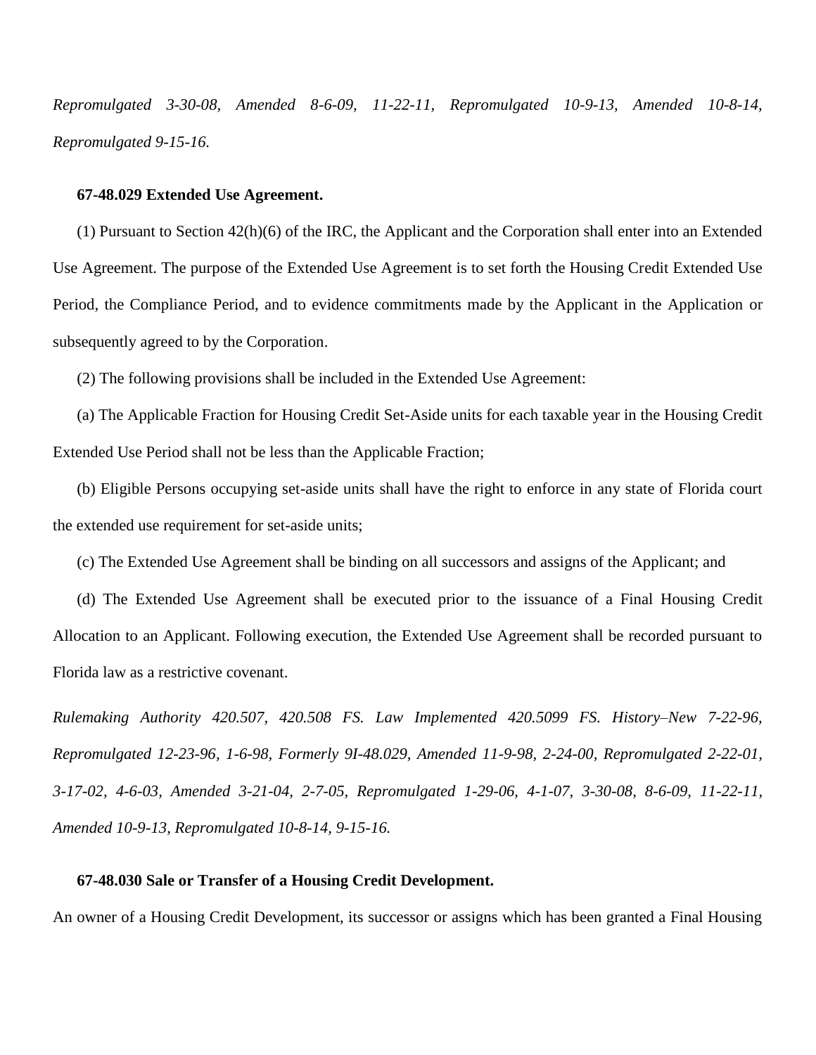*Repromulgated 3-30-08, Amended 8-6-09, 11-22-11, Repromulgated 10-9-13, Amended 10-8-14, Repromulgated 9-15-16.*

**67-48.029 Extended Use Agreement.**

(1) Pursuant to Section 42(h)(6) of the IRC, the Applicant and the Corporation shall enter into an Extended Use Agreement. The purpose of the Extended Use Agreement is to set forth the Housing Credit Extended Use Period, the Compliance Period, and to evidence commitments made by the Applicant in the Application or subsequently agreed to by the Corporation.

(2) The following provisions shall be included in the Extended Use Agreement:

(a) The Applicable Fraction for Housing Credit Set-Aside units for each taxable year in the Housing Credit Extended Use Period shall not be less than the Applicable Fraction;

(b) Eligible Persons occupying set-aside units shall have the right to enforce in any state of Florida court the extended use requirement for set-aside units;

(c) The Extended Use Agreement shall be binding on all successors and assigns of the Applicant; and

(d) The Extended Use Agreement shall be executed prior to the issuance of a Final Housing Credit Allocation to an Applicant. Following execution, the Extended Use Agreement shall be recorded pursuant to Florida law as a restrictive covenant.

*Rulemaking Authority 420.507, 420.508 FS. Law Implemented 420.5099 FS. History–New 7-22-96, Repromulgated 12-23-96, 1-6-98, Formerly 9I-48.029, Amended 11-9-98, 2-24-00, Repromulgated 2-22-01, 3-17-02, 4-6-03, Amended 3-21-04, 2-7-05, Repromulgated 1-29-06, 4-1-07, 3-30-08, 8-6-09, 11-22-11, Amended 10-9-13, Repromulgated 10-8-14, 9-15-16.*

**67-48.030 Sale or Transfer of a Housing Credit Development.**

An owner of a Housing Credit Development, its successor or assigns which has been granted a Final Housing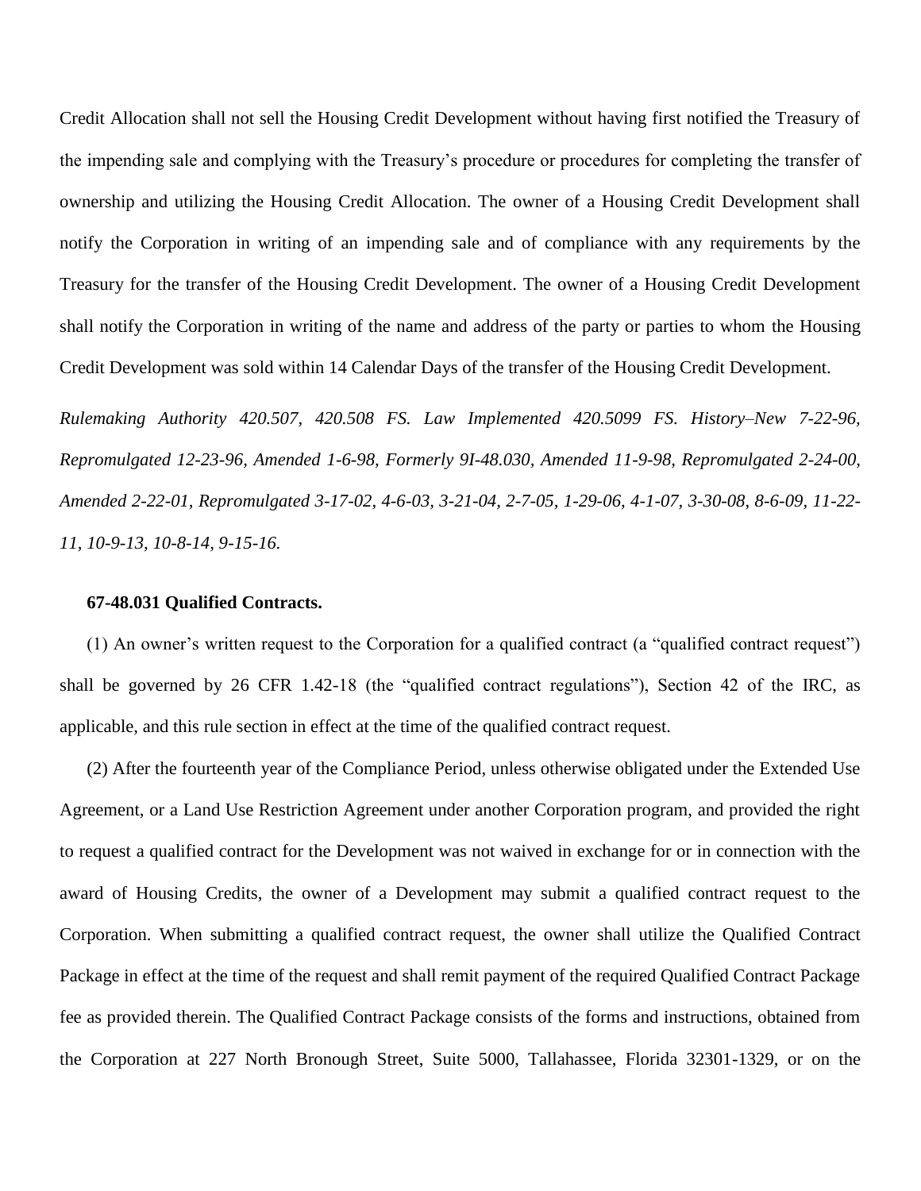Credit Allocation shall not sell the Housing Credit Development without having first notified the Treasury of the impending sale and complying with the Treasury's procedure or procedures for completing the transfer of ownership and utilizing the Housing Credit Allocation. The owner of a Housing Credit Development shall notify the Corporation in writing of an impending sale and of compliance with any requirements by the Treasury for the transfer of the Housing Credit Development. The owner of a Housing Credit Development shall notify the Corporation in writing of the name and address of the party or parties to whom the Housing Credit Development was sold within 14 Calendar Days of the transfer of the Housing Credit Development.

*Rulemaking Authority 420.507, 420.508 FS. Law Implemented 420.5099 FS. History–New 7-22-96, Repromulgated 12-23-96, Amended 1-6-98, Formerly 9I-48.030, Amended 11-9-98, Repromulgated 2-24-00, Amended 2-22-01, Repromulgated 3-17-02, 4-6-03, 3-21-04, 2-7-05, 1-29-06, 4-1-07, 3-30-08, 8-6-09, 11-22-11, 10-9-13, 10-8-14, 9-15-16.*

**67-48.031 Qualified Contracts.**

(1) An owner's written request to the Corporation for a qualified contract (a "qualified contract request") shall be governed by 26 CFR 1.42-18 (the "qualified contract regulations"), Section 42 of the IRC, as applicable, and this rule section in effect at the time of the qualified contract request.

(2) After the fourteenth year of the Compliance Period, unless otherwise obligated under the Extended Use Agreement, or a Land Use Restriction Agreement under another Corporation program, and provided the right to request a qualified contract for the Development was not waived in exchange for or in connection with the award of Housing Credits, the owner of a Development may submit a qualified contract request to the Corporation. When submitting a qualified contract request, the owner shall utilize the Qualified Contract Package in effect at the time of the request and shall remit payment of the required Qualified Contract Package fee as provided therein. The Qualified Contract Package consists of the forms and instructions, obtained from the Corporation at 227 North Bronough Street, Suite 5000, Tallahassee, Florida 32301-1329, or on the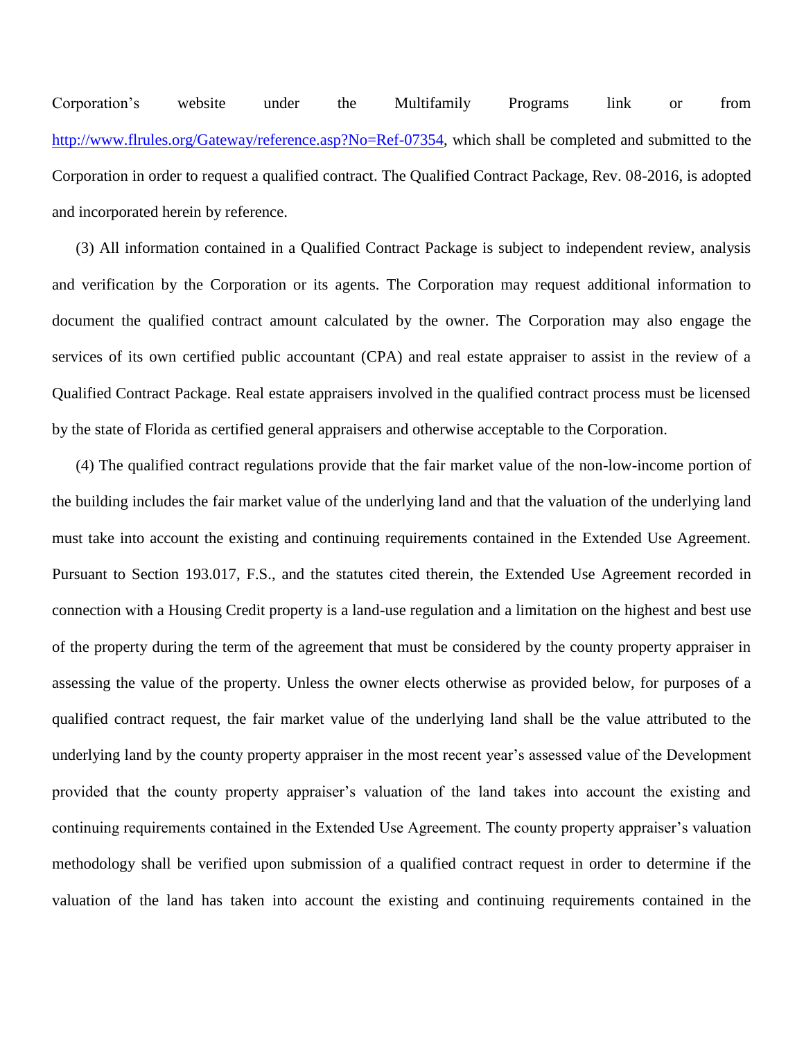Corporation's website under the Multifamily Programs link or from http://www.flrules.org/Gateway/reference.asp?No=Ref-07354, which shall be completed and submitted to the Corporation in order to request a qualified contract. The Qualified Contract Package, Rev. 08-2016, is adopted and incorporated herein by reference.

(3) All information contained in a Qualified Contract Package is subject to independent review, analysis and verification by the Corporation or its agents. The Corporation may request additional information to document the qualified contract amount calculated by the owner. The Corporation may also engage the services of its own certified public accountant (CPA) and real estate appraiser to assist in the review of a Qualified Contract Package. Real estate appraisers involved in the qualified contract process must be licensed by the state of Florida as certified general appraisers and otherwise acceptable to the Corporation.

(4) The qualified contract regulations provide that the fair market value of the non-low-income portion of the building includes the fair market value of the underlying land and that the valuation of the underlying land must take into account the existing and continuing requirements contained in the Extended Use Agreement. Pursuant to Section 193.017, F.S., and the statutes cited therein, the Extended Use Agreement recorded in connection with a Housing Credit property is a land-use regulation and a limitation on the highest and best use of the property during the term of the agreement that must be considered by the county property appraiser in assessing the value of the property. Unless the owner elects otherwise as provided below, for purposes of a qualified contract request, the fair market value of the underlying land shall be the value attributed to the underlying land by the county property appraiser in the most recent year's assessed value of the Development provided that the county property appraiser's valuation of the land takes into account the existing and continuing requirements contained in the Extended Use Agreement. The county property appraiser's valuation methodology shall be verified upon submission of a qualified contract request in order to determine if the valuation of the land has taken into account the existing and continuing requirements contained in the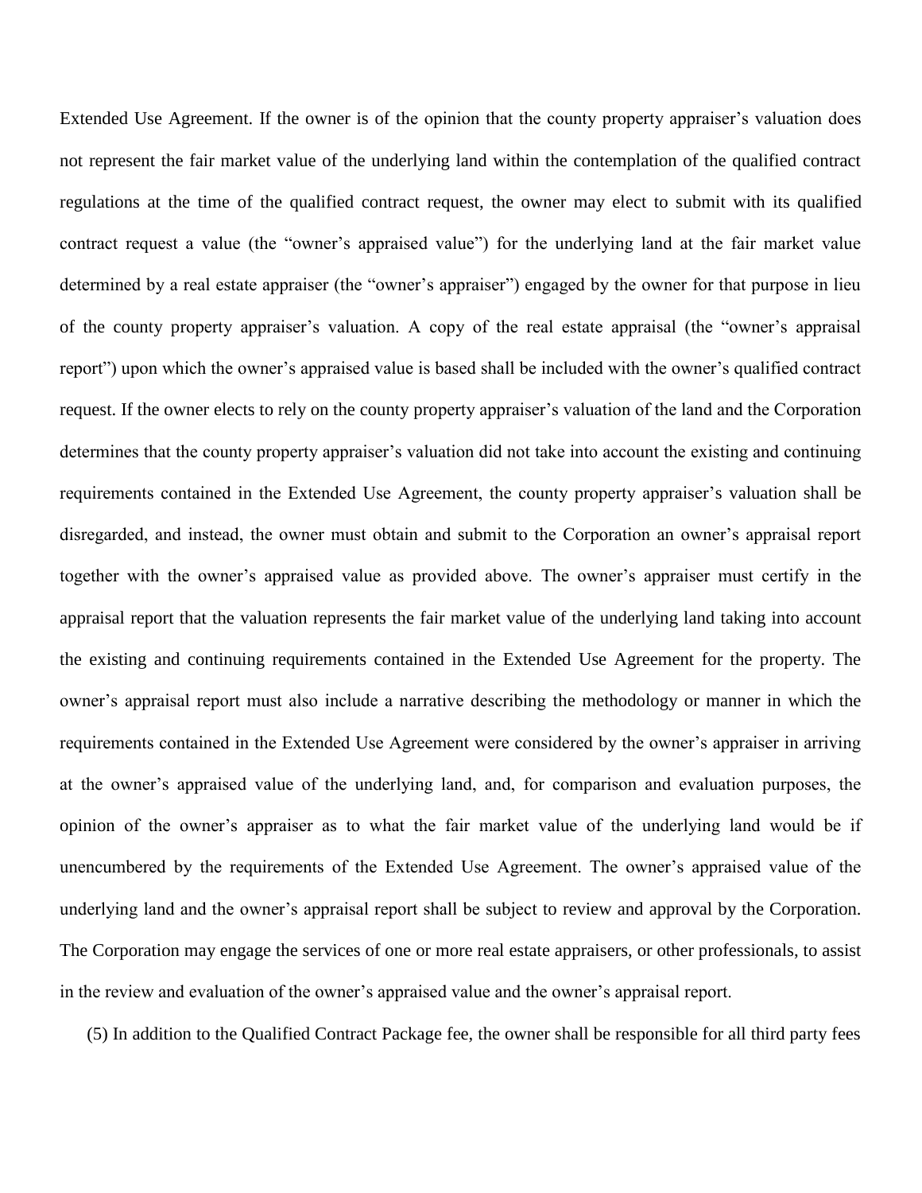Extended Use Agreement. If the owner is of the opinion that the county property appraiser's valuation does not represent the fair market value of the underlying land within the contemplation of the qualified contract regulations at the time of the qualified contract request, the owner may elect to submit with its qualified contract request a value (the "owner's appraised value") for the underlying land at the fair market value determined by a real estate appraiser (the "owner's appraiser") engaged by the owner for that purpose in lieu of the county property appraiser's valuation. A copy of the real estate appraisal (the "owner's appraisal report") upon which the owner's appraised value is based shall be included with the owner's qualified contract request. If the owner elects to rely on the county property appraiser's valuation of the land and the Corporation determines that the county property appraiser's valuation did not take into account the existing and continuing requirements contained in the Extended Use Agreement, the county property appraiser's valuation shall be disregarded, and instead, the owner must obtain and submit to the Corporation an owner's appraisal report together with the owner's appraised value as provided above. The owner's appraiser must certify in the appraisal report that the valuation represents the fair market value of the underlying land taking into account the existing and continuing requirements contained in the Extended Use Agreement for the property. The owner's appraisal report must also include a narrative describing the methodology or manner in which the requirements contained in the Extended Use Agreement were considered by the owner's appraiser in arriving at the owner's appraised value of the underlying land, and, for comparison and evaluation purposes, the opinion of the owner's appraiser as to what the fair market value of the underlying land would be if unencumbered by the requirements of the Extended Use Agreement. The owner's appraised value of the underlying land and the owner's appraisal report shall be subject to review and approval by the Corporation. The Corporation may engage the services of one or more real estate appraisers, or other professionals, to assist in the review and evaluation of the owner's appraised value and the owner's appraisal report.

(5) In addition to the Qualified Contract Package fee, the owner shall be responsible for all third party fees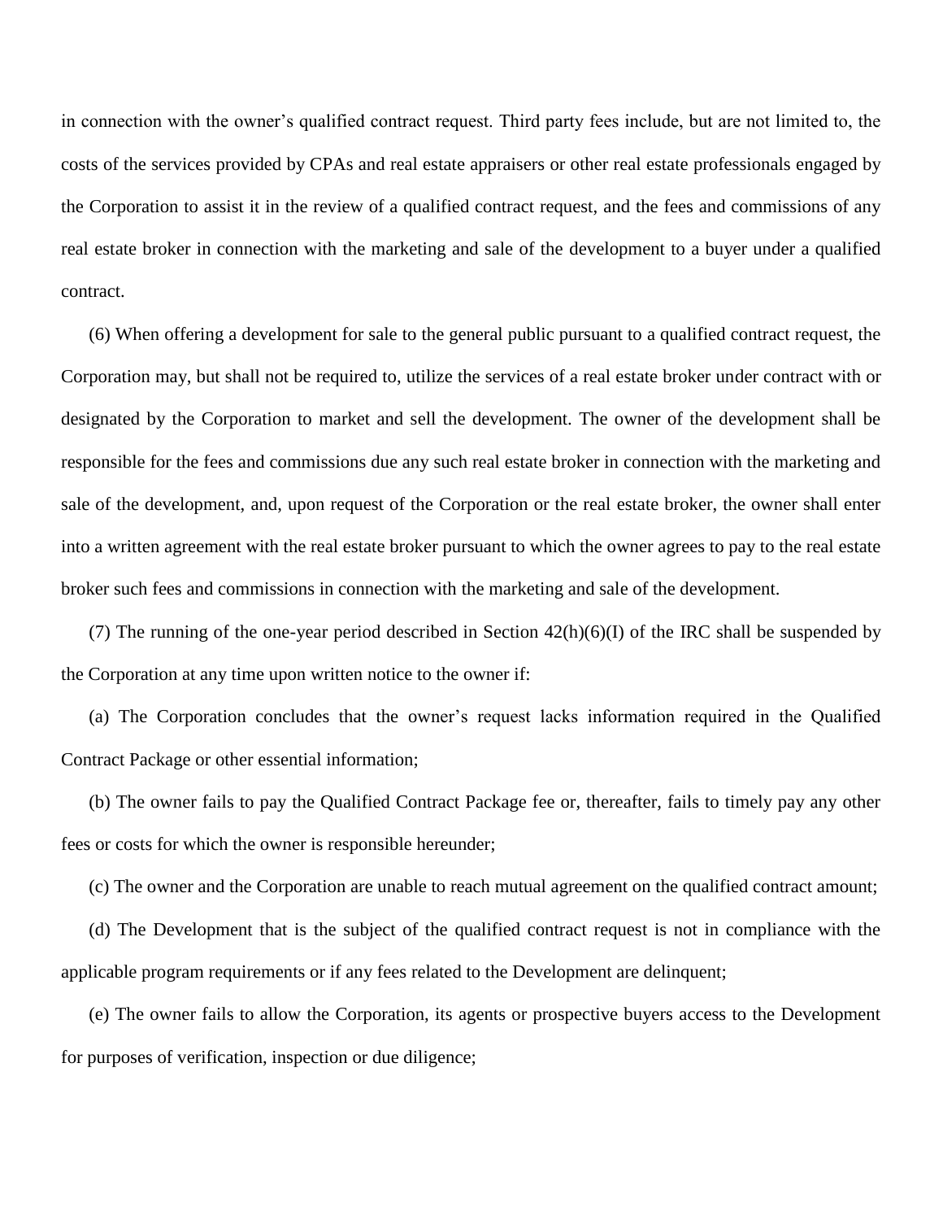in connection with the owner's qualified contract request. Third party fees include, but are not limited to, the costs of the services provided by CPAs and real estate appraisers or other real estate professionals engaged by the Corporation to assist it in the review of a qualified contract request, and the fees and commissions of any real estate broker in connection with the marketing and sale of the development to a buyer under a qualified contract.

(6) When offering a development for sale to the general public pursuant to a qualified contract request, the Corporation may, but shall not be required to, utilize the services of a real estate broker under contract with or designated by the Corporation to market and sell the development. The owner of the development shall be responsible for the fees and commissions due any such real estate broker in connection with the marketing and sale of the development, and, upon request of the Corporation or the real estate broker, the owner shall enter into a written agreement with the real estate broker pursuant to which the owner agrees to pay to the real estate broker such fees and commissions in connection with the marketing and sale of the development.

(7) The running of the one-year period described in Section 42(h)(6)(I) of the IRC shall be suspended by the Corporation at any time upon written notice to the owner if:

(a) The Corporation concludes that the owner's request lacks information required in the Qualified Contract Package or other essential information;

(b) The owner fails to pay the Qualified Contract Package fee or, thereafter, fails to timely pay any other fees or costs for which the owner is responsible hereunder;

(c) The owner and the Corporation are unable to reach mutual agreement on the qualified contract amount;

(d) The Development that is the subject of the qualified contract request is not in compliance with the applicable program requirements or if any fees related to the Development are delinquent;

(e) The owner fails to allow the Corporation, its agents or prospective buyers access to the Development for purposes of verification, inspection or due diligence;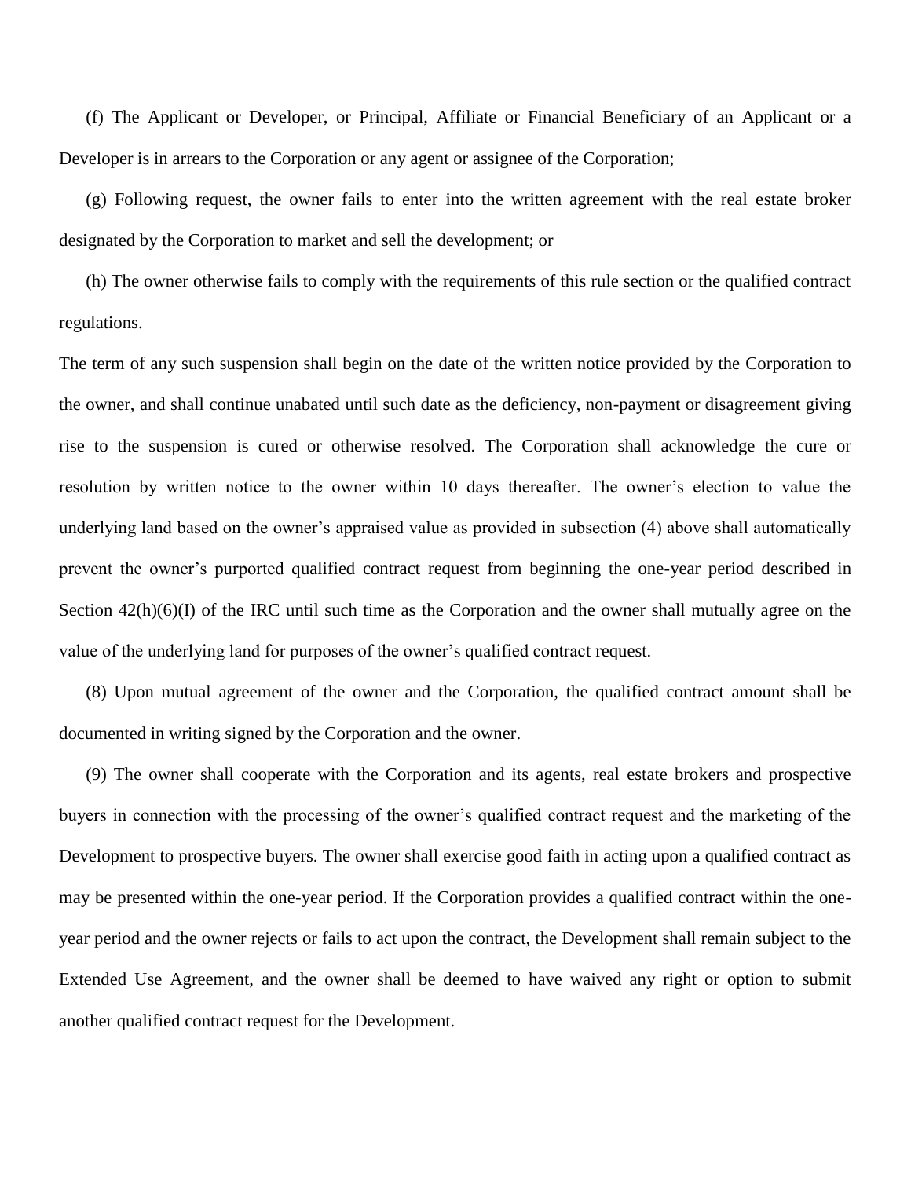(f) The Applicant or Developer, or Principal, Affiliate or Financial Beneficiary of an Applicant or a Developer is in arrears to the Corporation or any agent or assignee of the Corporation;

(g) Following request, the owner fails to enter into the written agreement with the real estate broker designated by the Corporation to market and sell the development; or

(h) The owner otherwise fails to comply with the requirements of this rule section or the qualified contract regulations.

The term of any such suspension shall begin on the date of the written notice provided by the Corporation to the owner, and shall continue unabated until such date as the deficiency, non-payment or disagreement giving rise to the suspension is cured or otherwise resolved. The Corporation shall acknowledge the cure or resolution by written notice to the owner within 10 days thereafter. The owner's election to value the underlying land based on the owner's appraised value as provided in subsection (4) above shall automatically prevent the owner's purported qualified contract request from beginning the one-year period described in Section 42(h)(6)(I) of the IRC until such time as the Corporation and the owner shall mutually agree on the value of the underlying land for purposes of the owner's qualified contract request.

(8) Upon mutual agreement of the owner and the Corporation, the qualified contract amount shall be documented in writing signed by the Corporation and the owner.

(9) The owner shall cooperate with the Corporation and its agents, real estate brokers and prospective buyers in connection with the processing of the owner's qualified contract request and the marketing of the Development to prospective buyers. The owner shall exercise good faith in acting upon a qualified contract as may be presented within the one-year period. If the Corporation provides a qualified contract within the one-year period and the owner rejects or fails to act upon the contract, the Development shall remain subject to the Extended Use Agreement, and the owner shall be deemed to have waived any right or option to submit another qualified contract request for the Development.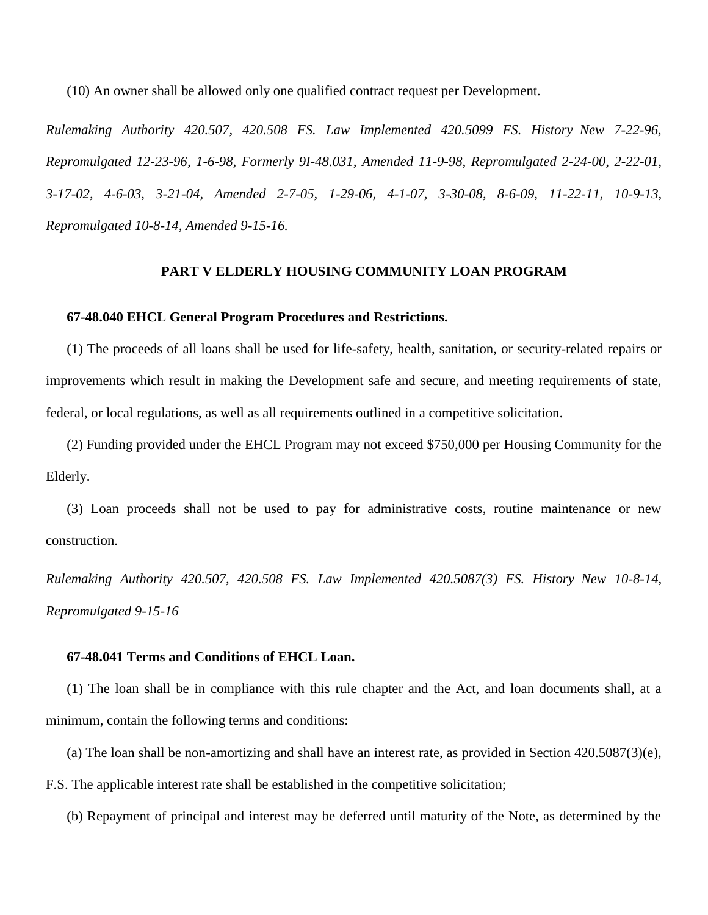(10) An owner shall be allowed only one qualified contract request per Development.

*Rulemaking Authority 420.507, 420.508 FS. Law Implemented 420.5099 FS. History–New 7-22-96, Repromulgated 12-23-96, 1-6-98, Formerly 9I-48.031, Amended 11-9-98, Repromulgated 2-24-00, 2-22-01, 3-17-02, 4-6-03, 3-21-04, Amended 2-7-05, 1-29-06, 4-1-07, 3-30-08, 8-6-09, 11-22-11, 10-9-13, Repromulgated 10-8-14, Amended 9-15-16.*

## PART V ELDERLY HOUSING COMMUNITY LOAN PROGRAM

### 67-48.040 EHCL General Program Procedures and Restrictions.

(1) The proceeds of all loans shall be used for life-safety, health, sanitation, or security-related repairs or improvements which result in making the Development safe and secure, and meeting requirements of state, federal, or local regulations, as well as all requirements outlined in a competitive solicitation.

(2) Funding provided under the EHCL Program may not exceed $750,000 per Housing Community for the Elderly.

(3) Loan proceeds shall not be used to pay for administrative costs, routine maintenance or new construction.

*Rulemaking Authority 420.507, 420.508 FS. Law Implemented 420.5087(3) FS. History–New 10-8-14, Repromulgated 9-15-16*

### 67-48.041 Terms and Conditions of EHCL Loan.

(1) The loan shall be in compliance with this rule chapter and the Act, and loan documents shall, at a minimum, contain the following terms and conditions:

(a) The loan shall be non-amortizing and shall have an interest rate, as provided in Section 420.5087(3)(e), F.S. The applicable interest rate shall be established in the competitive solicitation;

(b) Repayment of principal and interest may be deferred until maturity of the Note, as determined by the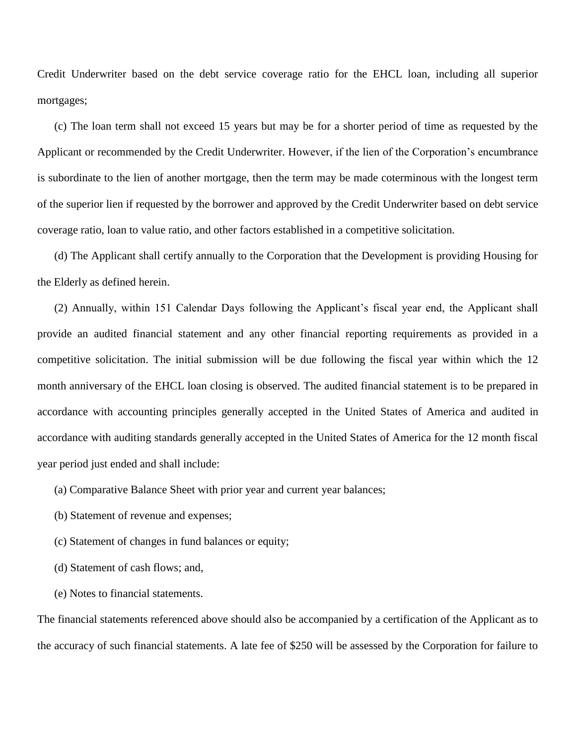Credit Underwriter based on the debt service coverage ratio for the EHCL loan, including all superior mortgages;

(c) The loan term shall not exceed 15 years but may be for a shorter period of time as requested by the Applicant or recommended by the Credit Underwriter. However, if the lien of the Corporation's encumbrance is subordinate to the lien of another mortgage, then the term may be made coterminous with the longest term of the superior lien if requested by the borrower and approved by the Credit Underwriter based on debt service coverage ratio, loan to value ratio, and other factors established in a competitive solicitation.

(d) The Applicant shall certify annually to the Corporation that the Development is providing Housing for the Elderly as defined herein.

(2) Annually, within 151 Calendar Days following the Applicant's fiscal year end, the Applicant shall provide an audited financial statement and any other financial reporting requirements as provided in a competitive solicitation. The initial submission will be due following the fiscal year within which the 12 month anniversary of the EHCL loan closing is observed. The audited financial statement is to be prepared in accordance with accounting principles generally accepted in the United States of America and audited in accordance with auditing standards generally accepted in the United States of America for the 12 month fiscal year period just ended and shall include:

(a) Comparative Balance Sheet with prior year and current year balances;

(b) Statement of revenue and expenses;

(c) Statement of changes in fund balances or equity;

(d) Statement of cash flows; and,

(e) Notes to financial statements.

The financial statements referenced above should also be accompanied by a certification of the Applicant as to the accuracy of such financial statements. A late fee of $250 will be assessed by the Corporation for failure to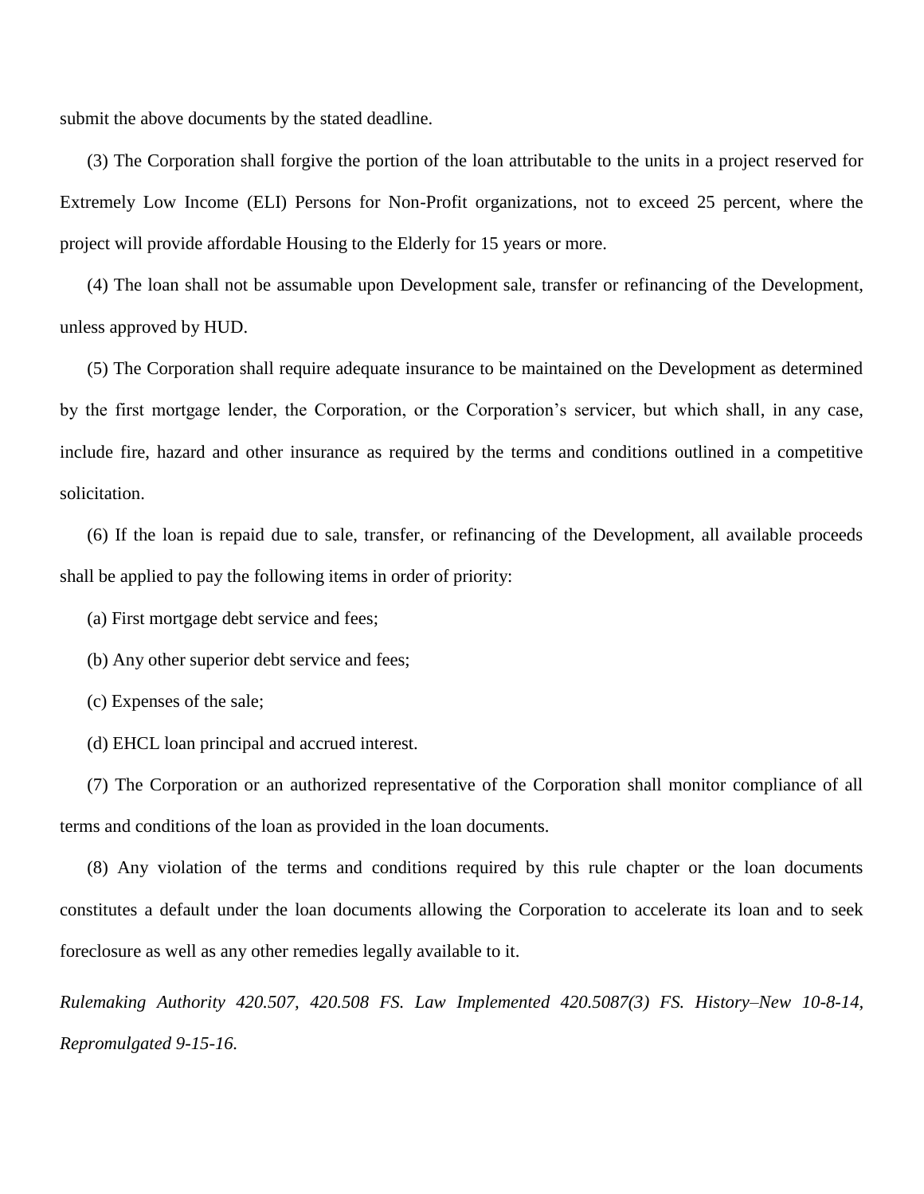submit the above documents by the stated deadline.

(3) The Corporation shall forgive the portion of the loan attributable to the units in a project reserved for Extremely Low Income (ELI) Persons for Non-Profit organizations, not to exceed 25 percent, where the project will provide affordable Housing to the Elderly for 15 years or more.

(4) The loan shall not be assumable upon Development sale, transfer or refinancing of the Development, unless approved by HUD.

(5) The Corporation shall require adequate insurance to be maintained on the Development as determined by the first mortgage lender, the Corporation, or the Corporation's servicer, but which shall, in any case, include fire, hazard and other insurance as required by the terms and conditions outlined in a competitive solicitation.

(6) If the loan is repaid due to sale, transfer, or refinancing of the Development, all available proceeds shall be applied to pay the following items in order of priority:

(a) First mortgage debt service and fees;

(b) Any other superior debt service and fees;

(c) Expenses of the sale;

(d) EHCL loan principal and accrued interest.

(7) The Corporation or an authorized representative of the Corporation shall monitor compliance of all terms and conditions of the loan as provided in the loan documents.

(8) Any violation of the terms and conditions required by this rule chapter or the loan documents constitutes a default under the loan documents allowing the Corporation to accelerate its loan and to seek foreclosure as well as any other remedies legally available to it.

*Rulemaking Authority 420.507, 420.508 FS. Law Implemented 420.5087(3) FS. History–New 10-8-14, Repromulgated 9-15-16.*